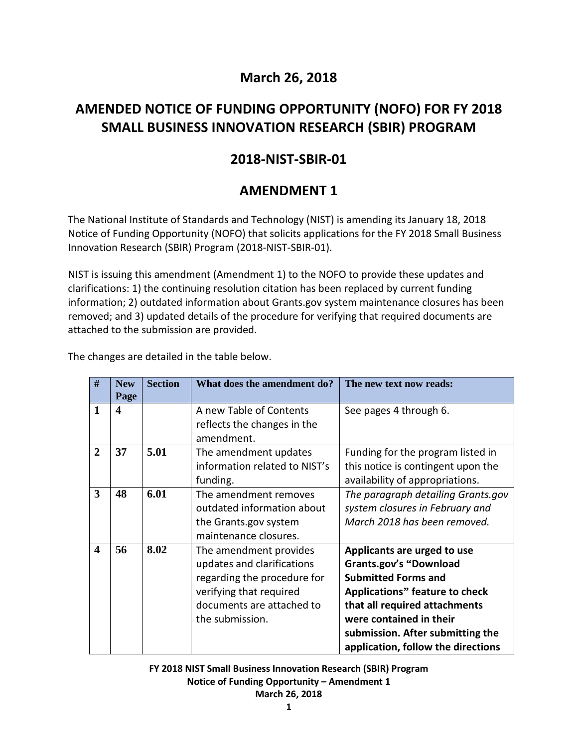## March 26, 2018

# AMENDED NOTICE OF FUNDING OPPORTUNITY (NOFO) FOR FY 2018 SMALL BUSINESS INNOVATION RESEARCH (SBIR) PROGRAM

## 2018-NIST-SBIR-01

## AMENDMENT 1

The National Institute of Standards and Technology (NIST) is amending its January 18, 2018 Notice of Funding Opportunity (NOFO) that solicits applications for the FY 2018 Small Business Innovation Research (SBIR) Program (2018-NIST-SBIR-01).

NIST is issuing this amendment (Amendment 1) to the NOFO to provide these updates and clarifications: 1) the continuing resolution citation has been replaced by current funding information; 2) outdated information about Grants.gov system maintenance closures has been removed; and 3) updated details of the procedure for verifying that required documents are attached to the submission are provided.

The changes are detailed in the table below.

| # | New Page | Section | What does the amendment do? | The new text now reads: |
|---|---|---|---|---|
| **1** | **4** | | A new Table of Contents reflects the changes in the amendment. | See pages 4 through 6. |
| **2** | **37** | **5.01** | The amendment updates information related to NIST's funding. | Funding for the program listed in this notice is contingent upon the availability of appropriations. |
| **3** | **48** | **6.01** | The amendment removes outdated information about the Grants.gov system maintenance closures. | *The paragraph detailing Grants.gov system closures in February and March 2018 has been removed.* |
| **4** | **56** | **8.02** | The amendment provides updates and clarifications regarding the procedure for verifying that required documents are attached to the submission. | **Applicants are urged to use Grants.gov's "Download Submitted Forms and Applications" feature to check that all required attachments were contained in their submission. After submitting the application, follow the directions** |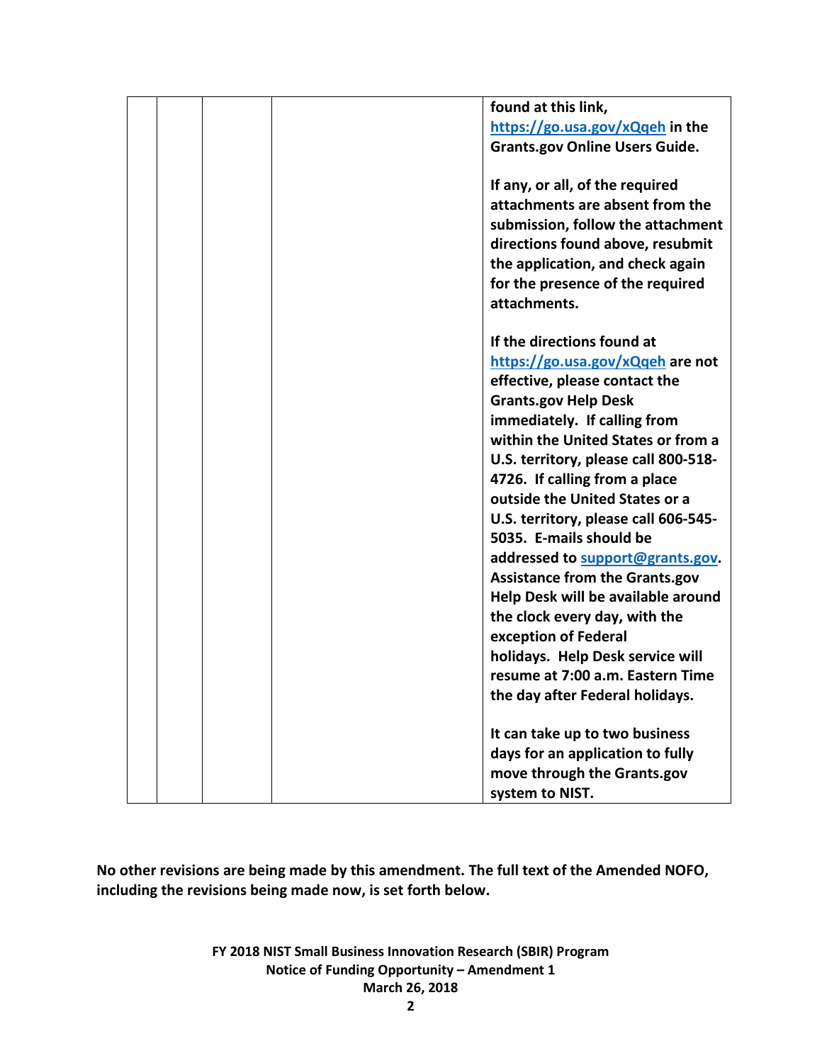| | | | | found at this link, https://go.usa.gov/xQqeh in the Grants.gov Online Users Guide.<br><br>If any, or all, of the required attachments are absent from the submission, follow the attachment directions found above, resubmit the application, and check again for the presence of the required attachments.<br><br>If the directions found at https://go.usa.gov/xQqeh are not effective, please contact the Grants.gov Help Desk immediately. If calling from within the United States or from a U.S. territory, please call 800-518-4726. If calling from a place outside the United States or a U.S. territory, please call 606-545-5035. E-mails should be addressed to support@grants.gov. Assistance from the Grants.gov Help Desk will be available around the clock every day, with the exception of Federal holidays. Help Desk service will resume at 7:00 a.m. Eastern Time the day after Federal holidays.<br><br>It can take up to two business days for an application to fully move through the Grants.gov system to NIST. |
|---|---|---|---|---|

**No other revisions are being made by this amendment. The full text of the Amended NOFO, including the revisions being made now, is set forth below.**

**FY 2018 NIST Small Business Innovation Research (SBIR) Program**
**Notice of Funding Opportunity – Amendment 1**
**March 26, 2018**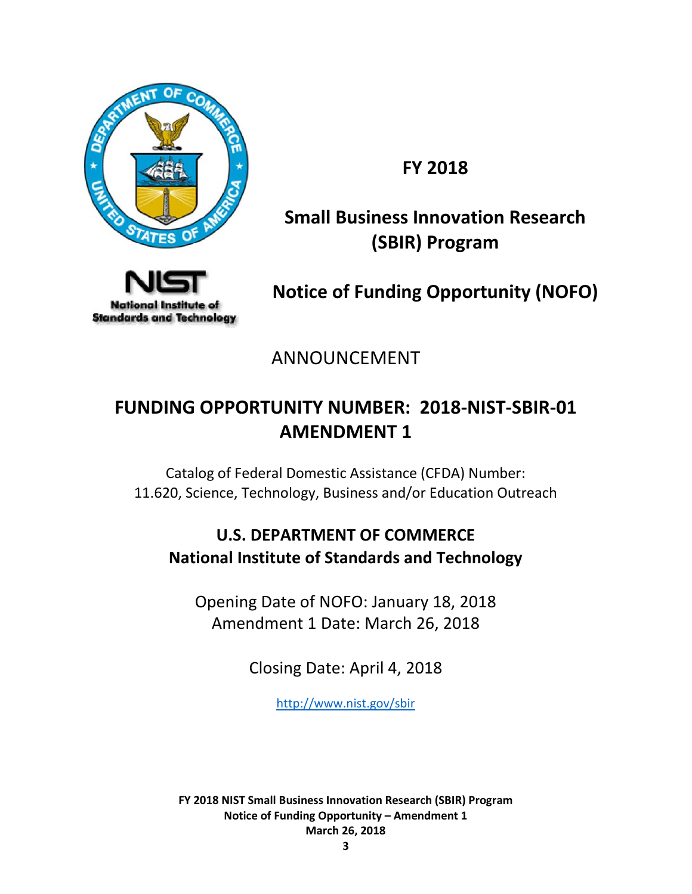# FY 2018

# Small Business Innovation Research (SBIR) Program

# Notice of Funding Opportunity (NOFO)

ANNOUNCEMENT

## FUNDING OPPORTUNITY NUMBER: 2018-NIST-SBIR-01 AMENDMENT 1

Catalog of Federal Domestic Assistance (CFDA) Number:
11.620, Science, Technology, Business and/or Education Outreach

**U.S. DEPARTMENT OF COMMERCE**
**National Institute of Standards and Technology**

Opening Date of NOFO: January 18, 2018
Amendment 1 Date: March 26, 2018

Closing Date: April 4, 2018

http://www.nist.gov/sbir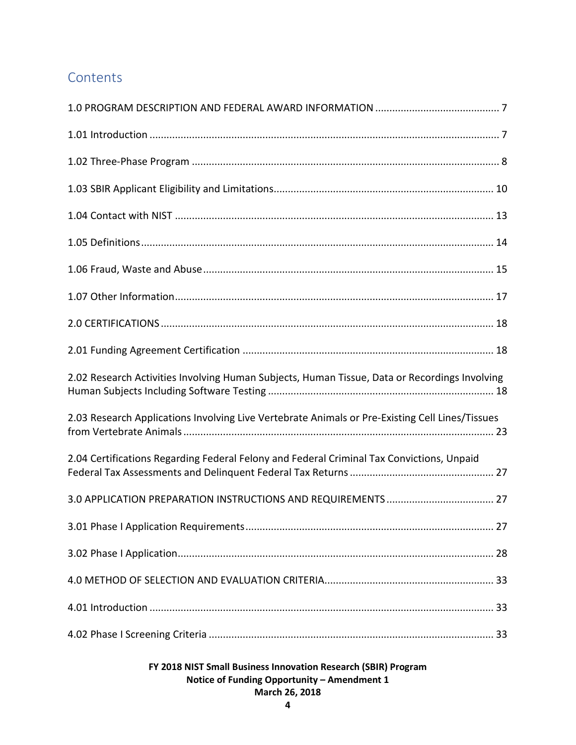## Contents

1.0 PROGRAM DESCRIPTION AND FEDERAL AWARD INFORMATION ........................................... 7

1.01 Introduction ........................................................................................................................ 7

1.02 Three-Phase Program .......................................................................................................... 8

1.03 SBIR Applicant Eligibility and Limitations............................................................................ 10

1.04 Contact with NIST ............................................................................................................... 13

1.05 Definitions........................................................................................................................... 14

1.06 Fraud, Waste and Abuse..................................................................................................... 15

1.07 Other Information............................................................................................................... 17

2.0 CERTIFICATIONS.................................................................................................................... 18

2.01 Funding Agreement Certification ....................................................................................... 18

2.02 Research Activities Involving Human Subjects, Human Tissue, Data or Recordings Involving Human Subjects Including Software Testing .............................................................................. 18

2.03 Research Applications Involving Live Vertebrate Animals or Pre-Existing Cell Lines/Tissues from Vertebrate Animals............................................................................................................ 23

2.04 Certifications Regarding Federal Felony and Federal Criminal Tax Convictions, Unpaid Federal Tax Assessments and Delinquent Federal Tax Returns.................................................. 27

3.0 APPLICATION PREPARATION INSTRUCTIONS AND REQUIREMENTS..................................... 27

3.01 Phase I Application Requirements...................................................................................... 27

3.02 Phase I Application.............................................................................................................. 28

4.0 METHOD OF SELECTION AND EVALUATION CRITERIA........................................................... 33

4.01 Introduction ........................................................................................................................ 33

4.02 Phase I Screening Criteria .................................................................................................... 33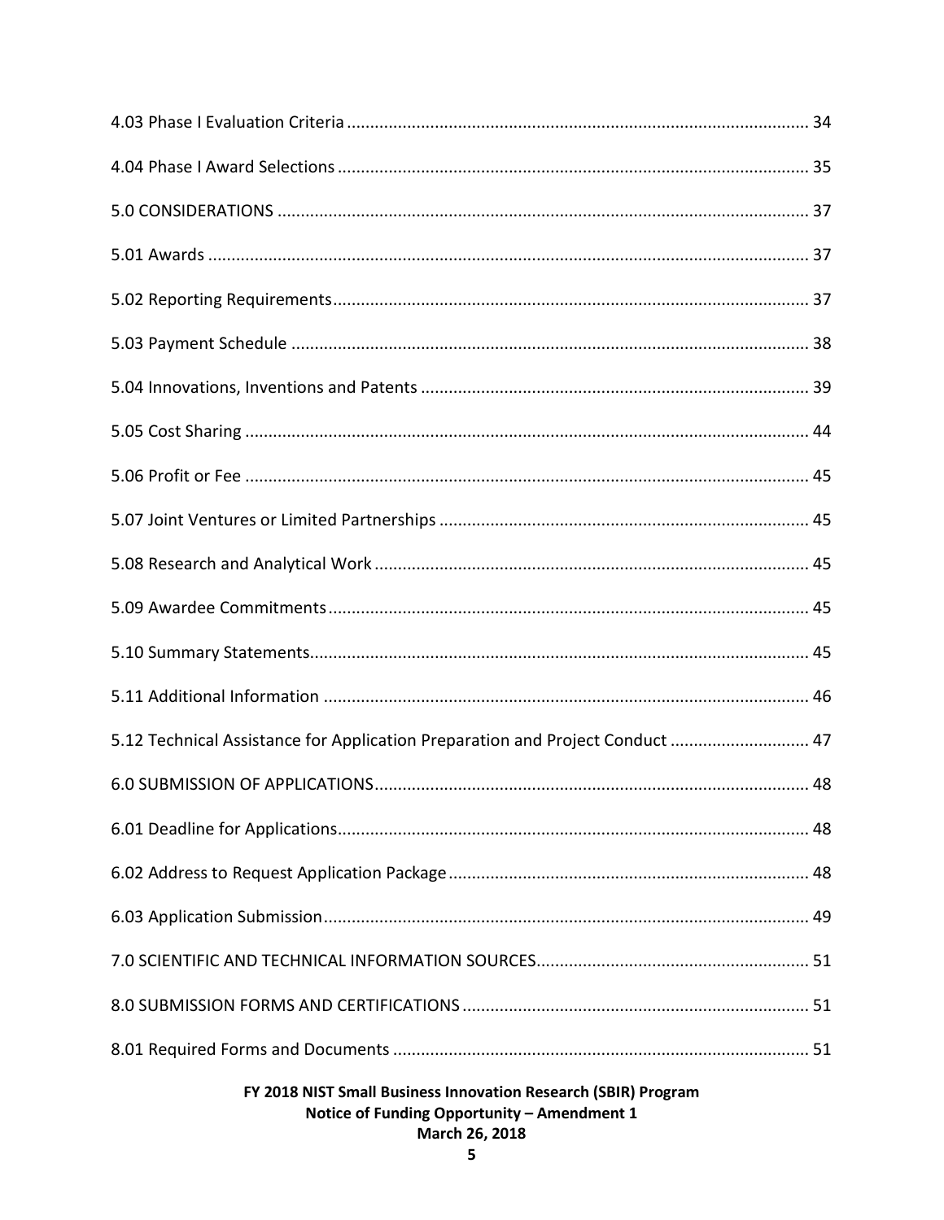4.03 Phase I Evaluation Criteria .................................................................................................. 34

4.04 Phase I Award Selections .................................................................................................... 35

5.0 CONSIDERATIONS ................................................................................................................ 37

5.01 Awards ................................................................................................................................ 37

5.02 Reporting Requirements...................................................................................................... 37

5.03 Payment Schedule .............................................................................................................. 38

5.04 Innovations, Inventions and Patents .................................................................................. 39

5.05 Cost Sharing ........................................................................................................................ 44

5.06 Profit or Fee ........................................................................................................................ 45

5.07 Joint Ventures or Limited Partnerships .............................................................................. 45

5.08 Research and Analytical Work ............................................................................................ 45

5.09 Awardee Commitments ...................................................................................................... 45

5.10 Summary Statements.......................................................................................................... 45

5.11 Additional Information ....................................................................................................... 46

5.12 Technical Assistance for Application Preparation and Project Conduct ............................. 47

6.0 SUBMISSION OF APPLICATIONS............................................................................................ 48

6.01 Deadline for Applications.................................................................................................... 48

6.02 Address to Request Application Package ............................................................................ 48

6.03 Application Submission........................................................................................................ 49

7.0 SCIENTIFIC AND TECHNICAL INFORMATION SOURCES.......................................................... 51

8.0 SUBMISSION FORMS AND CERTIFICATIONS .......................................................................... 51

8.01 Required Forms and Documents ........................................................................................ 51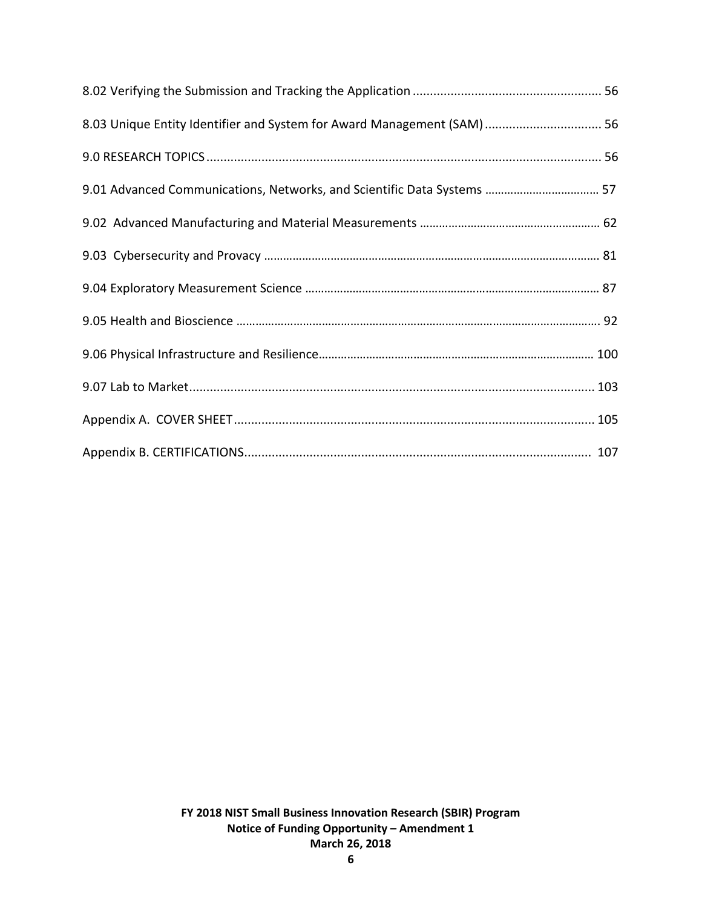8.02 Verifying the Submission and Tracking the Application ........................................................ 56

8.03 Unique Entity Identifier and System for Award Management (SAM) .................................. 56

9.0 RESEARCH TOPICS ................................................................................................................ 56

9.01 Advanced Communications, Networks, and Scientific Data Systems .................................. 57

9.02 Advanced Manufacturing and Material Measurements ........................................................ 62

9.03 Cybersecurity and Provacy ..................................................................................................... 81

9.04 Exploratory Measurement Science ........................................................................................ 87

9.05 Health and Bioscience ............................................................................................................ 92

9.06 Physical Infrastructure and Resilience................................................................................... 100

9.07 Lab to Market......................................................................................................................... 103

Appendix A. COVER SHEET ......................................................................................................... 105

Appendix B. CERTIFICATIONS...................................................................................................... 107

**FY 2018 NIST Small Business Innovation Research (SBIR) Program**
**Notice of Funding Opportunity – Amendment 1**
**March 26, 2018**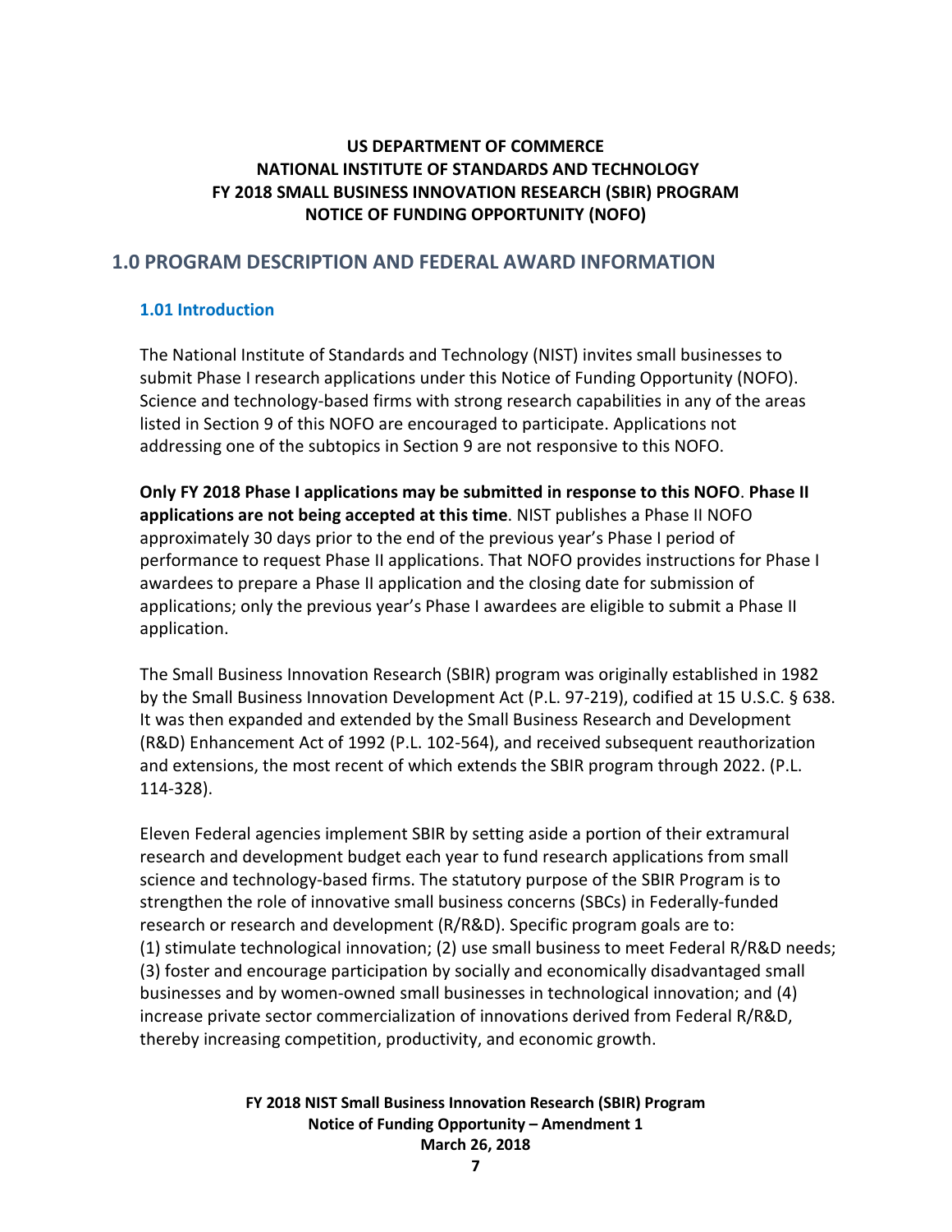**US DEPARTMENT OF COMMERCE**
**NATIONAL INSTITUTE OF STANDARDS AND TECHNOLOGY**
**FY 2018 SMALL BUSINESS INNOVATION RESEARCH (SBIR) PROGRAM**
**NOTICE OF FUNDING OPPORTUNITY (NOFO)**

## 1.0 PROGRAM DESCRIPTION AND FEDERAL AWARD INFORMATION

### 1.01 Introduction

The National Institute of Standards and Technology (NIST) invites small businesses to submit Phase I research applications under this Notice of Funding Opportunity (NOFO). Science and technology-based firms with strong research capabilities in any of the areas listed in Section 9 of this NOFO are encouraged to participate. Applications not addressing one of the subtopics in Section 9 are not responsive to this NOFO.

**Only FY 2018 Phase I applications may be submitted in response to this NOFO**. **Phase II applications are not being accepted at this time**. NIST publishes a Phase II NOFO approximately 30 days prior to the end of the previous year's Phase I period of performance to request Phase II applications. That NOFO provides instructions for Phase I awardees to prepare a Phase II application and the closing date for submission of applications; only the previous year's Phase I awardees are eligible to submit a Phase II application.

The Small Business Innovation Research (SBIR) program was originally established in 1982 by the Small Business Innovation Development Act (P.L. 97-219), codified at 15 U.S.C. § 638. It was then expanded and extended by the Small Business Research and Development (R&D) Enhancement Act of 1992 (P.L. 102-564), and received subsequent reauthorization and extensions, the most recent of which extends the SBIR program through 2022. (P.L. 114-328).

Eleven Federal agencies implement SBIR by setting aside a portion of their extramural research and development budget each year to fund research applications from small science and technology-based firms. The statutory purpose of the SBIR Program is to strengthen the role of innovative small business concerns (SBCs) in Federally-funded research or research and development (R/R&D). Specific program goals are to: (1) stimulate technological innovation; (2) use small business to meet Federal R/R&D needs; (3) foster and encourage participation by socially and economically disadvantaged small businesses and by women-owned small businesses in technological innovation; and (4) increase private sector commercialization of innovations derived from Federal R/R&D, thereby increasing competition, productivity, and economic growth.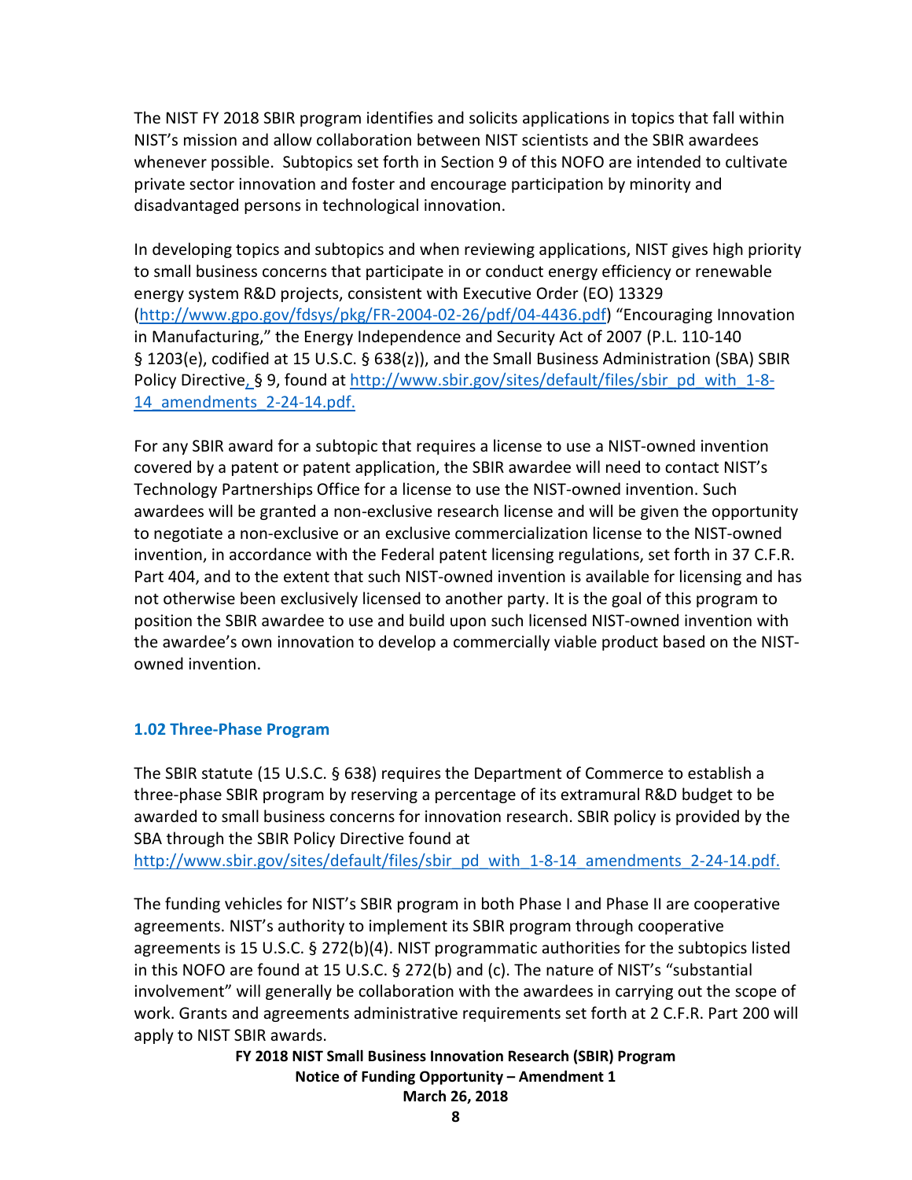The NIST FY 2018 SBIR program identifies and solicits applications in topics that fall within NIST's mission and allow collaboration between NIST scientists and the SBIR awardees whenever possible. Subtopics set forth in Section 9 of this NOFO are intended to cultivate private sector innovation and foster and encourage participation by minority and disadvantaged persons in technological innovation.

In developing topics and subtopics and when reviewing applications, NIST gives high priority to small business concerns that participate in or conduct energy efficiency or renewable energy system R&D projects, consistent with Executive Order (EO) 13329 (http://www.gpo.gov/fdsys/pkg/FR-2004-02-26/pdf/04-4436.pdf) "Encouraging Innovation in Manufacturing," the Energy Independence and Security Act of 2007 (P.L. 110-140 § 1203(e), codified at 15 U.S.C. § 638(z)), and the Small Business Administration (SBA) SBIR Policy Directive, § 9, found at http://www.sbir.gov/sites/default/files/sbir_pd_with_1-8-14_amendments_2-24-14.pdf.

For any SBIR award for a subtopic that requires a license to use a NIST-owned invention covered by a patent or patent application, the SBIR awardee will need to contact NIST's Technology Partnerships Office for a license to use the NIST-owned invention. Such awardees will be granted a non-exclusive research license and will be given the opportunity to negotiate a non-exclusive or an exclusive commercialization license to the NIST-owned invention, in accordance with the Federal patent licensing regulations, set forth in 37 C.F.R. Part 404, and to the extent that such NIST-owned invention is available for licensing and has not otherwise been exclusively licensed to another party. It is the goal of this program to position the SBIR awardee to use and build upon such licensed NIST-owned invention with the awardee's own innovation to develop a commercially viable product based on the NIST-owned invention.

### 1.02 Three-Phase Program

The SBIR statute (15 U.S.C. § 638) requires the Department of Commerce to establish a three-phase SBIR program by reserving a percentage of its extramural R&D budget to be awarded to small business concerns for innovation research. SBIR policy is provided by the SBA through the SBIR Policy Directive found at http://www.sbir.gov/sites/default/files/sbir_pd_with_1-8-14_amendments_2-24-14.pdf.

The funding vehicles for NIST's SBIR program in both Phase I and Phase II are cooperative agreements. NIST's authority to implement its SBIR program through cooperative agreements is 15 U.S.C. § 272(b)(4). NIST programmatic authorities for the subtopics listed in this NOFO are found at 15 U.S.C. § 272(b) and (c). The nature of NIST's "substantial involvement" will generally be collaboration with the awardees in carrying out the scope of work. Grants and agreements administrative requirements set forth at 2 C.F.R. Part 200 will apply to NIST SBIR awards.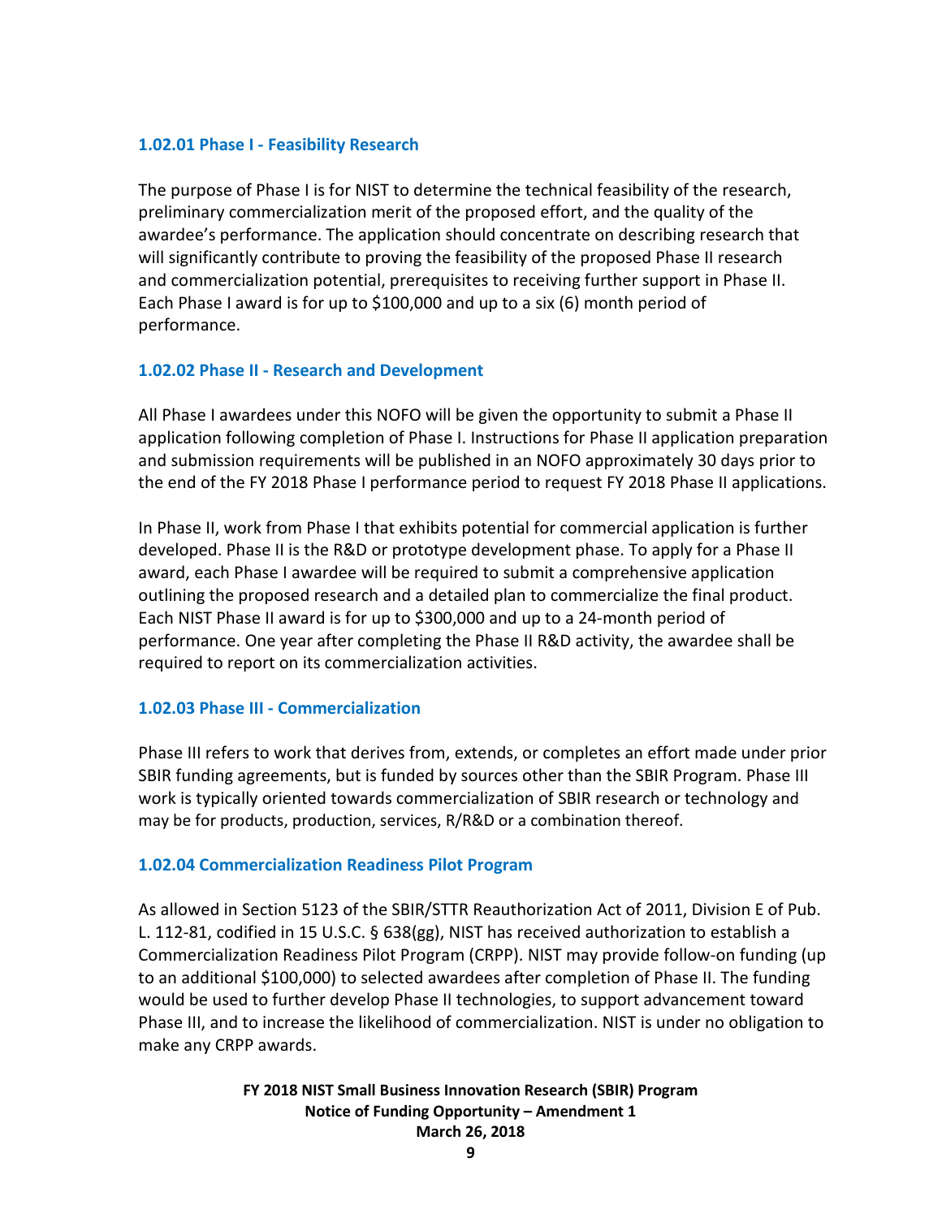### 1.02.01 Phase I - Feasibility Research

The purpose of Phase I is for NIST to determine the technical feasibility of the research, preliminary commercialization merit of the proposed effort, and the quality of the awardee's performance. The application should concentrate on describing research that will significantly contribute to proving the feasibility of the proposed Phase II research and commercialization potential, prerequisites to receiving further support in Phase II. Each Phase I award is for up to $100,000 and up to a six (6) month period of performance.

### 1.02.02 Phase II - Research and Development

All Phase I awardees under this NOFO will be given the opportunity to submit a Phase II application following completion of Phase I. Instructions for Phase II application preparation and submission requirements will be published in an NOFO approximately 30 days prior to the end of the FY 2018 Phase I performance period to request FY 2018 Phase II applications.

In Phase II, work from Phase I that exhibits potential for commercial application is further developed. Phase II is the R&D or prototype development phase. To apply for a Phase II award, each Phase I awardee will be required to submit a comprehensive application outlining the proposed research and a detailed plan to commercialize the final product. Each NIST Phase II award is for up to $300,000 and up to a 24-month period of performance. One year after completing the Phase II R&D activity, the awardee shall be required to report on its commercialization activities.

### 1.02.03 Phase III - Commercialization

Phase III refers to work that derives from, extends, or completes an effort made under prior SBIR funding agreements, but is funded by sources other than the SBIR Program. Phase III work is typically oriented towards commercialization of SBIR research or technology and may be for products, production, services, R/R&D or a combination thereof.

### 1.02.04 Commercialization Readiness Pilot Program

As allowed in Section 5123 of the SBIR/STTR Reauthorization Act of 2011, Division E of Pub. L. 112-81, codified in 15 U.S.C. § 638(gg), NIST has received authorization to establish a Commercialization Readiness Pilot Program (CRPP). NIST may provide follow-on funding (up to an additional $100,000) to selected awardees after completion of Phase II. The funding would be used to further develop Phase II technologies, to support advancement toward Phase III, and to increase the likelihood of commercialization. NIST is under no obligation to make any CRPP awards.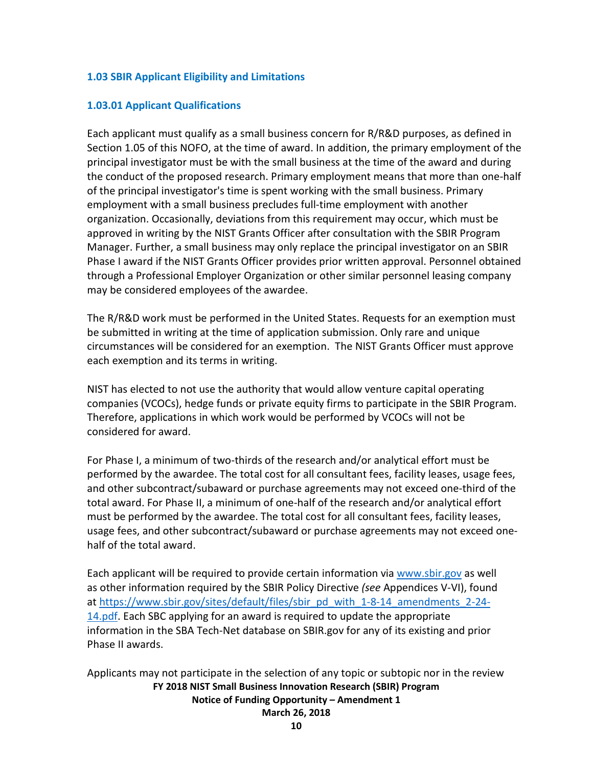### 1.03 SBIR Applicant Eligibility and Limitations

#### 1.03.01 Applicant Qualifications

Each applicant must qualify as a small business concern for R/R&D purposes, as defined in Section 1.05 of this NOFO, at the time of award. In addition, the primary employment of the principal investigator must be with the small business at the time of the award and during the conduct of the proposed research. Primary employment means that more than one-half of the principal investigator's time is spent working with the small business. Primary employment with a small business precludes full-time employment with another organization. Occasionally, deviations from this requirement may occur, which must be approved in writing by the NIST Grants Officer after consultation with the SBIR Program Manager. Further, a small business may only replace the principal investigator on an SBIR Phase I award if the NIST Grants Officer provides prior written approval. Personnel obtained through a Professional Employer Organization or other similar personnel leasing company may be considered employees of the awardee.

The R/R&D work must be performed in the United States. Requests for an exemption must be submitted in writing at the time of application submission. Only rare and unique circumstances will be considered for an exemption. The NIST Grants Officer must approve each exemption and its terms in writing.

NIST has elected to not use the authority that would allow venture capital operating companies (VCOCs), hedge funds or private equity firms to participate in the SBIR Program. Therefore, applications in which work would be performed by VCOCs will not be considered for award.

For Phase I, a minimum of two-thirds of the research and/or analytical effort must be performed by the awardee. The total cost for all consultant fees, facility leases, usage fees, and other subcontract/subaward or purchase agreements may not exceed one-third of the total award. For Phase II, a minimum of one-half of the research and/or analytical effort must be performed by the awardee. The total cost for all consultant fees, facility leases, usage fees, and other subcontract/subaward or purchase agreements may not exceed one-half of the total award.

Each applicant will be required to provide certain information via [www.sbir.gov](http://www.sbir.gov) as well as other information required by the SBIR Policy Directive *(see* Appendices V-VI), found at [https://www.sbir.gov/sites/default/files/sbir_pd_with_1-8-14_amendments_2-24-14.pdf](https://www.sbir.gov/sites/default/files/sbir_pd_with_1-8-14_amendments_2-24-14.pdf). Each SBC applying for an award is required to update the appropriate information in the SBA Tech-Net database on SBIR.gov for any of its existing and prior Phase II awards.

Applicants may not participate in the selection of any topic or subtopic nor in the review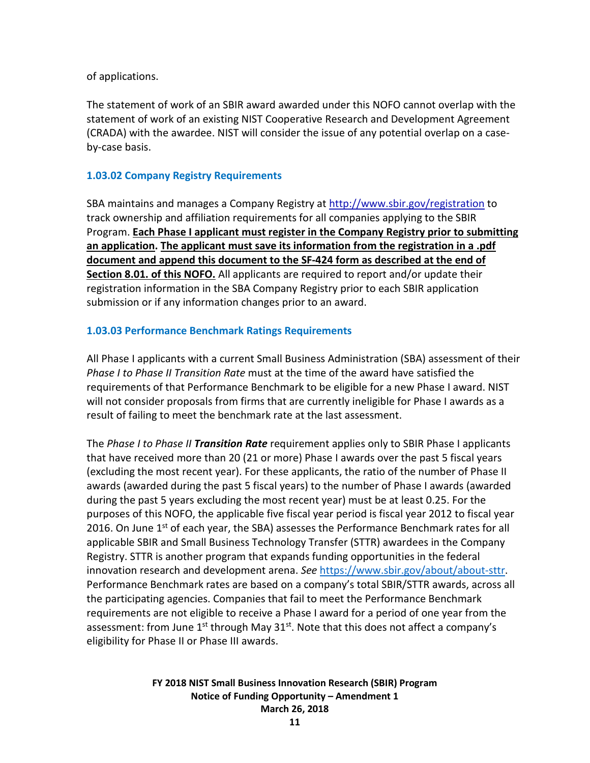of applications.

The statement of work of an SBIR award awarded under this NOFO cannot overlap with the statement of work of an existing NIST Cooperative Research and Development Agreement (CRADA) with the awardee. NIST will consider the issue of any potential overlap on a case-by-case basis.

### 1.03.02 Company Registry Requirements

SBA maintains and manages a Company Registry at http://www.sbir.gov/registration to track ownership and affiliation requirements for all companies applying to the SBIR Program. **Each Phase I applicant must register in the Company Registry prior to submitting an application**. **The applicant must save its information from the registration in a .pdf document and append this document to the SF-424 form as described at the end of Section 8.01. of this NOFO.** All applicants are required to report and/or update their registration information in the SBA Company Registry prior to each SBIR application submission or if any information changes prior to an award.

### 1.03.03 Performance Benchmark Ratings Requirements

All Phase I applicants with a current Small Business Administration (SBA) assessment of their *Phase I to Phase II Transition Rate* must at the time of the award have satisfied the requirements of that Performance Benchmark to be eligible for a new Phase I award. NIST will not consider proposals from firms that are currently ineligible for Phase I awards as a result of failing to meet the benchmark rate at the last assessment.

The *Phase I to Phase II* ***Transition Rate*** requirement applies only to SBIR Phase I applicants that have received more than 20 (21 or more) Phase I awards over the past 5 fiscal years (excluding the most recent year). For these applicants, the ratio of the number of Phase II awards (awarded during the past 5 fiscal years) to the number of Phase I awards (awarded during the past 5 years excluding the most recent year) must be at least 0.25. For the purposes of this NOFO, the applicable five fiscal year period is fiscal year 2012 to fiscal year 2016. On June 1st of each year, the SBA) assesses the Performance Benchmark rates for all applicable SBIR and Small Business Technology Transfer (STTR) awardees in the Company Registry. STTR is another program that expands funding opportunities in the federal innovation research and development arena. *See* https://www.sbir.gov/about/about-sttr. Performance Benchmark rates are based on a company's total SBIR/STTR awards, across all the participating agencies. Companies that fail to meet the Performance Benchmark requirements are not eligible to receive a Phase I award for a period of one year from the assessment: from June 1st through May 31st. Note that this does not affect a company's eligibility for Phase II or Phase III awards.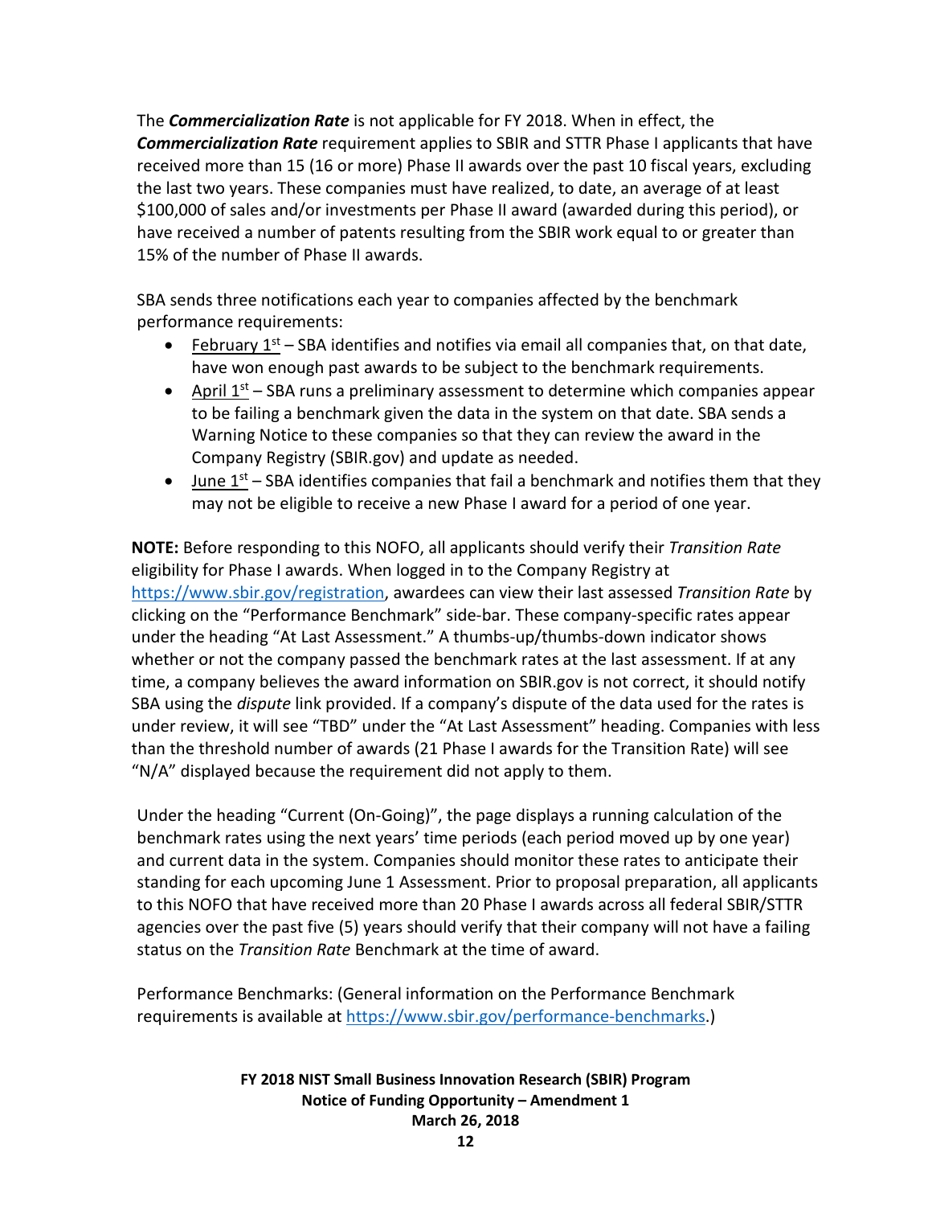The ***Commercialization Rate*** is not applicable for FY 2018. When in effect, the ***Commercialization Rate*** requirement applies to SBIR and STTR Phase I applicants that have received more than 15 (16 or more) Phase II awards over the past 10 fiscal years, excluding the last two years. These companies must have realized, to date, an average of at least $100,000 of sales and/or investments per Phase II award (awarded during this period), or have received a number of patents resulting from the SBIR work equal to or greater than 15% of the number of Phase II awards.

SBA sends three notifications each year to companies affected by the benchmark performance requirements:

- February 1st – SBA identifies and notifies via email all companies that, on that date, have won enough past awards to be subject to the benchmark requirements.
- April 1st – SBA runs a preliminary assessment to determine which companies appear to be failing a benchmark given the data in the system on that date. SBA sends a Warning Notice to these companies so that they can review the award in the Company Registry (SBIR.gov) and update as needed.
- June 1st – SBA identifies companies that fail a benchmark and notifies them that they may not be eligible to receive a new Phase I award for a period of one year.

**NOTE:** Before responding to this NOFO, all applicants should verify their *Transition Rate* eligibility for Phase I awards. When logged in to the Company Registry at https://www.sbir.gov/registration, awardees can view their last assessed *Transition Rate* by clicking on the "Performance Benchmark" side-bar. These company-specific rates appear under the heading "At Last Assessment." A thumbs-up/thumbs-down indicator shows whether or not the company passed the benchmark rates at the last assessment. If at any time, a company believes the award information on SBIR.gov is not correct, it should notify SBA using the *dispute* link provided. If a company's dispute of the data used for the rates is under review, it will see "TBD" under the "At Last Assessment" heading. Companies with less than the threshold number of awards (21 Phase I awards for the Transition Rate) will see "N/A" displayed because the requirement did not apply to them.

Under the heading "Current (On-Going)", the page displays a running calculation of the benchmark rates using the next years' time periods (each period moved up by one year) and current data in the system. Companies should monitor these rates to anticipate their standing for each upcoming June 1 Assessment. Prior to proposal preparation, all applicants to this NOFO that have received more than 20 Phase I awards across all federal SBIR/STTR agencies over the past five (5) years should verify that their company will not have a failing status on the *Transition Rate* Benchmark at the time of award.

Performance Benchmarks: (General information on the Performance Benchmark requirements is available at https://www.sbir.gov/performance-benchmarks.)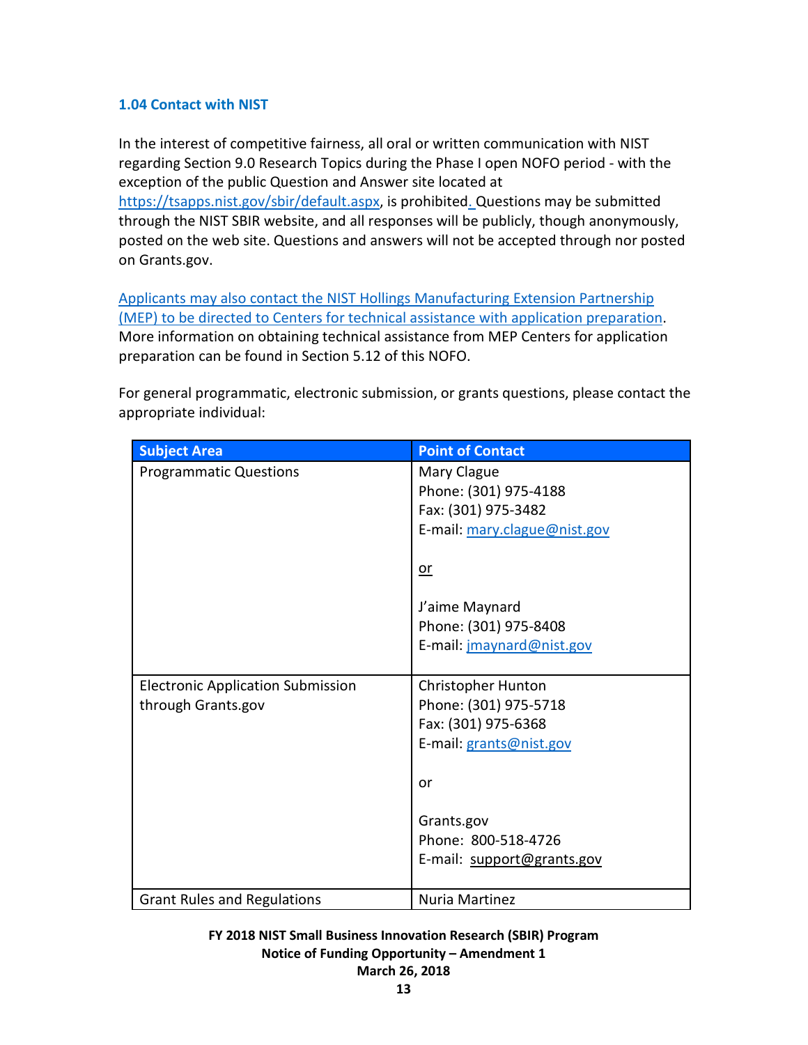### 1.04 Contact with NIST

In the interest of competitive fairness, all oral or written communication with NIST regarding Section 9.0 Research Topics during the Phase I open NOFO period - with the exception of the public Question and Answer site located at https://tsapps.nist.gov/sbir/default.aspx, is prohibited. Questions may be submitted through the NIST SBIR website, and all responses will be publicly, though anonymously, posted on the web site. Questions and answers will not be accepted through nor posted on Grants.gov.

Applicants may also contact the NIST Hollings Manufacturing Extension Partnership (MEP) to be directed to Centers for technical assistance with application preparation. More information on obtaining technical assistance from MEP Centers for application preparation can be found in Section 5.12 of this NOFO.

For general programmatic, electronic submission, or grants questions, please contact the appropriate individual:

| Subject Area | Point of Contact |
|---|---|
| Programmatic Questions | Mary Clague<br>Phone: (301) 975-4188<br>Fax: (301) 975-3482<br>E-mail: mary.clague@nist.gov<br><br>or<br><br>J'aime Maynard<br>Phone: (301) 975-8408<br>E-mail: jmaynard@nist.gov |
| Electronic Application Submission through Grants.gov | Christopher Hunton<br>Phone: (301) 975-5718<br>Fax: (301) 975-6368<br>E-mail: grants@nist.gov<br><br>or<br><br>Grants.gov<br>Phone: 800-518-4726<br>E-mail: support@grants.gov |
| Grant Rules and Regulations | Nuria Martinez |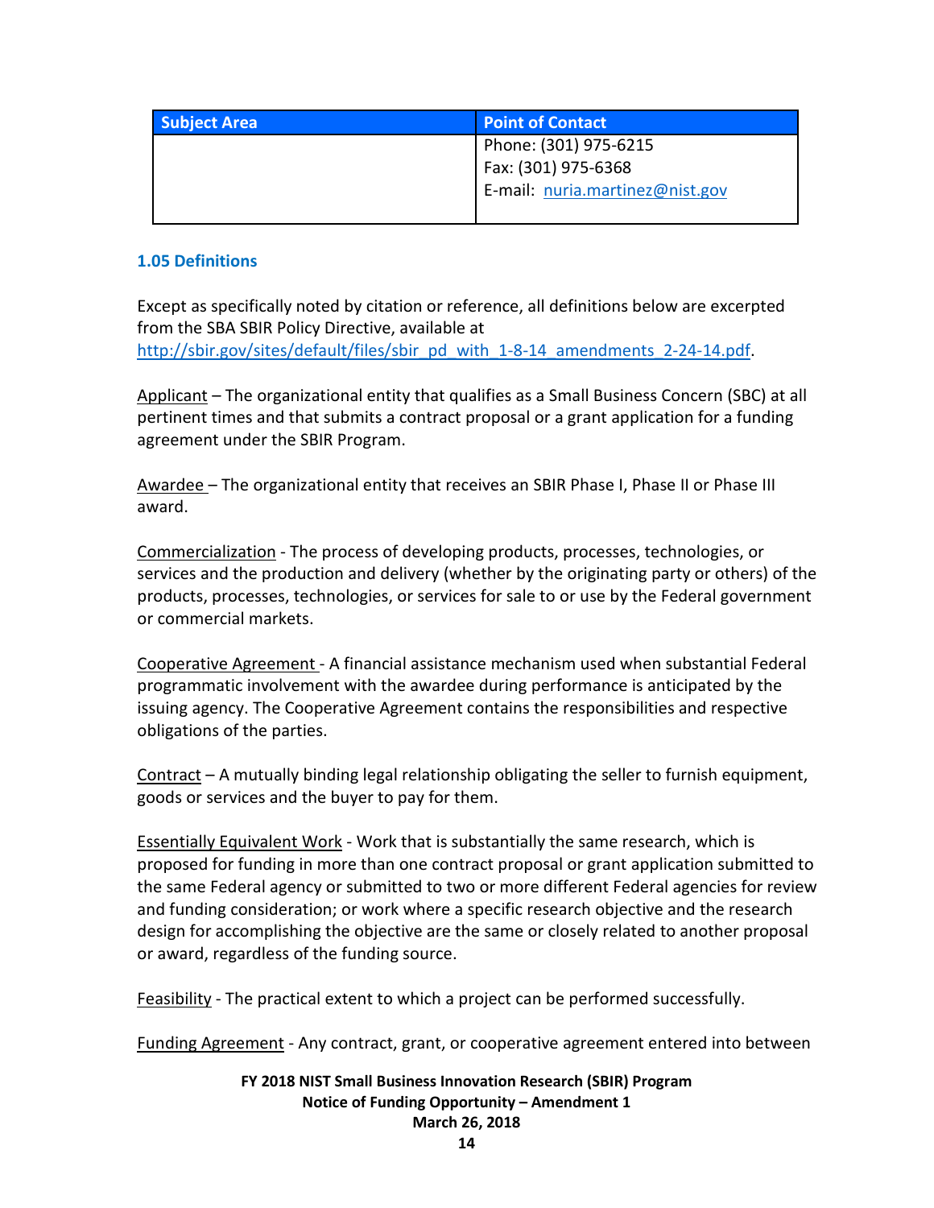| Subject Area | Point of Contact |
| --- | --- |
| | Phone: (301) 975-6215<br>Fax: (301) 975-6368<br>E-mail: nuria.martinez@nist.gov |

### 1.05 Definitions

Except as specifically noted by citation or reference, all definitions below are excerpted from the SBA SBIR Policy Directive, available at http://sbir.gov/sites/default/files/sbir_pd_with_1-8-14_amendments_2-24-14.pdf.

Applicant – The organizational entity that qualifies as a Small Business Concern (SBC) at all pertinent times and that submits a contract proposal or a grant application for a funding agreement under the SBIR Program.

Awardee – The organizational entity that receives an SBIR Phase I, Phase II or Phase III award.

Commercialization - The process of developing products, processes, technologies, or services and the production and delivery (whether by the originating party or others) of the products, processes, technologies, or services for sale to or use by the Federal government or commercial markets.

Cooperative Agreement - A financial assistance mechanism used when substantial Federal programmatic involvement with the awardee during performance is anticipated by the issuing agency. The Cooperative Agreement contains the responsibilities and respective obligations of the parties.

Contract – A mutually binding legal relationship obligating the seller to furnish equipment, goods or services and the buyer to pay for them.

Essentially Equivalent Work - Work that is substantially the same research, which is proposed for funding in more than one contract proposal or grant application submitted to the same Federal agency or submitted to two or more different Federal agencies for review and funding consideration; or work where a specific research objective and the research design for accomplishing the objective are the same or closely related to another proposal or award, regardless of the funding source.

Feasibility - The practical extent to which a project can be performed successfully.

Funding Agreement - Any contract, grant, or cooperative agreement entered into between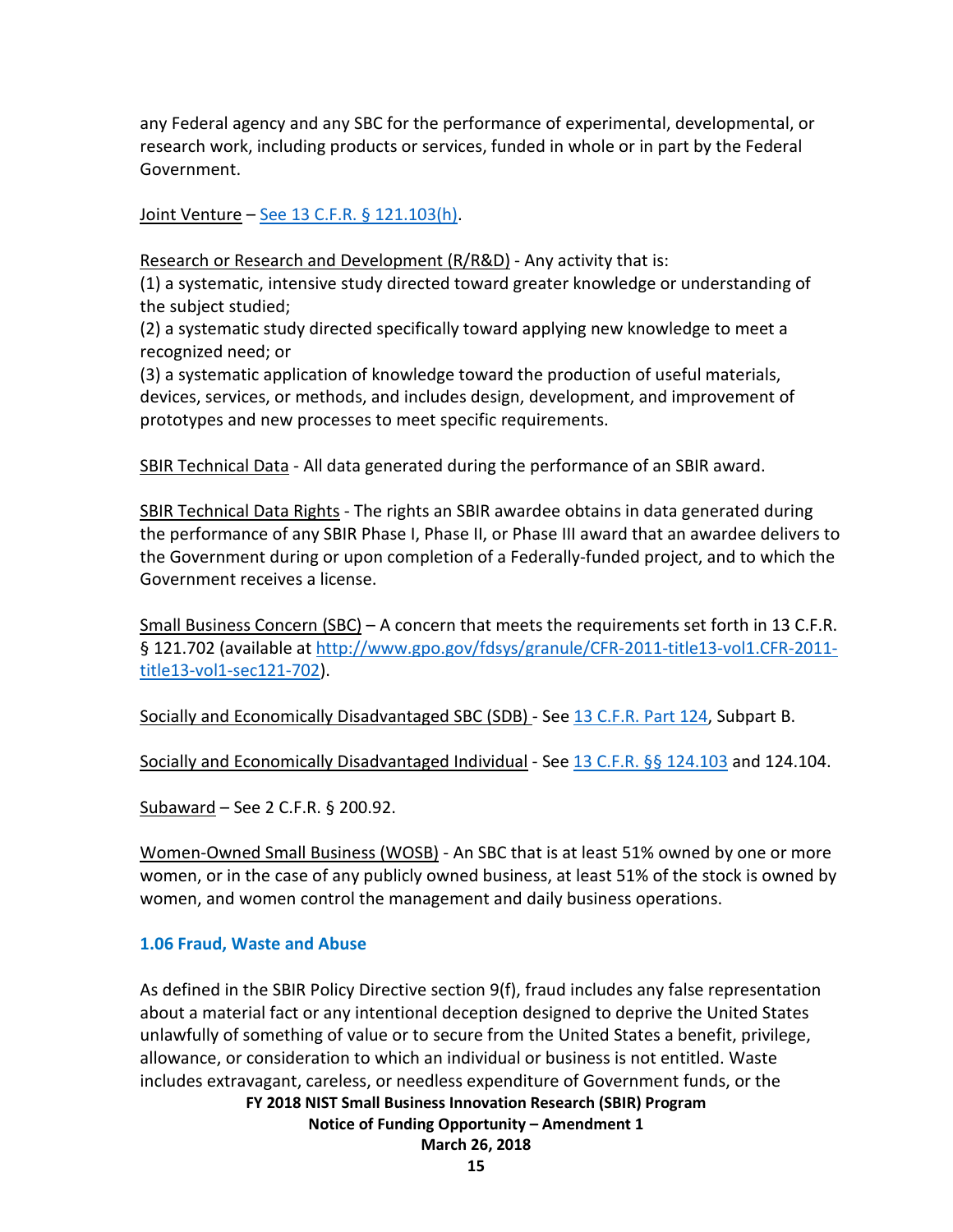any Federal agency and any SBC for the performance of experimental, developmental, or research work, including products or services, funded in whole or in part by the Federal Government.

Joint Venture – [See 13 C.F.R. § 121.103(h)](#).

Research or Research and Development (R/R&D) - Any activity that is:
(1) a systematic, intensive study directed toward greater knowledge or understanding of the subject studied;
(2) a systematic study directed specifically toward applying new knowledge to meet a recognized need; or
(3) a systematic application of knowledge toward the production of useful materials, devices, services, or methods, and includes design, development, and improvement of prototypes and new processes to meet specific requirements.

SBIR Technical Data - All data generated during the performance of an SBIR award.

SBIR Technical Data Rights - The rights an SBIR awardee obtains in data generated during the performance of any SBIR Phase I, Phase II, or Phase III award that an awardee delivers to the Government during or upon completion of a Federally-funded project, and to which the Government receives a license.

Small Business Concern (SBC) – A concern that meets the requirements set forth in 13 C.F.R. § 121.702 (available at http://www.gpo.gov/fdsys/granule/CFR-2011-title13-vol1.CFR-2011-title13-vol1-sec121-702).

Socially and Economically Disadvantaged SBC (SDB) - See 13 C.F.R. Part 124, Subpart B.

Socially and Economically Disadvantaged Individual - See 13 C.F.R. §§ 124.103 and 124.104.

Subaward – See 2 C.F.R. § 200.92.

Women-Owned Small Business (WOSB) - An SBC that is at least 51% owned by one or more women, or in the case of any publicly owned business, at least 51% of the stock is owned by women, and women control the management and daily business operations.

### 1.06 Fraud, Waste and Abuse

As defined in the SBIR Policy Directive section 9(f), fraud includes any false representation about a material fact or any intentional deception designed to deprive the United States unlawfully of something of value or to secure from the United States a benefit, privilege, allowance, or consideration to which an individual or business is not entitled. Waste includes extravagant, careless, or needless expenditure of Government funds, or the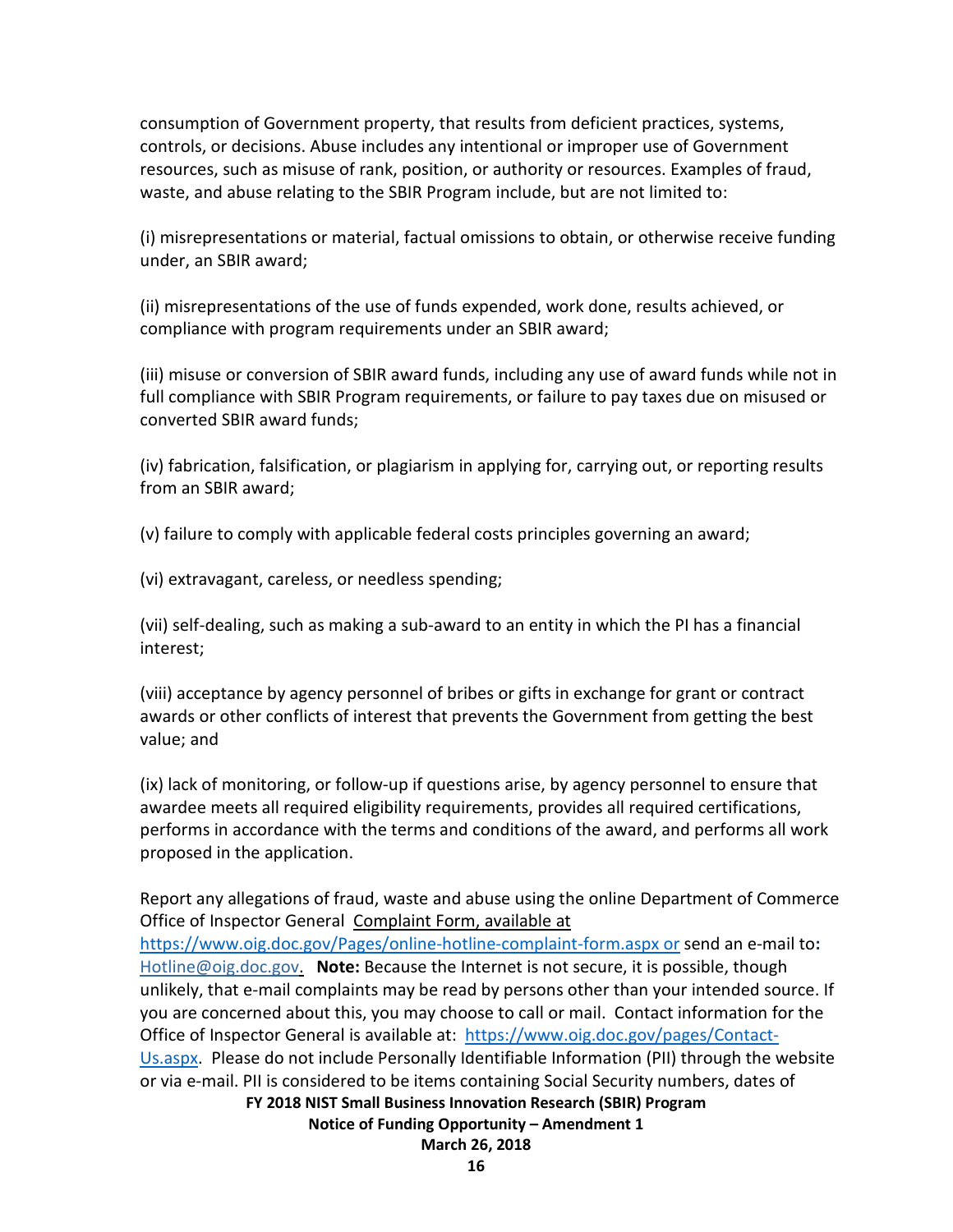consumption of Government property, that results from deficient practices, systems, controls, or decisions. Abuse includes any intentional or improper use of Government resources, such as misuse of rank, position, or authority or resources. Examples of fraud, waste, and abuse relating to the SBIR Program include, but are not limited to:

(i) misrepresentations or material, factual omissions to obtain, or otherwise receive funding under, an SBIR award;

(ii) misrepresentations of the use of funds expended, work done, results achieved, or compliance with program requirements under an SBIR award;

(iii) misuse or conversion of SBIR award funds, including any use of award funds while not in full compliance with SBIR Program requirements, or failure to pay taxes due on misused or converted SBIR award funds;

(iv) fabrication, falsification, or plagiarism in applying for, carrying out, or reporting results from an SBIR award;

(v) failure to comply with applicable federal costs principles governing an award;

(vi) extravagant, careless, or needless spending;

(vii) self-dealing, such as making a sub-award to an entity in which the PI has a financial interest;

(viii) acceptance by agency personnel of bribes or gifts in exchange for grant or contract awards or other conflicts of interest that prevents the Government from getting the best value; and

(ix) lack of monitoring, or follow-up if questions arise, by agency personnel to ensure that awardee meets all required eligibility requirements, provides all required certifications, performs in accordance with the terms and conditions of the award, and performs all work proposed in the application.

Report any allegations of fraud, waste and abuse using the online Department of Commerce Office of Inspector General Complaint Form, available at https://www.oig.doc.gov/Pages/online-hotline-complaint-form.aspx or send an e-mail to: Hotline@oig.doc.gov. **Note:** Because the Internet is not secure, it is possible, though unlikely, that e-mail complaints may be read by persons other than your intended source. If you are concerned about this, you may choose to call or mail. Contact information for the Office of Inspector General is available at: https://www.oig.doc.gov/pages/Contact-Us.aspx. Please do not include Personally Identifiable Information (PII) through the website or via e-mail. PII is considered to be items containing Social Security numbers, dates of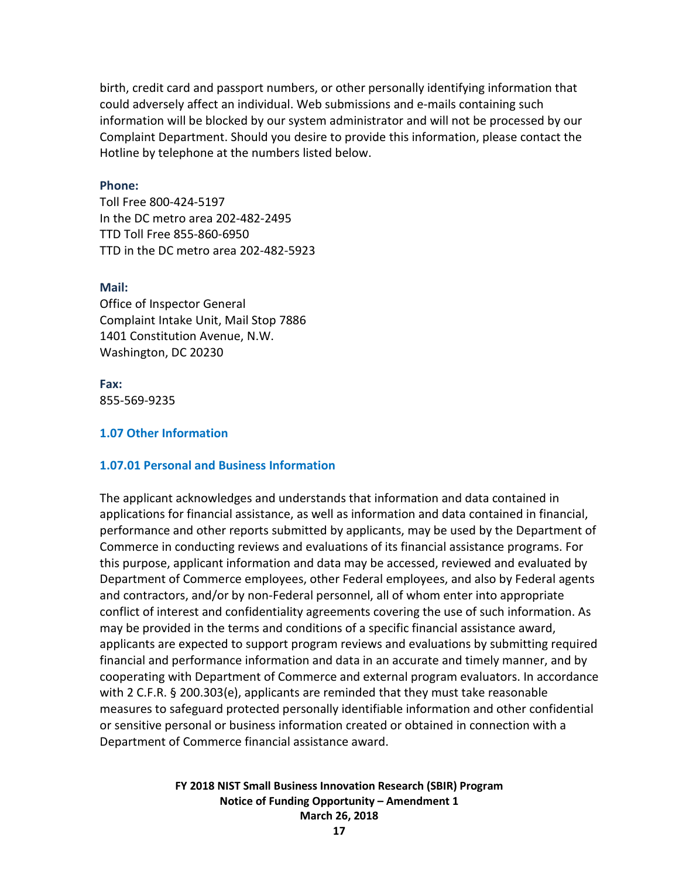birth, credit card and passport numbers, or other personally identifying information that could adversely affect an individual. Web submissions and e-mails containing such information will be blocked by our system administrator and will not be processed by our Complaint Department. Should you desire to provide this information, please contact the Hotline by telephone at the numbers listed below.

**Phone:**
Toll Free 800-424-5197
In the DC metro area 202-482-2495
TTD Toll Free 855-860-6950
TTD in the DC metro area 202-482-5923

**Mail:**
Office of Inspector General
Complaint Intake Unit, Mail Stop 7886
1401 Constitution Avenue, N.W.
Washington, DC 20230

**Fax:**
855-569-9235

### 1.07 Other Information

#### 1.07.01 Personal and Business Information

The applicant acknowledges and understands that information and data contained in applications for financial assistance, as well as information and data contained in financial, performance and other reports submitted by applicants, may be used by the Department of Commerce in conducting reviews and evaluations of its financial assistance programs. For this purpose, applicant information and data may be accessed, reviewed and evaluated by Department of Commerce employees, other Federal employees, and also by Federal agents and contractors, and/or by non-Federal personnel, all of whom enter into appropriate conflict of interest and confidentiality agreements covering the use of such information. As may be provided in the terms and conditions of a specific financial assistance award, applicants are expected to support program reviews and evaluations by submitting required financial and performance information and data in an accurate and timely manner, and by cooperating with Department of Commerce and external program evaluators. In accordance with 2 C.F.R. § 200.303(e), applicants are reminded that they must take reasonable measures to safeguard protected personally identifiable information and other confidential or sensitive personal or business information created or obtained in connection with a Department of Commerce financial assistance award.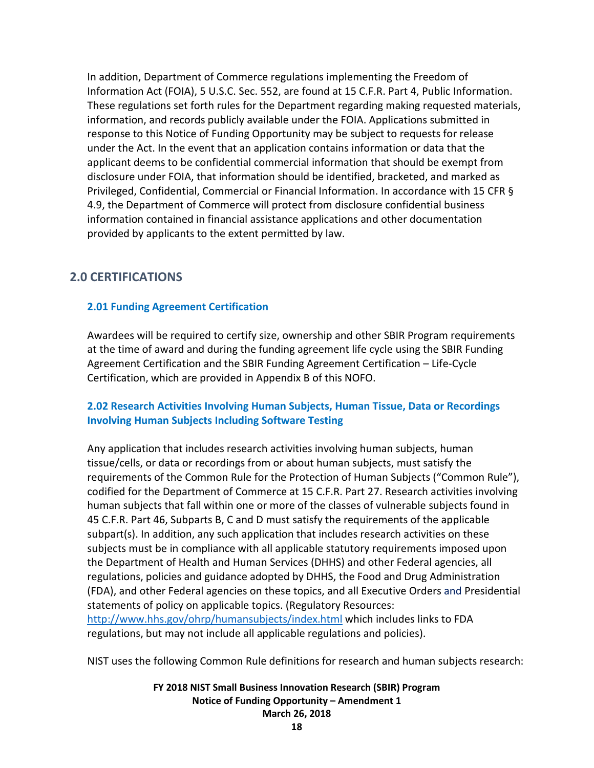In addition, Department of Commerce regulations implementing the Freedom of Information Act (FOIA), 5 U.S.C. Sec. 552, are found at 15 C.F.R. Part 4, Public Information. These regulations set forth rules for the Department regarding making requested materials, information, and records publicly available under the FOIA. Applications submitted in response to this Notice of Funding Opportunity may be subject to requests for release under the Act. In the event that an application contains information or data that the applicant deems to be confidential commercial information that should be exempt from disclosure under FOIA, that information should be identified, bracketed, and marked as Privileged, Confidential, Commercial or Financial Information. In accordance with 15 CFR § 4.9, the Department of Commerce will protect from disclosure confidential business information contained in financial assistance applications and other documentation provided by applicants to the extent permitted by law.

## 2.0 CERTIFICATIONS

### 2.01 Funding Agreement Certification

Awardees will be required to certify size, ownership and other SBIR Program requirements at the time of award and during the funding agreement life cycle using the SBIR Funding Agreement Certification and the SBIR Funding Agreement Certification – Life-Cycle Certification, which are provided in Appendix B of this NOFO.

### 2.02 Research Activities Involving Human Subjects, Human Tissue, Data or Recordings Involving Human Subjects Including Software Testing

Any application that includes research activities involving human subjects, human tissue/cells, or data or recordings from or about human subjects, must satisfy the requirements of the Common Rule for the Protection of Human Subjects ("Common Rule"), codified for the Department of Commerce at 15 C.F.R. Part 27. Research activities involving human subjects that fall within one or more of the classes of vulnerable subjects found in 45 C.F.R. Part 46, Subparts B, C and D must satisfy the requirements of the applicable subpart(s). In addition, any such application that includes research activities on these subjects must be in compliance with all applicable statutory requirements imposed upon the Department of Health and Human Services (DHHS) and other Federal agencies, all regulations, policies and guidance adopted by DHHS, the Food and Drug Administration (FDA), and other Federal agencies on these topics, and all Executive Orders and Presidential statements of policy on applicable topics. (Regulatory Resources: http://www.hhs.gov/ohrp/humansubjects/index.html which includes links to FDA regulations, but may not include all applicable regulations and policies).

NIST uses the following Common Rule definitions for research and human subjects research: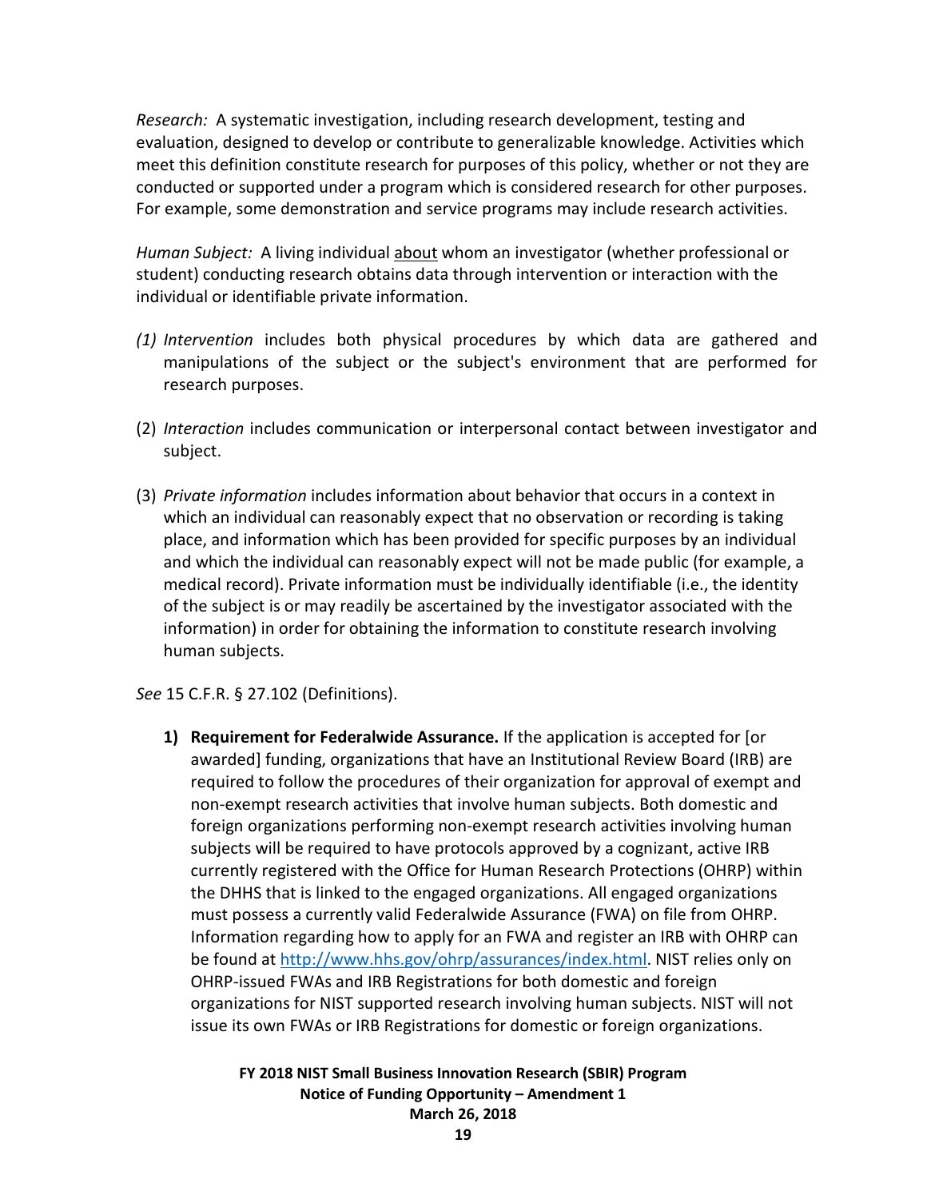*Research:* A systematic investigation, including research development, testing and evaluation, designed to develop or contribute to generalizable knowledge. Activities which meet this definition constitute research for purposes of this policy, whether or not they are conducted or supported under a program which is considered research for other purposes. For example, some demonstration and service programs may include research activities.

*Human Subject:* A living individual <u>about</u> whom an investigator (whether professional or student) conducting research obtains data through intervention or interaction with the individual or identifiable private information.

*(1) Intervention* includes both physical procedures by which data are gathered and manipulations of the subject or the subject's environment that are performed for research purposes.

(2) *Interaction* includes communication or interpersonal contact between investigator and subject.

(3) *Private information* includes information about behavior that occurs in a context in which an individual can reasonably expect that no observation or recording is taking place, and information which has been provided for specific purposes by an individual and which the individual can reasonably expect will not be made public (for example, a medical record). Private information must be individually identifiable (i.e., the identity of the subject is or may readily be ascertained by the investigator associated with the information) in order for obtaining the information to constitute research involving human subjects.

*See* 15 C.F.R. § 27.102 (Definitions).

1) **Requirement for Federalwide Assurance.** If the application is accepted for [or awarded] funding, organizations that have an Institutional Review Board (IRB) are required to follow the procedures of their organization for approval of exempt and non-exempt research activities that involve human subjects. Both domestic and foreign organizations performing non-exempt research activities involving human subjects will be required to have protocols approved by a cognizant, active IRB currently registered with the Office for Human Research Protections (OHRP) within the DHHS that is linked to the engaged organizations. All engaged organizations must possess a currently valid Federalwide Assurance (FWA) on file from OHRP. Information regarding how to apply for an FWA and register an IRB with OHRP can be found at http://www.hhs.gov/ohrp/assurances/index.html. NIST relies only on OHRP-issued FWAs and IRB Registrations for both domestic and foreign organizations for NIST supported research involving human subjects. NIST will not issue its own FWAs or IRB Registrations for domestic or foreign organizations.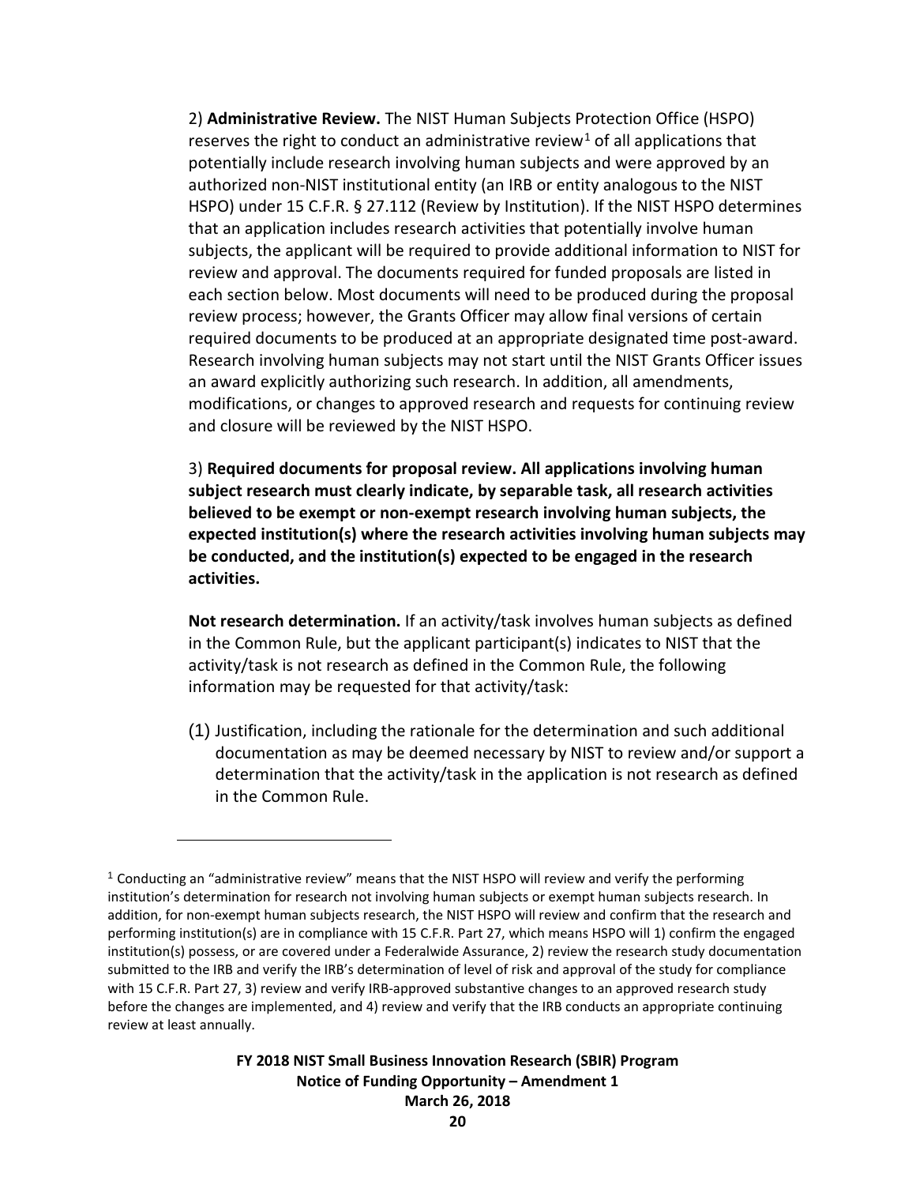2) **Administrative Review.** The NIST Human Subjects Protection Office (HSPO) reserves the right to conduct an administrative review[1] of all applications that potentially include research involving human subjects and were approved by an authorized non-NIST institutional entity (an IRB or entity analogous to the NIST HSPO) under 15 C.F.R. § 27.112 (Review by Institution). If the NIST HSPO determines that an application includes research activities that potentially involve human subjects, the applicant will be required to provide additional information to NIST for review and approval. The documents required for funded proposals are listed in each section below. Most documents will need to be produced during the proposal review process; however, the Grants Officer may allow final versions of certain required documents to be produced at an appropriate designated time post-award. Research involving human subjects may not start until the NIST Grants Officer issues an award explicitly authorizing such research. In addition, all amendments, modifications, or changes to approved research and requests for continuing review and closure will be reviewed by the NIST HSPO.

3) **Required documents for proposal review. All applications involving human subject research must clearly indicate, by separable task, all research activities believed to be exempt or non-exempt research involving human subjects, the expected institution(s) where the research activities involving human subjects may be conducted, and the institution(s) expected to be engaged in the research activities.**

**Not research determination.** If an activity/task involves human subjects as defined in the Common Rule, but the applicant participant(s) indicates to NIST that the activity/task is not research as defined in the Common Rule, the following information may be requested for that activity/task:

(1) Justification, including the rationale for the determination and such additional documentation as may be deemed necessary by NIST to review and/or support a determination that the activity/task in the application is not research as defined in the Common Rule.

---

[1] Conducting an "administrative review" means that the NIST HSPO will review and verify the performing institution's determination for research not involving human subjects or exempt human subjects research. In addition, for non-exempt human subjects research, the NIST HSPO will review and confirm that the research and performing institution(s) are in compliance with 15 C.F.R. Part 27, which means HSPO will 1) confirm the engaged institution(s) possess, or are covered under a Federalwide Assurance, 2) review the research study documentation submitted to the IRB and verify the IRB's determination of level of risk and approval of the study for compliance with 15 C.F.R. Part 27, 3) review and verify IRB-approved substantive changes to an approved research study before the changes are implemented, and 4) review and verify that the IRB conducts an appropriate continuing review at least annually.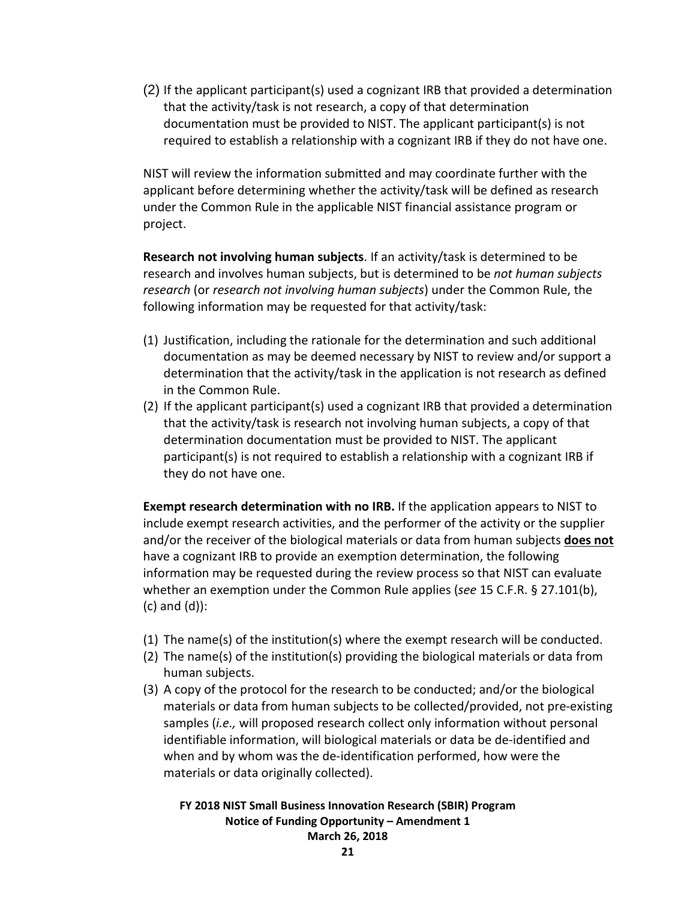(2) If the applicant participant(s) used a cognizant IRB that provided a determination that the activity/task is not research, a copy of that determination documentation must be provided to NIST. The applicant participant(s) is not required to establish a relationship with a cognizant IRB if they do not have one.

NIST will review the information submitted and may coordinate further with the applicant before determining whether the activity/task will be defined as research under the Common Rule in the applicable NIST financial assistance program or project.

**Research not involving human subjects**. If an activity/task is determined to be research and involves human subjects, but is determined to be *not human subjects research* (or *research not involving human subjects*) under the Common Rule, the following information may be requested for that activity/task:

(1) Justification, including the rationale for the determination and such additional documentation as may be deemed necessary by NIST to review and/or support a determination that the activity/task in the application is not research as defined in the Common Rule.
(2) If the applicant participant(s) used a cognizant IRB that provided a determination that the activity/task is research not involving human subjects, a copy of that determination documentation must be provided to NIST. The applicant participant(s) is not required to establish a relationship with a cognizant IRB if they do not have one.

**Exempt research determination with no IRB.** If the application appears to NIST to include exempt research activities, and the performer of the activity or the supplier and/or the receiver of the biological materials or data from human subjects **does not** have a cognizant IRB to provide an exemption determination, the following information may be requested during the review process so that NIST can evaluate whether an exemption under the Common Rule applies (*see* 15 C.F.R. § 27.101(b), (c) and (d)):

(1) The name(s) of the institution(s) where the exempt research will be conducted.
(2) The name(s) of the institution(s) providing the biological materials or data from human subjects.
(3) A copy of the protocol for the research to be conducted; and/or the biological materials or data from human subjects to be collected/provided, not pre-existing samples (*i.e.,* will proposed research collect only information without personal identifiable information, will biological materials or data be de-identified and when and by whom was the de-identification performed, how were the materials or data originally collected).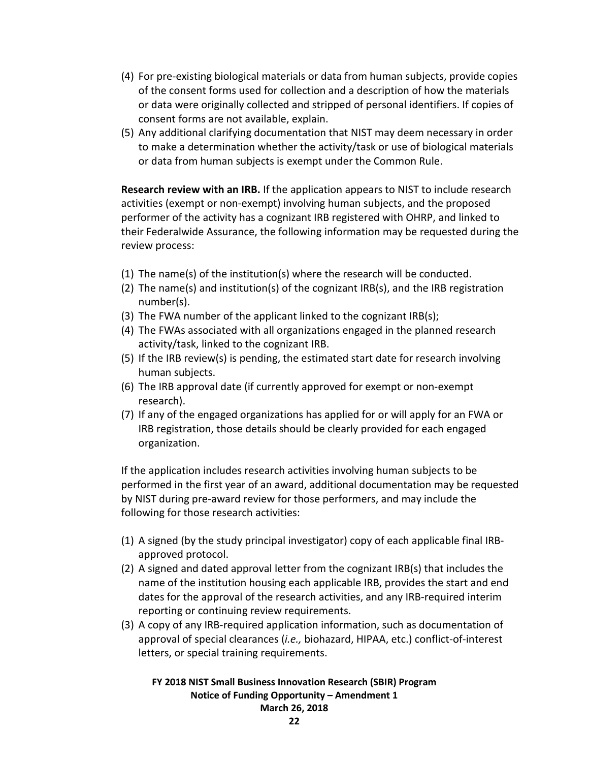(4) For pre-existing biological materials or data from human subjects, provide copies of the consent forms used for collection and a description of how the materials or data were originally collected and stripped of personal identifiers. If copies of consent forms are not available, explain.

(5) Any additional clarifying documentation that NIST may deem necessary in order to make a determination whether the activity/task or use of biological materials or data from human subjects is exempt under the Common Rule.

**Research review with an IRB.** If the application appears to NIST to include research activities (exempt or non-exempt) involving human subjects, and the proposed performer of the activity has a cognizant IRB registered with OHRP, and linked to their Federalwide Assurance, the following information may be requested during the review process:

(1) The name(s) of the institution(s) where the research will be conducted.

(2) The name(s) and institution(s) of the cognizant IRB(s), and the IRB registration number(s).

(3) The FWA number of the applicant linked to the cognizant IRB(s);

(4) The FWAs associated with all organizations engaged in the planned research activity/task, linked to the cognizant IRB.

(5) If the IRB review(s) is pending, the estimated start date for research involving human subjects.

(6) The IRB approval date (if currently approved for exempt or non-exempt research).

(7) If any of the engaged organizations has applied for or will apply for an FWA or IRB registration, those details should be clearly provided for each engaged organization.

If the application includes research activities involving human subjects to be performed in the first year of an award, additional documentation may be requested by NIST during pre-award review for those performers, and may include the following for those research activities:

(1) A signed (by the study principal investigator) copy of each applicable final IRB-approved protocol.

(2) A signed and dated approval letter from the cognizant IRB(s) that includes the name of the institution housing each applicable IRB, provides the start and end dates for the approval of the research activities, and any IRB-required interim reporting or continuing review requirements.

(3) A copy of any IRB-required application information, such as documentation of approval of special clearances (*i.e.,* biohazard, HIPAA, etc.) conflict-of-interest letters, or special training requirements.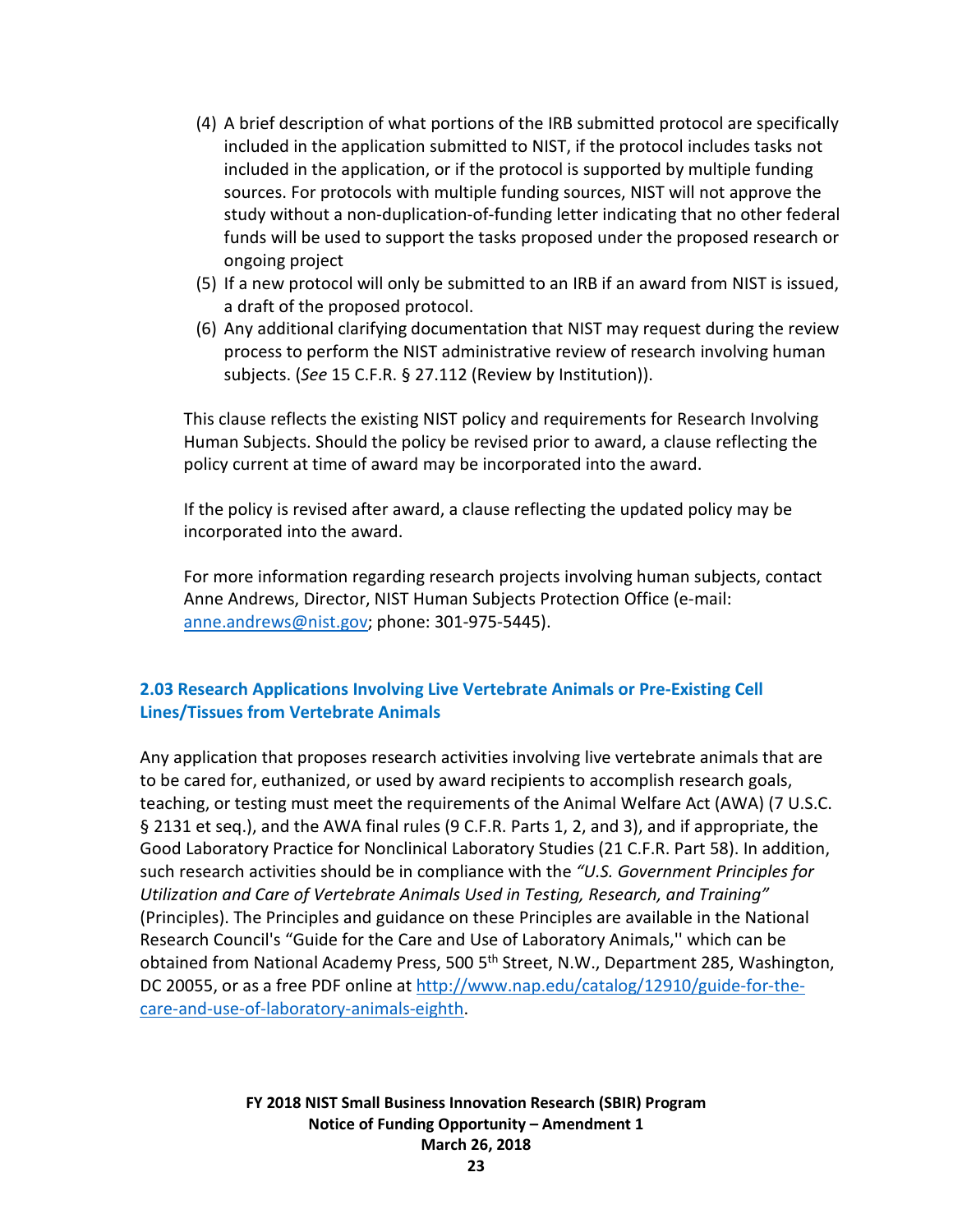(4) A brief description of what portions of the IRB submitted protocol are specifically included in the application submitted to NIST, if the protocol includes tasks not included in the application, or if the protocol is supported by multiple funding sources. For protocols with multiple funding sources, NIST will not approve the study without a non-duplication-of-funding letter indicating that no other federal funds will be used to support the tasks proposed under the proposed research or ongoing project
(5) If a new protocol will only be submitted to an IRB if an award from NIST is issued, a draft of the proposed protocol.
(6) Any additional clarifying documentation that NIST may request during the review process to perform the NIST administrative review of research involving human subjects. (*See* 15 C.F.R. § 27.112 (Review by Institution)).

This clause reflects the existing NIST policy and requirements for Research Involving Human Subjects. Should the policy be revised prior to award, a clause reflecting the policy current at time of award may be incorporated into the award.

If the policy is revised after award, a clause reflecting the updated policy may be incorporated into the award.

For more information regarding research projects involving human subjects, contact Anne Andrews, Director, NIST Human Subjects Protection Office (e-mail: anne.andrews@nist.gov; phone: 301-975-5445).

### 2.03 Research Applications Involving Live Vertebrate Animals or Pre-Existing Cell Lines/Tissues from Vertebrate Animals

Any application that proposes research activities involving live vertebrate animals that are to be cared for, euthanized, or used by award recipients to accomplish research goals, teaching, or testing must meet the requirements of the Animal Welfare Act (AWA) (7 U.S.C. § 2131 et seq.), and the AWA final rules (9 C.F.R. Parts 1, 2, and 3), and if appropriate, the Good Laboratory Practice for Nonclinical Laboratory Studies (21 C.F.R. Part 58). In addition, such research activities should be in compliance with the *"U.S. Government Principles for Utilization and Care of Vertebrate Animals Used in Testing, Research, and Training"* (Principles). The Principles and guidance on these Principles are available in the National Research Council's "Guide for the Care and Use of Laboratory Animals,'' which can be obtained from National Academy Press, 500 5th Street, N.W., Department 285, Washington, DC 20055, or as a free PDF online at http://www.nap.edu/catalog/12910/guide-for-the-care-and-use-of-laboratory-animals-eighth.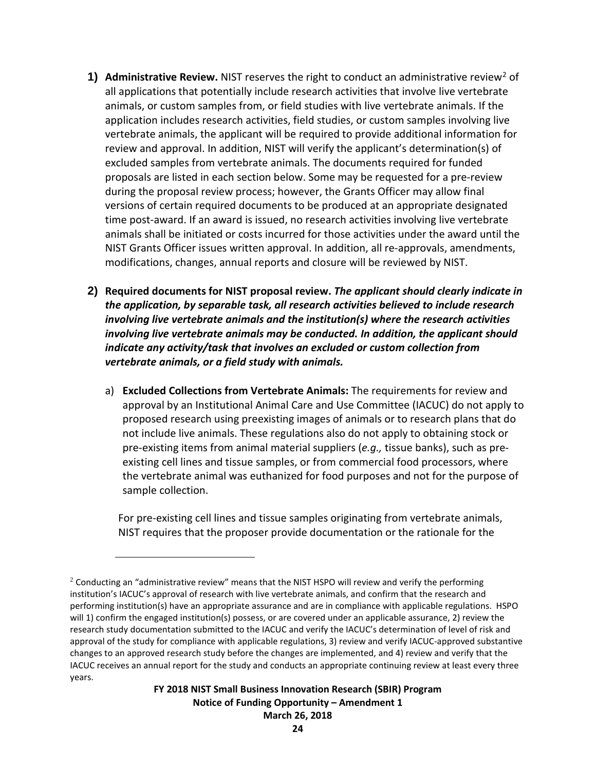1) **Administrative Review.** NIST reserves the right to conduct an administrative review[2] of all applications that potentially include research activities that involve live vertebrate animals, or custom samples from, or field studies with live vertebrate animals. If the application includes research activities, field studies, or custom samples involving live vertebrate animals, the applicant will be required to provide additional information for review and approval. In addition, NIST will verify the applicant's determination(s) of excluded samples from vertebrate animals. The documents required for funded proposals are listed in each section below. Some may be requested for a pre-review during the proposal review process; however, the Grants Officer may allow final versions of certain required documents to be produced at an appropriate designated time post-award. If an award is issued, no research activities involving live vertebrate animals shall be initiated or costs incurred for those activities under the award until the NIST Grants Officer issues written approval. In addition, all re-approvals, amendments, modifications, changes, annual reports and closure will be reviewed by NIST.

2) **Required documents for NIST proposal review.** ***The applicant should clearly indicate in the application, by separable task, all research activities believed to include research involving live vertebrate animals and the institution(s) where the research activities involving live vertebrate animals may be conducted. In addition, the applicant should indicate any activity/task that involves an excluded or custom collection from vertebrate animals, or a field study with animals.***

   a) **Excluded Collections from Vertebrate Animals:** The requirements for review and approval by an Institutional Animal Care and Use Committee (IACUC) do not apply to proposed research using preexisting images of animals or to research plans that do not include live animals. These regulations also do not apply to obtaining stock or pre-existing items from animal material suppliers (*e.g.,* tissue banks), such as pre-existing cell lines and tissue samples, or from commercial food processors, where the vertebrate animal was euthanized for food purposes and not for the purpose of sample collection.

   For pre-existing cell lines and tissue samples originating from vertebrate animals, NIST requires that the proposer provide documentation or the rationale for the

---

[2] Conducting an "administrative review" means that the NIST HSPO will review and verify the performing institution's IACUC's approval of research with live vertebrate animals, and confirm that the research and performing institution(s) have an appropriate assurance and are in compliance with applicable regulations. HSPO will 1) confirm the engaged institution(s) possess, or are covered under an applicable assurance, 2) review the research study documentation submitted to the IACUC and verify the IACUC's determination of level of risk and approval of the study for compliance with applicable regulations, 3) review and verify IACUC-approved substantive changes to an approved research study before the changes are implemented, and 4) review and verify that the IACUC receives an annual report for the study and conducts an appropriate continuing review at least every three years.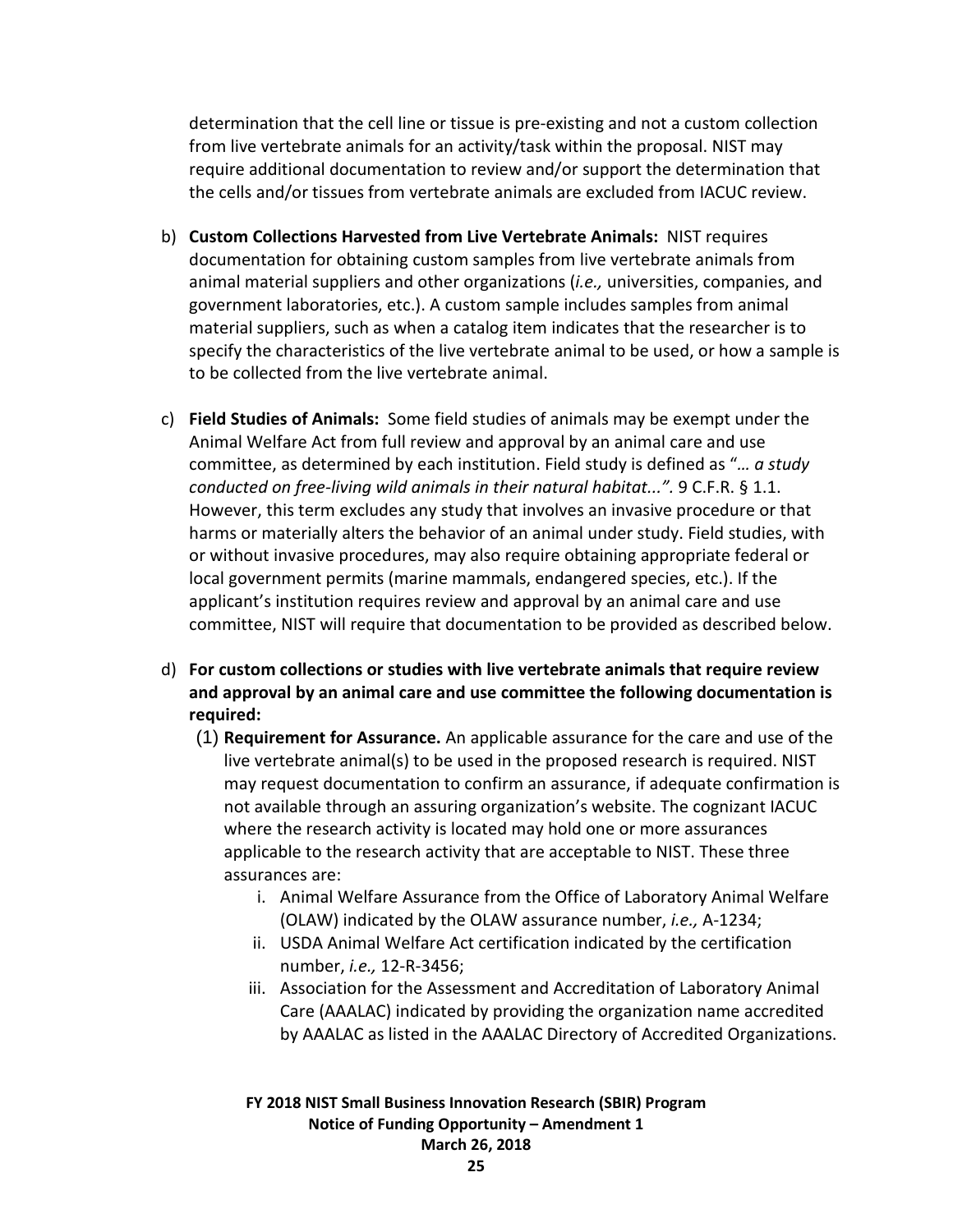determination that the cell line or tissue is pre-existing and not a custom collection from live vertebrate animals for an activity/task within the proposal. NIST may require additional documentation to review and/or support the determination that the cells and/or tissues from vertebrate animals are excluded from IACUC review.

b) **Custom Collections Harvested from Live Vertebrate Animals:** NIST requires documentation for obtaining custom samples from live vertebrate animals from animal material suppliers and other organizations (*i.e.,* universities, companies, and government laboratories, etc.). A custom sample includes samples from animal material suppliers, such as when a catalog item indicates that the researcher is to specify the characteristics of the live vertebrate animal to be used, or how a sample is to be collected from the live vertebrate animal.

c) **Field Studies of Animals:** Some field studies of animals may be exempt under the Animal Welfare Act from full review and approval by an animal care and use committee, as determined by each institution. Field study is defined as "*… a study conducted on free-living wild animals in their natural habitat...".* 9 C.F.R. § 1.1. However, this term excludes any study that involves an invasive procedure or that harms or materially alters the behavior of an animal under study. Field studies, with or without invasive procedures, may also require obtaining appropriate federal or local government permits (marine mammals, endangered species, etc.). If the applicant's institution requires review and approval by an animal care and use committee, NIST will require that documentation to be provided as described below.

d) **For custom collections or studies with live vertebrate animals that require review and approval by an animal care and use committee the following documentation is required:**

   (1) **Requirement for Assurance.** An applicable assurance for the care and use of the live vertebrate animal(s) to be used in the proposed research is required. NIST may request documentation to confirm an assurance, if adequate confirmation is not available through an assuring organization's website. The cognizant IACUC where the research activity is located may hold one or more assurances applicable to the research activity that are acceptable to NIST. These three assurances are:

      i. Animal Welfare Assurance from the Office of Laboratory Animal Welfare (OLAW) indicated by the OLAW assurance number, *i.e.,* A-1234;
      ii. USDA Animal Welfare Act certification indicated by the certification number, *i.e.,* 12-R-3456;
      iii. Association for the Assessment and Accreditation of Laboratory Animal Care (AAALAC) indicated by providing the organization name accredited by AAALAC as listed in the AAALAC Directory of Accredited Organizations.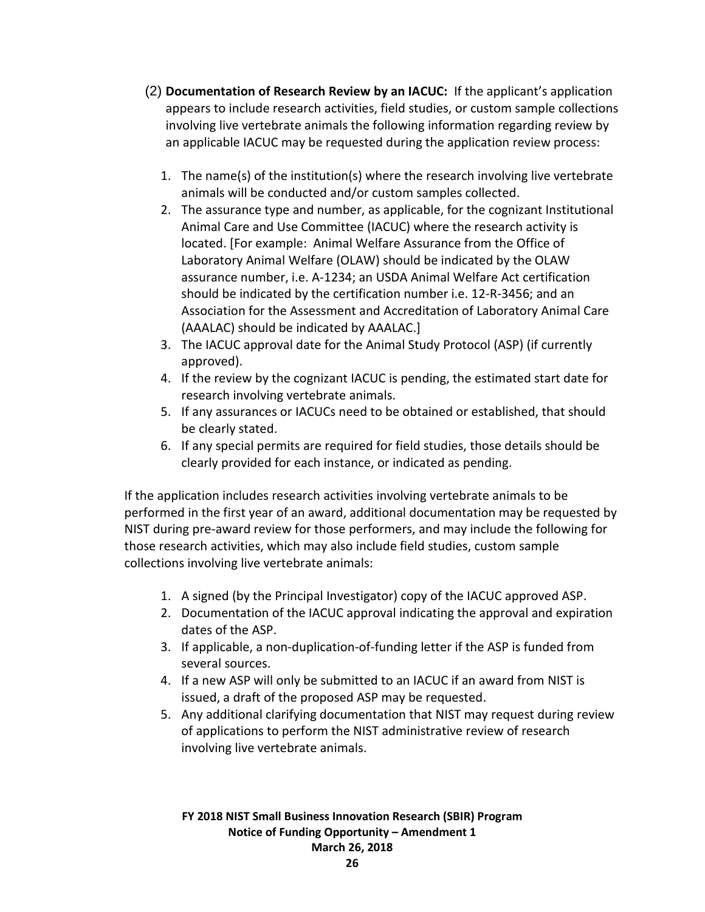(2) **Documentation of Research Review by an IACUC:** If the applicant's application appears to include research activities, field studies, or custom sample collections involving live vertebrate animals the following information regarding review by an applicable IACUC may be requested during the application review process:

1. The name(s) of the institution(s) where the research involving live vertebrate animals will be conducted and/or custom samples collected.
2. The assurance type and number, as applicable, for the cognizant Institutional Animal Care and Use Committee (IACUC) where the research activity is located. [For example: Animal Welfare Assurance from the Office of Laboratory Animal Welfare (OLAW) should be indicated by the OLAW assurance number, i.e. A-1234; an USDA Animal Welfare Act certification should be indicated by the certification number i.e. 12-R-3456; and an Association for the Assessment and Accreditation of Laboratory Animal Care (AAALAC) should be indicated by AAALAC.]
3. The IACUC approval date for the Animal Study Protocol (ASP) (if currently approved).
4. If the review by the cognizant IACUC is pending, the estimated start date for research involving vertebrate animals.
5. If any assurances or IACUCs need to be obtained or established, that should be clearly stated.
6. If any special permits are required for field studies, those details should be clearly provided for each instance, or indicated as pending.

If the application includes research activities involving vertebrate animals to be performed in the first year of an award, additional documentation may be requested by NIST during pre-award review for those performers, and may include the following for those research activities, which may also include field studies, custom sample collections involving live vertebrate animals:

1. A signed (by the Principal Investigator) copy of the IACUC approved ASP.
2. Documentation of the IACUC approval indicating the approval and expiration dates of the ASP.
3. If applicable, a non-duplication-of-funding letter if the ASP is funded from several sources.
4. If a new ASP will only be submitted to an IACUC if an award from NIST is issued, a draft of the proposed ASP may be requested.
5. Any additional clarifying documentation that NIST may request during review of applications to perform the NIST administrative review of research involving live vertebrate animals.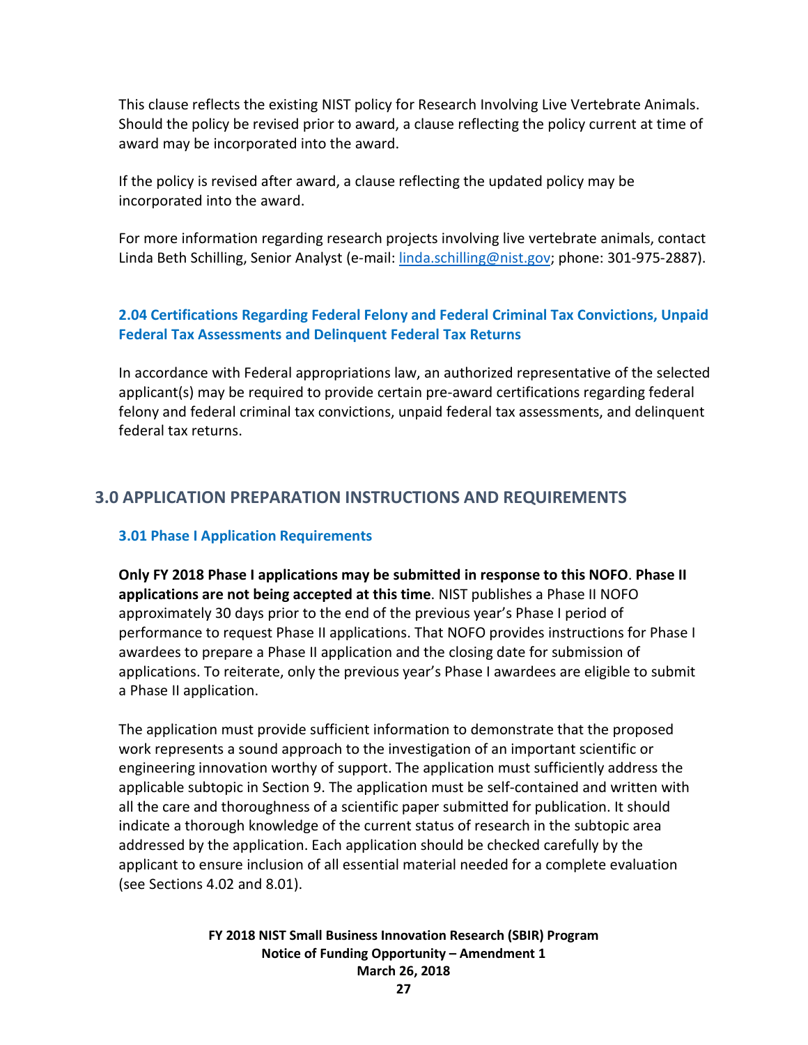This clause reflects the existing NIST policy for Research Involving Live Vertebrate Animals. Should the policy be revised prior to award, a clause reflecting the policy current at time of award may be incorporated into the award.

If the policy is revised after award, a clause reflecting the updated policy may be incorporated into the award.

For more information regarding research projects involving live vertebrate animals, contact Linda Beth Schilling, Senior Analyst (e-mail: linda.schilling@nist.gov; phone: 301-975-2887).

### 2.04 Certifications Regarding Federal Felony and Federal Criminal Tax Convictions, Unpaid Federal Tax Assessments and Delinquent Federal Tax Returns

In accordance with Federal appropriations law, an authorized representative of the selected applicant(s) may be required to provide certain pre-award certifications regarding federal felony and federal criminal tax convictions, unpaid federal tax assessments, and delinquent federal tax returns.

## 3.0 APPLICATION PREPARATION INSTRUCTIONS AND REQUIREMENTS

### 3.01 Phase I Application Requirements

**Only FY 2018 Phase I applications may be submitted in response to this NOFO**. **Phase II applications are not being accepted at this time**. NIST publishes a Phase II NOFO approximately 30 days prior to the end of the previous year's Phase I period of performance to request Phase II applications. That NOFO provides instructions for Phase I awardees to prepare a Phase II application and the closing date for submission of applications. To reiterate, only the previous year's Phase I awardees are eligible to submit a Phase II application.

The application must provide sufficient information to demonstrate that the proposed work represents a sound approach to the investigation of an important scientific or engineering innovation worthy of support. The application must sufficiently address the applicable subtopic in Section 9. The application must be self-contained and written with all the care and thoroughness of a scientific paper submitted for publication. It should indicate a thorough knowledge of the current status of research in the subtopic area addressed by the application. Each application should be checked carefully by the applicant to ensure inclusion of all essential material needed for a complete evaluation (see Sections 4.02 and 8.01).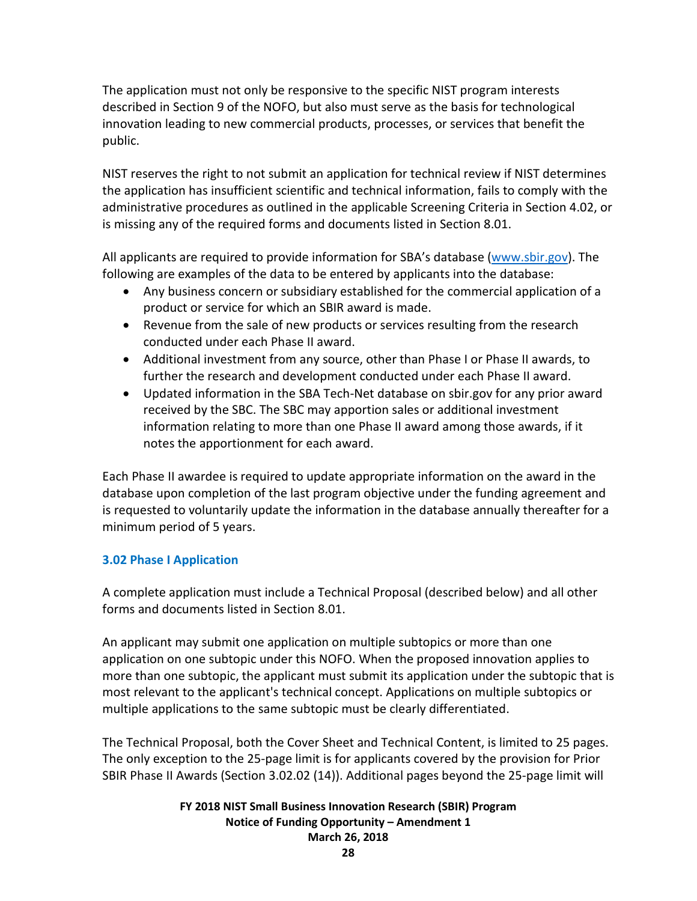The application must not only be responsive to the specific NIST program interests described in Section 9 of the NOFO, but also must serve as the basis for technological innovation leading to new commercial products, processes, or services that benefit the public.

NIST reserves the right to not submit an application for technical review if NIST determines the application has insufficient scientific and technical information, fails to comply with the administrative procedures as outlined in the applicable Screening Criteria in Section 4.02, or is missing any of the required forms and documents listed in Section 8.01.

All applicants are required to provide information for SBA's database (www.sbir.gov). The following are examples of the data to be entered by applicants into the database:

- Any business concern or subsidiary established for the commercial application of a product or service for which an SBIR award is made.
- Revenue from the sale of new products or services resulting from the research conducted under each Phase II award.
- Additional investment from any source, other than Phase I or Phase II awards, to further the research and development conducted under each Phase II award.
- Updated information in the SBA Tech-Net database on sbir.gov for any prior award received by the SBC. The SBC may apportion sales or additional investment information relating to more than one Phase II award among those awards, if it notes the apportionment for each award.

Each Phase II awardee is required to update appropriate information on the award in the database upon completion of the last program objective under the funding agreement and is requested to voluntarily update the information in the database annually thereafter for a minimum period of 5 years.

### 3.02 Phase I Application

A complete application must include a Technical Proposal (described below) and all other forms and documents listed in Section 8.01.

An applicant may submit one application on multiple subtopics or more than one application on one subtopic under this NOFO. When the proposed innovation applies to more than one subtopic, the applicant must submit its application under the subtopic that is most relevant to the applicant's technical concept. Applications on multiple subtopics or multiple applications to the same subtopic must be clearly differentiated.

The Technical Proposal, both the Cover Sheet and Technical Content, is limited to 25 pages. The only exception to the 25-page limit is for applicants covered by the provision for Prior SBIR Phase II Awards (Section 3.02.02 (14)). Additional pages beyond the 25-page limit will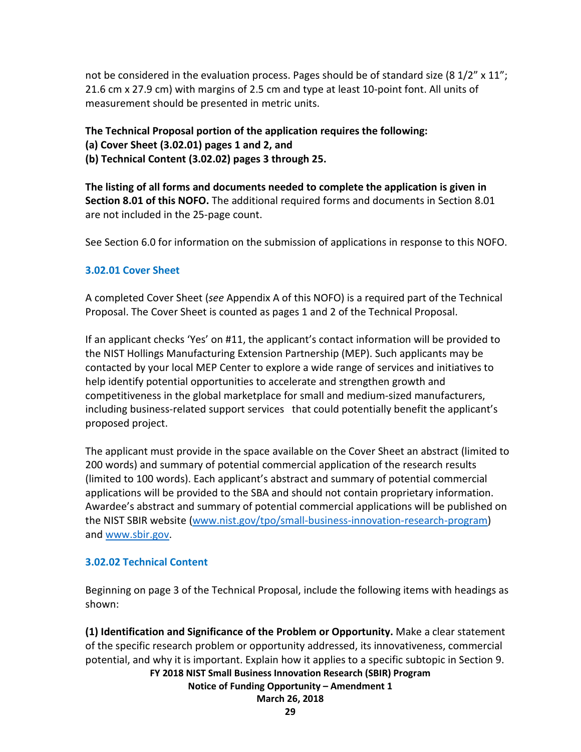not be considered in the evaluation process. Pages should be of standard size (8 1/2" x 11"; 21.6 cm x 27.9 cm) with margins of 2.5 cm and type at least 10-point font. All units of measurement should be presented in metric units.

**The Technical Proposal portion of the application requires the following:**
**(a) Cover Sheet (3.02.01) pages 1 and 2, and**
**(b) Technical Content (3.02.02) pages 3 through 25.**

**The listing of all forms and documents needed to complete the application is given in Section 8.01 of this NOFO.** The additional required forms and documents in Section 8.01 are not included in the 25-page count.

See Section 6.0 for information on the submission of applications in response to this NOFO.

### 3.02.01 Cover Sheet

A completed Cover Sheet (*see* Appendix A of this NOFO) is a required part of the Technical Proposal. The Cover Sheet is counted as pages 1 and 2 of the Technical Proposal.

If an applicant checks 'Yes' on #11, the applicant's contact information will be provided to the NIST Hollings Manufacturing Extension Partnership (MEP). Such applicants may be contacted by your local MEP Center to explore a wide range of services and initiatives to help identify potential opportunities to accelerate and strengthen growth and competitiveness in the global marketplace for small and medium-sized manufacturers, including business-related support services that could potentially benefit the applicant's proposed project.

The applicant must provide in the space available on the Cover Sheet an abstract (limited to 200 words) and summary of potential commercial application of the research results (limited to 100 words). Each applicant's abstract and summary of potential commercial applications will be provided to the SBA and should not contain proprietary information. Awardee's abstract and summary of potential commercial applications will be published on the NIST SBIR website (www.nist.gov/tpo/small-business-innovation-research-program) and www.sbir.gov.

### 3.02.02 Technical Content

Beginning on page 3 of the Technical Proposal, include the following items with headings as shown:

**(1) Identification and Significance of the Problem or Opportunity.** Make a clear statement of the specific research problem or opportunity addressed, its innovativeness, commercial potential, and why it is important. Explain how it applies to a specific subtopic in Section 9.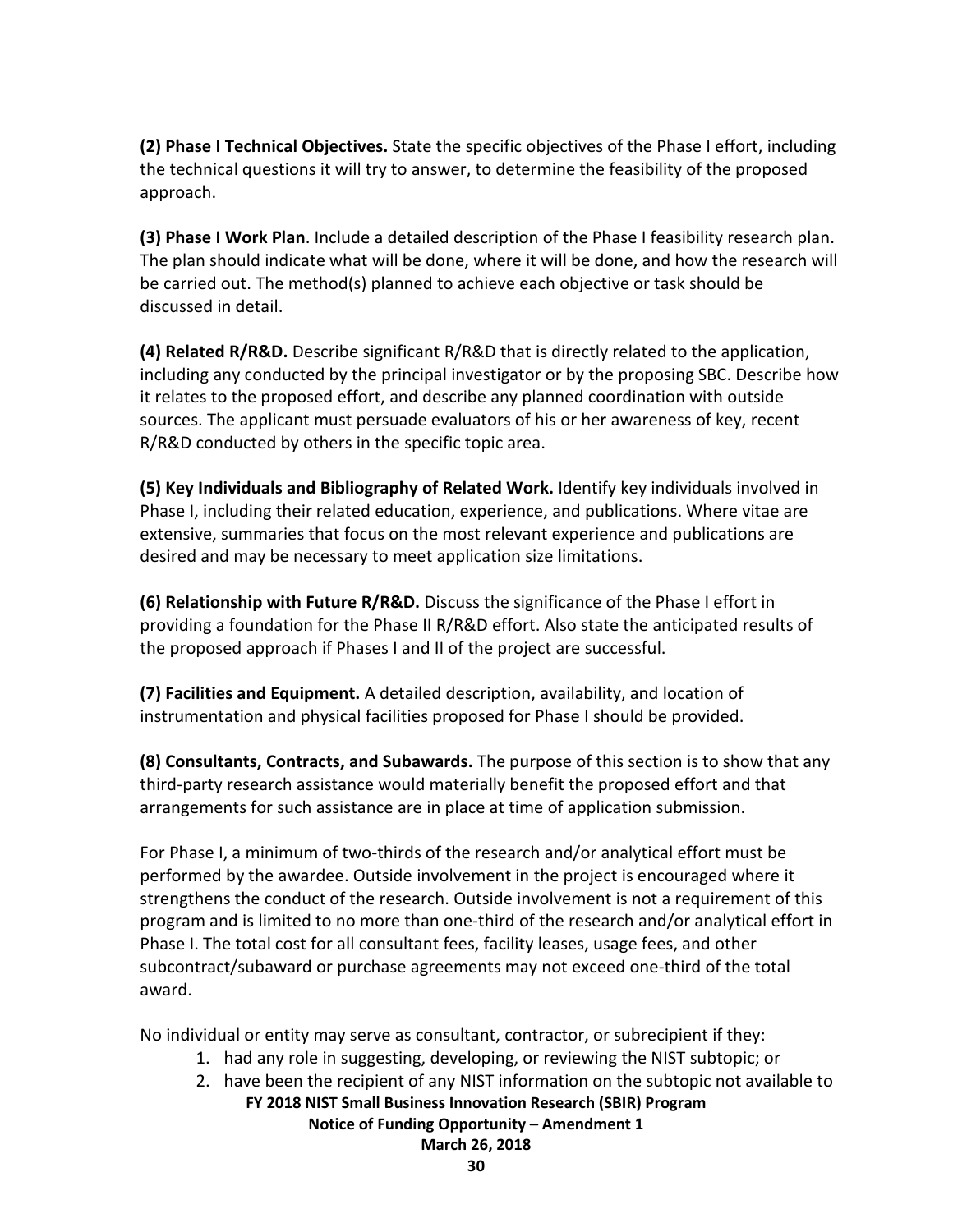**(2) Phase I Technical Objectives.** State the specific objectives of the Phase I effort, including the technical questions it will try to answer, to determine the feasibility of the proposed approach.

**(3) Phase I Work Plan**. Include a detailed description of the Phase I feasibility research plan. The plan should indicate what will be done, where it will be done, and how the research will be carried out. The method(s) planned to achieve each objective or task should be discussed in detail.

**(4) Related R/R&D.** Describe significant R/R&D that is directly related to the application, including any conducted by the principal investigator or by the proposing SBC. Describe how it relates to the proposed effort, and describe any planned coordination with outside sources. The applicant must persuade evaluators of his or her awareness of key, recent R/R&D conducted by others in the specific topic area.

**(5) Key Individuals and Bibliography of Related Work.** Identify key individuals involved in Phase I, including their related education, experience, and publications. Where vitae are extensive, summaries that focus on the most relevant experience and publications are desired and may be necessary to meet application size limitations.

**(6) Relationship with Future R/R&D.** Discuss the significance of the Phase I effort in providing a foundation for the Phase II R/R&D effort. Also state the anticipated results of the proposed approach if Phases I and II of the project are successful.

**(7) Facilities and Equipment.** A detailed description, availability, and location of instrumentation and physical facilities proposed for Phase I should be provided.

**(8) Consultants, Contracts, and Subawards.** The purpose of this section is to show that any third-party research assistance would materially benefit the proposed effort and that arrangements for such assistance are in place at time of application submission.

For Phase I, a minimum of two-thirds of the research and/or analytical effort must be performed by the awardee. Outside involvement in the project is encouraged where it strengthens the conduct of the research. Outside involvement is not a requirement of this program and is limited to no more than one-third of the research and/or analytical effort in Phase I. The total cost for all consultant fees, facility leases, usage fees, and other subcontract/subaward or purchase agreements may not exceed one-third of the total award.

No individual or entity may serve as consultant, contractor, or subrecipient if they:

1. had any role in suggesting, developing, or reviewing the NIST subtopic; or
2. have been the recipient of any NIST information on the subtopic not available to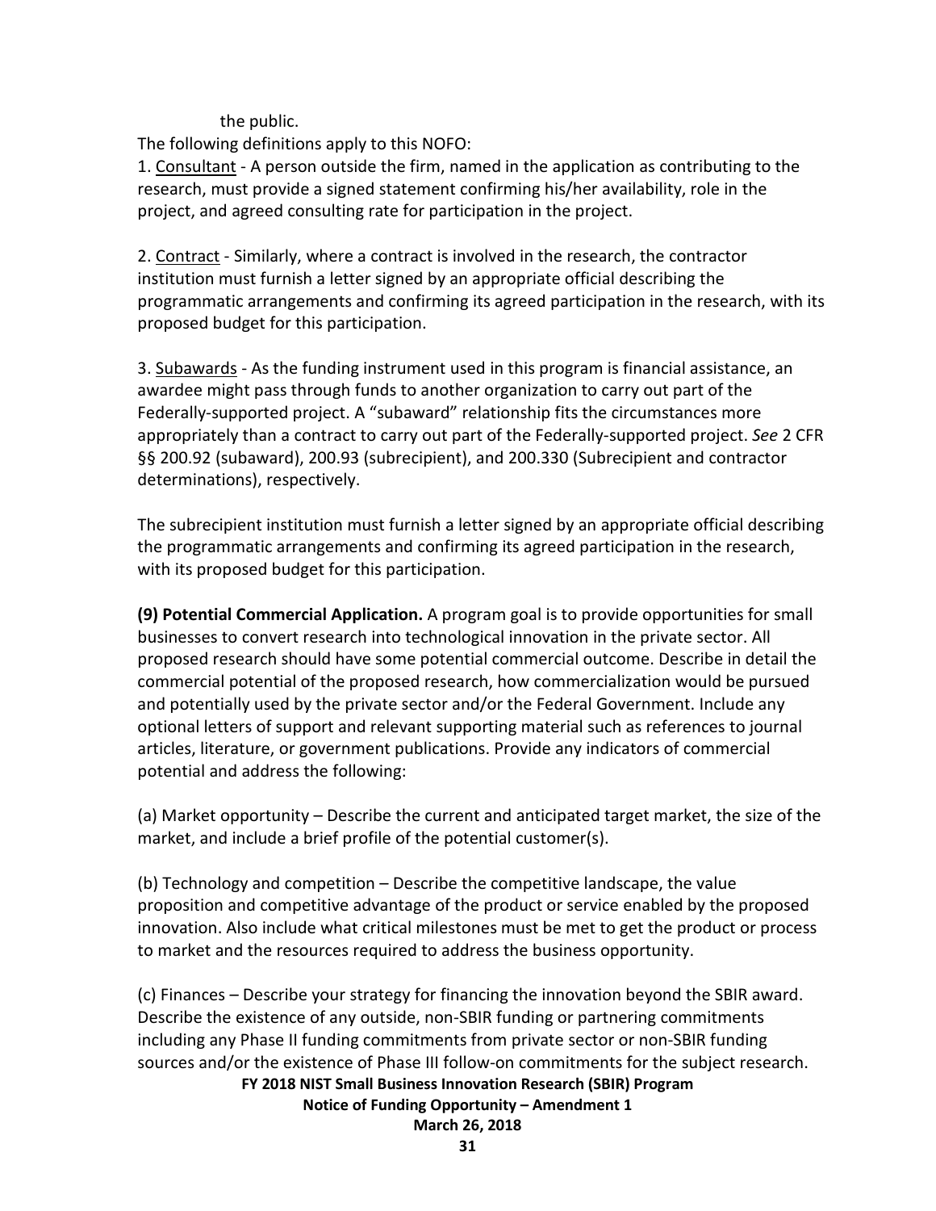the public.

The following definitions apply to this NOFO:

1. Consultant - A person outside the firm, named in the application as contributing to the research, must provide a signed statement confirming his/her availability, role in the project, and agreed consulting rate for participation in the project.

2. Contract - Similarly, where a contract is involved in the research, the contractor institution must furnish a letter signed by an appropriate official describing the programmatic arrangements and confirming its agreed participation in the research, with its proposed budget for this participation.

3. Subawards - As the funding instrument used in this program is financial assistance, an awardee might pass through funds to another organization to carry out part of the Federally-supported project. A "subaward" relationship fits the circumstances more appropriately than a contract to carry out part of the Federally-supported project. *See* 2 CFR §§ 200.92 (subaward), 200.93 (subrecipient), and 200.330 (Subrecipient and contractor determinations), respectively.

The subrecipient institution must furnish a letter signed by an appropriate official describing the programmatic arrangements and confirming its agreed participation in the research, with its proposed budget for this participation.

**(9) Potential Commercial Application.** A program goal is to provide opportunities for small businesses to convert research into technological innovation in the private sector. All proposed research should have some potential commercial outcome. Describe in detail the commercial potential of the proposed research, how commercialization would be pursued and potentially used by the private sector and/or the Federal Government. Include any optional letters of support and relevant supporting material such as references to journal articles, literature, or government publications. Provide any indicators of commercial potential and address the following:

(a) Market opportunity – Describe the current and anticipated target market, the size of the market, and include a brief profile of the potential customer(s).

(b) Technology and competition – Describe the competitive landscape, the value proposition and competitive advantage of the product or service enabled by the proposed innovation. Also include what critical milestones must be met to get the product or process to market and the resources required to address the business opportunity.

(c) Finances – Describe your strategy for financing the innovation beyond the SBIR award. Describe the existence of any outside, non-SBIR funding or partnering commitments including any Phase II funding commitments from private sector or non-SBIR funding sources and/or the existence of Phase III follow-on commitments for the subject research.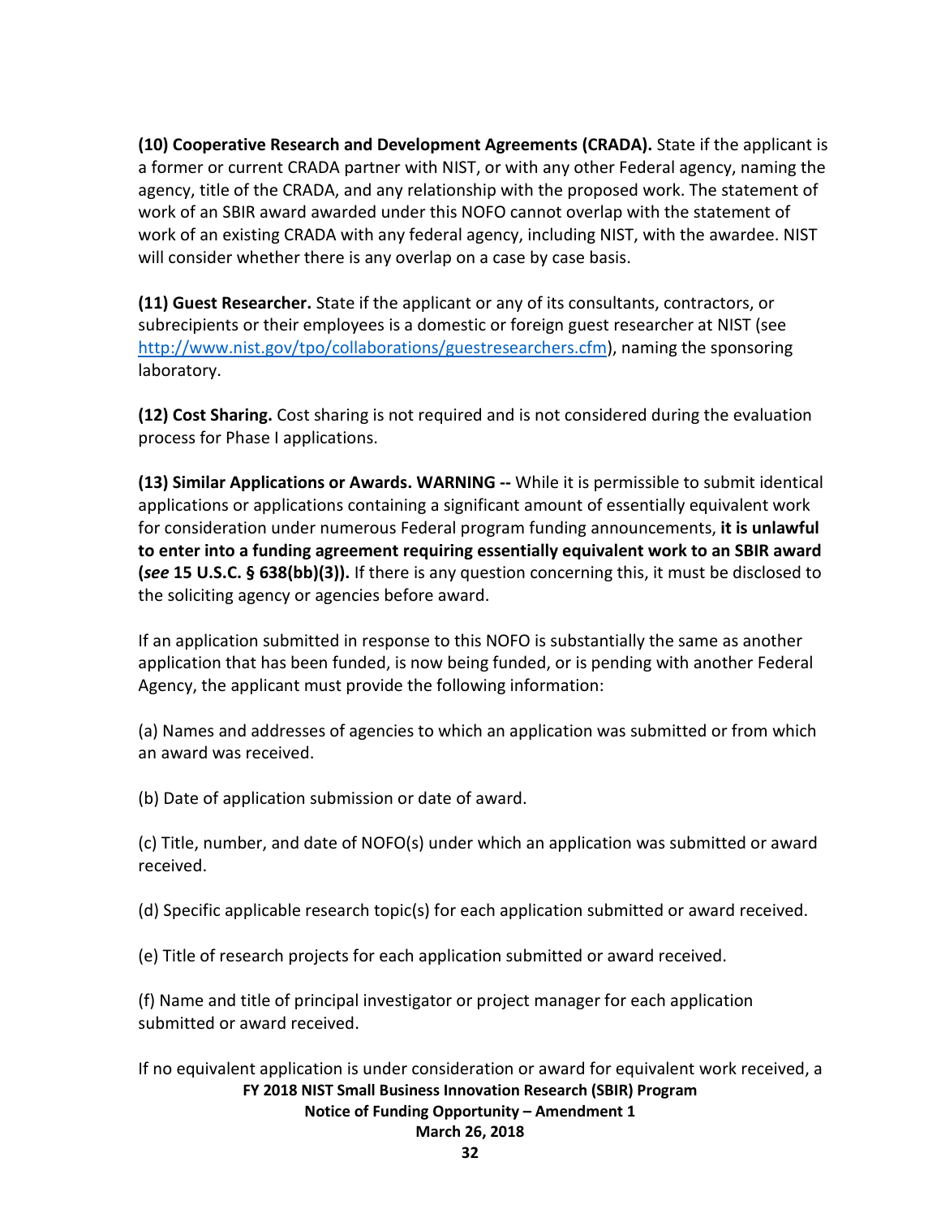**(10) Cooperative Research and Development Agreements (CRADA).** State if the applicant is a former or current CRADA partner with NIST, or with any other Federal agency, naming the agency, title of the CRADA, and any relationship with the proposed work. The statement of work of an SBIR award awarded under this NOFO cannot overlap with the statement of work of an existing CRADA with any federal agency, including NIST, with the awardee. NIST will consider whether there is any overlap on a case by case basis.

**(11) Guest Researcher.** State if the applicant or any of its consultants, contractors, or subrecipients or their employees is a domestic or foreign guest researcher at NIST (see http://www.nist.gov/tpo/collaborations/guestresearchers.cfm), naming the sponsoring laboratory.

**(12) Cost Sharing.** Cost sharing is not required and is not considered during the evaluation process for Phase I applications.

**(13) Similar Applications or Awards. WARNING --** While it is permissible to submit identical applications or applications containing a significant amount of essentially equivalent work for consideration under numerous Federal program funding announcements, **it is unlawful to enter into a funding agreement requiring essentially equivalent work to an SBIR award (*see* 15 U.S.C. § 638(bb)(3)).** If there is any question concerning this, it must be disclosed to the soliciting agency or agencies before award.

If an application submitted in response to this NOFO is substantially the same as another application that has been funded, is now being funded, or is pending with another Federal Agency, the applicant must provide the following information:

(a) Names and addresses of agencies to which an application was submitted or from which an award was received.

(b) Date of application submission or date of award.

(c) Title, number, and date of NOFO(s) under which an application was submitted or award received.

(d) Specific applicable research topic(s) for each application submitted or award received.

(e) Title of research projects for each application submitted or award received.

(f) Name and title of principal investigator or project manager for each application submitted or award received.

If no equivalent application is under consideration or award for equivalent work received, a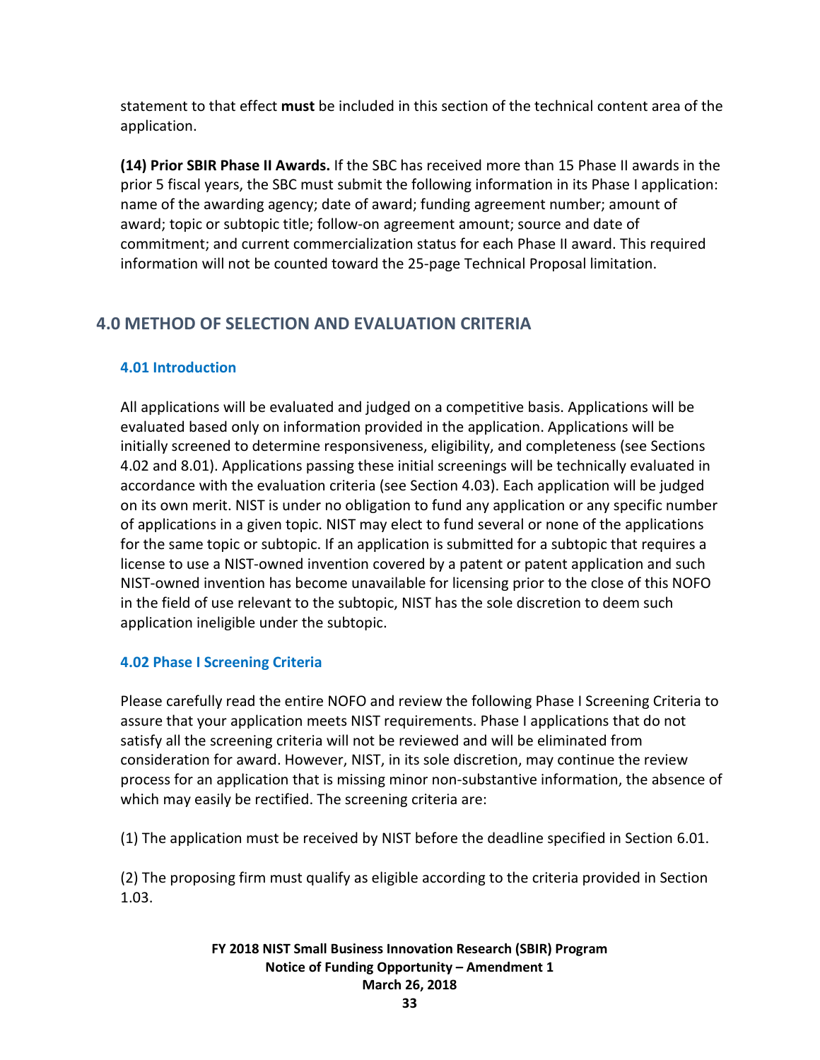statement to that effect **must** be included in this section of the technical content area of the application.

**(14) Prior SBIR Phase II Awards.** If the SBC has received more than 15 Phase II awards in the prior 5 fiscal years, the SBC must submit the following information in its Phase I application: name of the awarding agency; date of award; funding agreement number; amount of award; topic or subtopic title; follow-on agreement amount; source and date of commitment; and current commercialization status for each Phase II award. This required information will not be counted toward the 25-page Technical Proposal limitation.

## 4.0 METHOD OF SELECTION AND EVALUATION CRITERIA

### 4.01 Introduction

All applications will be evaluated and judged on a competitive basis. Applications will be evaluated based only on information provided in the application. Applications will be initially screened to determine responsiveness, eligibility, and completeness (see Sections 4.02 and 8.01). Applications passing these initial screenings will be technically evaluated in accordance with the evaluation criteria (see Section 4.03). Each application will be judged on its own merit. NIST is under no obligation to fund any application or any specific number of applications in a given topic. NIST may elect to fund several or none of the applications for the same topic or subtopic. If an application is submitted for a subtopic that requires a license to use a NIST-owned invention covered by a patent or patent application and such NIST-owned invention has become unavailable for licensing prior to the close of this NOFO in the field of use relevant to the subtopic, NIST has the sole discretion to deem such application ineligible under the subtopic.

### 4.02 Phase I Screening Criteria

Please carefully read the entire NOFO and review the following Phase I Screening Criteria to assure that your application meets NIST requirements. Phase I applications that do not satisfy all the screening criteria will not be reviewed and will be eliminated from consideration for award. However, NIST, in its sole discretion, may continue the review process for an application that is missing minor non-substantive information, the absence of which may easily be rectified. The screening criteria are:

(1) The application must be received by NIST before the deadline specified in Section 6.01.

(2) The proposing firm must qualify as eligible according to the criteria provided in Section 1.03.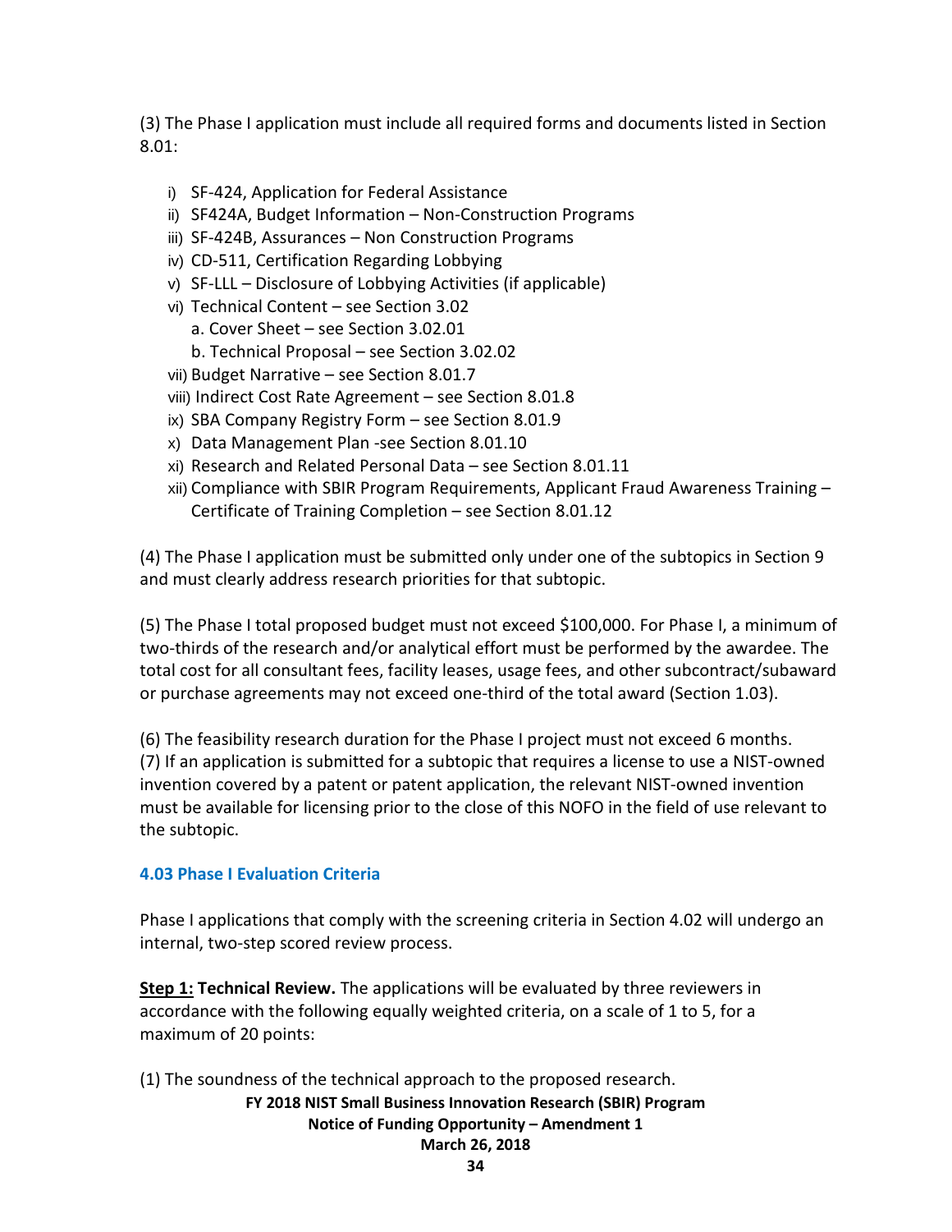(3) The Phase I application must include all required forms and documents listed in Section 8.01:

i) SF-424, Application for Federal Assistance
ii) SF424A, Budget Information – Non-Construction Programs
iii) SF-424B, Assurances – Non Construction Programs
iv) CD-511, Certification Regarding Lobbying
v) SF-LLL – Disclosure of Lobbying Activities (if applicable)
vi) Technical Content – see Section 3.02
   a. Cover Sheet – see Section 3.02.01
   b. Technical Proposal – see Section 3.02.02
vii) Budget Narrative – see Section 8.01.7
viii) Indirect Cost Rate Agreement – see Section 8.01.8
ix) SBA Company Registry Form – see Section 8.01.9
x) Data Management Plan -see Section 8.01.10
xi) Research and Related Personal Data – see Section 8.01.11
xii) Compliance with SBIR Program Requirements, Applicant Fraud Awareness Training – Certificate of Training Completion – see Section 8.01.12

(4) The Phase I application must be submitted only under one of the subtopics in Section 9 and must clearly address research priorities for that subtopic.

(5) The Phase I total proposed budget must not exceed $100,000. For Phase I, a minimum of two-thirds of the research and/or analytical effort must be performed by the awardee. The total cost for all consultant fees, facility leases, usage fees, and other subcontract/subaward or purchase agreements may not exceed one-third of the total award (Section 1.03).

(6) The feasibility research duration for the Phase I project must not exceed 6 months.
(7) If an application is submitted for a subtopic that requires a license to use a NIST-owned invention covered by a patent or patent application, the relevant NIST-owned invention must be available for licensing prior to the close of this NOFO in the field of use relevant to the subtopic.

### 4.03 Phase I Evaluation Criteria

Phase I applications that comply with the screening criteria in Section 4.02 will undergo an internal, two-step scored review process.

**Step 1: Technical Review.** The applications will be evaluated by three reviewers in accordance with the following equally weighted criteria, on a scale of 1 to 5, for a maximum of 20 points:

(1) The soundness of the technical approach to the proposed research.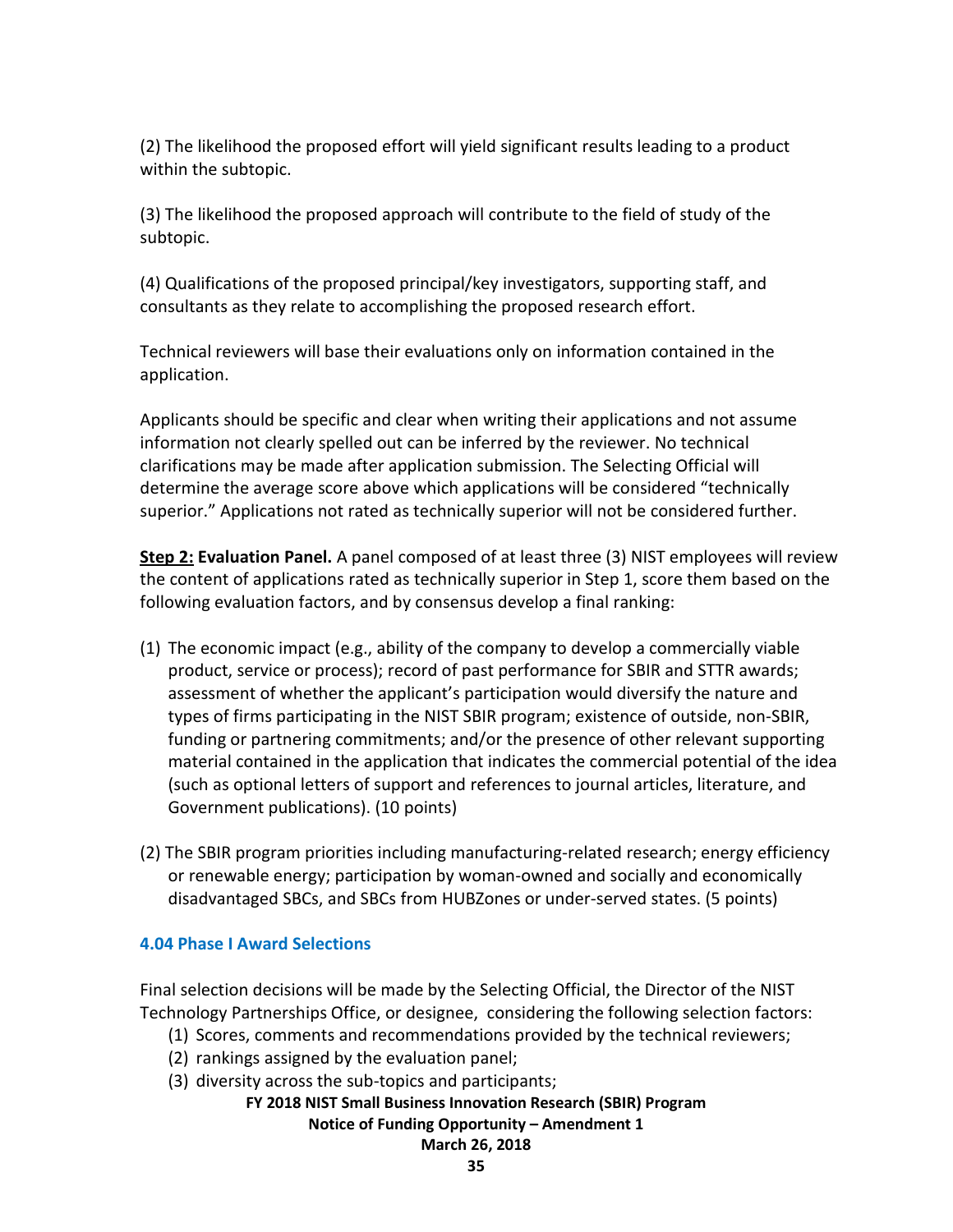(2) The likelihood the proposed effort will yield significant results leading to a product within the subtopic.

(3) The likelihood the proposed approach will contribute to the field of study of the subtopic.

(4) Qualifications of the proposed principal/key investigators, supporting staff, and consultants as they relate to accomplishing the proposed research effort.

Technical reviewers will base their evaluations only on information contained in the application.

Applicants should be specific and clear when writing their applications and not assume information not clearly spelled out can be inferred by the reviewer. No technical clarifications may be made after application submission. The Selecting Official will determine the average score above which applications will be considered "technically superior." Applications not rated as technically superior will not be considered further.

**Step 2: Evaluation Panel.** A panel composed of at least three (3) NIST employees will review the content of applications rated as technically superior in Step 1, score them based on the following evaluation factors, and by consensus develop a final ranking:

(1) The economic impact (e.g., ability of the company to develop a commercially viable product, service or process); record of past performance for SBIR and STTR awards; assessment of whether the applicant's participation would diversify the nature and types of firms participating in the NIST SBIR program; existence of outside, non-SBIR, funding or partnering commitments; and/or the presence of other relevant supporting material contained in the application that indicates the commercial potential of the idea (such as optional letters of support and references to journal articles, literature, and Government publications). (10 points)

(2) The SBIR program priorities including manufacturing-related research; energy efficiency or renewable energy; participation by woman-owned and socially and economically disadvantaged SBCs, and SBCs from HUBZones or under-served states. (5 points)

### 4.04 Phase I Award Selections

Final selection decisions will be made by the Selecting Official, the Director of the NIST Technology Partnerships Office, or designee, considering the following selection factors:

(1) Scores, comments and recommendations provided by the technical reviewers;
(2) rankings assigned by the evaluation panel;
(3) diversity across the sub-topics and participants;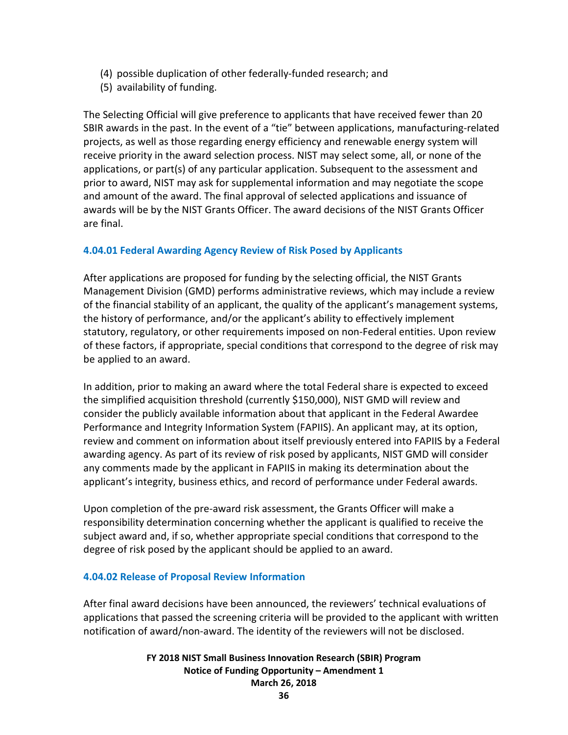(4) possible duplication of other federally-funded research; and
(5) availability of funding.

The Selecting Official will give preference to applicants that have received fewer than 20 SBIR awards in the past. In the event of a "tie" between applications, manufacturing-related projects, as well as those regarding energy efficiency and renewable energy system will receive priority in the award selection process. NIST may select some, all, or none of the applications, or part(s) of any particular application. Subsequent to the assessment and prior to award, NIST may ask for supplemental information and may negotiate the scope and amount of the award. The final approval of selected applications and issuance of awards will be by the NIST Grants Officer. The award decisions of the NIST Grants Officer are final.

#### 4.04.01 Federal Awarding Agency Review of Risk Posed by Applicants

After applications are proposed for funding by the selecting official, the NIST Grants Management Division (GMD) performs administrative reviews, which may include a review of the financial stability of an applicant, the quality of the applicant's management systems, the history of performance, and/or the applicant's ability to effectively implement statutory, regulatory, or other requirements imposed on non-Federal entities. Upon review of these factors, if appropriate, special conditions that correspond to the degree of risk may be applied to an award.

In addition, prior to making an award where the total Federal share is expected to exceed the simplified acquisition threshold (currently $150,000), NIST GMD will review and consider the publicly available information about that applicant in the Federal Awardee Performance and Integrity Information System (FAPIIS). An applicant may, at its option, review and comment on information about itself previously entered into FAPIIS by a Federal awarding agency. As part of its review of risk posed by applicants, NIST GMD will consider any comments made by the applicant in FAPIIS in making its determination about the applicant's integrity, business ethics, and record of performance under Federal awards.

Upon completion of the pre-award risk assessment, the Grants Officer will make a responsibility determination concerning whether the applicant is qualified to receive the subject award and, if so, whether appropriate special conditions that correspond to the degree of risk posed by the applicant should be applied to an award.

#### 4.04.02 Release of Proposal Review Information

After final award decisions have been announced, the reviewers' technical evaluations of applications that passed the screening criteria will be provided to the applicant with written notification of award/non-award. The identity of the reviewers will not be disclosed.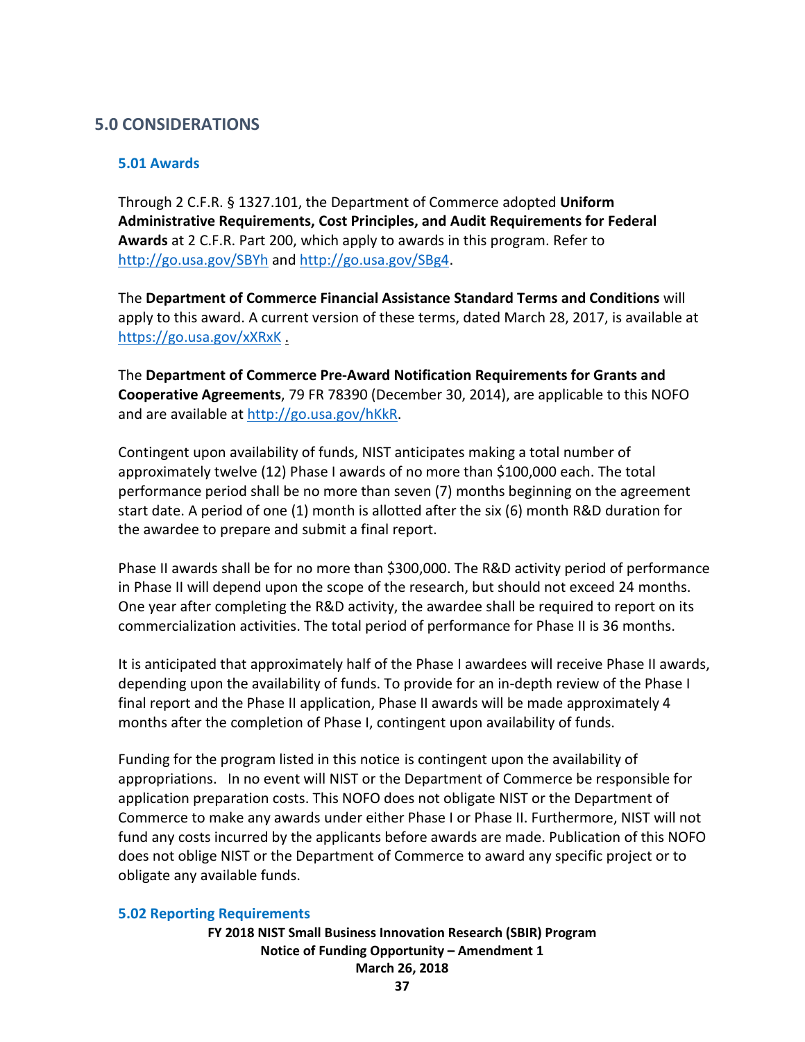## 5.0 CONSIDERATIONS

### 5.01 Awards

Through 2 C.F.R. § 1327.101, the Department of Commerce adopted **Uniform Administrative Requirements, Cost Principles, and Audit Requirements for Federal Awards** at 2 C.F.R. Part 200, which apply to awards in this program. Refer to http://go.usa.gov/SBYh and http://go.usa.gov/SBg4.

The **Department of Commerce Financial Assistance Standard Terms and Conditions** will apply to this award. A current version of these terms, dated March 28, 2017, is available at https://go.usa.gov/xXRxK .

The **Department of Commerce Pre-Award Notification Requirements for Grants and Cooperative Agreements**, 79 FR 78390 (December 30, 2014), are applicable to this NOFO and are available at http://go.usa.gov/hKkR.

Contingent upon availability of funds, NIST anticipates making a total number of approximately twelve (12) Phase I awards of no more than $100,000 each. The total performance period shall be no more than seven (7) months beginning on the agreement start date. A period of one (1) month is allotted after the six (6) month R&D duration for the awardee to prepare and submit a final report.

Phase II awards shall be for no more than $300,000. The R&D activity period of performance in Phase II will depend upon the scope of the research, but should not exceed 24 months. One year after completing the R&D activity, the awardee shall be required to report on its commercialization activities. The total period of performance for Phase II is 36 months.

It is anticipated that approximately half of the Phase I awardees will receive Phase II awards, depending upon the availability of funds. To provide for an in-depth review of the Phase I final report and the Phase II application, Phase II awards will be made approximately 4 months after the completion of Phase I, contingent upon availability of funds.

Funding for the program listed in this notice is contingent upon the availability of appropriations. In no event will NIST or the Department of Commerce be responsible for application preparation costs. This NOFO does not obligate NIST or the Department of Commerce to make any awards under either Phase I or Phase II. Furthermore, NIST will not fund any costs incurred by the applicants before awards are made. Publication of this NOFO does not oblige NIST or the Department of Commerce to award any specific project or to obligate any available funds.

### 5.02 Reporting Requirements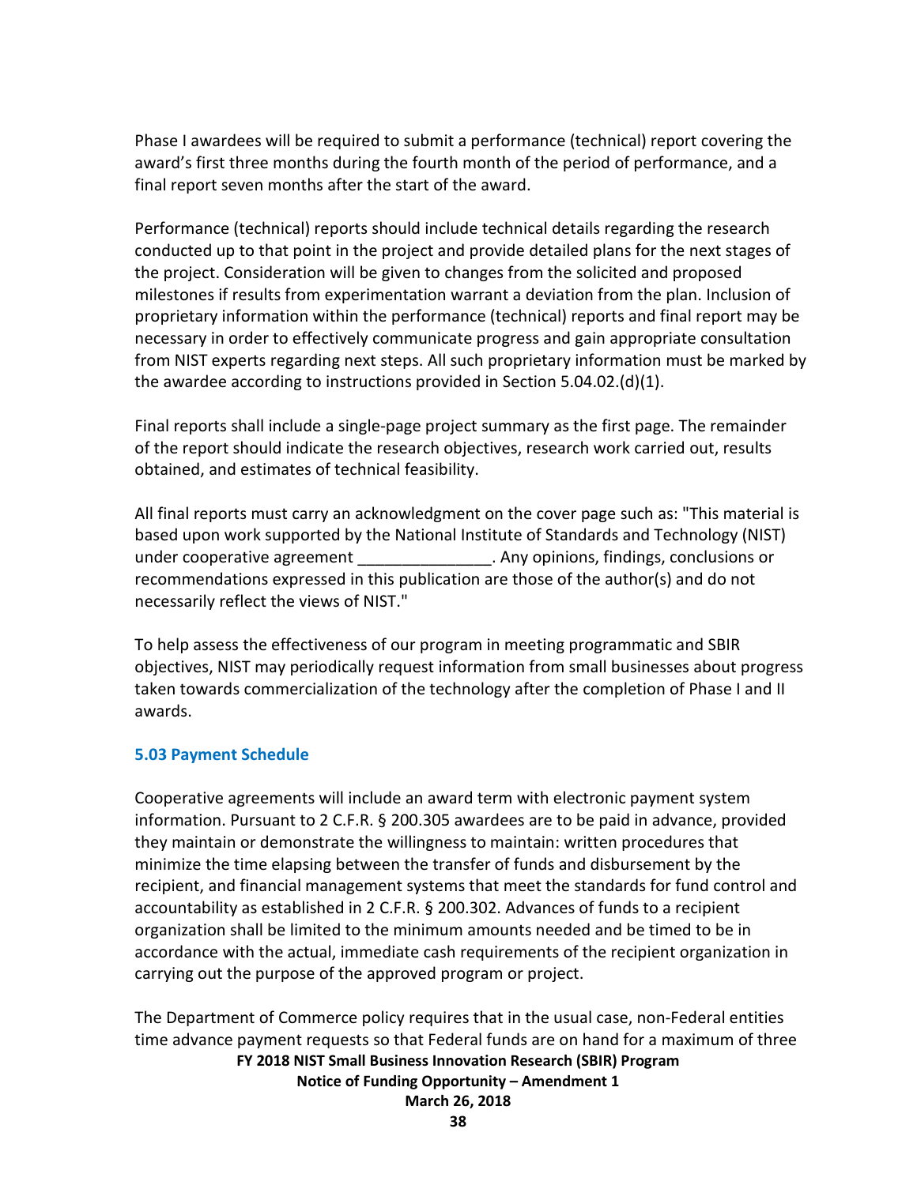Phase I awardees will be required to submit a performance (technical) report covering the award's first three months during the fourth month of the period of performance, and a final report seven months after the start of the award.

Performance (technical) reports should include technical details regarding the research conducted up to that point in the project and provide detailed plans for the next stages of the project. Consideration will be given to changes from the solicited and proposed milestones if results from experimentation warrant a deviation from the plan. Inclusion of proprietary information within the performance (technical) reports and final report may be necessary in order to effectively communicate progress and gain appropriate consultation from NIST experts regarding next steps. All such proprietary information must be marked by the awardee according to instructions provided in Section 5.04.02.(d)(1).

Final reports shall include a single-page project summary as the first page. The remainder of the report should indicate the research objectives, research work carried out, results obtained, and estimates of technical feasibility.

All final reports must carry an acknowledgment on the cover page such as: "This material is based upon work supported by the National Institute of Standards and Technology (NIST) under cooperative agreement _______________. Any opinions, findings, conclusions or recommendations expressed in this publication are those of the author(s) and do not necessarily reflect the views of NIST."

To help assess the effectiveness of our program in meeting programmatic and SBIR objectives, NIST may periodically request information from small businesses about progress taken towards commercialization of the technology after the completion of Phase I and II awards.

### 5.03 Payment Schedule

Cooperative agreements will include an award term with electronic payment system information. Pursuant to 2 C.F.R. § 200.305 awardees are to be paid in advance, provided they maintain or demonstrate the willingness to maintain: written procedures that minimize the time elapsing between the transfer of funds and disbursement by the recipient, and financial management systems that meet the standards for fund control and accountability as established in 2 C.F.R. § 200.302. Advances of funds to a recipient organization shall be limited to the minimum amounts needed and be timed to be in accordance with the actual, immediate cash requirements of the recipient organization in carrying out the purpose of the approved program or project.

The Department of Commerce policy requires that in the usual case, non-Federal entities time advance payment requests so that Federal funds are on hand for a maximum of three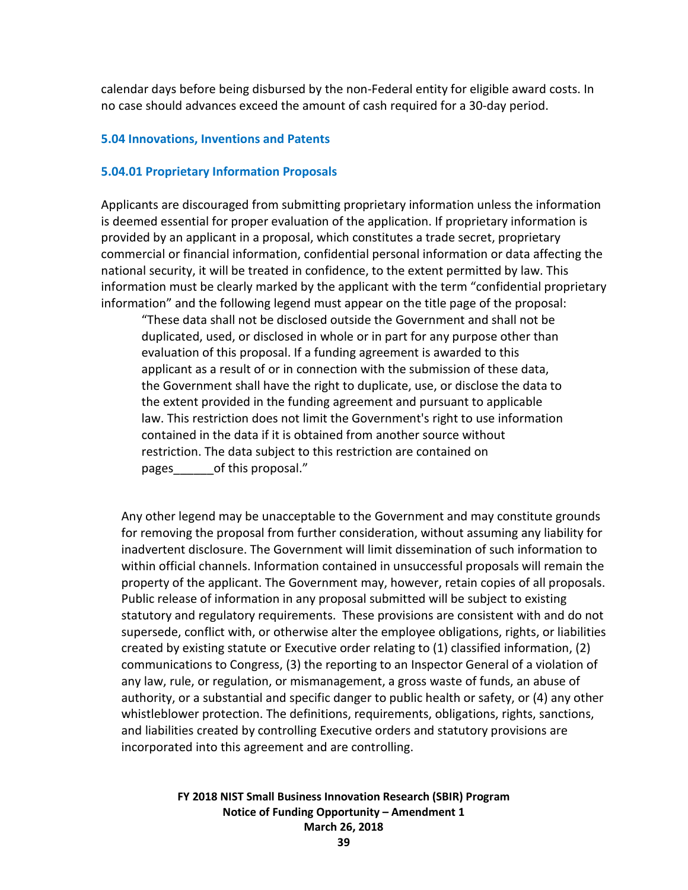calendar days before being disbursed by the non-Federal entity for eligible award costs. In no case should advances exceed the amount of cash required for a 30-day period.

### 5.04 Innovations, Inventions and Patents

#### 5.04.01 Proprietary Information Proposals

Applicants are discouraged from submitting proprietary information unless the information is deemed essential for proper evaluation of the application. If proprietary information is provided by an applicant in a proposal, which constitutes a trade secret, proprietary commercial or financial information, confidential personal information or data affecting the national security, it will be treated in confidence, to the extent permitted by law. This information must be clearly marked by the applicant with the term "confidential proprietary information" and the following legend must appear on the title page of the proposal:

> "These data shall not be disclosed outside the Government and shall not be duplicated, used, or disclosed in whole or in part for any purpose other than evaluation of this proposal. If a funding agreement is awarded to this applicant as a result of or in connection with the submission of these data, the Government shall have the right to duplicate, use, or disclose the data to the extent provided in the funding agreement and pursuant to applicable law. This restriction does not limit the Government's right to use information contained in the data if it is obtained from another source without restriction. The data subject to this restriction are contained on pages______of this proposal."

Any other legend may be unacceptable to the Government and may constitute grounds for removing the proposal from further consideration, without assuming any liability for inadvertent disclosure. The Government will limit dissemination of such information to within official channels. Information contained in unsuccessful proposals will remain the property of the applicant. The Government may, however, retain copies of all proposals. Public release of information in any proposal submitted will be subject to existing statutory and regulatory requirements. These provisions are consistent with and do not supersede, conflict with, or otherwise alter the employee obligations, rights, or liabilities created by existing statute or Executive order relating to (1) classified information, (2) communications to Congress, (3) the reporting to an Inspector General of a violation of any law, rule, or regulation, or mismanagement, a gross waste of funds, an abuse of authority, or a substantial and specific danger to public health or safety, or (4) any other whistleblower protection. The definitions, requirements, obligations, rights, sanctions, and liabilities created by controlling Executive orders and statutory provisions are incorporated into this agreement and are controlling.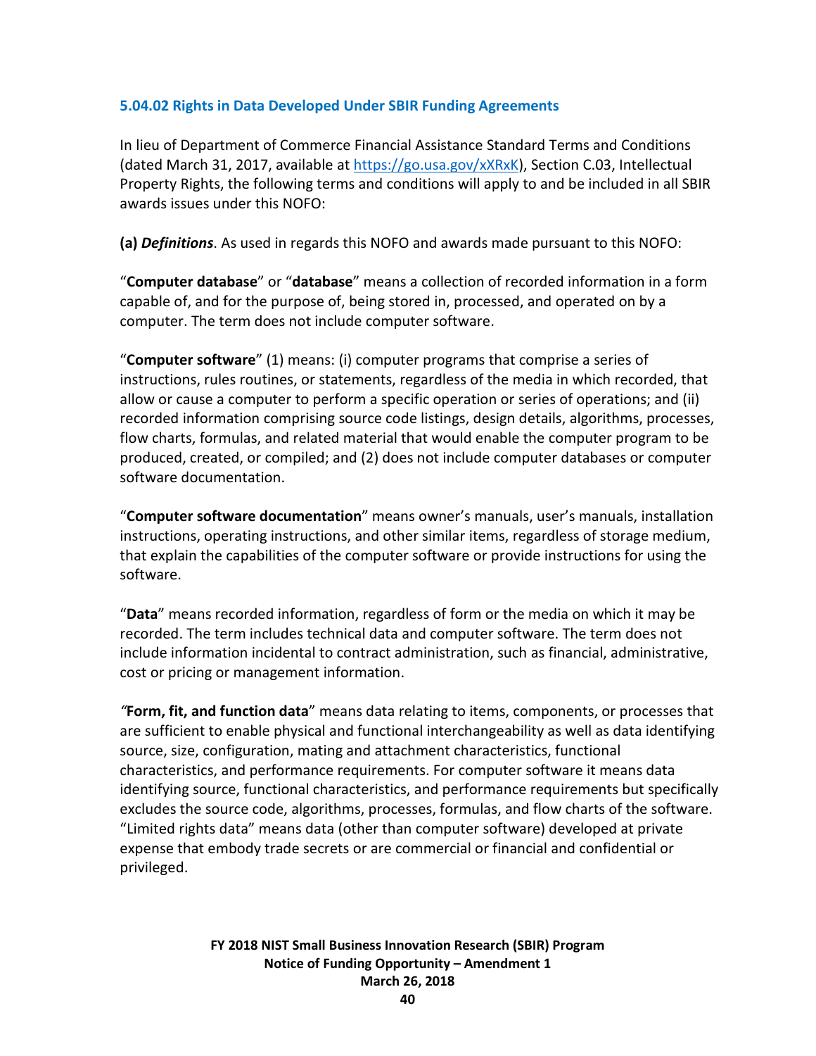### 5.04.02 Rights in Data Developed Under SBIR Funding Agreements

In lieu of Department of Commerce Financial Assistance Standard Terms and Conditions (dated March 31, 2017, available at https://go.usa.gov/xXRxK), Section C.03, Intellectual Property Rights, the following terms and conditions will apply to and be included in all SBIR awards issues under this NOFO:

**(a)** ***Definitions***. As used in regards this NOFO and awards made pursuant to this NOFO:

"**Computer database**" or "**database**" means a collection of recorded information in a form capable of, and for the purpose of, being stored in, processed, and operated on by a computer. The term does not include computer software.

"**Computer software**" (1) means: (i) computer programs that comprise a series of instructions, rules routines, or statements, regardless of the media in which recorded, that allow or cause a computer to perform a specific operation or series of operations; and (ii) recorded information comprising source code listings, design details, algorithms, processes, flow charts, formulas, and related material that would enable the computer program to be produced, created, or compiled; and (2) does not include computer databases or computer software documentation.

"**Computer software documentation**" means owner's manuals, user's manuals, installation instructions, operating instructions, and other similar items, regardless of storage medium, that explain the capabilities of the computer software or provide instructions for using the software.

"**Data**" means recorded information, regardless of form or the media on which it may be recorded. The term includes technical data and computer software. The term does not include information incidental to contract administration, such as financial, administrative, cost or pricing or management information.

*"***Form, fit, and function data**" means data relating to items, components, or processes that are sufficient to enable physical and functional interchangeability as well as data identifying source, size, configuration, mating and attachment characteristics, functional characteristics, and performance requirements. For computer software it means data identifying source, functional characteristics, and performance requirements but specifically excludes the source code, algorithms, processes, formulas, and flow charts of the software. "Limited rights data" means data (other than computer software) developed at private expense that embody trade secrets or are commercial or financial and confidential or privileged.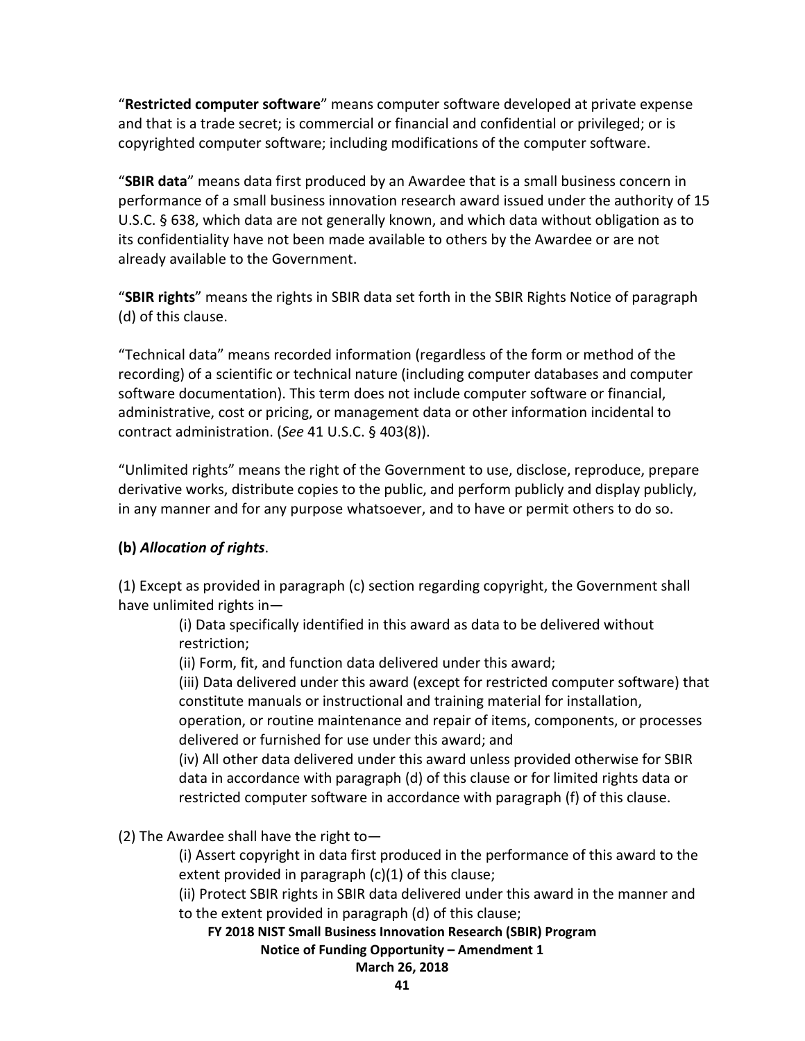"**Restricted computer software**" means computer software developed at private expense and that is a trade secret; is commercial or financial and confidential or privileged; or is copyrighted computer software; including modifications of the computer software.

"**SBIR data**" means data first produced by an Awardee that is a small business concern in performance of a small business innovation research award issued under the authority of 15 U.S.C. § 638, which data are not generally known, and which data without obligation as to its confidentiality have not been made available to others by the Awardee or are not already available to the Government.

"**SBIR rights**" means the rights in SBIR data set forth in the SBIR Rights Notice of paragraph (d) of this clause.

"Technical data" means recorded information (regardless of the form or method of the recording) of a scientific or technical nature (including computer databases and computer software documentation). This term does not include computer software or financial, administrative, cost or pricing, or management data or other information incidental to contract administration. (*See* 41 U.S.C. § 403(8)).

"Unlimited rights" means the right of the Government to use, disclose, reproduce, prepare derivative works, distribute copies to the public, and perform publicly and display publicly, in any manner and for any purpose whatsoever, and to have or permit others to do so.

**(b)** ***Allocation of rights***.

(1) Except as provided in paragraph (c) section regarding copyright, the Government shall have unlimited rights in—

> (i) Data specifically identified in this award as data to be delivered without restriction;
>
> (ii) Form, fit, and function data delivered under this award;
>
> (iii) Data delivered under this award (except for restricted computer software) that constitute manuals or instructional and training material for installation, operation, or routine maintenance and repair of items, components, or processes delivered or furnished for use under this award; and
>
> (iv) All other data delivered under this award unless provided otherwise for SBIR data in accordance with paragraph (d) of this clause or for limited rights data or restricted computer software in accordance with paragraph (f) of this clause.

(2) The Awardee shall have the right to—

> (i) Assert copyright in data first produced in the performance of this award to the extent provided in paragraph (c)(1) of this clause;
>
> (ii) Protect SBIR rights in SBIR data delivered under this award in the manner and to the extent provided in paragraph (d) of this clause;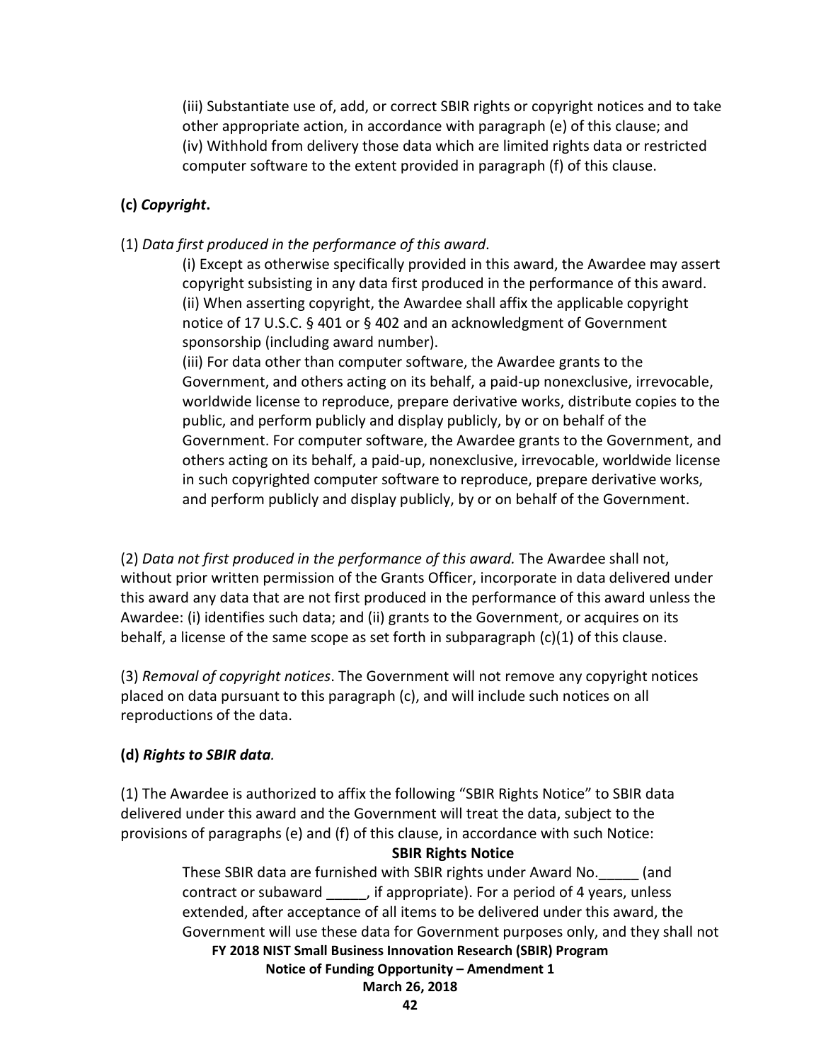(iii) Substantiate use of, add, or correct SBIR rights or copyright notices and to take other appropriate action, in accordance with paragraph (e) of this clause; and
(iv) Withhold from delivery those data which are limited rights data or restricted computer software to the extent provided in paragraph (f) of this clause.

**(c)** ***Copyright*.**

(1) *Data first produced in the performance of this award*.

(i) Except as otherwise specifically provided in this award, the Awardee may assert copyright subsisting in any data first produced in the performance of this award.
(ii) When asserting copyright, the Awardee shall affix the applicable copyright notice of 17 U.S.C. § 401 or § 402 and an acknowledgment of Government sponsorship (including award number).
(iii) For data other than computer software, the Awardee grants to the Government, and others acting on its behalf, a paid-up nonexclusive, irrevocable, worldwide license to reproduce, prepare derivative works, distribute copies to the public, and perform publicly and display publicly, by or on behalf of the Government. For computer software, the Awardee grants to the Government, and others acting on its behalf, a paid-up, nonexclusive, irrevocable, worldwide license in such copyrighted computer software to reproduce, prepare derivative works, and perform publicly and display publicly, by or on behalf of the Government.

(2) *Data not first produced in the performance of this award.* The Awardee shall not, without prior written permission of the Grants Officer, incorporate in data delivered under this award any data that are not first produced in the performance of this award unless the Awardee: (i) identifies such data; and (ii) grants to the Government, or acquires on its behalf, a license of the same scope as set forth in subparagraph (c)(1) of this clause.

(3) *Removal of copyright notices*. The Government will not remove any copyright notices placed on data pursuant to this paragraph (c), and will include such notices on all reproductions of the data.

**(d)** ***Rights to SBIR data.***

(1) The Awardee is authorized to affix the following "SBIR Rights Notice" to SBIR data delivered under this award and the Government will treat the data, subject to the provisions of paragraphs (e) and (f) of this clause, in accordance with such Notice:

**SBIR Rights Notice**

These SBIR data are furnished with SBIR rights under Award No.\_\_\_\_\_ (and contract or subaward \_\_\_\_\_, if appropriate). For a period of 4 years, unless extended, after acceptance of all items to be delivered under this award, the Government will use these data for Government purposes only, and they shall not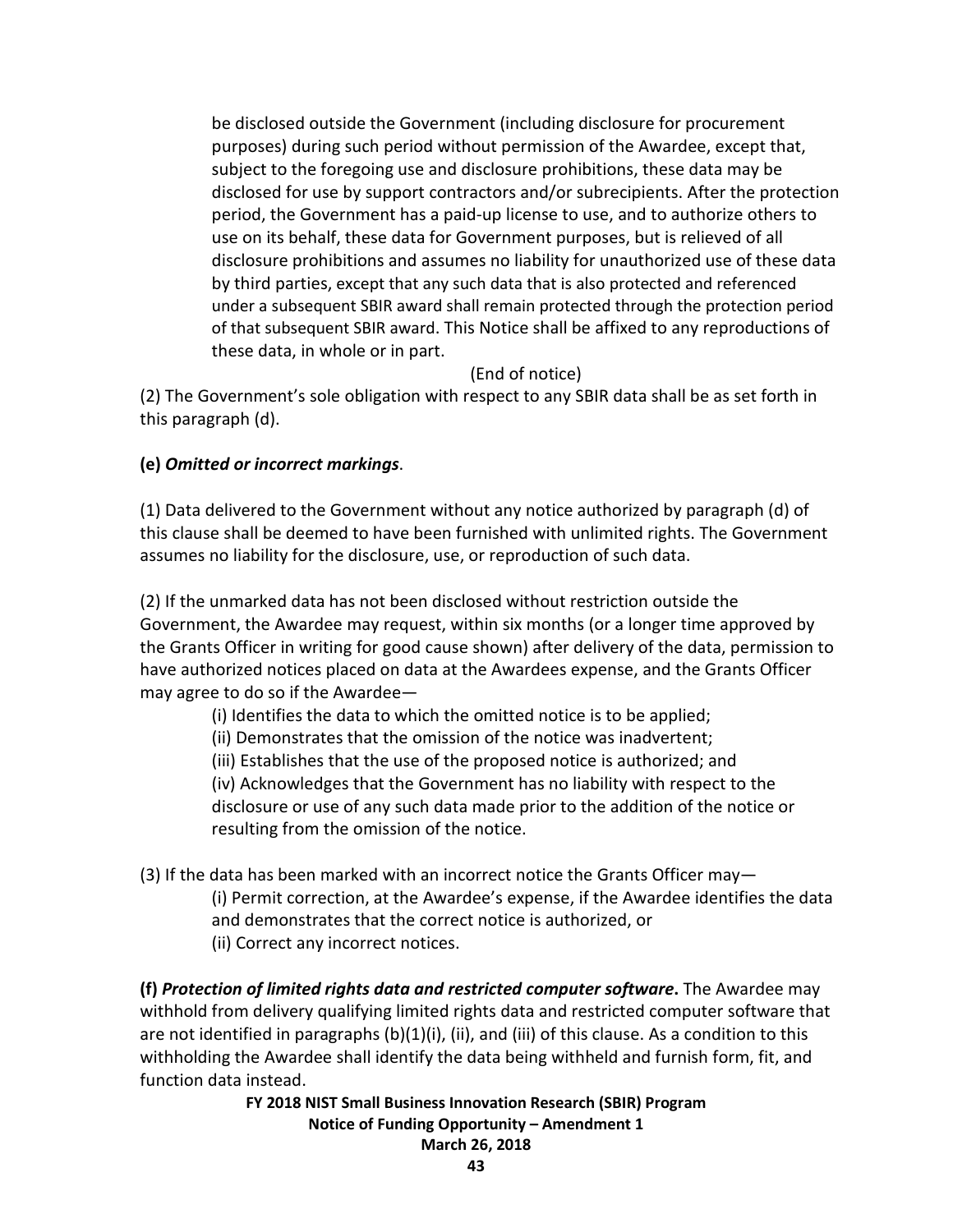be disclosed outside the Government (including disclosure for procurement purposes) during such period without permission of the Awardee, except that, subject to the foregoing use and disclosure prohibitions, these data may be disclosed for use by support contractors and/or subrecipients. After the protection period, the Government has a paid-up license to use, and to authorize others to use on its behalf, these data for Government purposes, but is relieved of all disclosure prohibitions and assumes no liability for unauthorized use of these data by third parties, except that any such data that is also protected and referenced under a subsequent SBIR award shall remain protected through the protection period of that subsequent SBIR award. This Notice shall be affixed to any reproductions of these data, in whole or in part.

(End of notice)

(2) The Government's sole obligation with respect to any SBIR data shall be as set forth in this paragraph (d).

**(e)** ***Omitted or incorrect markings***.

(1) Data delivered to the Government without any notice authorized by paragraph (d) of this clause shall be deemed to have been furnished with unlimited rights. The Government assumes no liability for the disclosure, use, or reproduction of such data.

(2) If the unmarked data has not been disclosed without restriction outside the Government, the Awardee may request, within six months (or a longer time approved by the Grants Officer in writing for good cause shown) after delivery of the data, permission to have authorized notices placed on data at the Awardees expense, and the Grants Officer may agree to do so if the Awardee—

(i) Identifies the data to which the omitted notice is to be applied;

(ii) Demonstrates that the omission of the notice was inadvertent;

(iii) Establishes that the use of the proposed notice is authorized; and

(iv) Acknowledges that the Government has no liability with respect to the disclosure or use of any such data made prior to the addition of the notice or resulting from the omission of the notice.

(3) If the data has been marked with an incorrect notice the Grants Officer may—

(i) Permit correction, at the Awardee's expense, if the Awardee identifies the data and demonstrates that the correct notice is authorized, or

(ii) Correct any incorrect notices.

**(f)** ***Protection of limited rights data and restricted computer software*****.** The Awardee may withhold from delivery qualifying limited rights data and restricted computer software that are not identified in paragraphs (b)(1)(i), (ii), and (iii) of this clause. As a condition to this withholding the Awardee shall identify the data being withheld and furnish form, fit, and function data instead.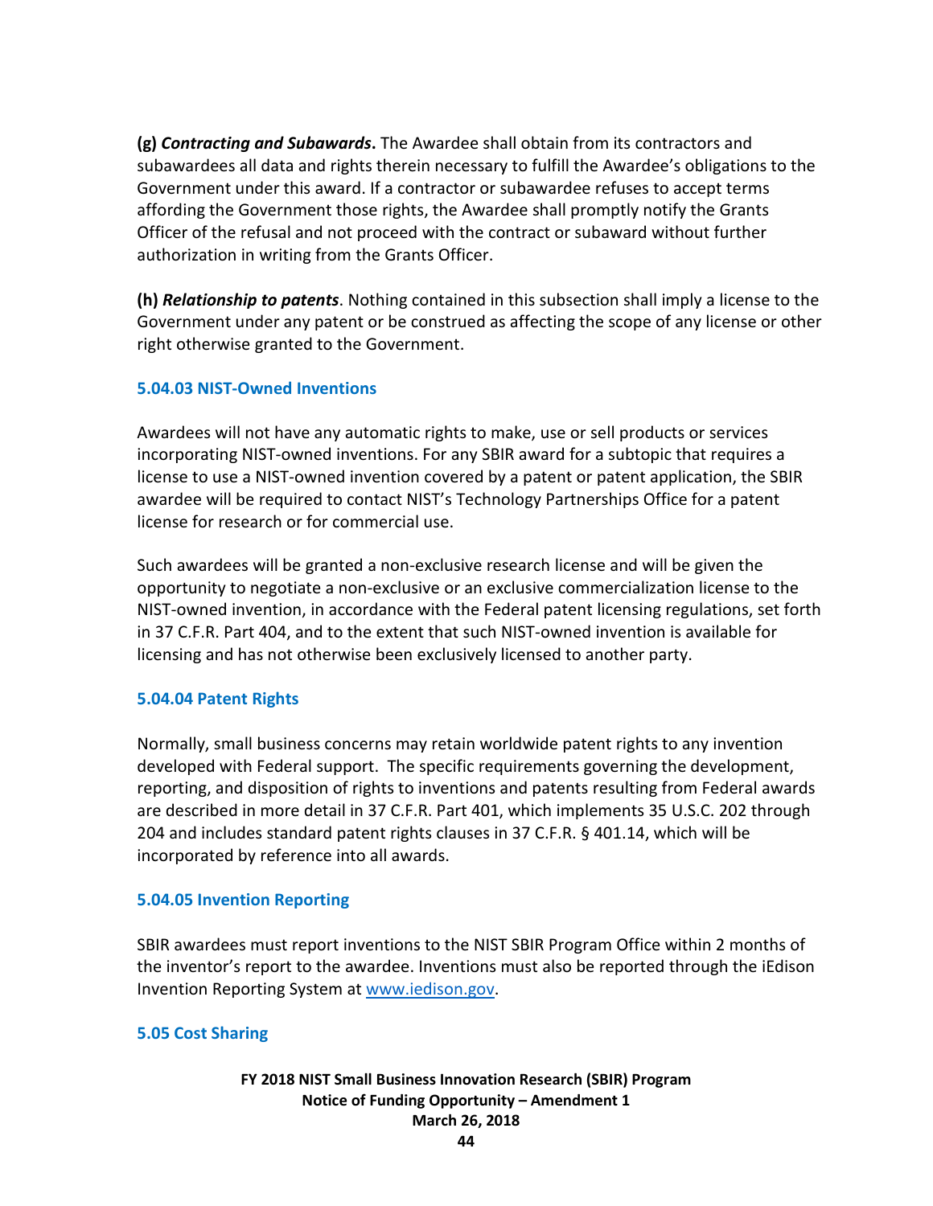**(g)** ***Contracting and Subawards*.** The Awardee shall obtain from its contractors and subawardees all data and rights therein necessary to fulfill the Awardee's obligations to the Government under this award. If a contractor or subawardee refuses to accept terms affording the Government those rights, the Awardee shall promptly notify the Grants Officer of the refusal and not proceed with the contract or subaward without further authorization in writing from the Grants Officer.

**(h)** ***Relationship to patents***. Nothing contained in this subsection shall imply a license to the Government under any patent or be construed as affecting the scope of any license or other right otherwise granted to the Government.

### 5.04.03 NIST-Owned Inventions

Awardees will not have any automatic rights to make, use or sell products or services incorporating NIST-owned inventions. For any SBIR award for a subtopic that requires a license to use a NIST-owned invention covered by a patent or patent application, the SBIR awardee will be required to contact NIST's Technology Partnerships Office for a patent license for research or for commercial use.

Such awardees will be granted a non-exclusive research license and will be given the opportunity to negotiate a non-exclusive or an exclusive commercialization license to the NIST-owned invention, in accordance with the Federal patent licensing regulations, set forth in 37 C.F.R. Part 404, and to the extent that such NIST-owned invention is available for licensing and has not otherwise been exclusively licensed to another party.

### 5.04.04 Patent Rights

Normally, small business concerns may retain worldwide patent rights to any invention developed with Federal support. The specific requirements governing the development, reporting, and disposition of rights to inventions and patents resulting from Federal awards are described in more detail in 37 C.F.R. Part 401, which implements 35 U.S.C. 202 through 204 and includes standard patent rights clauses in 37 C.F.R. § 401.14, which will be incorporated by reference into all awards.

### 5.04.05 Invention Reporting

SBIR awardees must report inventions to the NIST SBIR Program Office within 2 months of the inventor's report to the awardee. Inventions must also be reported through the iEdison Invention Reporting System at [www.iedison.gov](www.iedison.gov).

## 5.05 Cost Sharing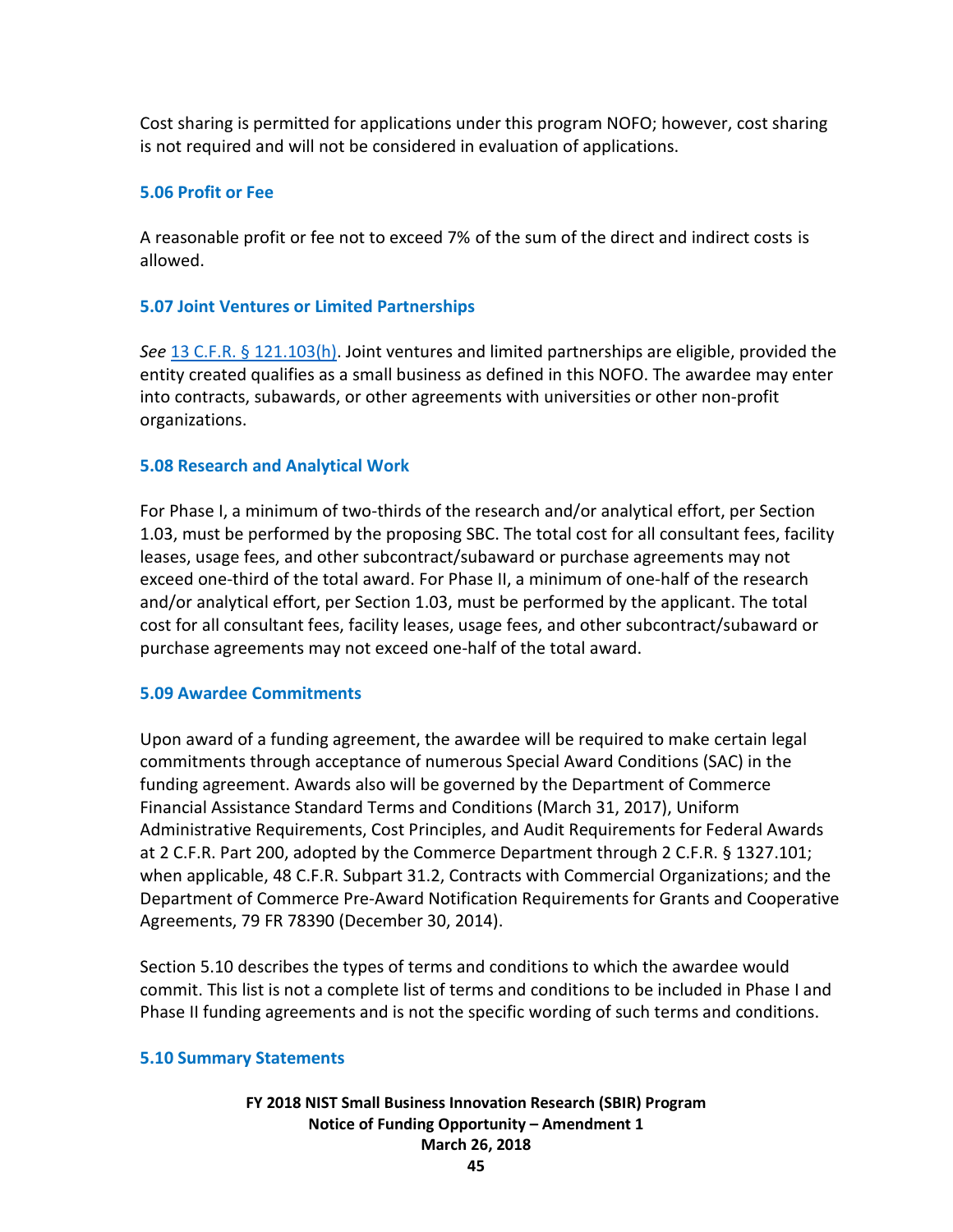Cost sharing is permitted for applications under this program NOFO; however, cost sharing is not required and will not be considered in evaluation of applications.

### 5.06 Profit or Fee

A reasonable profit or fee not to exceed 7% of the sum of the direct and indirect costs is allowed.

### 5.07 Joint Ventures or Limited Partnerships

*See* 13 C.F.R. § 121.103(h). Joint ventures and limited partnerships are eligible, provided the entity created qualifies as a small business as defined in this NOFO. The awardee may enter into contracts, subawards, or other agreements with universities or other non-profit organizations.

### 5.08 Research and Analytical Work

For Phase I, a minimum of two-thirds of the research and/or analytical effort, per Section 1.03, must be performed by the proposing SBC. The total cost for all consultant fees, facility leases, usage fees, and other subcontract/subaward or purchase agreements may not exceed one-third of the total award. For Phase II, a minimum of one-half of the research and/or analytical effort, per Section 1.03, must be performed by the applicant. The total cost for all consultant fees, facility leases, usage fees, and other subcontract/subaward or purchase agreements may not exceed one-half of the total award.

### 5.09 Awardee Commitments

Upon award of a funding agreement, the awardee will be required to make certain legal commitments through acceptance of numerous Special Award Conditions (SAC) in the funding agreement. Awards also will be governed by the Department of Commerce Financial Assistance Standard Terms and Conditions (March 31, 2017), Uniform Administrative Requirements, Cost Principles, and Audit Requirements for Federal Awards at 2 C.F.R. Part 200, adopted by the Commerce Department through 2 C.F.R. § 1327.101; when applicable, 48 C.F.R. Subpart 31.2, Contracts with Commercial Organizations; and the Department of Commerce Pre-Award Notification Requirements for Grants and Cooperative Agreements, 79 FR 78390 (December 30, 2014).

Section 5.10 describes the types of terms and conditions to which the awardee would commit. This list is not a complete list of terms and conditions to be included in Phase I and Phase II funding agreements and is not the specific wording of such terms and conditions.

### 5.10 Summary Statements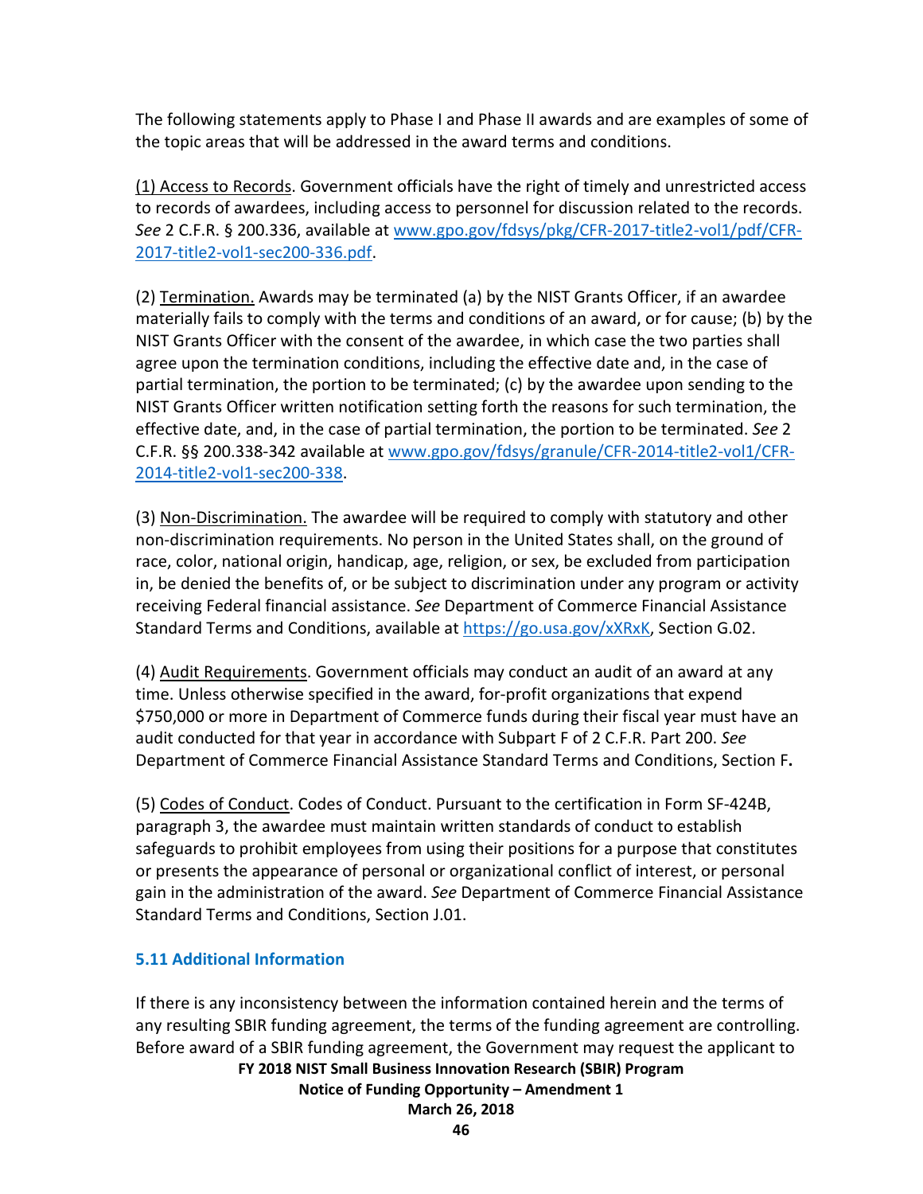The following statements apply to Phase I and Phase II awards and are examples of some of the topic areas that will be addressed in the award terms and conditions.

(1) Access to Records. Government officials have the right of timely and unrestricted access to records of awardees, including access to personnel for discussion related to the records. *See* 2 C.F.R. § 200.336, available at www.gpo.gov/fdsys/pkg/CFR-2017-title2-vol1/pdf/CFR-2017-title2-vol1-sec200-336.pdf.

(2) Termination. Awards may be terminated (a) by the NIST Grants Officer, if an awardee materially fails to comply with the terms and conditions of an award, or for cause; (b) by the NIST Grants Officer with the consent of the awardee, in which case the two parties shall agree upon the termination conditions, including the effective date and, in the case of partial termination, the portion to be terminated; (c) by the awardee upon sending to the NIST Grants Officer written notification setting forth the reasons for such termination, the effective date, and, in the case of partial termination, the portion to be terminated. *See* 2 C.F.R. §§ 200.338-342 available at www.gpo.gov/fdsys/granule/CFR-2014-title2-vol1/CFR-2014-title2-vol1-sec200-338.

(3) Non-Discrimination. The awardee will be required to comply with statutory and other non-discrimination requirements. No person in the United States shall, on the ground of race, color, national origin, handicap, age, religion, or sex, be excluded from participation in, be denied the benefits of, or be subject to discrimination under any program or activity receiving Federal financial assistance. *See* Department of Commerce Financial Assistance Standard Terms and Conditions, available at https://go.usa.gov/xXRxK, Section G.02.

(4) Audit Requirements. Government officials may conduct an audit of an award at any time. Unless otherwise specified in the award, for-profit organizations that expend $750,000 or more in Department of Commerce funds during their fiscal year must have an audit conducted for that year in accordance with Subpart F of 2 C.F.R. Part 200. *See* Department of Commerce Financial Assistance Standard Terms and Conditions, Section F**.**

(5) Codes of Conduct. Codes of Conduct. Pursuant to the certification in Form SF-424B, paragraph 3, the awardee must maintain written standards of conduct to establish safeguards to prohibit employees from using their positions for a purpose that constitutes or presents the appearance of personal or organizational conflict of interest, or personal gain in the administration of the award. *See* Department of Commerce Financial Assistance Standard Terms and Conditions, Section J.01.

### 5.11 Additional Information

If there is any inconsistency between the information contained herein and the terms of any resulting SBIR funding agreement, the terms of the funding agreement are controlling. Before award of a SBIR funding agreement, the Government may request the applicant to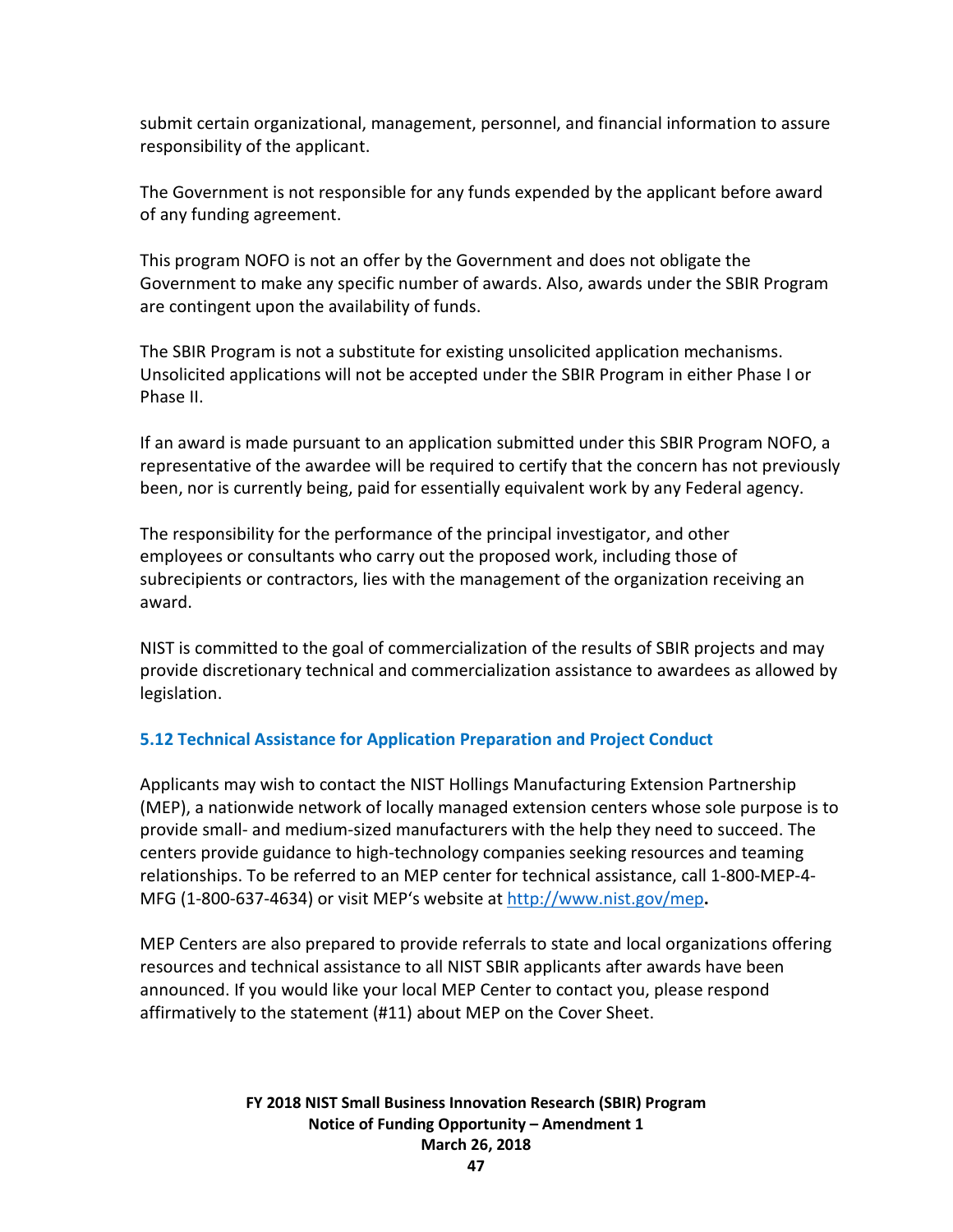submit certain organizational, management, personnel, and financial information to assure responsibility of the applicant.

The Government is not responsible for any funds expended by the applicant before award of any funding agreement.

This program NOFO is not an offer by the Government and does not obligate the Government to make any specific number of awards. Also, awards under the SBIR Program are contingent upon the availability of funds.

The SBIR Program is not a substitute for existing unsolicited application mechanisms. Unsolicited applications will not be accepted under the SBIR Program in either Phase I or Phase II.

If an award is made pursuant to an application submitted under this SBIR Program NOFO, a representative of the awardee will be required to certify that the concern has not previously been, nor is currently being, paid for essentially equivalent work by any Federal agency.

The responsibility for the performance of the principal investigator, and other employees or consultants who carry out the proposed work, including those of subrecipients or contractors, lies with the management of the organization receiving an award.

NIST is committed to the goal of commercialization of the results of SBIR projects and may provide discretionary technical and commercialization assistance to awardees as allowed by legislation.

### 5.12 Technical Assistance for Application Preparation and Project Conduct

Applicants may wish to contact the NIST Hollings Manufacturing Extension Partnership (MEP), a nationwide network of locally managed extension centers whose sole purpose is to provide small- and medium-sized manufacturers with the help they need to succeed. The centers provide guidance to high-technology companies seeking resources and teaming relationships. To be referred to an MEP center for technical assistance, call 1-800-MEP-4-MFG (1-800-637-4634) or visit MEP's website at [http://www.nist.gov/mep](http://www.nist.gov/mep).

MEP Centers are also prepared to provide referrals to state and local organizations offering resources and technical assistance to all NIST SBIR applicants after awards have been announced. If you would like your local MEP Center to contact you, please respond affirmatively to the statement (#11) about MEP on the Cover Sheet.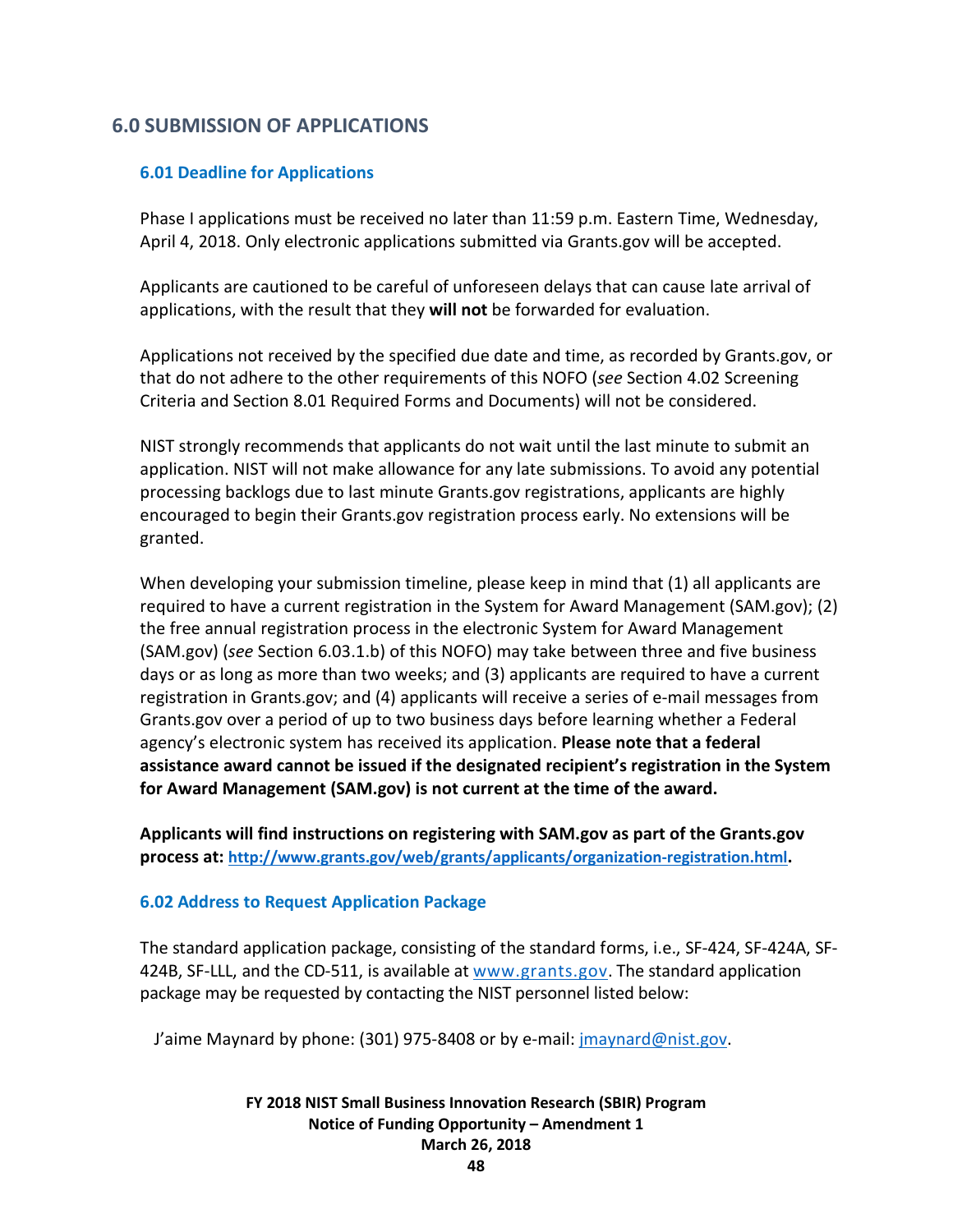## 6.0 SUBMISSION OF APPLICATIONS

### 6.01 Deadline for Applications

Phase I applications must be received no later than 11:59 p.m. Eastern Time, Wednesday, April 4, 2018. Only electronic applications submitted via Grants.gov will be accepted.

Applicants are cautioned to be careful of unforeseen delays that can cause late arrival of applications, with the result that they **will not** be forwarded for evaluation.

Applications not received by the specified due date and time, as recorded by Grants.gov, or that do not adhere to the other requirements of this NOFO (*see* Section 4.02 Screening Criteria and Section 8.01 Required Forms and Documents) will not be considered.

NIST strongly recommends that applicants do not wait until the last minute to submit an application. NIST will not make allowance for any late submissions. To avoid any potential processing backlogs due to last minute Grants.gov registrations, applicants are highly encouraged to begin their Grants.gov registration process early. No extensions will be granted.

When developing your submission timeline, please keep in mind that (1) all applicants are required to have a current registration in the System for Award Management (SAM.gov); (2) the free annual registration process in the electronic System for Award Management (SAM.gov) (*see* Section 6.03.1.b) of this NOFO) may take between three and five business days or as long as more than two weeks; and (3) applicants are required to have a current registration in Grants.gov; and (4) applicants will receive a series of e-mail messages from Grants.gov over a period of up to two business days before learning whether a Federal agency's electronic system has received its application. **Please note that a federal assistance award cannot be issued if the designated recipient's registration in the System for Award Management (SAM.gov) is not current at the time of the award.**

**Applicants will find instructions on registering with SAM.gov as part of the Grants.gov process at: http://www.grants.gov/web/grants/applicants/organization-registration.html.**

### 6.02 Address to Request Application Package

The standard application package, consisting of the standard forms, i.e., SF-424, SF-424A, SF-424B, SF-LLL, and the CD-511, is available at www.grants.gov. The standard application package may be requested by contacting the NIST personnel listed below:

J'aime Maynard by phone: (301) 975-8408 or by e-mail: jmaynard@nist.gov.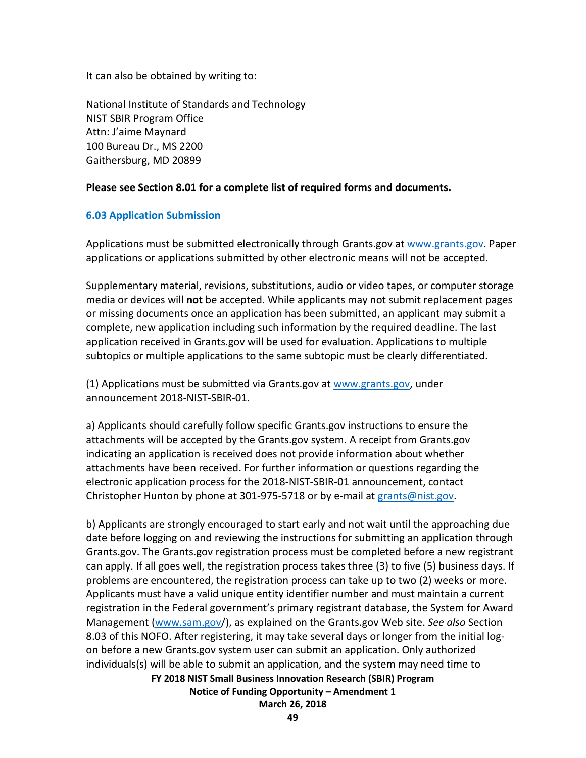It can also be obtained by writing to:

National Institute of Standards and Technology
NIST SBIR Program Office
Attn: J'aime Maynard
100 Bureau Dr., MS 2200
Gaithersburg, MD 20899

**Please see Section 8.01 for a complete list of required forms and documents.**

### 6.03 Application Submission

Applications must be submitted electronically through Grants.gov at www.grants.gov. Paper applications or applications submitted by other electronic means will not be accepted.

Supplementary material, revisions, substitutions, audio or video tapes, or computer storage media or devices will **not** be accepted. While applicants may not submit replacement pages or missing documents once an application has been submitted, an applicant may submit a complete, new application including such information by the required deadline. The last application received in Grants.gov will be used for evaluation. Applications to multiple subtopics or multiple applications to the same subtopic must be clearly differentiated.

(1) Applications must be submitted via Grants.gov at www.grants.gov, under announcement 2018-NIST-SBIR-01.

a) Applicants should carefully follow specific Grants.gov instructions to ensure the attachments will be accepted by the Grants.gov system. A receipt from Grants.gov indicating an application is received does not provide information about whether attachments have been received. For further information or questions regarding the electronic application process for the 2018-NIST-SBIR-01 announcement, contact Christopher Hunton by phone at 301-975-5718 or by e-mail at grants@nist.gov.

b) Applicants are strongly encouraged to start early and not wait until the approaching due date before logging on and reviewing the instructions for submitting an application through Grants.gov. The Grants.gov registration process must be completed before a new registrant can apply. If all goes well, the registration process takes three (3) to five (5) business days. If problems are encountered, the registration process can take up to two (2) weeks or more. Applicants must have a valid unique entity identifier number and must maintain a current registration in the Federal government's primary registrant database, the System for Award Management (www.sam.gov/), as explained on the Grants.gov Web site. *See also* Section 8.03 of this NOFO. After registering, it may take several days or longer from the initial log-on before a new Grants.gov system user can submit an application. Only authorized individuals(s) will be able to submit an application, and the system may need time to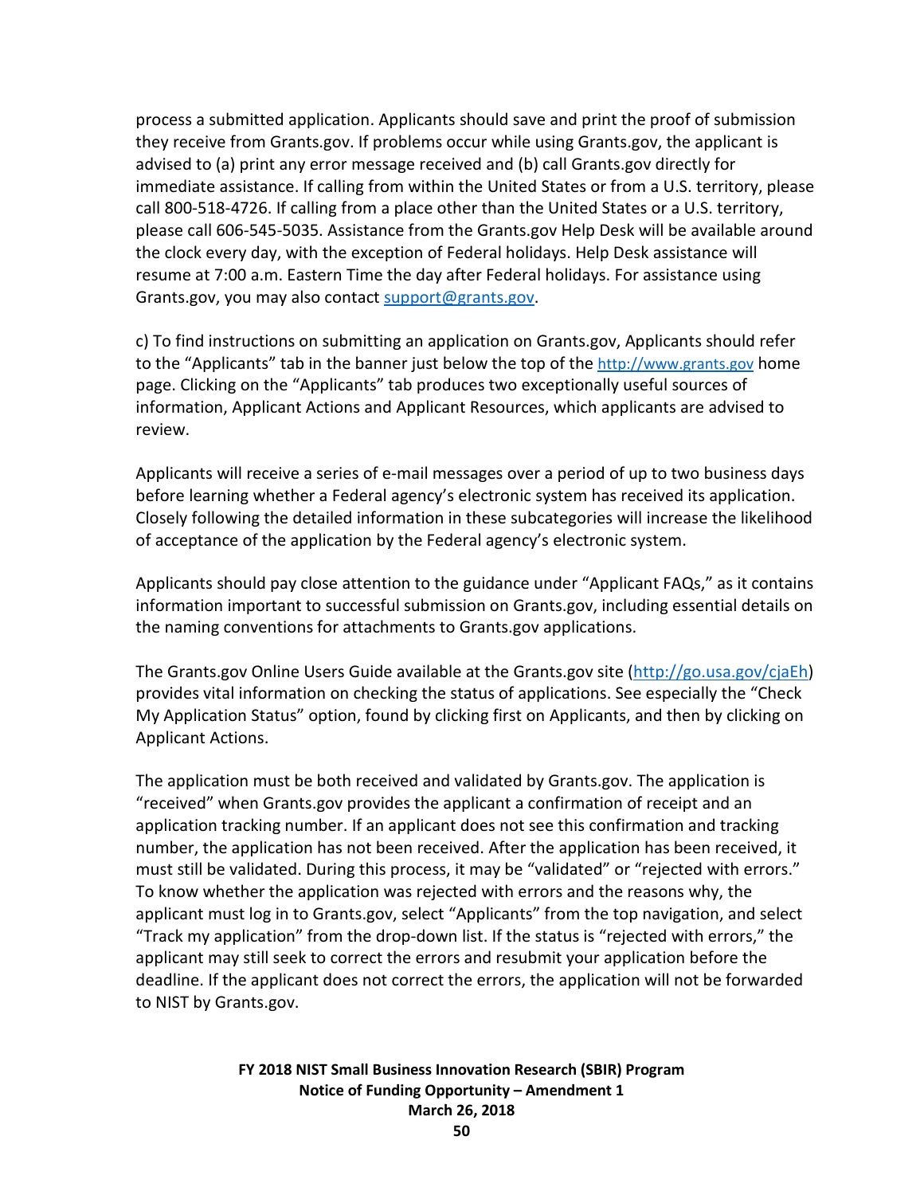process a submitted application. Applicants should save and print the proof of submission they receive from Grants.gov. If problems occur while using Grants.gov, the applicant is advised to (a) print any error message received and (b) call Grants.gov directly for immediate assistance. If calling from within the United States or from a U.S. territory, please call 800-518-4726. If calling from a place other than the United States or a U.S. territory, please call 606-545-5035. Assistance from the Grants.gov Help Desk will be available around the clock every day, with the exception of Federal holidays. Help Desk assistance will resume at 7:00 a.m. Eastern Time the day after Federal holidays. For assistance using Grants.gov, you may also contact support@grants.gov.

c) To find instructions on submitting an application on Grants.gov, Applicants should refer to the "Applicants" tab in the banner just below the top of the http://www.grants.gov home page. Clicking on the "Applicants" tab produces two exceptionally useful sources of information, Applicant Actions and Applicant Resources, which applicants are advised to review.

Applicants will receive a series of e-mail messages over a period of up to two business days before learning whether a Federal agency's electronic system has received its application. Closely following the detailed information in these subcategories will increase the likelihood of acceptance of the application by the Federal agency's electronic system.

Applicants should pay close attention to the guidance under "Applicant FAQs," as it contains information important to successful submission on Grants.gov, including essential details on the naming conventions for attachments to Grants.gov applications.

The Grants.gov Online Users Guide available at the Grants.gov site (http://go.usa.gov/cjaEh) provides vital information on checking the status of applications. See especially the "Check My Application Status" option, found by clicking first on Applicants, and then by clicking on Applicant Actions.

The application must be both received and validated by Grants.gov. The application is "received" when Grants.gov provides the applicant a confirmation of receipt and an application tracking number. If an applicant does not see this confirmation and tracking number, the application has not been received. After the application has been received, it must still be validated. During this process, it may be "validated" or "rejected with errors." To know whether the application was rejected with errors and the reasons why, the applicant must log in to Grants.gov, select "Applicants" from the top navigation, and select "Track my application" from the drop-down list. If the status is "rejected with errors," the applicant may still seek to correct the errors and resubmit your application before the deadline. If the applicant does not correct the errors, the application will not be forwarded to NIST by Grants.gov.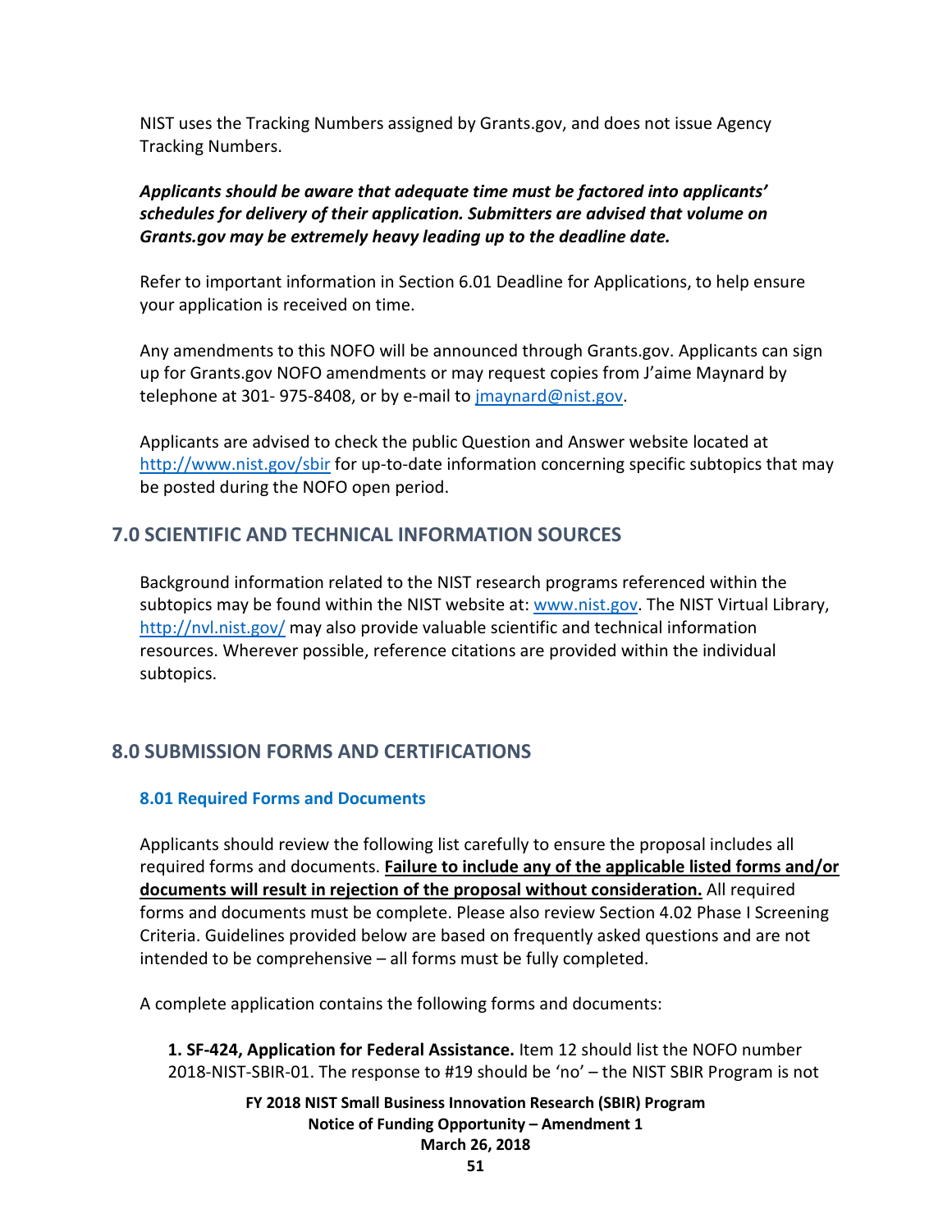NIST uses the Tracking Numbers assigned by Grants.gov, and does not issue Agency Tracking Numbers.

***Applicants should be aware that adequate time must be factored into applicants' schedules for delivery of their application. Submitters are advised that volume on Grants.gov may be extremely heavy leading up to the deadline date.***

Refer to important information in Section 6.01 Deadline for Applications, to help ensure your application is received on time.

Any amendments to this NOFO will be announced through Grants.gov. Applicants can sign up for Grants.gov NOFO amendments or may request copies from J'aime Maynard by telephone at 301- 975-8408, or by e-mail to jmaynard@nist.gov.

Applicants are advised to check the public Question and Answer website located at http://www.nist.gov/sbir for up-to-date information concerning specific subtopics that may be posted during the NOFO open period.

## 7.0 SCIENTIFIC AND TECHNICAL INFORMATION SOURCES

Background information related to the NIST research programs referenced within the subtopics may be found within the NIST website at: www.nist.gov. The NIST Virtual Library, http://nvl.nist.gov/ may also provide valuable scientific and technical information resources. Wherever possible, reference citations are provided within the individual subtopics.

## 8.0 SUBMISSION FORMS AND CERTIFICATIONS

### 8.01 Required Forms and Documents

Applicants should review the following list carefully to ensure the proposal includes all required forms and documents. **Failure to include any of the applicable listed forms and/or documents will result in rejection of the proposal without consideration.** All required forms and documents must be complete. Please also review Section 4.02 Phase I Screening Criteria. Guidelines provided below are based on frequently asked questions and are not intended to be comprehensive – all forms must be fully completed.

A complete application contains the following forms and documents:

**1. SF-424, Application for Federal Assistance.** Item 12 should list the NOFO number 2018-NIST-SBIR-01. The response to #19 should be 'no' – the NIST SBIR Program is not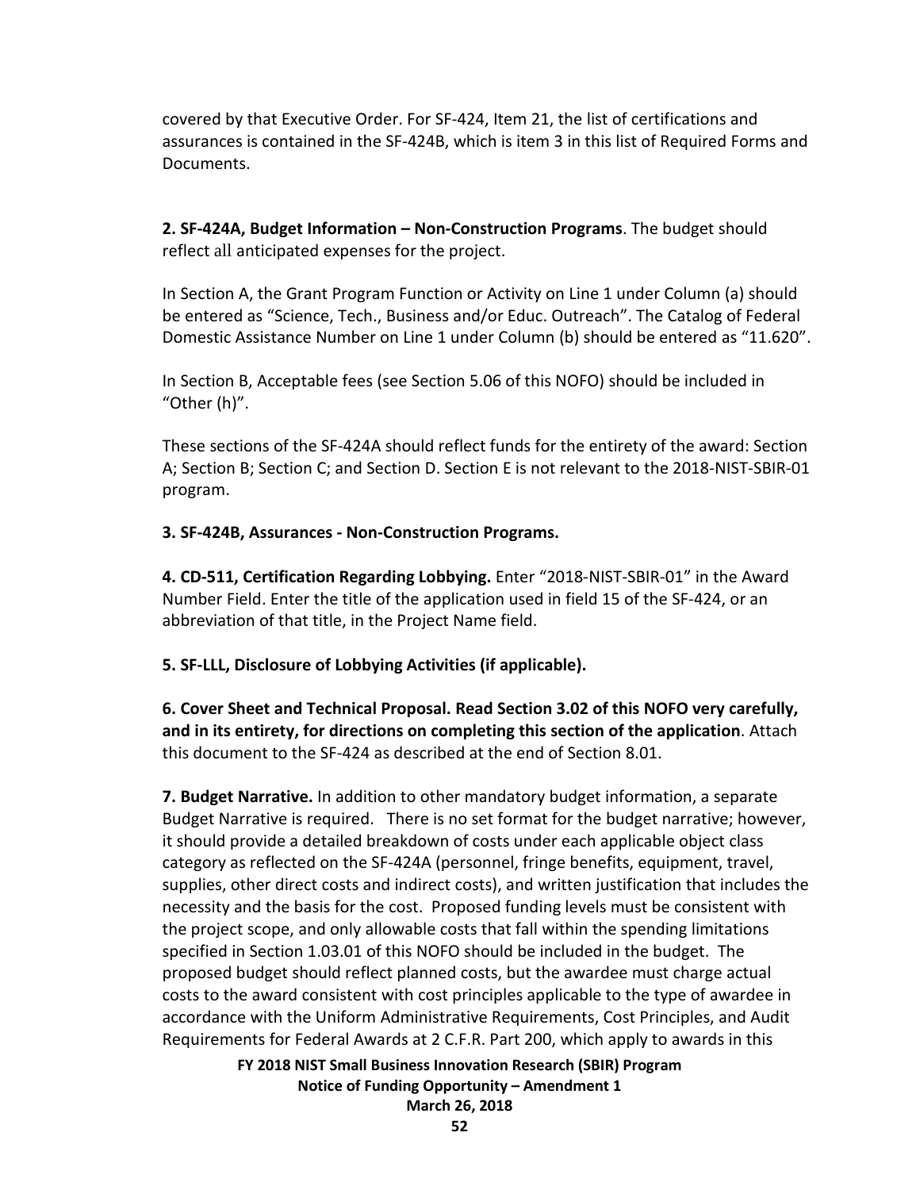covered by that Executive Order. For SF-424, Item 21, the list of certifications and assurances is contained in the SF-424B, which is item 3 in this list of Required Forms and Documents.

**2. SF-424A, Budget Information – Non-Construction Programs**. The budget should reflect all anticipated expenses for the project.

In Section A, the Grant Program Function or Activity on Line 1 under Column (a) should be entered as "Science, Tech., Business and/or Educ. Outreach". The Catalog of Federal Domestic Assistance Number on Line 1 under Column (b) should be entered as "11.620".

In Section B, Acceptable fees (see Section 5.06 of this NOFO) should be included in "Other (h)".

These sections of the SF-424A should reflect funds for the entirety of the award: Section A; Section B; Section C; and Section D. Section E is not relevant to the 2018-NIST-SBIR-01 program.

**3. SF-424B, Assurances - Non-Construction Programs.**

**4. CD-511, Certification Regarding Lobbying.** Enter "2018-NIST-SBIR-01" in the Award Number Field. Enter the title of the application used in field 15 of the SF-424, or an abbreviation of that title, in the Project Name field.

**5. SF-LLL, Disclosure of Lobbying Activities (if applicable).**

**6. Cover Sheet and Technical Proposal. Read Section 3.02 of this NOFO very carefully, and in its entirety, for directions on completing this section of the application**. Attach this document to the SF-424 as described at the end of Section 8.01.

**7. Budget Narrative.** In addition to other mandatory budget information, a separate Budget Narrative is required. There is no set format for the budget narrative; however, it should provide a detailed breakdown of costs under each applicable object class category as reflected on the SF-424A (personnel, fringe benefits, equipment, travel, supplies, other direct costs and indirect costs), and written justification that includes the necessity and the basis for the cost. Proposed funding levels must be consistent with the project scope, and only allowable costs that fall within the spending limitations specified in Section 1.03.01 of this NOFO should be included in the budget. The proposed budget should reflect planned costs, but the awardee must charge actual costs to the award consistent with cost principles applicable to the type of awardee in accordance with the Uniform Administrative Requirements, Cost Principles, and Audit Requirements for Federal Awards at 2 C.F.R. Part 200, which apply to awards in this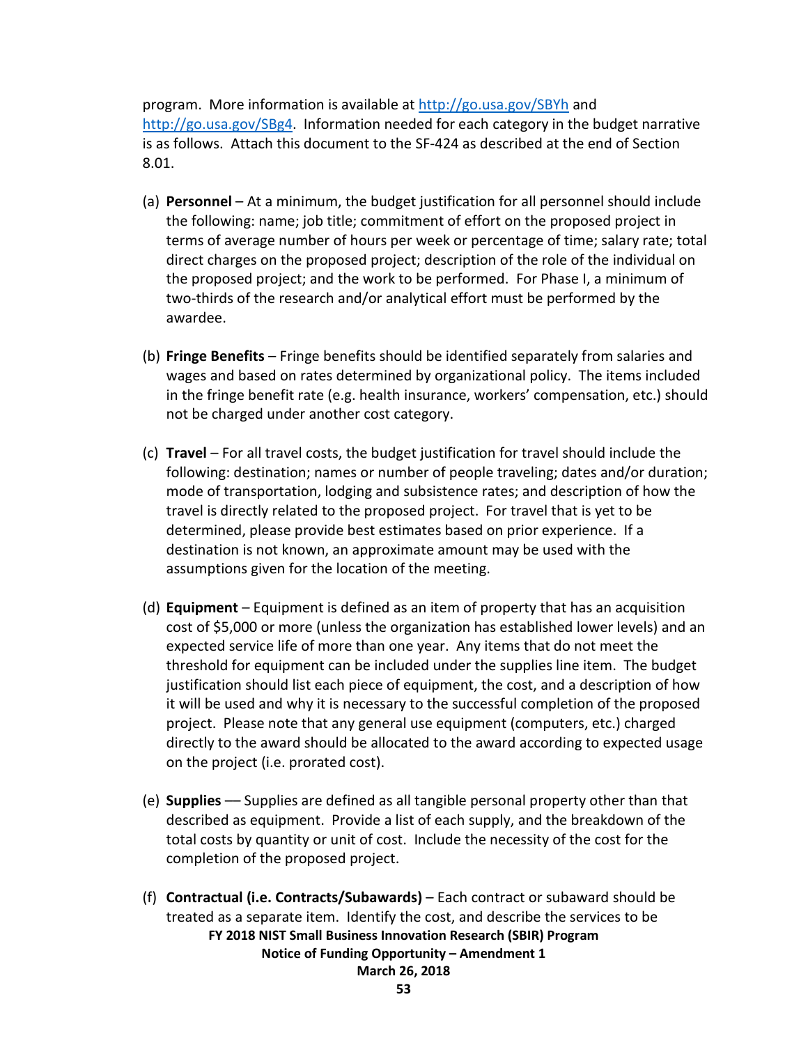program. More information is available at http://go.usa.gov/SBYh and http://go.usa.gov/SBg4. Information needed for each category in the budget narrative is as follows. Attach this document to the SF-424 as described at the end of Section 8.01.

(a) **Personnel** – At a minimum, the budget justification for all personnel should include the following: name; job title; commitment of effort on the proposed project in terms of average number of hours per week or percentage of time; salary rate; total direct charges on the proposed project; description of the role of the individual on the proposed project; and the work to be performed. For Phase I, a minimum of two-thirds of the research and/or analytical effort must be performed by the awardee.

(b) **Fringe Benefits** – Fringe benefits should be identified separately from salaries and wages and based on rates determined by organizational policy. The items included in the fringe benefit rate (e.g. health insurance, workers' compensation, etc.) should not be charged under another cost category.

(c) **Travel** – For all travel costs, the budget justification for travel should include the following: destination; names or number of people traveling; dates and/or duration; mode of transportation, lodging and subsistence rates; and description of how the travel is directly related to the proposed project. For travel that is yet to be determined, please provide best estimates based on prior experience. If a destination is not known, an approximate amount may be used with the assumptions given for the location of the meeting.

(d) **Equipment** – Equipment is defined as an item of property that has an acquisition cost of $5,000 or more (unless the organization has established lower levels) and an expected service life of more than one year. Any items that do not meet the threshold for equipment can be included under the supplies line item. The budget justification should list each piece of equipment, the cost, and a description of how it will be used and why it is necessary to the successful completion of the proposed project. Please note that any general use equipment (computers, etc.) charged directly to the award should be allocated to the award according to expected usage on the project (i.e. prorated cost).

(e) **Supplies** — Supplies are defined as all tangible personal property other than that described as equipment. Provide a list of each supply, and the breakdown of the total costs by quantity or unit of cost. Include the necessity of the cost for the completion of the proposed project.

(f) **Contractual (i.e. Contracts/Subawards)** – Each contract or subaward should be treated as a separate item. Identify the cost, and describe the services to be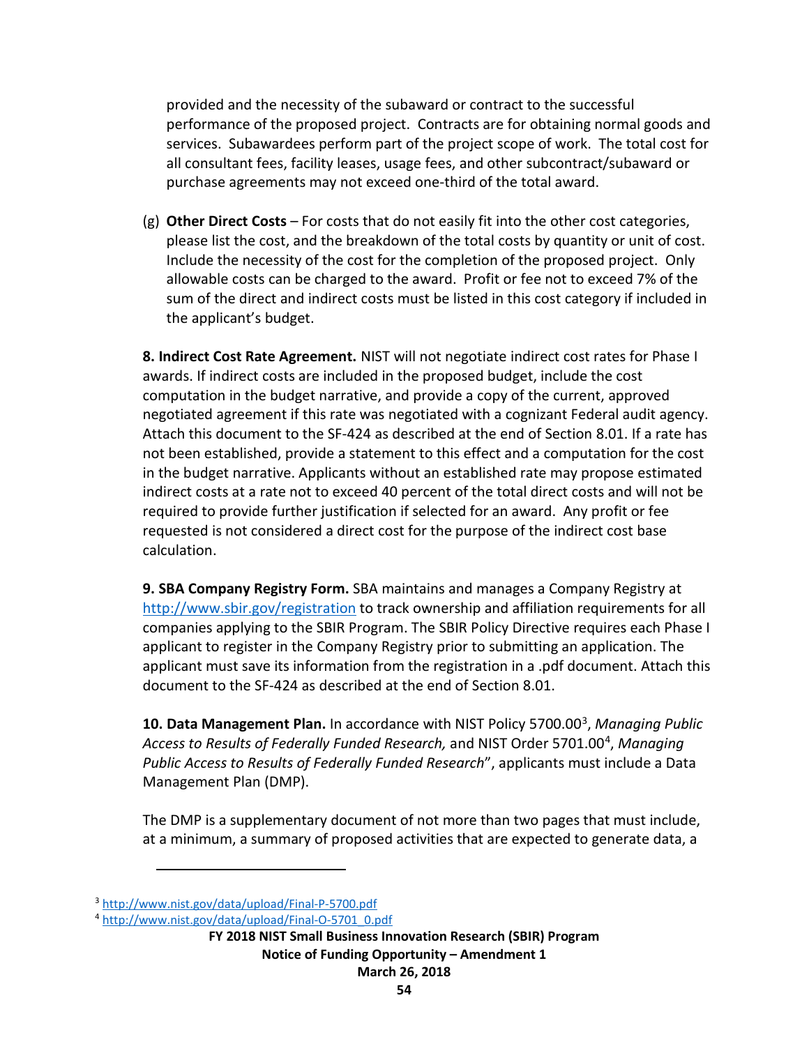provided and the necessity of the subaward or contract to the successful performance of the proposed project. Contracts are for obtaining normal goods and services. Subawardees perform part of the project scope of work. The total cost for all consultant fees, facility leases, usage fees, and other subcontract/subaward or purchase agreements may not exceed one-third of the total award.

(g) **Other Direct Costs** – For costs that do not easily fit into the other cost categories, please list the cost, and the breakdown of the total costs by quantity or unit of cost. Include the necessity of the cost for the completion of the proposed project. Only allowable costs can be charged to the award. Profit or fee not to exceed 7% of the sum of the direct and indirect costs must be listed in this cost category if included in the applicant's budget.

**8. Indirect Cost Rate Agreement.** NIST will not negotiate indirect cost rates for Phase I awards. If indirect costs are included in the proposed budget, include the cost computation in the budget narrative, and provide a copy of the current, approved negotiated agreement if this rate was negotiated with a cognizant Federal audit agency. Attach this document to the SF-424 as described at the end of Section 8.01. If a rate has not been established, provide a statement to this effect and a computation for the cost in the budget narrative. Applicants without an established rate may propose estimated indirect costs at a rate not to exceed 40 percent of the total direct costs and will not be required to provide further justification if selected for an award. Any profit or fee requested is not considered a direct cost for the purpose of the indirect cost base calculation.

**9. SBA Company Registry Form.** SBA maintains and manages a Company Registry at http://www.sbir.gov/registration to track ownership and affiliation requirements for all companies applying to the SBIR Program. The SBIR Policy Directive requires each Phase I applicant to register in the Company Registry prior to submitting an application. The applicant must save its information from the registration in a .pdf document. Attach this document to the SF-424 as described at the end of Section 8.01.

**10. Data Management Plan.** In accordance with NIST Policy 5700.00[3], *Managing Public Access to Results of Federally Funded Research,* and NIST Order 5701.00[4], *Managing Public Access to Results of Federally Funded Research*", applicants must include a Data Management Plan (DMP).

The DMP is a supplementary document of not more than two pages that must include, at a minimum, a summary of proposed activities that are expected to generate data, a

[3] http://www.nist.gov/data/upload/Final-P-5700.pdf

[4] http://www.nist.gov/data/upload/Final-O-5701_0.pdf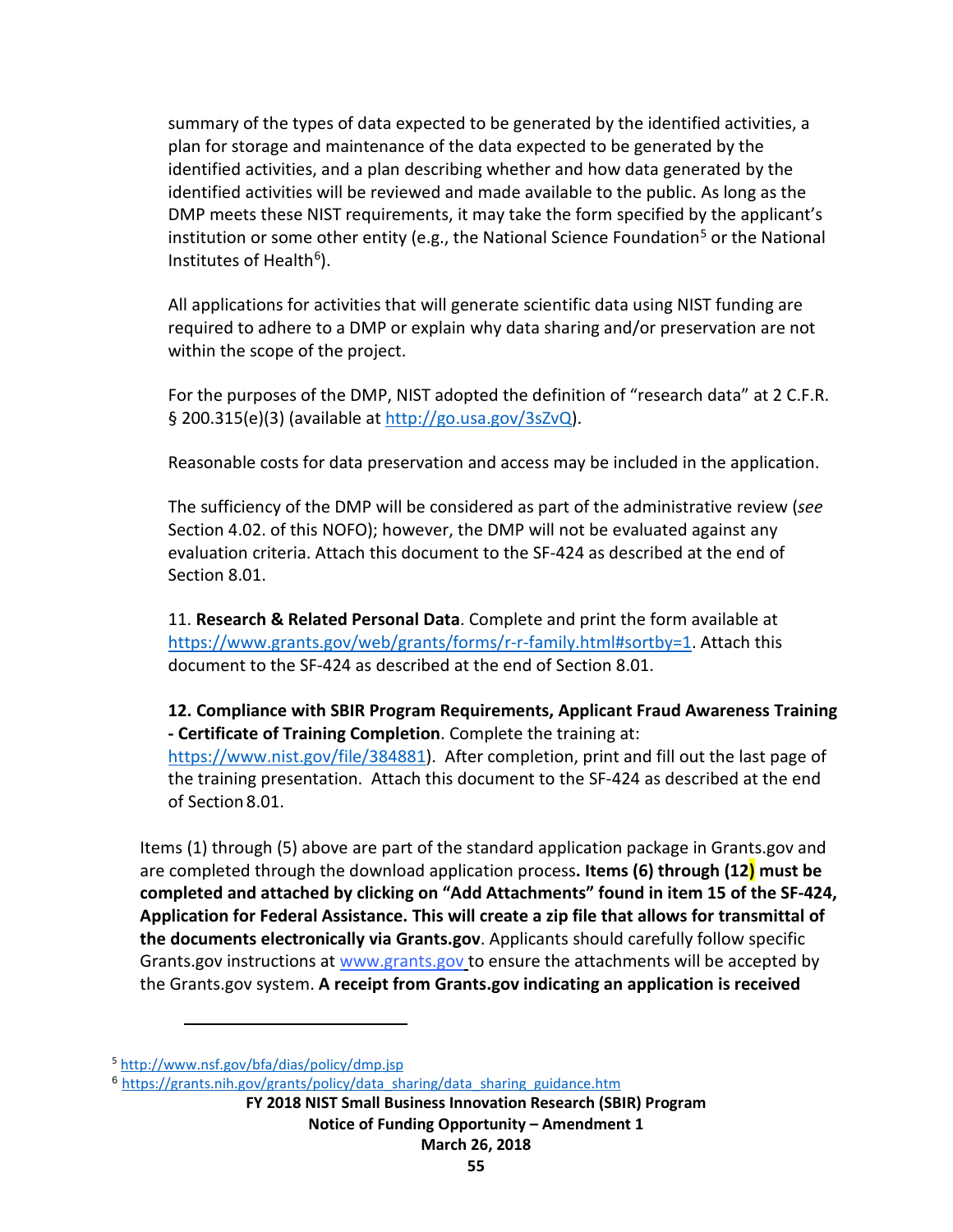summary of the types of data expected to be generated by the identified activities, a plan for storage and maintenance of the data expected to be generated by the identified activities, and a plan describing whether and how data generated by the identified activities will be reviewed and made available to the public. As long as the DMP meets these NIST requirements, it may take the form specified by the applicant's institution or some other entity (e.g., the National Science Foundation[5] or the National Institutes of Health[6]).

All applications for activities that will generate scientific data using NIST funding are required to adhere to a DMP or explain why data sharing and/or preservation are not within the scope of the project.

For the purposes of the DMP, NIST adopted the definition of "research data" at 2 C.F.R. § 200.315(e)(3) (available at http://go.usa.gov/3sZvQ).

Reasonable costs for data preservation and access may be included in the application.

The sufficiency of the DMP will be considered as part of the administrative review (*see* Section 4.02. of this NOFO); however, the DMP will not be evaluated against any evaluation criteria. Attach this document to the SF-424 as described at the end of Section 8.01.

11. **Research & Related Personal Data**. Complete and print the form available at https://www.grants.gov/web/grants/forms/r-r-family.html#sortby=1. Attach this document to the SF-424 as described at the end of Section 8.01.

**12. Compliance with SBIR Program Requirements, Applicant Fraud Awareness Training - Certificate of Training Completion**. Complete the training at: https://www.nist.gov/file/384881). After completion, print and fill out the last page of the training presentation. Attach this document to the SF-424 as described at the end of Section 8.01.

Items (1) through (5) above are part of the standard application package in Grants.gov and are completed through the download application process**. Items (6) through (12) must be completed and attached by clicking on "Add Attachments" found in item 15 of the SF-424, Application for Federal Assistance. This will create a zip file that allows for transmittal of the documents electronically via Grants.gov**. Applicants should carefully follow specific Grants.gov instructions at www.grants.gov to ensure the attachments will be accepted by the Grants.gov system. **A receipt from Grants.gov indicating an application is received**

[5] http://www.nsf.gov/bfa/dias/policy/dmp.jsp

[6] https://grants.nih.gov/grants/policy/data_sharing/data_sharing_guidance.htm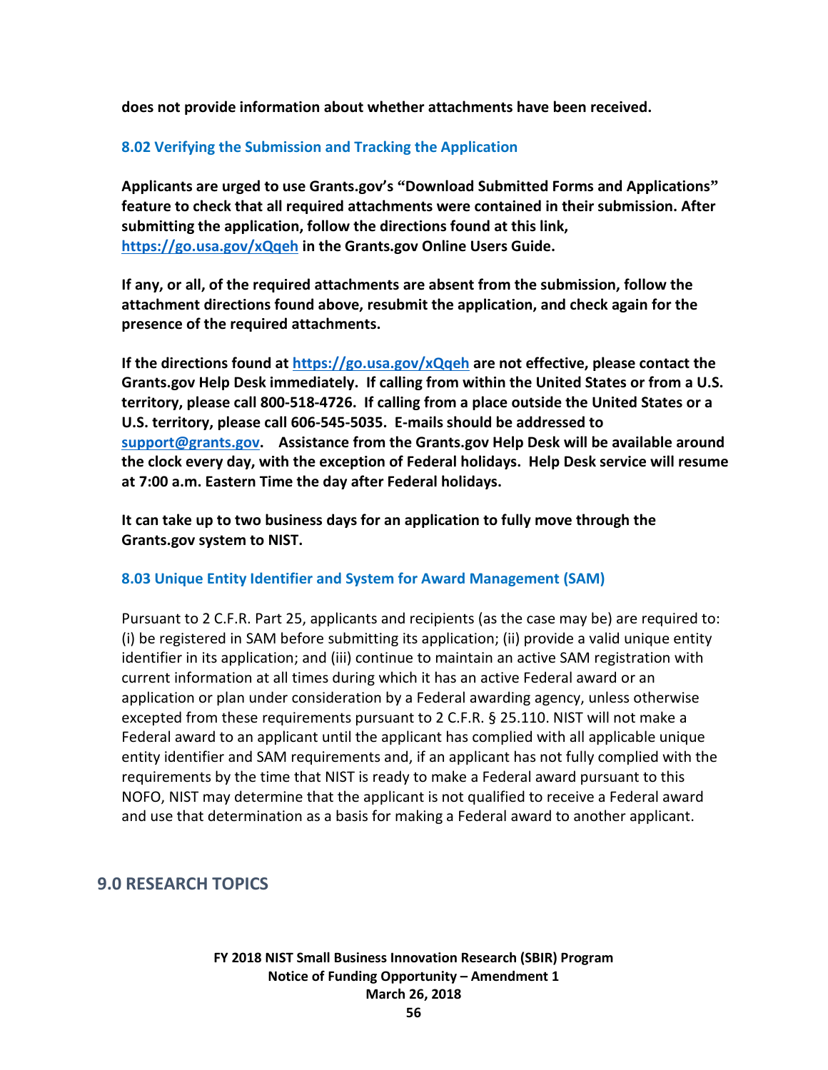**does not provide information about whether attachments have been received.**

### 8.02 Verifying the Submission and Tracking the Application

**Applicants are urged to use Grants.gov's "Download Submitted Forms and Applications" feature to check that all required attachments were contained in their submission. After submitting the application, follow the directions found at this link, https://go.usa.gov/xQqeh in the Grants.gov Online Users Guide.**

**If any, or all, of the required attachments are absent from the submission, follow the attachment directions found above, resubmit the application, and check again for the presence of the required attachments.**

**If the directions found at https://go.usa.gov/xQqeh are not effective, please contact the Grants.gov Help Desk immediately. If calling from within the United States or from a U.S. territory, please call 800-518-4726. If calling from a place outside the United States or a U.S. territory, please call 606-545-5035. E-mails should be addressed to support@grants.gov. Assistance from the Grants.gov Help Desk will be available around the clock every day, with the exception of Federal holidays. Help Desk service will resume at 7:00 a.m. Eastern Time the day after Federal holidays.**

**It can take up to two business days for an application to fully move through the Grants.gov system to NIST.**

### 8.03 Unique Entity Identifier and System for Award Management (SAM)

Pursuant to 2 C.F.R. Part 25, applicants and recipients (as the case may be) are required to: (i) be registered in SAM before submitting its application; (ii) provide a valid unique entity identifier in its application; and (iii) continue to maintain an active SAM registration with current information at all times during which it has an active Federal award or an application or plan under consideration by a Federal awarding agency, unless otherwise excepted from these requirements pursuant to 2 C.F.R. § 25.110. NIST will not make a Federal award to an applicant until the applicant has complied with all applicable unique entity identifier and SAM requirements and, if an applicant has not fully complied with the requirements by the time that NIST is ready to make a Federal award pursuant to this NOFO, NIST may determine that the applicant is not qualified to receive a Federal award and use that determination as a basis for making a Federal award to another applicant.

## 9.0 RESEARCH TOPICS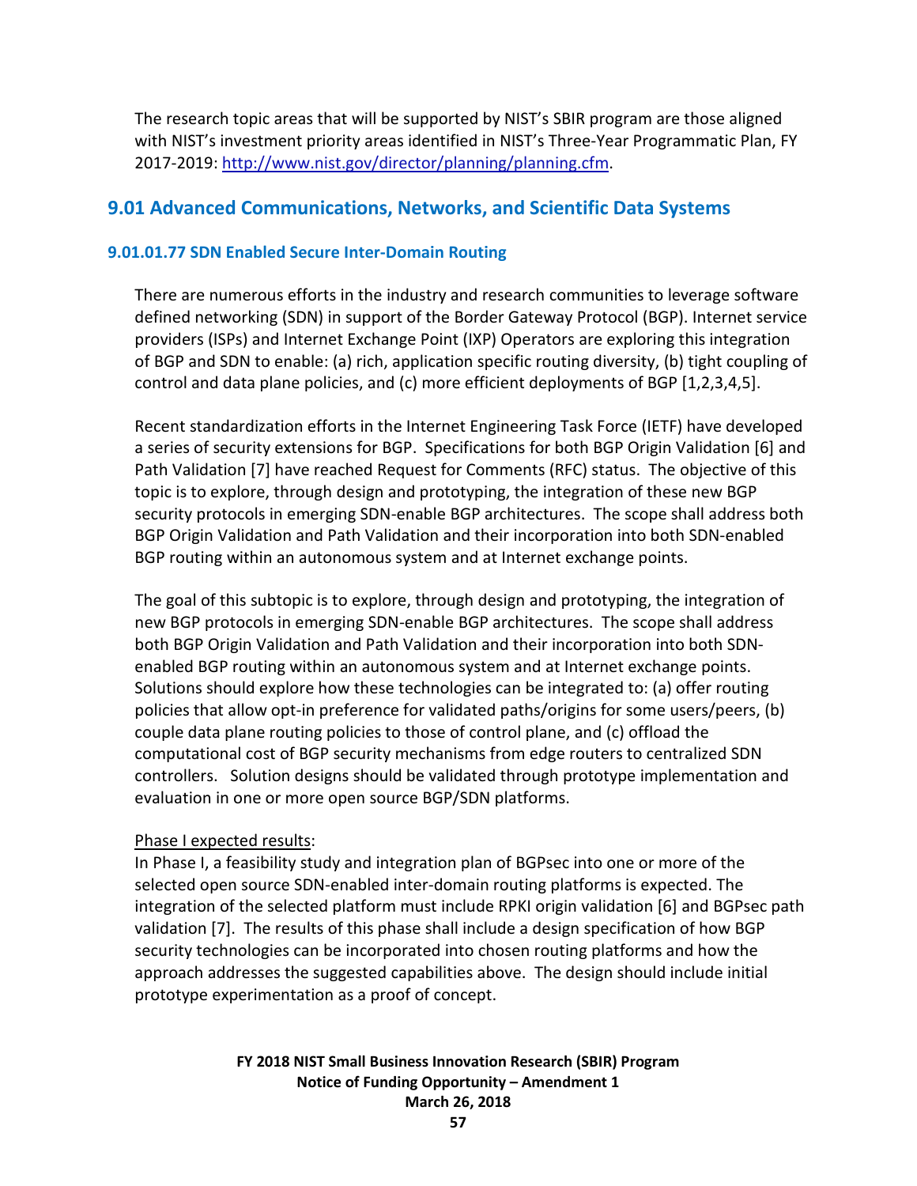The research topic areas that will be supported by NIST's SBIR program are those aligned with NIST's investment priority areas identified in NIST's Three-Year Programmatic Plan, FY 2017-2019: [http://www.nist.gov/director/planning/planning.cfm](http://www.nist.gov/director/planning/planning.cfm).

## 9.01 Advanced Communications, Networks, and Scientific Data Systems

### 9.01.01.77 SDN Enabled Secure Inter-Domain Routing

There are numerous efforts in the industry and research communities to leverage software defined networking (SDN) in support of the Border Gateway Protocol (BGP). Internet service providers (ISPs) and Internet Exchange Point (IXP) Operators are exploring this integration of BGP and SDN to enable: (a) rich, application specific routing diversity, (b) tight coupling of control and data plane policies, and (c) more efficient deployments of BGP [1,2,3,4,5].

Recent standardization efforts in the Internet Engineering Task Force (IETF) have developed a series of security extensions for BGP. Specifications for both BGP Origin Validation [6] and Path Validation [7] have reached Request for Comments (RFC) status. The objective of this topic is to explore, through design and prototyping, the integration of these new BGP security protocols in emerging SDN-enable BGP architectures. The scope shall address both BGP Origin Validation and Path Validation and their incorporation into both SDN-enabled BGP routing within an autonomous system and at Internet exchange points.

The goal of this subtopic is to explore, through design and prototyping, the integration of new BGP protocols in emerging SDN-enable BGP architectures. The scope shall address both BGP Origin Validation and Path Validation and their incorporation into both SDN-enabled BGP routing within an autonomous system and at Internet exchange points. Solutions should explore how these technologies can be integrated to: (a) offer routing policies that allow opt-in preference for validated paths/origins for some users/peers, (b) couple data plane routing policies to those of control plane, and (c) offload the computational cost of BGP security mechanisms from edge routers to centralized SDN controllers. Solution designs should be validated through prototype implementation and evaluation in one or more open source BGP/SDN platforms.

Phase I expected results:
In Phase I, a feasibility study and integration plan of BGPsec into one or more of the selected open source SDN-enabled inter-domain routing platforms is expected. The integration of the selected platform must include RPKI origin validation [6] and BGPsec path validation [7]. The results of this phase shall include a design specification of how BGP security technologies can be incorporated into chosen routing platforms and how the approach addresses the suggested capabilities above. The design should include initial prototype experimentation as a proof of concept.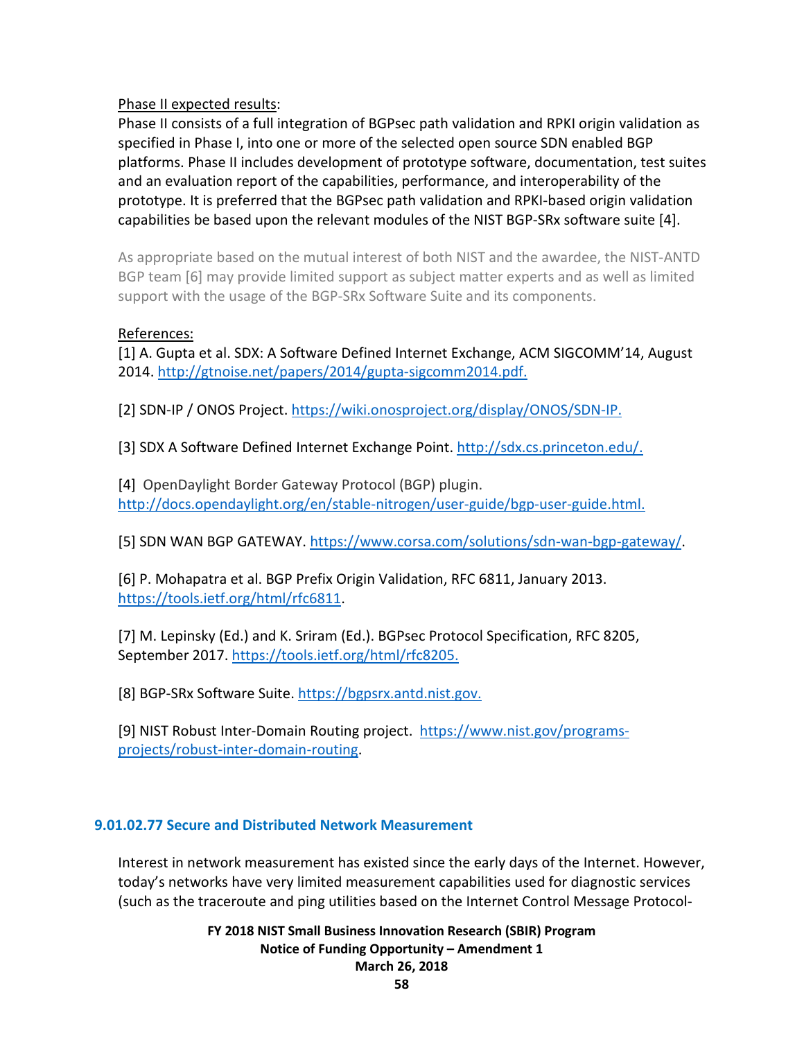Phase II expected results:

Phase II consists of a full integration of BGPsec path validation and RPKI origin validation as specified in Phase I, into one or more of the selected open source SDN enabled BGP platforms. Phase II includes development of prototype software, documentation, test suites and an evaluation report of the capabilities, performance, and interoperability of the prototype. It is preferred that the BGPsec path validation and RPKI-based origin validation capabilities be based upon the relevant modules of the NIST BGP-SRx software suite [4].

As appropriate based on the mutual interest of both NIST and the awardee, the NIST-ANTD BGP team [6] may provide limited support as subject matter experts and as well as limited support with the usage of the BGP-SRx Software Suite and its components.

References:

[1] A. Gupta et al. SDX: A Software Defined Internet Exchange, ACM SIGCOMM'14, August 2014. http://gtnoise.net/papers/2014/gupta-sigcomm2014.pdf.

[2] SDN-IP / ONOS Project. https://wiki.onosproject.org/display/ONOS/SDN-IP.

[3] SDX A Software Defined Internet Exchange Point. http://sdx.cs.princeton.edu/.

[4] OpenDaylight Border Gateway Protocol (BGP) plugin. http://docs.opendaylight.org/en/stable-nitrogen/user-guide/bgp-user-guide.html.

[5] SDN WAN BGP GATEWAY. https://www.corsa.com/solutions/sdn-wan-bgp-gateway/.

[6] P. Mohapatra et al. BGP Prefix Origin Validation, RFC 6811, January 2013. https://tools.ietf.org/html/rfc6811.

[7] M. Lepinsky (Ed.) and K. Sriram (Ed.). BGPsec Protocol Specification, RFC 8205, September 2017. https://tools.ietf.org/html/rfc8205.

[8] BGP-SRx Software Suite. https://bgpsrx.antd.nist.gov.

[9] NIST Robust Inter-Domain Routing project. https://www.nist.gov/programs-projects/robust-inter-domain-routing.

### 9.01.02.77 Secure and Distributed Network Measurement

Interest in network measurement has existed since the early days of the Internet. However, today's networks have very limited measurement capabilities used for diagnostic services (such as the traceroute and ping utilities based on the Internet Control Message Protocol-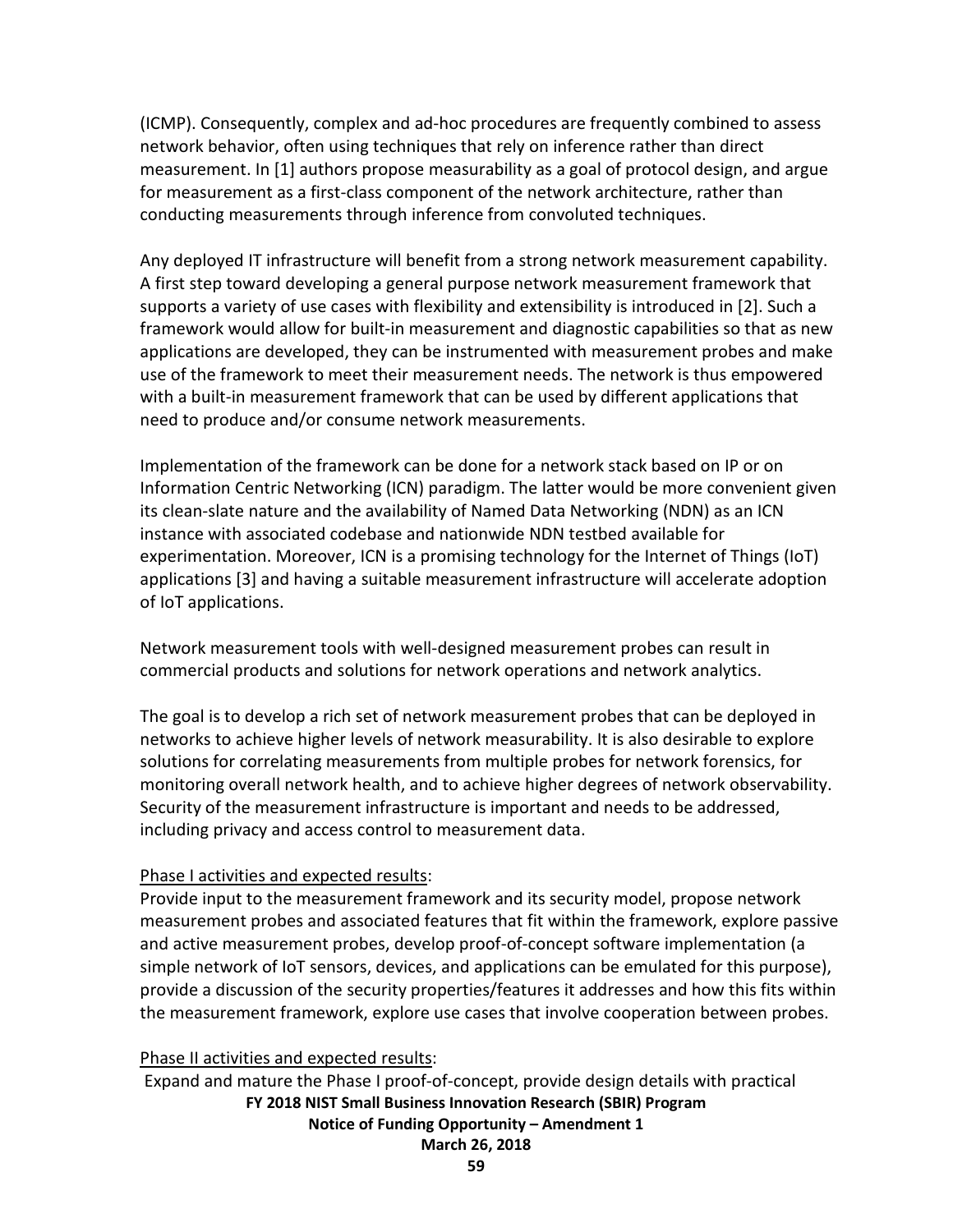(ICMP). Consequently, complex and ad-hoc procedures are frequently combined to assess network behavior, often using techniques that rely on inference rather than direct measurement. In [1] authors propose measurability as a goal of protocol design, and argue for measurement as a first-class component of the network architecture, rather than conducting measurements through inference from convoluted techniques.

Any deployed IT infrastructure will benefit from a strong network measurement capability. A first step toward developing a general purpose network measurement framework that supports a variety of use cases with flexibility and extensibility is introduced in [2]. Such a framework would allow for built-in measurement and diagnostic capabilities so that as new applications are developed, they can be instrumented with measurement probes and make use of the framework to meet their measurement needs. The network is thus empowered with a built-in measurement framework that can be used by different applications that need to produce and/or consume network measurements.

Implementation of the framework can be done for a network stack based on IP or on Information Centric Networking (ICN) paradigm. The latter would be more convenient given its clean-slate nature and the availability of Named Data Networking (NDN) as an ICN instance with associated codebase and nationwide NDN testbed available for experimentation. Moreover, ICN is a promising technology for the Internet of Things (IoT) applications [3] and having a suitable measurement infrastructure will accelerate adoption of IoT applications.

Network measurement tools with well-designed measurement probes can result in commercial products and solutions for network operations and network analytics.

The goal is to develop a rich set of network measurement probes that can be deployed in networks to achieve higher levels of network measurability. It is also desirable to explore solutions for correlating measurements from multiple probes for network forensics, for monitoring overall network health, and to achieve higher degrees of network observability. Security of the measurement infrastructure is important and needs to be addressed, including privacy and access control to measurement data.

Phase I activities and expected results:

Provide input to the measurement framework and its security model, propose network measurement probes and associated features that fit within the framework, explore passive and active measurement probes, develop proof-of-concept software implementation (a simple network of IoT sensors, devices, and applications can be emulated for this purpose), provide a discussion of the security properties/features it addresses and how this fits within the measurement framework, explore use cases that involve cooperation between probes.

Phase II activities and expected results:

Expand and mature the Phase I proof-of-concept, provide design details with practical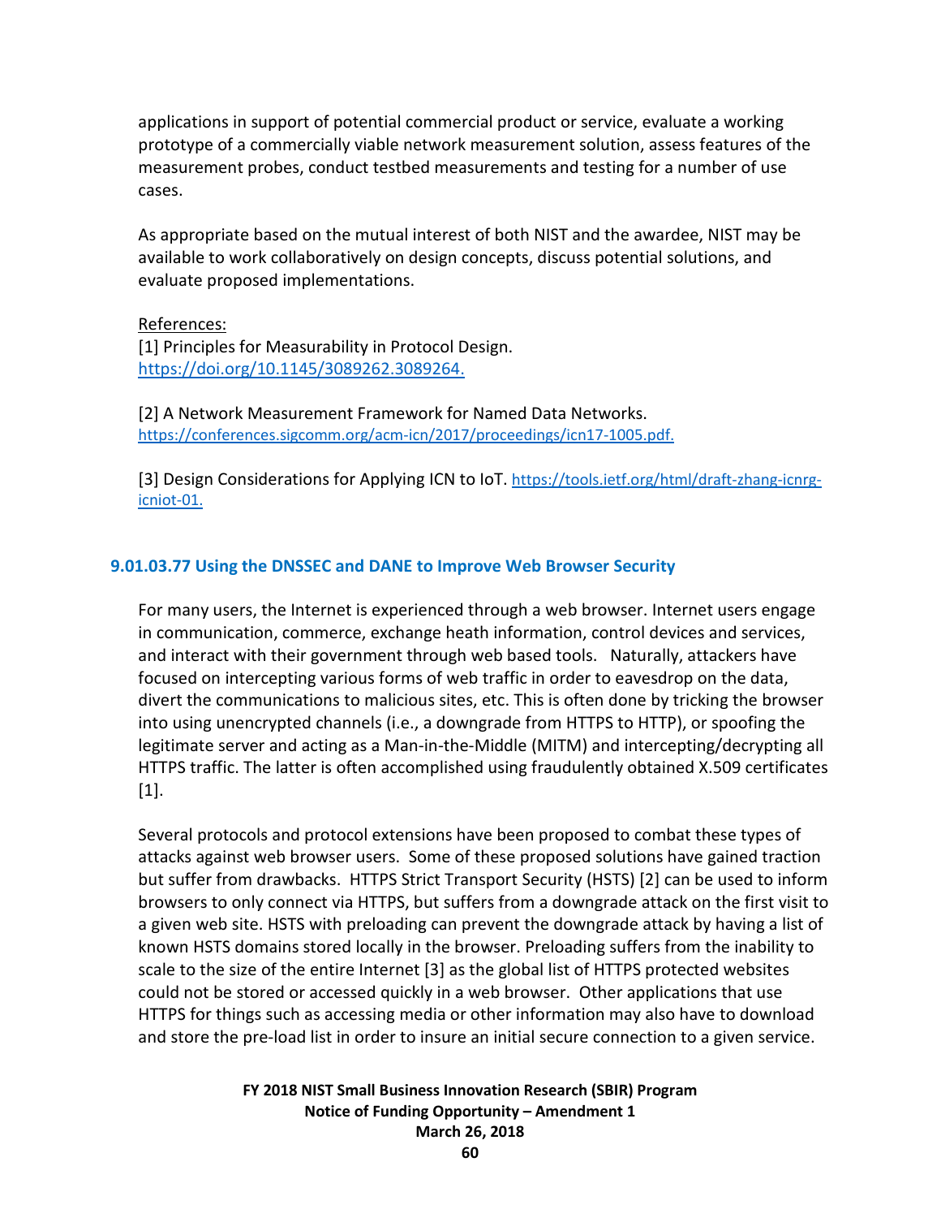applications in support of potential commercial product or service, evaluate a working prototype of a commercially viable network measurement solution, assess features of the measurement probes, conduct testbed measurements and testing for a number of use cases.

As appropriate based on the mutual interest of both NIST and the awardee, NIST may be available to work collaboratively on design concepts, discuss potential solutions, and evaluate proposed implementations.

References:
[1] Principles for Measurability in Protocol Design. https://doi.org/10.1145/3089262.3089264.

[2] A Network Measurement Framework for Named Data Networks. https://conferences.sigcomm.org/acm-icn/2017/proceedings/icn17-1005.pdf.

[3] Design Considerations for Applying ICN to IoT. https://tools.ietf.org/html/draft-zhang-icnrg-icniot-01.

### 9.01.03.77 Using the DNSSEC and DANE to Improve Web Browser Security

For many users, the Internet is experienced through a web browser. Internet users engage in communication, commerce, exchange heath information, control devices and services, and interact with their government through web based tools. Naturally, attackers have focused on intercepting various forms of web traffic in order to eavesdrop on the data, divert the communications to malicious sites, etc. This is often done by tricking the browser into using unencrypted channels (i.e., a downgrade from HTTPS to HTTP), or spoofing the legitimate server and acting as a Man-in-the-Middle (MITM) and intercepting/decrypting all HTTPS traffic. The latter is often accomplished using fraudulently obtained X.509 certificates [1].

Several protocols and protocol extensions have been proposed to combat these types of attacks against web browser users. Some of these proposed solutions have gained traction but suffer from drawbacks. HTTPS Strict Transport Security (HSTS) [2] can be used to inform browsers to only connect via HTTPS, but suffers from a downgrade attack on the first visit to a given web site. HSTS with preloading can prevent the downgrade attack by having a list of known HSTS domains stored locally in the browser. Preloading suffers from the inability to scale to the size of the entire Internet [3] as the global list of HTTPS protected websites could not be stored or accessed quickly in a web browser. Other applications that use HTTPS for things such as accessing media or other information may also have to download and store the pre-load list in order to insure an initial secure connection to a given service.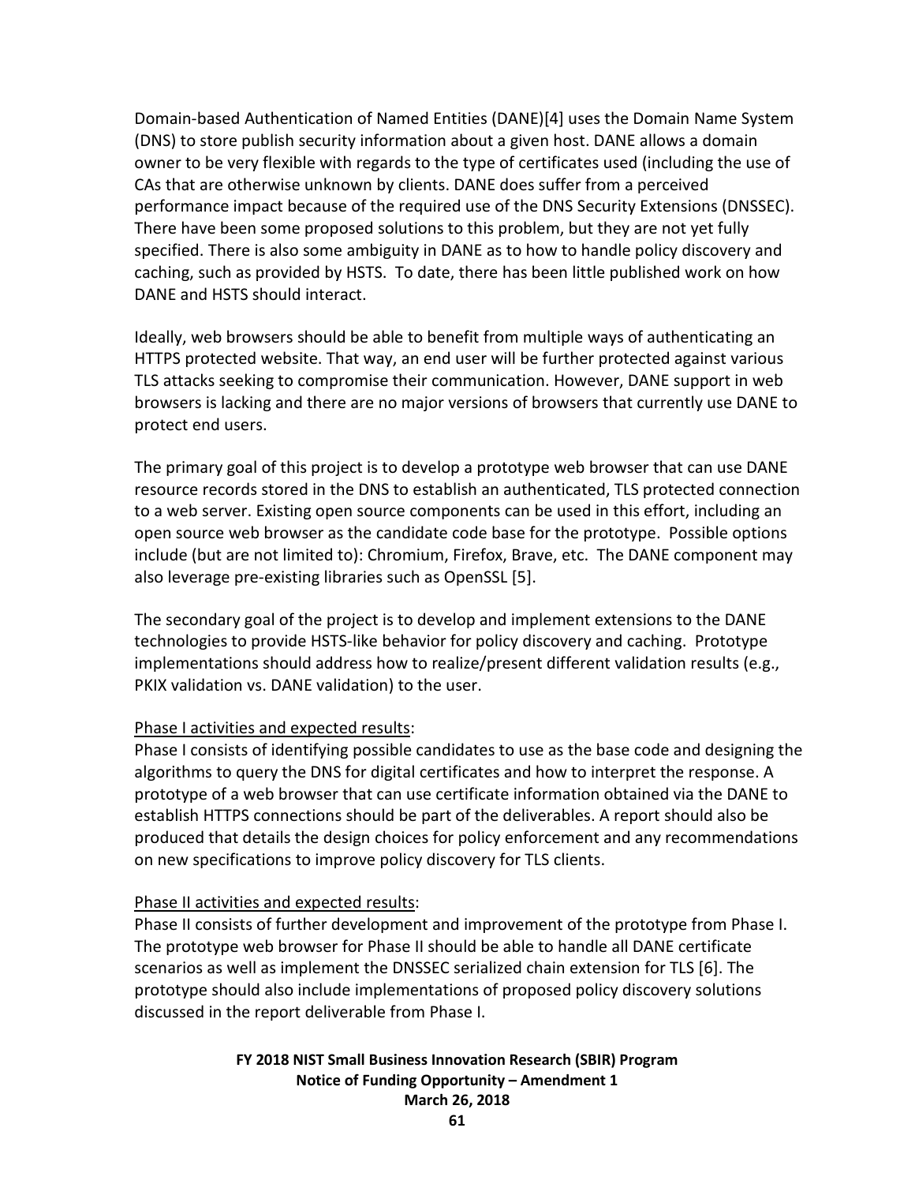Domain-based Authentication of Named Entities (DANE)[4] uses the Domain Name System (DNS) to store publish security information about a given host. DANE allows a domain owner to be very flexible with regards to the type of certificates used (including the use of CAs that are otherwise unknown by clients. DANE does suffer from a perceived performance impact because of the required use of the DNS Security Extensions (DNSSEC). There have been some proposed solutions to this problem, but they are not yet fully specified. There is also some ambiguity in DANE as to how to handle policy discovery and caching, such as provided by HSTS. To date, there has been little published work on how DANE and HSTS should interact.

Ideally, web browsers should be able to benefit from multiple ways of authenticating an HTTPS protected website. That way, an end user will be further protected against various TLS attacks seeking to compromise their communication. However, DANE support in web browsers is lacking and there are no major versions of browsers that currently use DANE to protect end users.

The primary goal of this project is to develop a prototype web browser that can use DANE resource records stored in the DNS to establish an authenticated, TLS protected connection to a web server. Existing open source components can be used in this effort, including an open source web browser as the candidate code base for the prototype. Possible options include (but are not limited to): Chromium, Firefox, Brave, etc. The DANE component may also leverage pre-existing libraries such as OpenSSL [5].

The secondary goal of the project is to develop and implement extensions to the DANE technologies to provide HSTS-like behavior for policy discovery and caching. Prototype implementations should address how to realize/present different validation results (e.g., PKIX validation vs. DANE validation) to the user.

Phase I activities and expected results:
Phase I consists of identifying possible candidates to use as the base code and designing the algorithms to query the DNS for digital certificates and how to interpret the response. A prototype of a web browser that can use certificate information obtained via the DANE to establish HTTPS connections should be part of the deliverables. A report should also be produced that details the design choices for policy enforcement and any recommendations on new specifications to improve policy discovery for TLS clients.

Phase II activities and expected results:
Phase II consists of further development and improvement of the prototype from Phase I. The prototype web browser for Phase II should be able to handle all DANE certificate scenarios as well as implement the DNSSEC serialized chain extension for TLS [6]. The prototype should also include implementations of proposed policy discovery solutions discussed in the report deliverable from Phase I.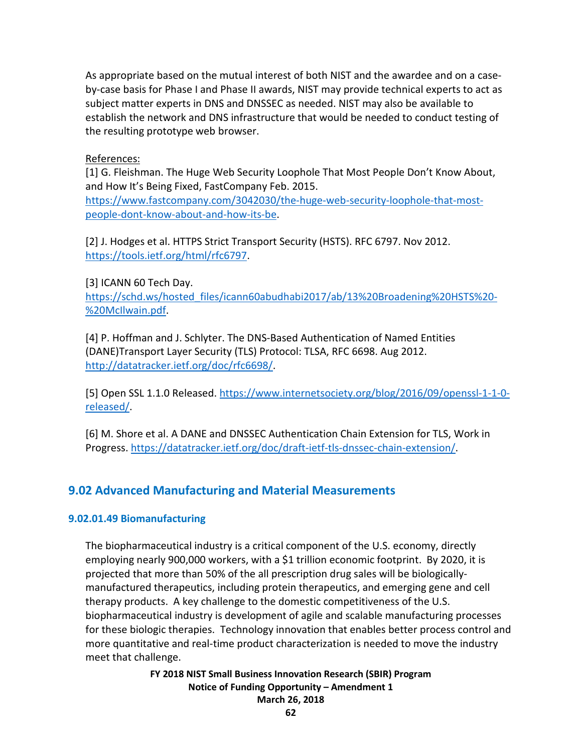As appropriate based on the mutual interest of both NIST and the awardee and on a case-by-case basis for Phase I and Phase II awards, NIST may provide technical experts to act as subject matter experts in DNS and DNSSEC as needed. NIST may also be available to establish the network and DNS infrastructure that would be needed to conduct testing of the resulting prototype web browser.

References:

[1] G. Fleishman. The Huge Web Security Loophole That Most People Don't Know About, and How It's Being Fixed, FastCompany Feb. 2015. https://www.fastcompany.com/3042030/the-huge-web-security-loophole-that-most-people-dont-know-about-and-how-its-be.

[2] J. Hodges et al. HTTPS Strict Transport Security (HSTS). RFC 6797. Nov 2012. https://tools.ietf.org/html/rfc6797.

[3] ICANN 60 Tech Day. https://schd.ws/hosted_files/icann60abudhabi2017/ab/13%20Broadening%20HSTS%20-%20McIlwain.pdf.

[4] P. Hoffman and J. Schlyter. The DNS-Based Authentication of Named Entities (DANE)Transport Layer Security (TLS) Protocol: TLSA, RFC 6698. Aug 2012. http://datatracker.ietf.org/doc/rfc6698/.

[5] Open SSL 1.1.0 Released. https://www.internetsociety.org/blog/2016/09/openssl-1-1-0-released/.

[6] M. Shore et al. A DANE and DNSSEC Authentication Chain Extension for TLS, Work in Progress. https://datatracker.ietf.org/doc/draft-ietf-tls-dnssec-chain-extension/.

## 9.02 Advanced Manufacturing and Material Measurements

### 9.02.01.49 Biomanufacturing

The biopharmaceutical industry is a critical component of the U.S. economy, directly employing nearly 900,000 workers, with a $1 trillion economic footprint. By 2020, it is projected that more than 50% of the all prescription drug sales will be biologically-manufactured therapeutics, including protein therapeutics, and emerging gene and cell therapy products. A key challenge to the domestic competitiveness of the U.S. biopharmaceutical industry is development of agile and scalable manufacturing processes for these biologic therapies. Technology innovation that enables better process control and more quantitative and real-time product characterization is needed to move the industry meet that challenge.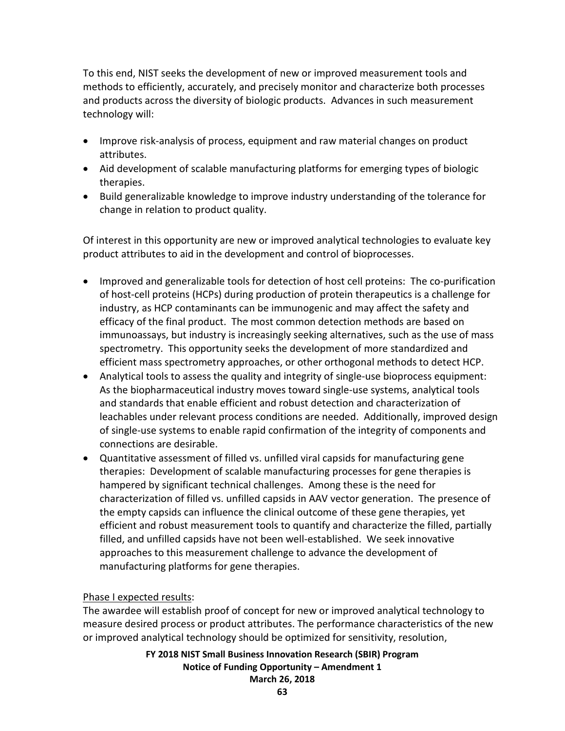To this end, NIST seeks the development of new or improved measurement tools and methods to efficiently, accurately, and precisely monitor and characterize both processes and products across the diversity of biologic products. Advances in such measurement technology will:

- Improve risk-analysis of process, equipment and raw material changes on product attributes.
- Aid development of scalable manufacturing platforms for emerging types of biologic therapies.
- Build generalizable knowledge to improve industry understanding of the tolerance for change in relation to product quality.

Of interest in this opportunity are new or improved analytical technologies to evaluate key product attributes to aid in the development and control of bioprocesses.

- Improved and generalizable tools for detection of host cell proteins: The co-purification of host-cell proteins (HCPs) during production of protein therapeutics is a challenge for industry, as HCP contaminants can be immunogenic and may affect the safety and efficacy of the final product. The most common detection methods are based on immunoassays, but industry is increasingly seeking alternatives, such as the use of mass spectrometry. This opportunity seeks the development of more standardized and efficient mass spectrometry approaches, or other orthogonal methods to detect HCP.
- Analytical tools to assess the quality and integrity of single-use bioprocess equipment: As the biopharmaceutical industry moves toward single-use systems, analytical tools and standards that enable efficient and robust detection and characterization of leachables under relevant process conditions are needed. Additionally, improved design of single-use systems to enable rapid confirmation of the integrity of components and connections are desirable.
- Quantitative assessment of filled vs. unfilled viral capsids for manufacturing gene therapies: Development of scalable manufacturing processes for gene therapies is hampered by significant technical challenges. Among these is the need for characterization of filled vs. unfilled capsids in AAV vector generation. The presence of the empty capsids can influence the clinical outcome of these gene therapies, yet efficient and robust measurement tools to quantify and characterize the filled, partially filled, and unfilled capsids have not been well-established. We seek innovative approaches to this measurement challenge to advance the development of manufacturing platforms for gene therapies.

Phase I expected results:

The awardee will establish proof of concept for new or improved analytical technology to measure desired process or product attributes. The performance characteristics of the new or improved analytical technology should be optimized for sensitivity, resolution,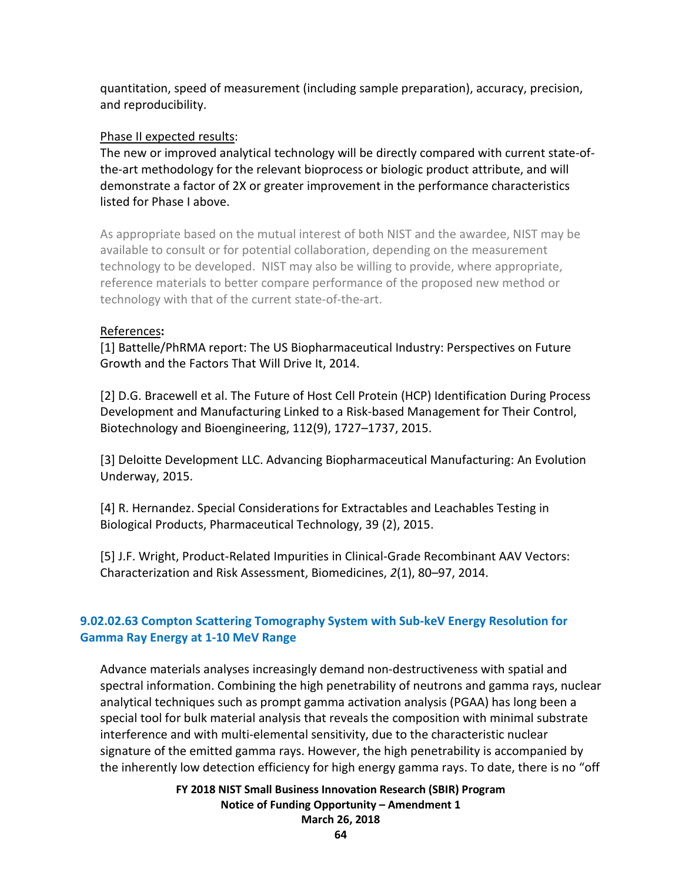quantitation, speed of measurement (including sample preparation), accuracy, precision, and reproducibility.

Phase II expected results:
The new or improved analytical technology will be directly compared with current state-of-the-art methodology for the relevant bioprocess or biologic product attribute, and will demonstrate a factor of 2X or greater improvement in the performance characteristics listed for Phase I above.

As appropriate based on the mutual interest of both NIST and the awardee, NIST may be available to consult or for potential collaboration, depending on the measurement technology to be developed. NIST may also be willing to provide, where appropriate, reference materials to better compare performance of the proposed new method or technology with that of the current state-of-the-art.

References**:**
[1] Battelle/PhRMA report: The US Biopharmaceutical Industry: Perspectives on Future Growth and the Factors That Will Drive It, 2014.

[2] D.G. Bracewell et al. The Future of Host Cell Protein (HCP) Identification During Process Development and Manufacturing Linked to a Risk-based Management for Their Control, Biotechnology and Bioengineering, 112(9), 1727–1737, 2015.

[3] Deloitte Development LLC. Advancing Biopharmaceutical Manufacturing: An Evolution Underway, 2015.

[4] R. Hernandez. Special Considerations for Extractables and Leachables Testing in Biological Products, Pharmaceutical Technology, 39 (2), 2015.

[5] J.F. Wright, Product-Related Impurities in Clinical-Grade Recombinant AAV Vectors: Characterization and Risk Assessment, Biomedicines, *2*(1), 80–97, 2014.

### 9.02.02.63 Compton Scattering Tomography System with Sub-keV Energy Resolution for Gamma Ray Energy at 1-10 MeV Range

Advance materials analyses increasingly demand non-destructiveness with spatial and spectral information. Combining the high penetrability of neutrons and gamma rays, nuclear analytical techniques such as prompt gamma activation analysis (PGAA) has long been a special tool for bulk material analysis that reveals the composition with minimal substrate interference and with multi-elemental sensitivity, due to the characteristic nuclear signature of the emitted gamma rays. However, the high penetrability is accompanied by the inherently low detection efficiency for high energy gamma rays. To date, there is no "off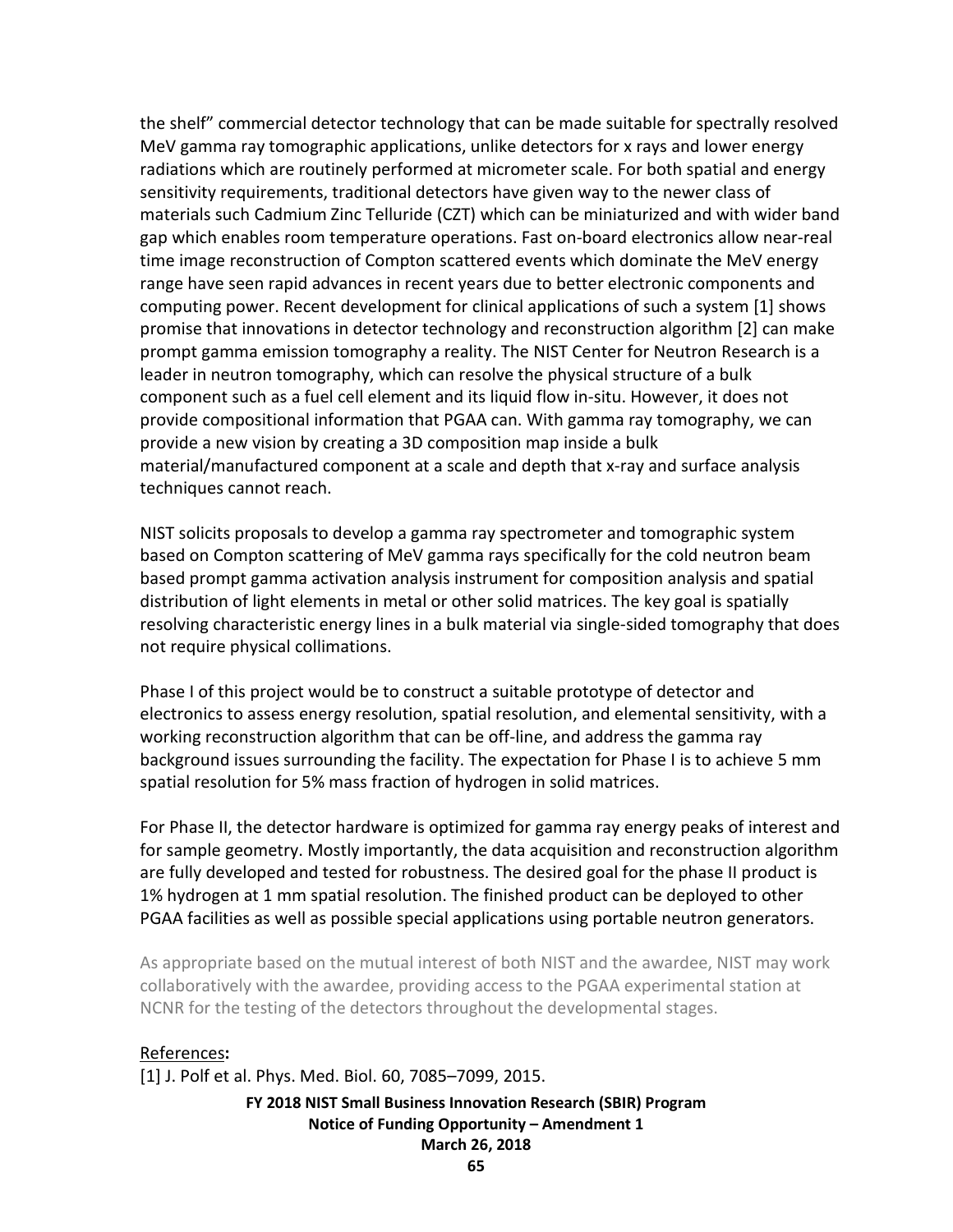the shelf" commercial detector technology that can be made suitable for spectrally resolved MeV gamma ray tomographic applications, unlike detectors for x rays and lower energy radiations which are routinely performed at micrometer scale. For both spatial and energy sensitivity requirements, traditional detectors have given way to the newer class of materials such Cadmium Zinc Telluride (CZT) which can be miniaturized and with wider band gap which enables room temperature operations. Fast on-board electronics allow near-real time image reconstruction of Compton scattered events which dominate the MeV energy range have seen rapid advances in recent years due to better electronic components and computing power. Recent development for clinical applications of such a system [1] shows promise that innovations in detector technology and reconstruction algorithm [2] can make prompt gamma emission tomography a reality. The NIST Center for Neutron Research is a leader in neutron tomography, which can resolve the physical structure of a bulk component such as a fuel cell element and its liquid flow in-situ. However, it does not provide compositional information that PGAA can. With gamma ray tomography, we can provide a new vision by creating a 3D composition map inside a bulk material/manufactured component at a scale and depth that x-ray and surface analysis techniques cannot reach.

NIST solicits proposals to develop a gamma ray spectrometer and tomographic system based on Compton scattering of MeV gamma rays specifically for the cold neutron beam based prompt gamma activation analysis instrument for composition analysis and spatial distribution of light elements in metal or other solid matrices. The key goal is spatially resolving characteristic energy lines in a bulk material via single-sided tomography that does not require physical collimations.

Phase I of this project would be to construct a suitable prototype of detector and electronics to assess energy resolution, spatial resolution, and elemental sensitivity, with a working reconstruction algorithm that can be off-line, and address the gamma ray background issues surrounding the facility. The expectation for Phase I is to achieve 5 mm spatial resolution for 5% mass fraction of hydrogen in solid matrices.

For Phase II, the detector hardware is optimized for gamma ray energy peaks of interest and for sample geometry. Mostly importantly, the data acquisition and reconstruction algorithm are fully developed and tested for robustness. The desired goal for the phase II product is 1% hydrogen at 1 mm spatial resolution. The finished product can be deployed to other PGAA facilities as well as possible special applications using portable neutron generators.

As appropriate based on the mutual interest of both NIST and the awardee, NIST may work collaboratively with the awardee, providing access to the PGAA experimental station at NCNR for the testing of the detectors throughout the developmental stages.

References**:**

[1] J. Polf et al. Phys. Med. Biol. 60, 7085–7099, 2015.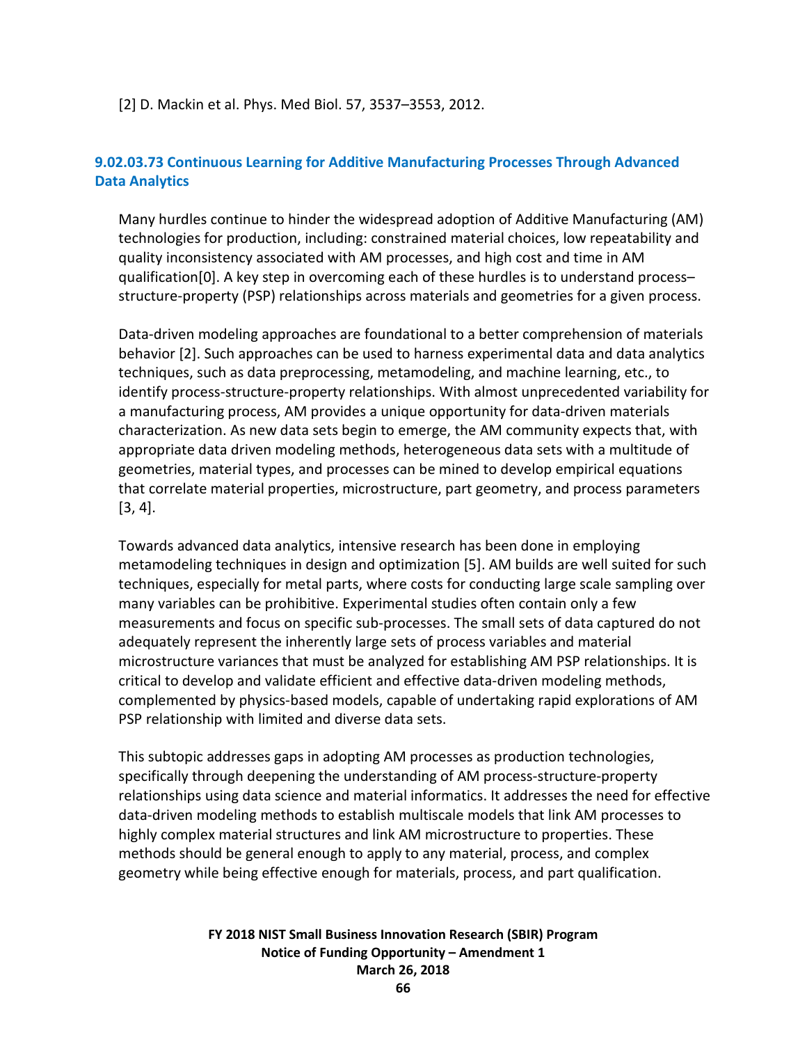[2] D. Mackin et al. Phys. Med Biol. 57, 3537–3553, 2012.

### 9.02.03.73 Continuous Learning for Additive Manufacturing Processes Through Advanced Data Analytics

Many hurdles continue to hinder the widespread adoption of Additive Manufacturing (AM) technologies for production, including: constrained material choices, low repeatability and quality inconsistency associated with AM processes, and high cost and time in AM qualification[0]. A key step in overcoming each of these hurdles is to understand process–structure-property (PSP) relationships across materials and geometries for a given process.

Data-driven modeling approaches are foundational to a better comprehension of materials behavior [2]. Such approaches can be used to harness experimental data and data analytics techniques, such as data preprocessing, metamodeling, and machine learning, etc., to identify process-structure-property relationships. With almost unprecedented variability for a manufacturing process, AM provides a unique opportunity for data-driven materials characterization. As new data sets begin to emerge, the AM community expects that, with appropriate data driven modeling methods, heterogeneous data sets with a multitude of geometries, material types, and processes can be mined to develop empirical equations that correlate material properties, microstructure, part geometry, and process parameters [3, 4].

Towards advanced data analytics, intensive research has been done in employing metamodeling techniques in design and optimization [5]. AM builds are well suited for such techniques, especially for metal parts, where costs for conducting large scale sampling over many variables can be prohibitive. Experimental studies often contain only a few measurements and focus on specific sub-processes. The small sets of data captured do not adequately represent the inherently large sets of process variables and material microstructure variances that must be analyzed for establishing AM PSP relationships. It is critical to develop and validate efficient and effective data-driven modeling methods, complemented by physics-based models, capable of undertaking rapid explorations of AM PSP relationship with limited and diverse data sets.

This subtopic addresses gaps in adopting AM processes as production technologies, specifically through deepening the understanding of AM process-structure-property relationships using data science and material informatics. It addresses the need for effective data-driven modeling methods to establish multiscale models that link AM processes to highly complex material structures and link AM microstructure to properties. These methods should be general enough to apply to any material, process, and complex geometry while being effective enough for materials, process, and part qualification.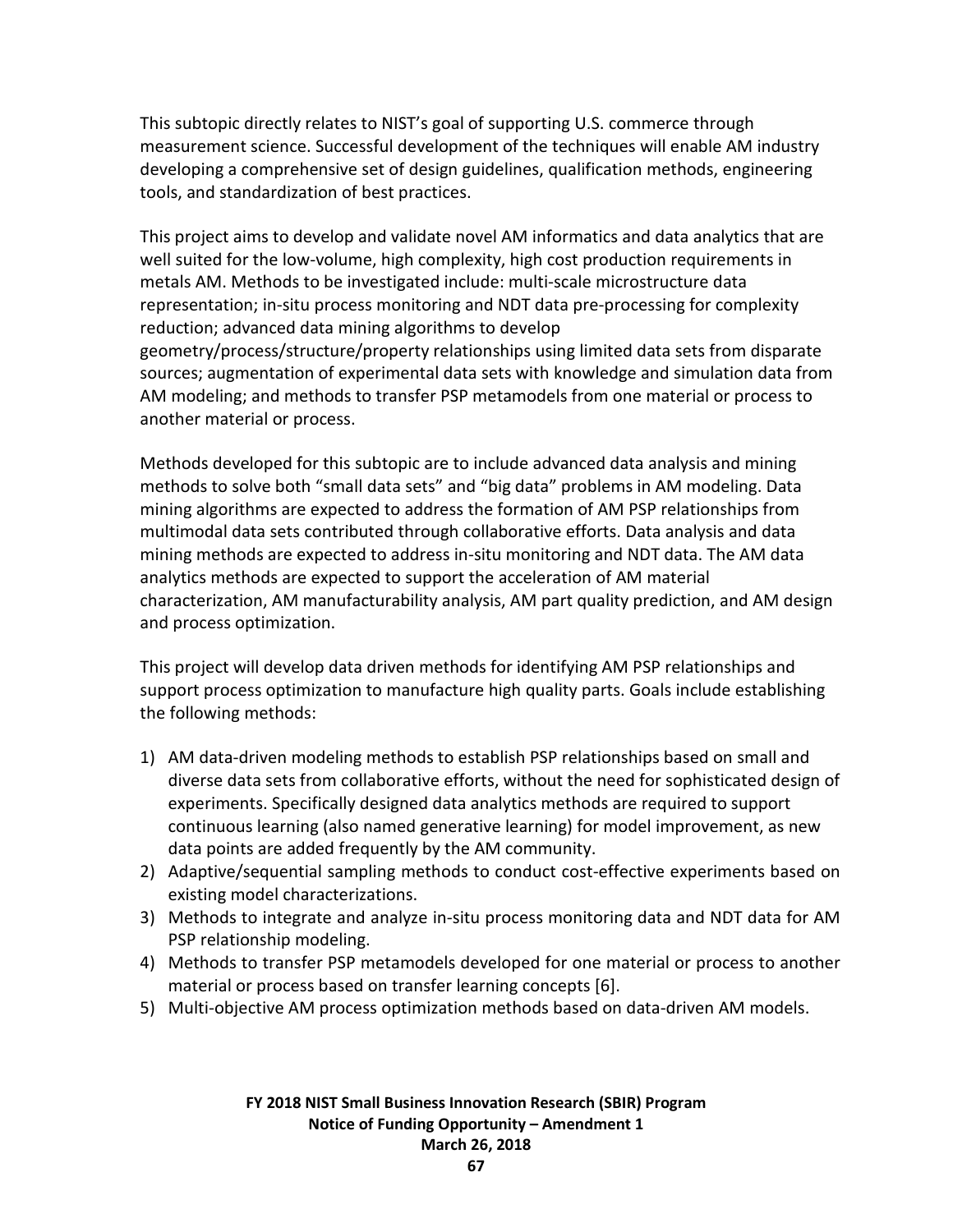This subtopic directly relates to NIST's goal of supporting U.S. commerce through measurement science. Successful development of the techniques will enable AM industry developing a comprehensive set of design guidelines, qualification methods, engineering tools, and standardization of best practices.

This project aims to develop and validate novel AM informatics and data analytics that are well suited for the low-volume, high complexity, high cost production requirements in metals AM. Methods to be investigated include: multi-scale microstructure data representation; in-situ process monitoring and NDT data pre-processing for complexity reduction; advanced data mining algorithms to develop geometry/process/structure/property relationships using limited data sets from disparate sources; augmentation of experimental data sets with knowledge and simulation data from AM modeling; and methods to transfer PSP metamodels from one material or process to another material or process.

Methods developed for this subtopic are to include advanced data analysis and mining methods to solve both "small data sets" and "big data" problems in AM modeling. Data mining algorithms are expected to address the formation of AM PSP relationships from multimodal data sets contributed through collaborative efforts. Data analysis and data mining methods are expected to address in-situ monitoring and NDT data. The AM data analytics methods are expected to support the acceleration of AM material characterization, AM manufacturability analysis, AM part quality prediction, and AM design and process optimization.

This project will develop data driven methods for identifying AM PSP relationships and support process optimization to manufacture high quality parts. Goals include establishing the following methods:

1) AM data-driven modeling methods to establish PSP relationships based on small and diverse data sets from collaborative efforts, without the need for sophisticated design of experiments. Specifically designed data analytics methods are required to support continuous learning (also named generative learning) for model improvement, as new data points are added frequently by the AM community.
2) Adaptive/sequential sampling methods to conduct cost-effective experiments based on existing model characterizations.
3) Methods to integrate and analyze in-situ process monitoring data and NDT data for AM PSP relationship modeling.
4) Methods to transfer PSP metamodels developed for one material or process to another material or process based on transfer learning concepts [6].
5) Multi-objective AM process optimization methods based on data-driven AM models.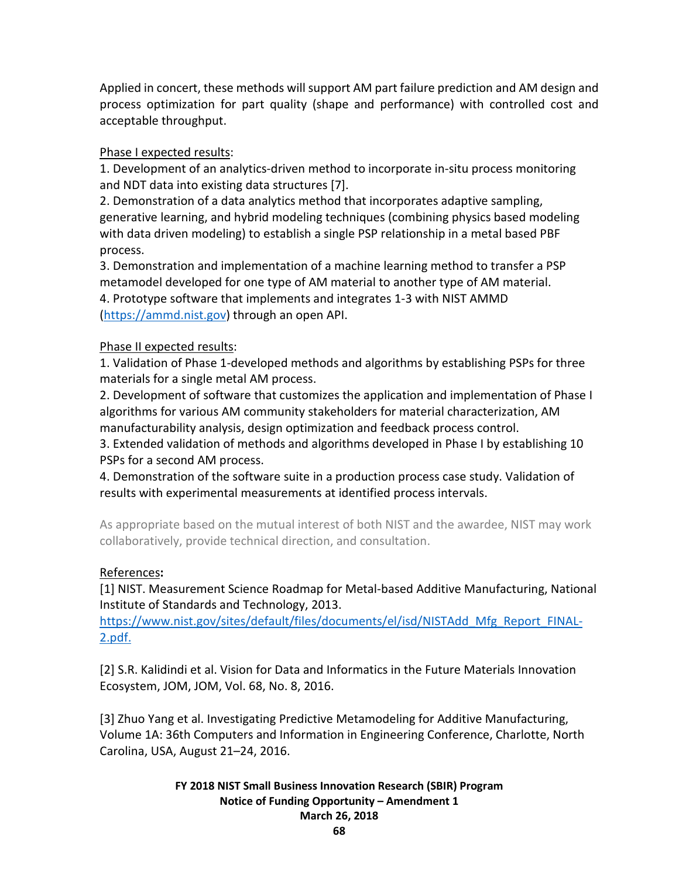Applied in concert, these methods will support AM part failure prediction and AM design and process optimization for part quality (shape and performance) with controlled cost and acceptable throughput.

Phase I expected results:

1. Development of an analytics-driven method to incorporate in-situ process monitoring and NDT data into existing data structures [7].
2. Demonstration of a data analytics method that incorporates adaptive sampling, generative learning, and hybrid modeling techniques (combining physics based modeling with data driven modeling) to establish a single PSP relationship in a metal based PBF process.
3. Demonstration and implementation of a machine learning method to transfer a PSP metamodel developed for one type of AM material to another type of AM material.
4. Prototype software that implements and integrates 1-3 with NIST AMMD (https://ammd.nist.gov) through an open API.

Phase II expected results:

1. Validation of Phase 1-developed methods and algorithms by establishing PSPs for three materials for a single metal AM process.
2. Development of software that customizes the application and implementation of Phase I algorithms for various AM community stakeholders for material characterization, AM manufacturability analysis, design optimization and feedback process control.
3. Extended validation of methods and algorithms developed in Phase I by establishing 10 PSPs for a second AM process.
4. Demonstration of the software suite in a production process case study. Validation of results with experimental measurements at identified process intervals.

As appropriate based on the mutual interest of both NIST and the awardee, NIST may work collaboratively, provide technical direction, and consultation.

References:

[1] NIST. Measurement Science Roadmap for Metal-based Additive Manufacturing, National Institute of Standards and Technology, 2013. https://www.nist.gov/sites/default/files/documents/el/isd/NISTAdd_Mfg_Report_FINAL-2.pdf.

[2] S.R. Kalidindi et al. Vision for Data and Informatics in the Future Materials Innovation Ecosystem, JOM, JOM, Vol. 68, No. 8, 2016.

[3] Zhuo Yang et al. Investigating Predictive Metamodeling for Additive Manufacturing, Volume 1A: 36th Computers and Information in Engineering Conference, Charlotte, North Carolina, USA, August 21–24, 2016.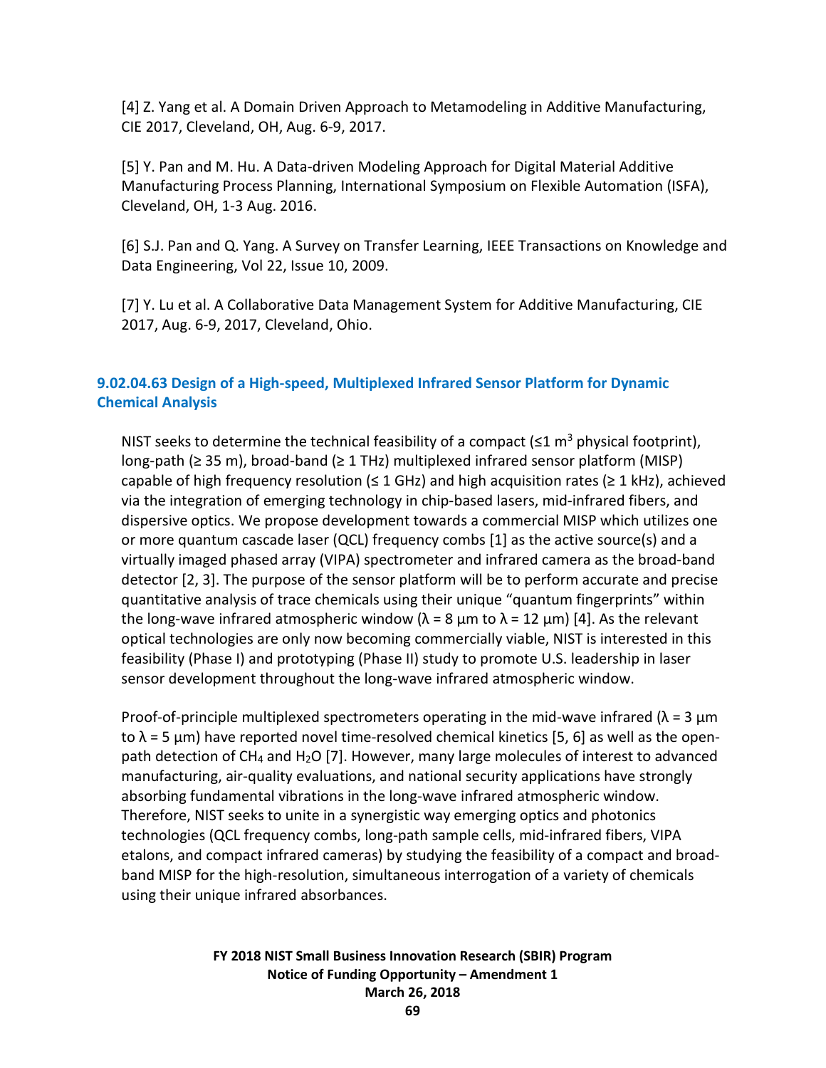[4] Z. Yang et al. A Domain Driven Approach to Metamodeling in Additive Manufacturing, CIE 2017, Cleveland, OH, Aug. 6-9, 2017.

[5] Y. Pan and M. Hu. A Data-driven Modeling Approach for Digital Material Additive Manufacturing Process Planning, International Symposium on Flexible Automation (ISFA), Cleveland, OH, 1-3 Aug. 2016.

[6] S.J. Pan and Q. Yang. A Survey on Transfer Learning, IEEE Transactions on Knowledge and Data Engineering, Vol 22, Issue 10, 2009.

[7] Y. Lu et al. A Collaborative Data Management System for Additive Manufacturing, CIE 2017, Aug. 6-9, 2017, Cleveland, Ohio.

### 9.02.04.63 Design of a High-speed, Multiplexed Infrared Sensor Platform for Dynamic Chemical Analysis

NIST seeks to determine the technical feasibility of a compact (≤1 $m^3$ physical footprint), long-path (≥ 35 m), broad-band (≥ 1 THz) multiplexed infrared sensor platform (MISP) capable of high frequency resolution (≤ 1 GHz) and high acquisition rates (≥ 1 kHz), achieved via the integration of emerging technology in chip-based lasers, mid-infrared fibers, and dispersive optics. We propose development towards a commercial MISP which utilizes one or more quantum cascade laser (QCL) frequency combs [1] as the active source(s) and a virtually imaged phased array (VIPA) spectrometer and infrared camera as the broad-band detector [2, 3]. The purpose of the sensor platform will be to perform accurate and precise quantitative analysis of trace chemicals using their unique "quantum fingerprints" within the long-wave infrared atmospheric window (λ = 8 µm to λ = 12 µm) [4]. As the relevant optical technologies are only now becoming commercially viable, NIST is interested in this feasibility (Phase I) and prototyping (Phase II) study to promote U.S. leadership in laser sensor development throughout the long-wave infrared atmospheric window.

Proof-of-principle multiplexed spectrometers operating in the mid-wave infrared (λ = 3 µm to λ = 5 µm) have reported novel time-resolved chemical kinetics [5, 6] as well as the open-path detection of $CH_4$ and $H_2O$ [7]. However, many large molecules of interest to advanced manufacturing, air-quality evaluations, and national security applications have strongly absorbing fundamental vibrations in the long-wave infrared atmospheric window. Therefore, NIST seeks to unite in a synergistic way emerging optics and photonics technologies (QCL frequency combs, long-path sample cells, mid-infrared fibers, VIPA etalons, and compact infrared cameras) by studying the feasibility of a compact and broad-band MISP for the high-resolution, simultaneous interrogation of a variety of chemicals using their unique infrared absorbances.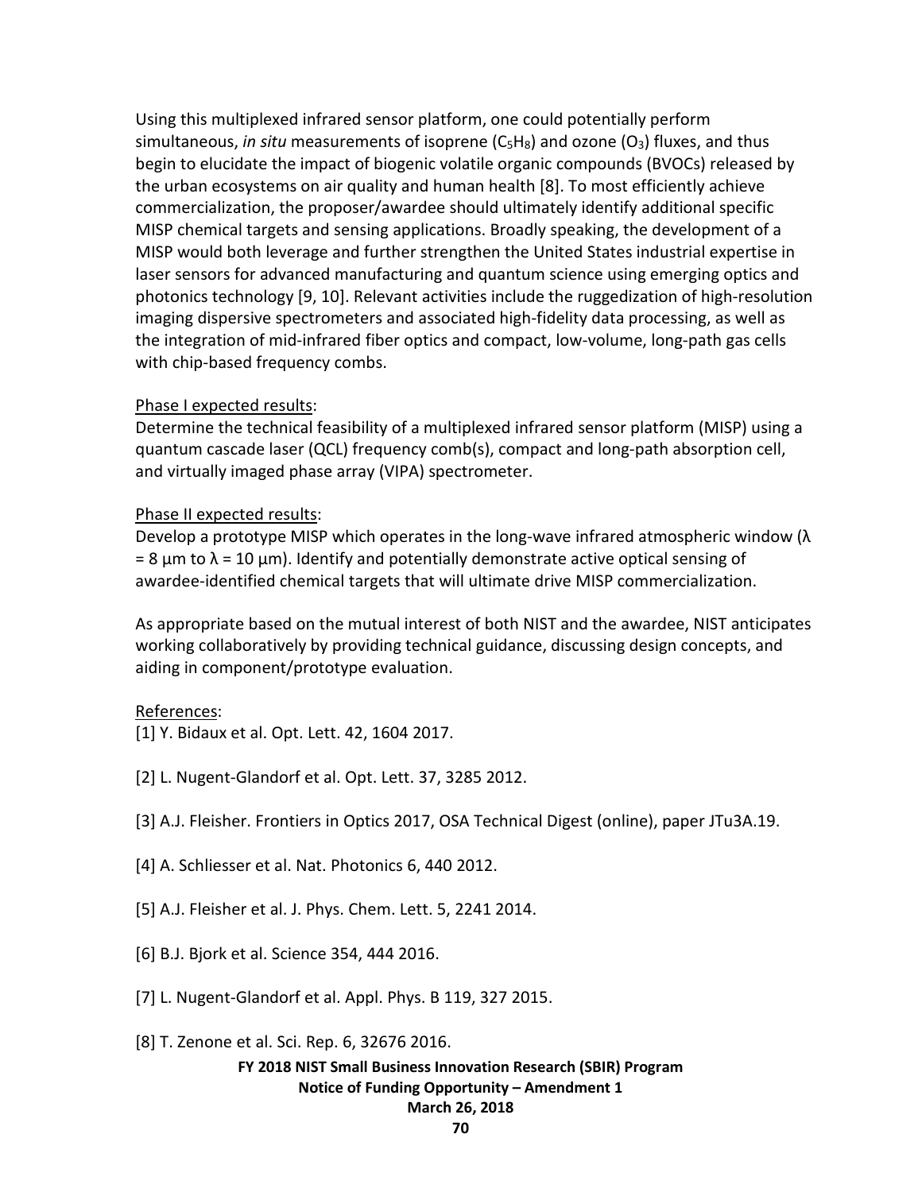Using this multiplexed infrared sensor platform, one could potentially perform simultaneous, *in situ* measurements of isoprene ($C_5H_8$) and ozone ($O_3$) fluxes, and thus begin to elucidate the impact of biogenic volatile organic compounds (BVOCs) released by the urban ecosystems on air quality and human health [8]. To most efficiently achieve commercialization, the proposer/awardee should ultimately identify additional specific MISP chemical targets and sensing applications. Broadly speaking, the development of a MISP would both leverage and further strengthen the United States industrial expertise in laser sensors for advanced manufacturing and quantum science using emerging optics and photonics technology [9, 10]. Relevant activities include the ruggedization of high-resolution imaging dispersive spectrometers and associated high-fidelity data processing, as well as the integration of mid-infrared fiber optics and compact, low-volume, long-path gas cells with chip-based frequency combs.

Phase I expected results:

Determine the technical feasibility of a multiplexed infrared sensor platform (MISP) using a quantum cascade laser (QCL) frequency comb(s), compact and long-path absorption cell, and virtually imaged phase array (VIPA) spectrometer.

Phase II expected results:

Develop a prototype MISP which operates in the long-wave infrared atmospheric window ($\lambda$ = 8 μm to $\lambda$ = 10 μm). Identify and potentially demonstrate active optical sensing of awardee-identified chemical targets that will ultimate drive MISP commercialization.

As appropriate based on the mutual interest of both NIST and the awardee, NIST anticipates working collaboratively by providing technical guidance, discussing design concepts, and aiding in component/prototype evaluation.

References:

[1] Y. Bidaux et al. Opt. Lett. 42, 1604 2017.

[2] L. Nugent-Glandorf et al. Opt. Lett. 37, 3285 2012.

[3] A.J. Fleisher. Frontiers in Optics 2017, OSA Technical Digest (online), paper JTu3A.19.

[4] A. Schliesser et al. Nat. Photonics 6, 440 2012.

[5] A.J. Fleisher et al. J. Phys. Chem. Lett. 5, 2241 2014.

[6] B.J. Bjork et al. Science 354, 444 2016.

[7] L. Nugent-Glandorf et al. Appl. Phys. B 119, 327 2015.

[8] T. Zenone et al. Sci. Rep. 6, 32676 2016.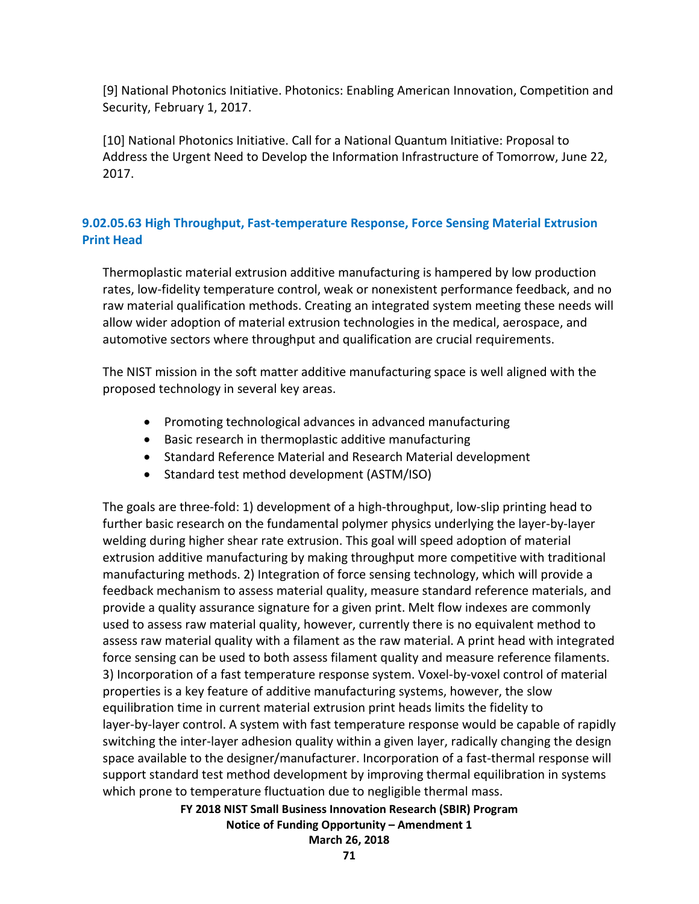[9] National Photonics Initiative. Photonics: Enabling American Innovation, Competition and Security, February 1, 2017.

[10] National Photonics Initiative. Call for a National Quantum Initiative: Proposal to Address the Urgent Need to Develop the Information Infrastructure of Tomorrow, June 22, 2017.

### 9.02.05.63 High Throughput, Fast-temperature Response, Force Sensing Material Extrusion Print Head

Thermoplastic material extrusion additive manufacturing is hampered by low production rates, low-fidelity temperature control, weak or nonexistent performance feedback, and no raw material qualification methods. Creating an integrated system meeting these needs will allow wider adoption of material extrusion technologies in the medical, aerospace, and automotive sectors where throughput and qualification are crucial requirements.

The NIST mission in the soft matter additive manufacturing space is well aligned with the proposed technology in several key areas.

- Promoting technological advances in advanced manufacturing
- Basic research in thermoplastic additive manufacturing
- Standard Reference Material and Research Material development
- Standard test method development (ASTM/ISO)

The goals are three-fold: 1) development of a high-throughput, low-slip printing head to further basic research on the fundamental polymer physics underlying the layer-by-layer welding during higher shear rate extrusion. This goal will speed adoption of material extrusion additive manufacturing by making throughput more competitive with traditional manufacturing methods. 2) Integration of force sensing technology, which will provide a feedback mechanism to assess material quality, measure standard reference materials, and provide a quality assurance signature for a given print. Melt flow indexes are commonly used to assess raw material quality, however, currently there is no equivalent method to assess raw material quality with a filament as the raw material. A print head with integrated force sensing can be used to both assess filament quality and measure reference filaments. 3) Incorporation of a fast temperature response system. Voxel-by-voxel control of material properties is a key feature of additive manufacturing systems, however, the slow equilibration time in current material extrusion print heads limits the fidelity to layer-by-layer control. A system with fast temperature response would be capable of rapidly switching the inter-layer adhesion quality within a given layer, radically changing the design space available to the designer/manufacturer. Incorporation of a fast-thermal response will support standard test method development by improving thermal equilibration in systems which prone to temperature fluctuation due to negligible thermal mass.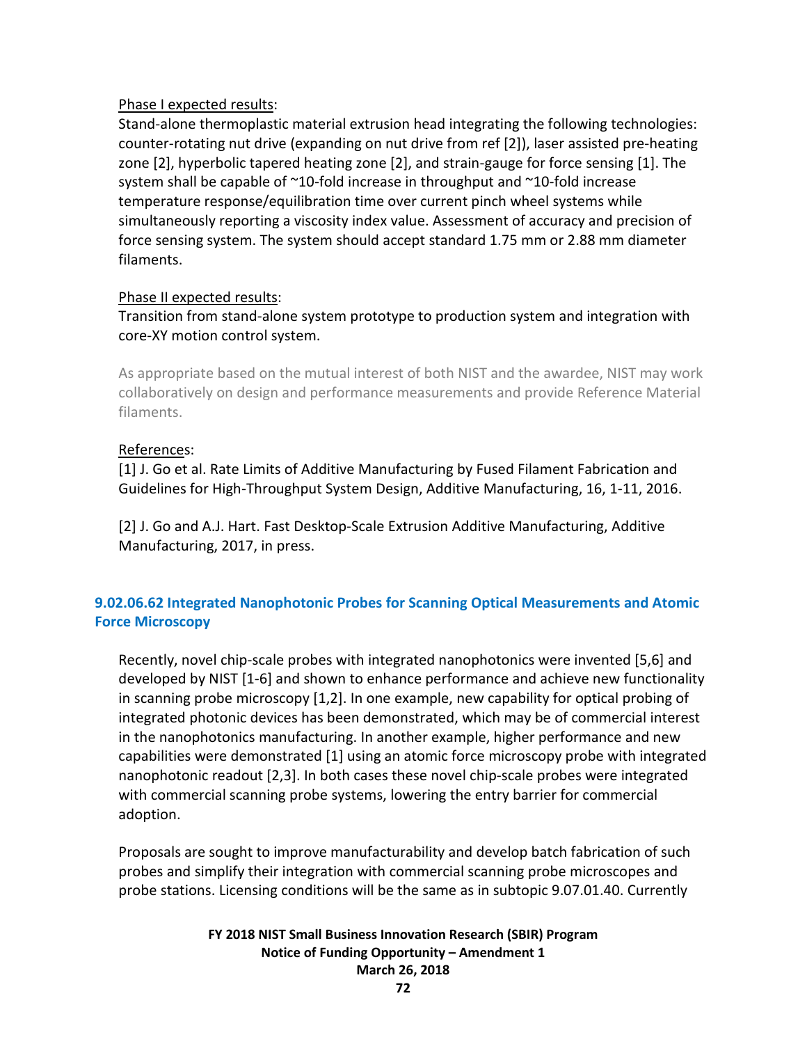Phase I expected results:

Stand-alone thermoplastic material extrusion head integrating the following technologies: counter-rotating nut drive (expanding on nut drive from ref [2]), laser assisted pre-heating zone [2], hyperbolic tapered heating zone [2], and strain-gauge for force sensing [1]. The system shall be capable of ~10-fold increase in throughput and ~10-fold increase temperature response/equilibration time over current pinch wheel systems while simultaneously reporting a viscosity index value. Assessment of accuracy and precision of force sensing system. The system should accept standard 1.75 mm or 2.88 mm diameter filaments.

Phase II expected results:

Transition from stand-alone system prototype to production system and integration with core-XY motion control system.

As appropriate based on the mutual interest of both NIST and the awardee, NIST may work collaboratively on design and performance measurements and provide Reference Material filaments.

References:

[1] J. Go et al. Rate Limits of Additive Manufacturing by Fused Filament Fabrication and Guidelines for High-Throughput System Design, Additive Manufacturing, 16, 1-11, 2016.

[2] J. Go and A.J. Hart. Fast Desktop-Scale Extrusion Additive Manufacturing, Additive Manufacturing, 2017, in press.

### 9.02.06.62 Integrated Nanophotonic Probes for Scanning Optical Measurements and Atomic Force Microscopy

Recently, novel chip-scale probes with integrated nanophotonics were invented [5,6] and developed by NIST [1-6] and shown to enhance performance and achieve new functionality in scanning probe microscopy [1,2]. In one example, new capability for optical probing of integrated photonic devices has been demonstrated, which may be of commercial interest in the nanophotonics manufacturing. In another example, higher performance and new capabilities were demonstrated [1] using an atomic force microscopy probe with integrated nanophotonic readout [2,3]. In both cases these novel chip-scale probes were integrated with commercial scanning probe systems, lowering the entry barrier for commercial adoption.

Proposals are sought to improve manufacturability and develop batch fabrication of such probes and simplify their integration with commercial scanning probe microscopes and probe stations. Licensing conditions will be the same as in subtopic 9.07.01.40. Currently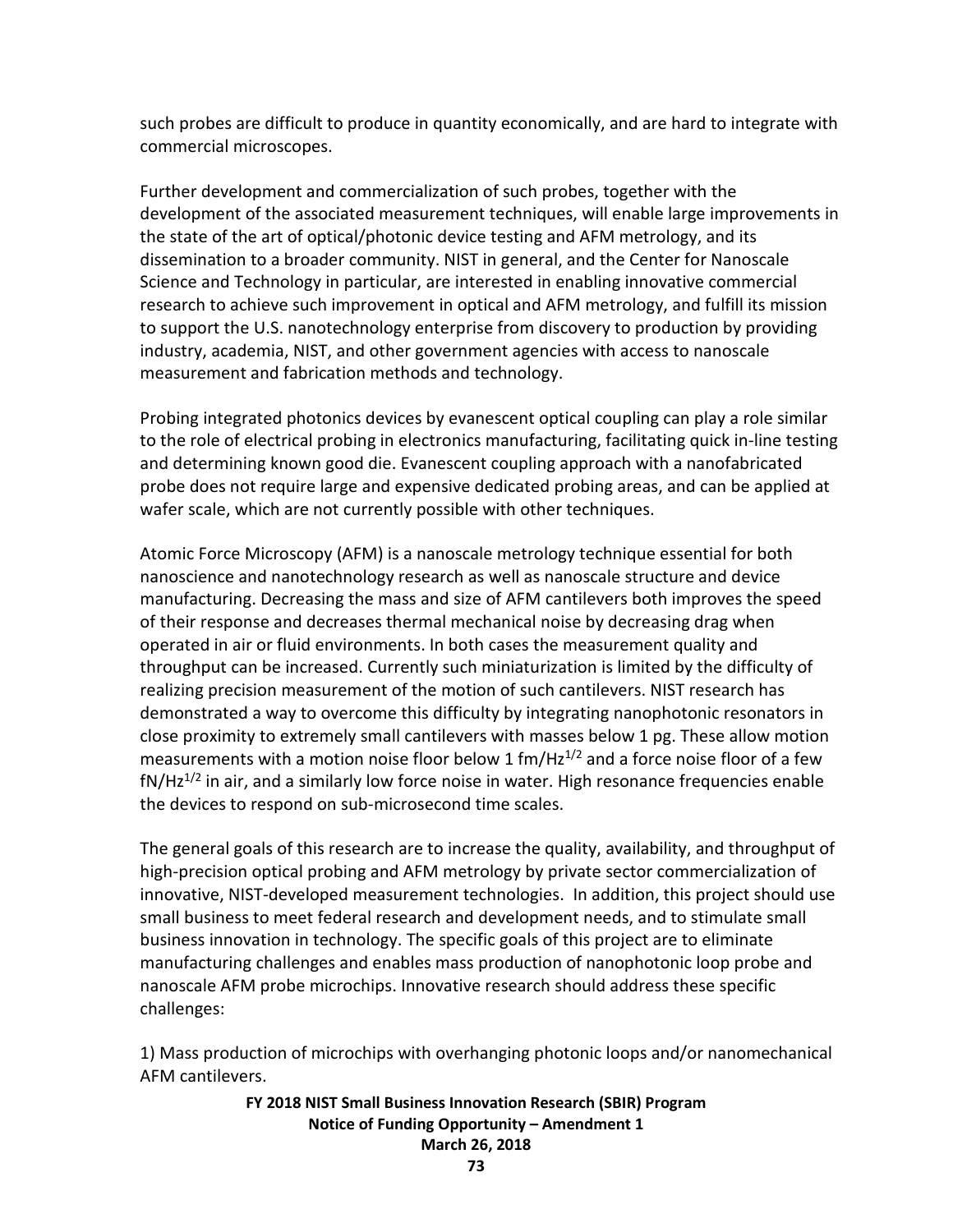such probes are difficult to produce in quantity economically, and are hard to integrate with commercial microscopes.

Further development and commercialization of such probes, together with the development of the associated measurement techniques, will enable large improvements in the state of the art of optical/photonic device testing and AFM metrology, and its dissemination to a broader community. NIST in general, and the Center for Nanoscale Science and Technology in particular, are interested in enabling innovative commercial research to achieve such improvement in optical and AFM metrology, and fulfill its mission to support the U.S. nanotechnology enterprise from discovery to production by providing industry, academia, NIST, and other government agencies with access to nanoscale measurement and fabrication methods and technology.

Probing integrated photonics devices by evanescent optical coupling can play a role similar to the role of electrical probing in electronics manufacturing, facilitating quick in-line testing and determining known good die. Evanescent coupling approach with a nanofabricated probe does not require large and expensive dedicated probing areas, and can be applied at wafer scale, which are not currently possible with other techniques.

Atomic Force Microscopy (AFM) is a nanoscale metrology technique essential for both nanoscience and nanotechnology research as well as nanoscale structure and device manufacturing. Decreasing the mass and size of AFM cantilevers both improves the speed of their response and decreases thermal mechanical noise by decreasing drag when operated in air or fluid environments. In both cases the measurement quality and throughput can be increased. Currently such miniaturization is limited by the difficulty of realizing precision measurement of the motion of such cantilevers. NIST research has demonstrated a way to overcome this difficulty by integrating nanophotonic resonators in close proximity to extremely small cantilevers with masses below 1 pg. These allow motion measurements with a motion noise floor below 1 $fm/Hz^{1/2}$ and a force noise floor of a few $fN/Hz^{1/2}$ in air, and a similarly low force noise in water. High resonance frequencies enable the devices to respond on sub-microsecond time scales.

The general goals of this research are to increase the quality, availability, and throughput of high-precision optical probing and AFM metrology by private sector commercialization of innovative, NIST-developed measurement technologies. In addition, this project should use small business to meet federal research and development needs, and to stimulate small business innovation in technology. The specific goals of this project are to eliminate manufacturing challenges and enables mass production of nanophotonic loop probe and nanoscale AFM probe microchips. Innovative research should address these specific challenges:

1) Mass production of microchips with overhanging photonic loops and/or nanomechanical AFM cantilevers.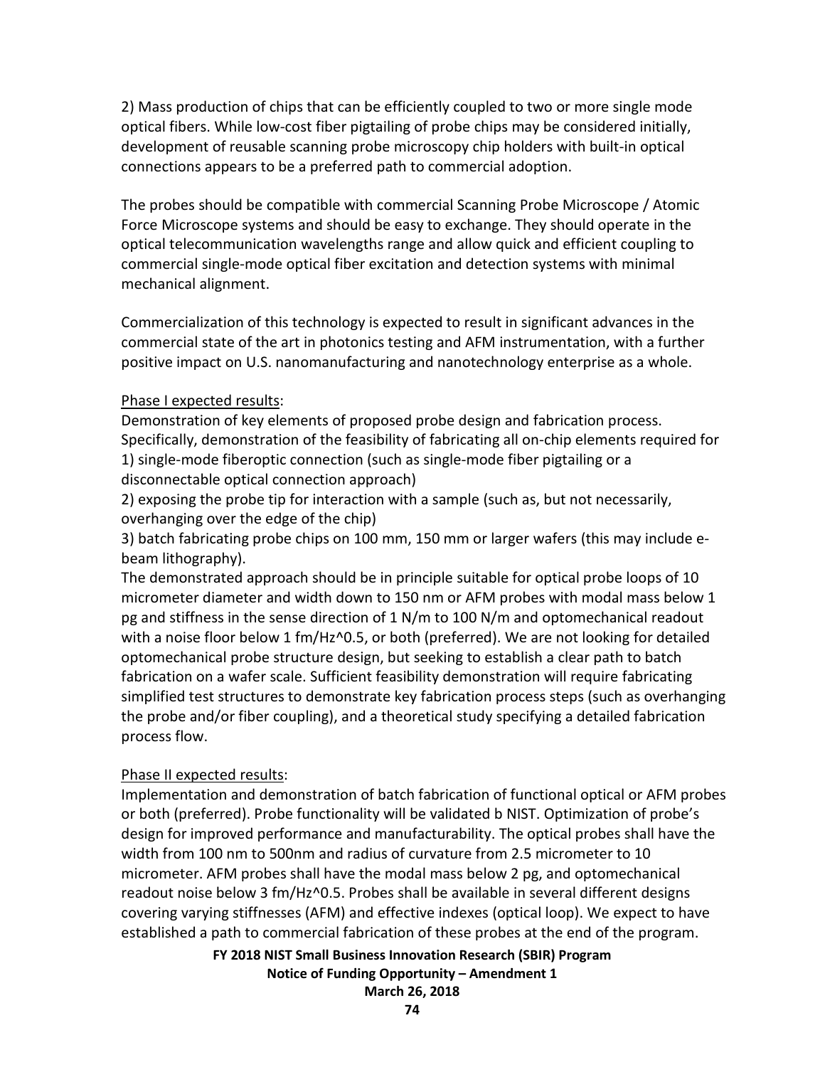2) Mass production of chips that can be efficiently coupled to two or more single mode optical fibers. While low-cost fiber pigtailing of probe chips may be considered initially, development of reusable scanning probe microscopy chip holders with built-in optical connections appears to be a preferred path to commercial adoption.

The probes should be compatible with commercial Scanning Probe Microscope / Atomic Force Microscope systems and should be easy to exchange. They should operate in the optical telecommunication wavelengths range and allow quick and efficient coupling to commercial single-mode optical fiber excitation and detection systems with minimal mechanical alignment.

Commercialization of this technology is expected to result in significant advances in the commercial state of the art in photonics testing and AFM instrumentation, with a further positive impact on U.S. nanomanufacturing and nanotechnology enterprise as a whole.

Phase I expected results:

Demonstration of key elements of proposed probe design and fabrication process. Specifically, demonstration of the feasibility of fabricating all on-chip elements required for

1) single-mode fiberoptic connection (such as single-mode fiber pigtailing or a disconnectable optical connection approach)

2) exposing the probe tip for interaction with a sample (such as, but not necessarily, overhanging over the edge of the chip)

3) batch fabricating probe chips on 100 mm, 150 mm or larger wafers (this may include e-beam lithography).

The demonstrated approach should be in principle suitable for optical probe loops of 10 micrometer diameter and width down to 150 nm or AFM probes with modal mass below 1 pg and stiffness in the sense direction of 1 N/m to 100 N/m and optomechanical readout with a noise floor below 1 fm/Hz^0.5, or both (preferred). We are not looking for detailed optomechanical probe structure design, but seeking to establish a clear path to batch fabrication on a wafer scale. Sufficient feasibility demonstration will require fabricating simplified test structures to demonstrate key fabrication process steps (such as overhanging the probe and/or fiber coupling), and a theoretical study specifying a detailed fabrication process flow.

Phase II expected results:

Implementation and demonstration of batch fabrication of functional optical or AFM probes or both (preferred). Probe functionality will be validated b NIST. Optimization of probe's design for improved performance and manufacturability. The optical probes shall have the width from 100 nm to 500nm and radius of curvature from 2.5 micrometer to 10 micrometer. AFM probes shall have the modal mass below 2 pg, and optomechanical readout noise below 3 fm/Hz^0.5. Probes shall be available in several different designs covering varying stiffnesses (AFM) and effective indexes (optical loop). We expect to have established a path to commercial fabrication of these probes at the end of the program.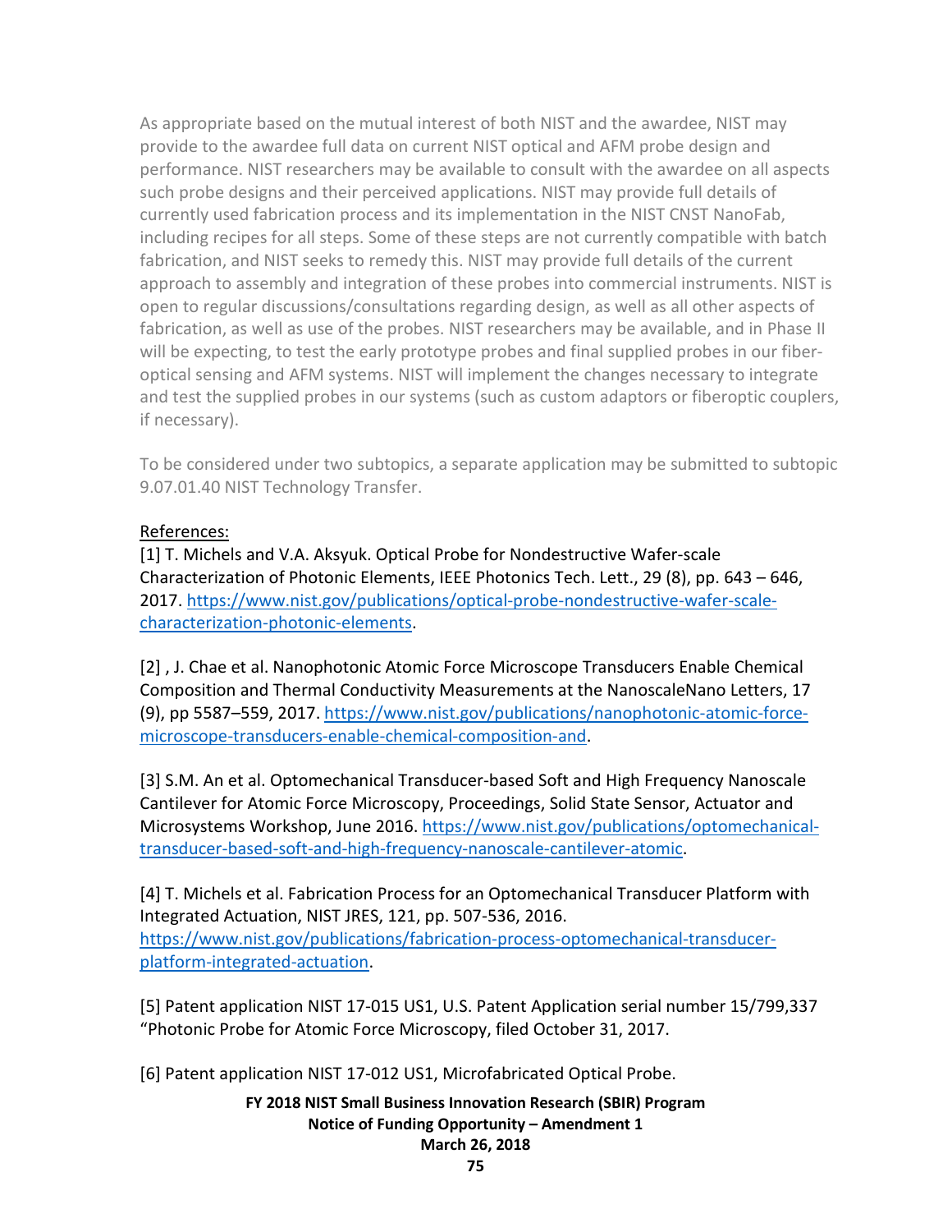As appropriate based on the mutual interest of both NIST and the awardee, NIST may provide to the awardee full data on current NIST optical and AFM probe design and performance. NIST researchers may be available to consult with the awardee on all aspects such probe designs and their perceived applications. NIST may provide full details of currently used fabrication process and its implementation in the NIST CNST NanoFab, including recipes for all steps. Some of these steps are not currently compatible with batch fabrication, and NIST seeks to remedy this. NIST may provide full details of the current approach to assembly and integration of these probes into commercial instruments. NIST is open to regular discussions/consultations regarding design, as well as all other aspects of fabrication, as well as use of the probes. NIST researchers may be available, and in Phase II will be expecting, to test the early prototype probes and final supplied probes in our fiber-optical sensing and AFM systems. NIST will implement the changes necessary to integrate and test the supplied probes in our systems (such as custom adaptors or fiberoptic couplers, if necessary).

To be considered under two subtopics, a separate application may be submitted to subtopic 9.07.01.40 NIST Technology Transfer.

References:

[1] T. Michels and V.A. Aksyuk. Optical Probe for Nondestructive Wafer-scale Characterization of Photonic Elements, IEEE Photonics Tech. Lett., 29 (8), pp. 643 – 646, 2017. https://www.nist.gov/publications/optical-probe-nondestructive-wafer-scale-characterization-photonic-elements.

[2] , J. Chae et al. Nanophotonic Atomic Force Microscope Transducers Enable Chemical Composition and Thermal Conductivity Measurements at the NanoscaleNano Letters, 17 (9), pp 5587–559, 2017. https://www.nist.gov/publications/nanophotonic-atomic-force-microscope-transducers-enable-chemical-composition-and.

[3] S.M. An et al. Optomechanical Transducer-based Soft and High Frequency Nanoscale Cantilever for Atomic Force Microscopy, Proceedings, Solid State Sensor, Actuator and Microsystems Workshop, June 2016. https://www.nist.gov/publications/optomechanical-transducer-based-soft-and-high-frequency-nanoscale-cantilever-atomic.

[4] T. Michels et al. Fabrication Process for an Optomechanical Transducer Platform with Integrated Actuation, NIST JRES, 121, pp. 507-536, 2016. https://www.nist.gov/publications/fabrication-process-optomechanical-transducer-platform-integrated-actuation.

[5] Patent application NIST 17-015 US1, U.S. Patent Application serial number 15/799,337 "Photonic Probe for Atomic Force Microscopy, filed October 31, 2017.

[6] Patent application NIST 17-012 US1, Microfabricated Optical Probe.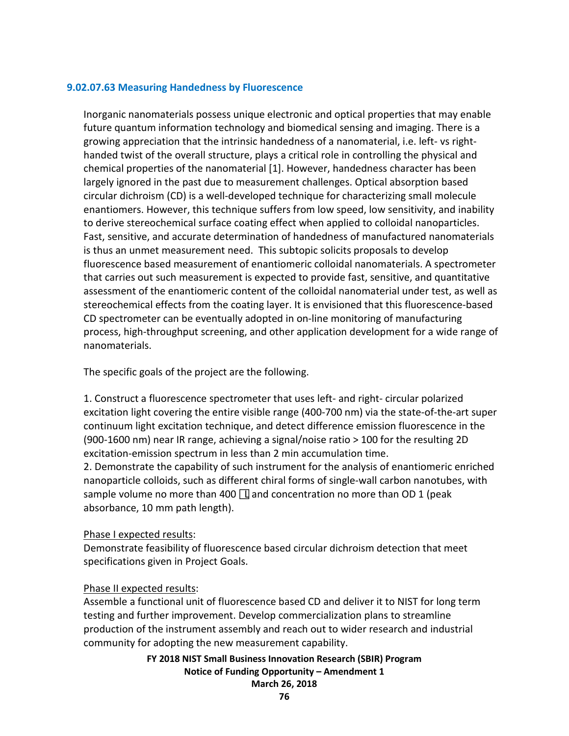### 9.02.07.63 Measuring Handedness by Fluorescence

Inorganic nanomaterials possess unique electronic and optical properties that may enable future quantum information technology and biomedical sensing and imaging. There is a growing appreciation that the intrinsic handedness of a nanomaterial, i.e. left- vs right-handed twist of the overall structure, plays a critical role in controlling the physical and chemical properties of the nanomaterial [1]. However, handedness character has been largely ignored in the past due to measurement challenges. Optical absorption based circular dichroism (CD) is a well-developed technique for characterizing small molecule enantiomers. However, this technique suffers from low speed, low sensitivity, and inability to derive stereochemical surface coating effect when applied to colloidal nanoparticles. Fast, sensitive, and accurate determination of handedness of manufactured nanomaterials is thus an unmet measurement need. This subtopic solicits proposals to develop fluorescence based measurement of enantiomeric colloidal nanomaterials. A spectrometer that carries out such measurement is expected to provide fast, sensitive, and quantitative assessment of the enantiomeric content of the colloidal nanomaterial under test, as well as stereochemical effects from the coating layer. It is envisioned that this fluorescence-based CD spectrometer can be eventually adopted in on-line monitoring of manufacturing process, high-throughput screening, and other application development for a wide range of nanomaterials.

The specific goals of the project are the following.

1. Construct a fluorescence spectrometer that uses left- and right- circular polarized excitation light covering the entire visible range (400-700 nm) via the state-of-the-art super continuum light excitation technique, and detect difference emission fluorescence in the (900-1600 nm) near IR range, achieving a signal/noise ratio > 100 for the resulting 2D excitation-emission spectrum in less than 2 min accumulation time.
2. Demonstrate the capability of such instrument for the analysis of enantiomeric enriched nanoparticle colloids, such as different chiral forms of single-wall carbon nanotubes, with sample volume no more than 400 μl and concentration no more than OD 1 (peak absorbance, 10 mm path length).

<u>Phase I expected results</u>:
Demonstrate feasibility of fluorescence based circular dichroism detection that meet specifications given in Project Goals.

<u>Phase II expected results</u>:
Assemble a functional unit of fluorescence based CD and deliver it to NIST for long term testing and further improvement. Develop commercialization plans to streamline production of the instrument assembly and reach out to wider research and industrial community for adopting the new measurement capability.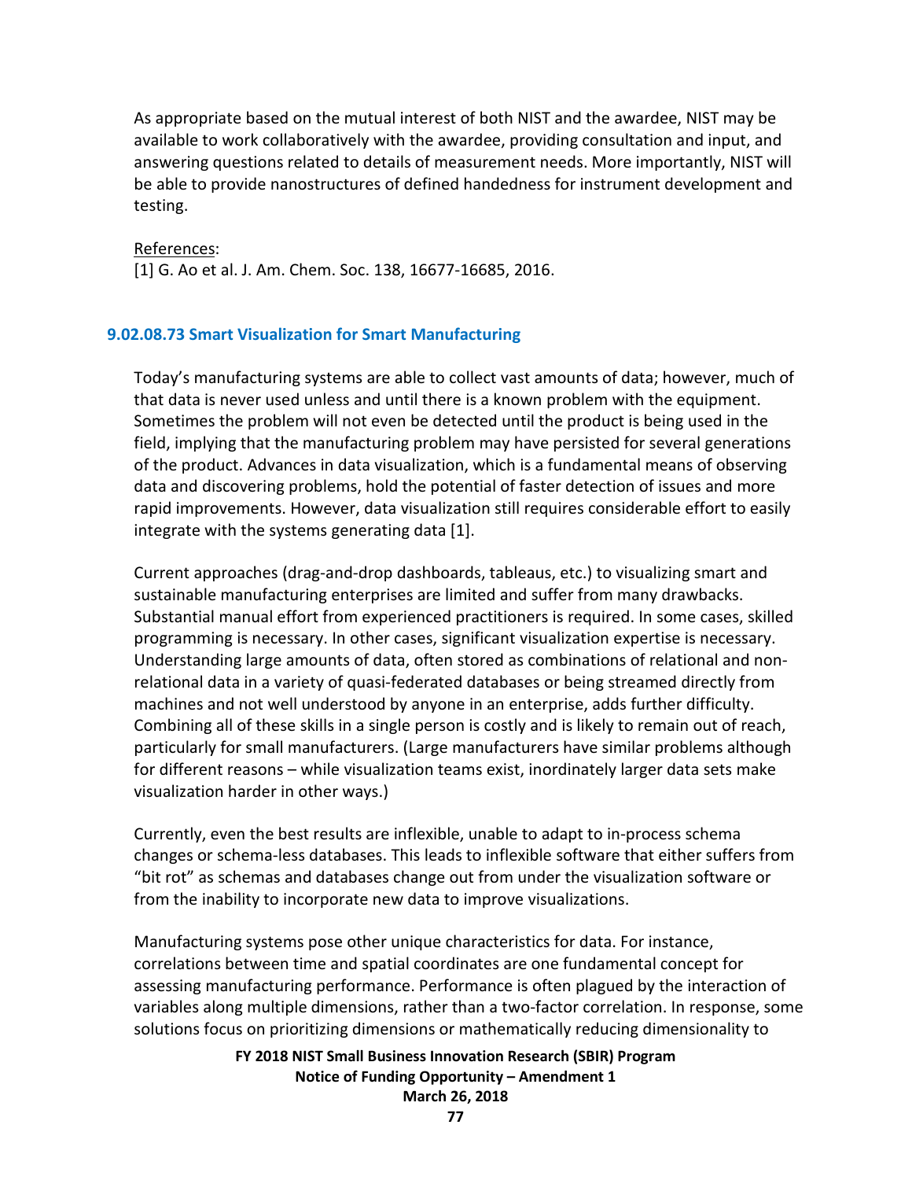As appropriate based on the mutual interest of both NIST and the awardee, NIST may be available to work collaboratively with the awardee, providing consultation and input, and answering questions related to details of measurement needs. More importantly, NIST will be able to provide nanostructures of defined handedness for instrument development and testing.

References:
[1] G. Ao et al. J. Am. Chem. Soc. 138, 16677-16685, 2016.

### 9.02.08.73 Smart Visualization for Smart Manufacturing

Today's manufacturing systems are able to collect vast amounts of data; however, much of that data is never used unless and until there is a known problem with the equipment. Sometimes the problem will not even be detected until the product is being used in the field, implying that the manufacturing problem may have persisted for several generations of the product. Advances in data visualization, which is a fundamental means of observing data and discovering problems, hold the potential of faster detection of issues and more rapid improvements. However, data visualization still requires considerable effort to easily integrate with the systems generating data [1].

Current approaches (drag-and-drop dashboards, tableaus, etc.) to visualizing smart and sustainable manufacturing enterprises are limited and suffer from many drawbacks. Substantial manual effort from experienced practitioners is required. In some cases, skilled programming is necessary. In other cases, significant visualization expertise is necessary. Understanding large amounts of data, often stored as combinations of relational and non-relational data in a variety of quasi-federated databases or being streamed directly from machines and not well understood by anyone in an enterprise, adds further difficulty. Combining all of these skills in a single person is costly and is likely to remain out of reach, particularly for small manufacturers. (Large manufacturers have similar problems although for different reasons – while visualization teams exist, inordinately larger data sets make visualization harder in other ways.)

Currently, even the best results are inflexible, unable to adapt to in-process schema changes or schema-less databases. This leads to inflexible software that either suffers from "bit rot" as schemas and databases change out from under the visualization software or from the inability to incorporate new data to improve visualizations.

Manufacturing systems pose other unique characteristics for data. For instance, correlations between time and spatial coordinates are one fundamental concept for assessing manufacturing performance. Performance is often plagued by the interaction of variables along multiple dimensions, rather than a two-factor correlation. In response, some solutions focus on prioritizing dimensions or mathematically reducing dimensionality to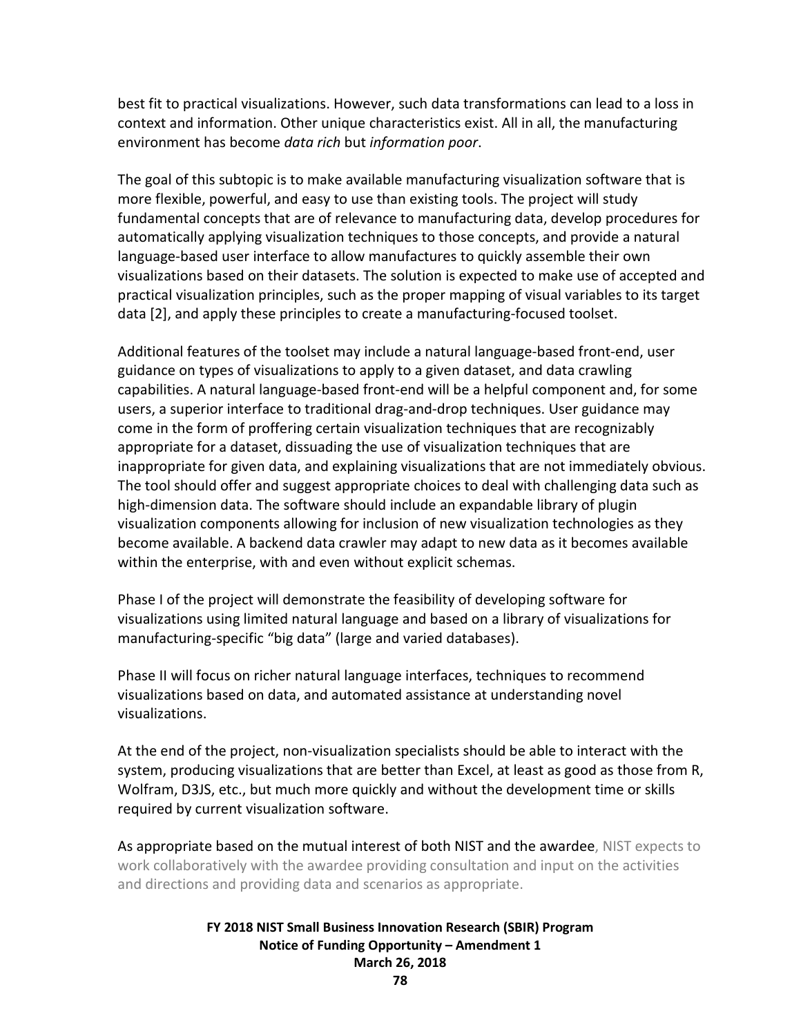best fit to practical visualizations. However, such data transformations can lead to a loss in context and information. Other unique characteristics exist. All in all, the manufacturing environment has become *data rich* but *information poor*.

The goal of this subtopic is to make available manufacturing visualization software that is more flexible, powerful, and easy to use than existing tools. The project will study fundamental concepts that are of relevance to manufacturing data, develop procedures for automatically applying visualization techniques to those concepts, and provide a natural language-based user interface to allow manufactures to quickly assemble their own visualizations based on their datasets. The solution is expected to make use of accepted and practical visualization principles, such as the proper mapping of visual variables to its target data [2], and apply these principles to create a manufacturing-focused toolset.

Additional features of the toolset may include a natural language-based front-end, user guidance on types of visualizations to apply to a given dataset, and data crawling capabilities. A natural language-based front-end will be a helpful component and, for some users, a superior interface to traditional drag-and-drop techniques. User guidance may come in the form of proffering certain visualization techniques that are recognizably appropriate for a dataset, dissuading the use of visualization techniques that are inappropriate for given data, and explaining visualizations that are not immediately obvious. The tool should offer and suggest appropriate choices to deal with challenging data such as high-dimension data. The software should include an expandable library of plugin visualization components allowing for inclusion of new visualization technologies as they become available. A backend data crawler may adapt to new data as it becomes available within the enterprise, with and even without explicit schemas.

Phase I of the project will demonstrate the feasibility of developing software for visualizations using limited natural language and based on a library of visualizations for manufacturing-specific “big data” (large and varied databases).

Phase II will focus on richer natural language interfaces, techniques to recommend visualizations based on data, and automated assistance at understanding novel visualizations.

At the end of the project, non-visualization specialists should be able to interact with the system, producing visualizations that are better than Excel, at least as good as those from R, Wolfram, D3JS, etc., but much more quickly and without the development time or skills required by current visualization software.

As appropriate based on the mutual interest of both NIST and the awardee, NIST expects to work collaboratively with the awardee providing consultation and input on the activities and directions and providing data and scenarios as appropriate.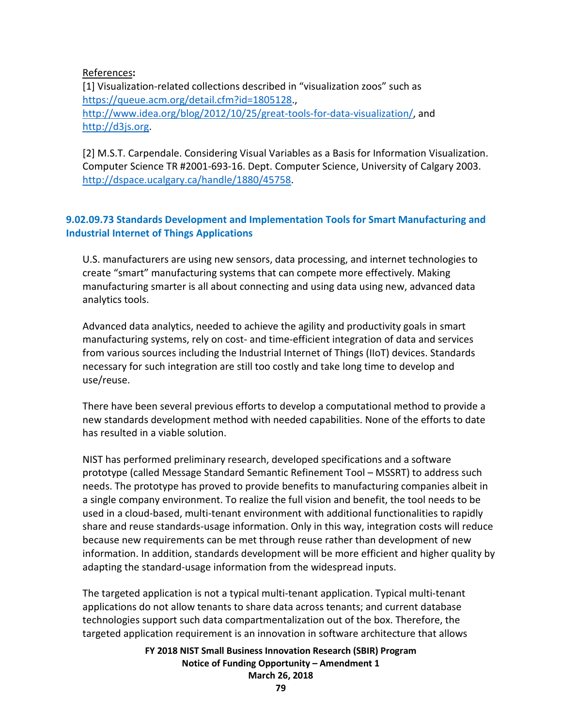References**:**

[1] Visualization-related collections described in "visualization zoos" such as https://queue.acm.org/detail.cfm?id=1805128., http://www.idea.org/blog/2012/10/25/great-tools-for-data-visualization/, and http://d3js.org.

[2] M.S.T. Carpendale. Considering Visual Variables as a Basis for Information Visualization. Computer Science TR #2001-693-16. Dept. Computer Science, University of Calgary 2003. http://dspace.ucalgary.ca/handle/1880/45758.

### 9.02.09.73 Standards Development and Implementation Tools for Smart Manufacturing and Industrial Internet of Things Applications

U.S. manufacturers are using new sensors, data processing, and internet technologies to create "smart" manufacturing systems that can compete more effectively. Making manufacturing smarter is all about connecting and using data using new, advanced data analytics tools.

Advanced data analytics, needed to achieve the agility and productivity goals in smart manufacturing systems, rely on cost- and time-efficient integration of data and services from various sources including the Industrial Internet of Things (IIoT) devices. Standards necessary for such integration are still too costly and take long time to develop and use/reuse.

There have been several previous efforts to develop a computational method to provide a new standards development method with needed capabilities. None of the efforts to date has resulted in a viable solution.

NIST has performed preliminary research, developed specifications and a software prototype (called Message Standard Semantic Refinement Tool – MSSRT) to address such needs. The prototype has proved to provide benefits to manufacturing companies albeit in a single company environment. To realize the full vision and benefit, the tool needs to be used in a cloud-based, multi-tenant environment with additional functionalities to rapidly share and reuse standards-usage information. Only in this way, integration costs will reduce because new requirements can be met through reuse rather than development of new information. In addition, standards development will be more efficient and higher quality by adapting the standard-usage information from the widespread inputs.

The targeted application is not a typical multi-tenant application. Typical multi-tenant applications do not allow tenants to share data across tenants; and current database technologies support such data compartmentalization out of the box. Therefore, the targeted application requirement is an innovation in software architecture that allows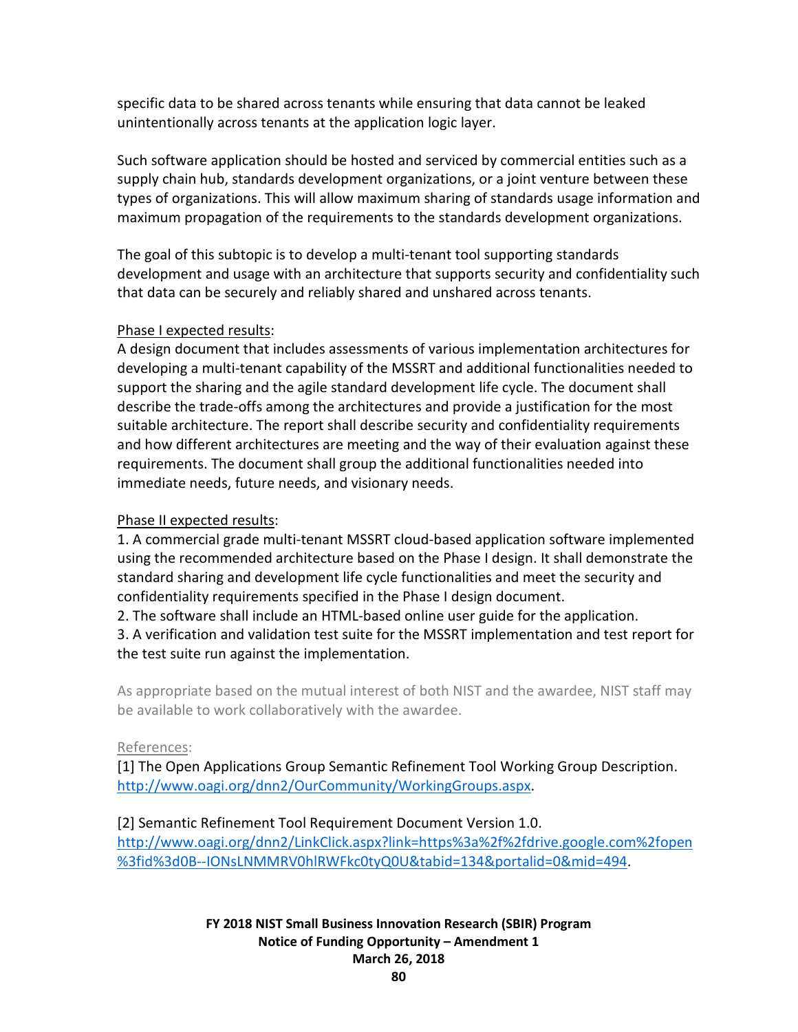specific data to be shared across tenants while ensuring that data cannot be leaked unintentionally across tenants at the application logic layer.

Such software application should be hosted and serviced by commercial entities such as a supply chain hub, standards development organizations, or a joint venture between these types of organizations. This will allow maximum sharing of standards usage information and maximum propagation of the requirements to the standards development organizations.

The goal of this subtopic is to develop a multi-tenant tool supporting standards development and usage with an architecture that supports security and confidentiality such that data can be securely and reliably shared and unshared across tenants.

Phase I expected results:
A design document that includes assessments of various implementation architectures for developing a multi-tenant capability of the MSSRT and additional functionalities needed to support the sharing and the agile standard development life cycle. The document shall describe the trade-offs among the architectures and provide a justification for the most suitable architecture. The report shall describe security and confidentiality requirements and how different architectures are meeting and the way of their evaluation against these requirements. The document shall group the additional functionalities needed into immediate needs, future needs, and visionary needs.

Phase II expected results:
1. A commercial grade multi-tenant MSSRT cloud-based application software implemented using the recommended architecture based on the Phase I design. It shall demonstrate the standard sharing and development life cycle functionalities and meet the security and confidentiality requirements specified in the Phase I design document.
2. The software shall include an HTML-based online user guide for the application.
3. A verification and validation test suite for the MSSRT implementation and test report for the test suite run against the implementation.

As appropriate based on the mutual interest of both NIST and the awardee, NIST staff may be available to work collaboratively with the awardee.

References:
[1] The Open Applications Group Semantic Refinement Tool Working Group Description. http://www.oagi.org/dnn2/OurCommunity/WorkingGroups.aspx.

[2] Semantic Refinement Tool Requirement Document Version 1.0. http://www.oagi.org/dnn2/LinkClick.aspx?link=https%3a%2f%2fdrive.google.com%2fopen%3fid%3d0B--IONsLNMMRV0hlRWFkc0tyQ0U&tabid=134&portalid=0&mid=494.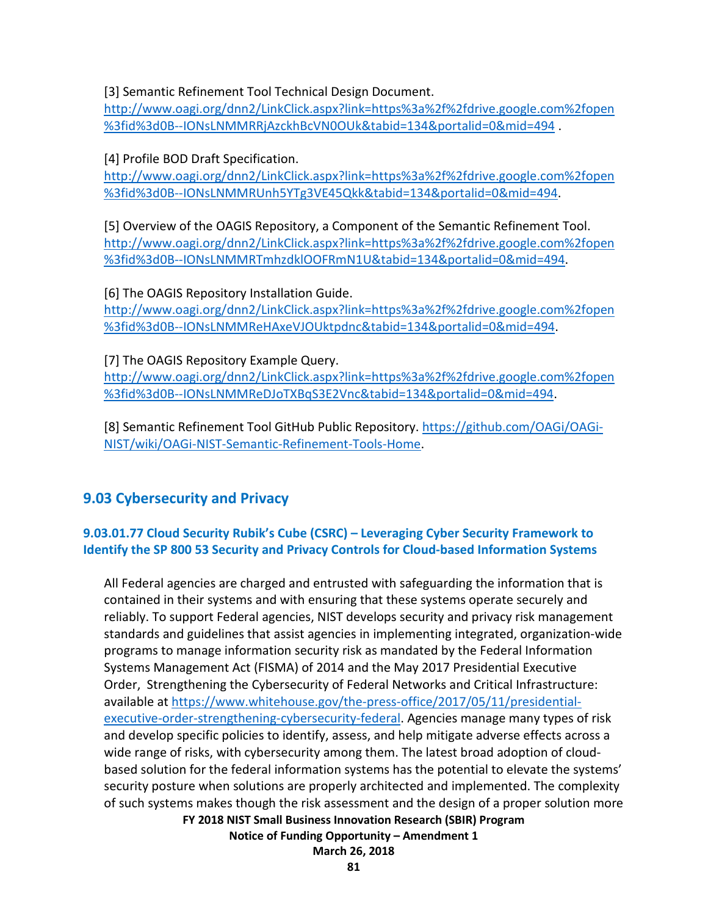[3] Semantic Refinement Tool Technical Design Document. http://www.oagi.org/dnn2/LinkClick.aspx?link=https%3a%2f%2fdrive.google.com%2fopen%3fid%3d0B--IONsLNMMRRjAzckhBcVN0OUk&tabid=134&portalid=0&mid=494 .

[4] Profile BOD Draft Specification. http://www.oagi.org/dnn2/LinkClick.aspx?link=https%3a%2f%2fdrive.google.com%2fopen%3fid%3d0B--IONsLNMMRUnh5YTg3VE45Qkk&tabid=134&portalid=0&mid=494.

[5] Overview of the OAGIS Repository, a Component of the Semantic Refinement Tool. http://www.oagi.org/dnn2/LinkClick.aspx?link=https%3a%2f%2fdrive.google.com%2fopen%3fid%3d0B--IONsLNMMRTmhzdklOOFRmN1U&tabid=134&portalid=0&mid=494.

[6] The OAGIS Repository Installation Guide. http://www.oagi.org/dnn2/LinkClick.aspx?link=https%3a%2f%2fdrive.google.com%2fopen%3fid%3d0B--IONsLNMMReHAxeVJOUktpdnc&tabid=134&portalid=0&mid=494.

[7] The OAGIS Repository Example Query. http://www.oagi.org/dnn2/LinkClick.aspx?link=https%3a%2f%2fdrive.google.com%2fopen%3fid%3d0B--IONsLNMMReDJoTXBqS3E2Vnc&tabid=134&portalid=0&mid=494.

[8] Semantic Refinement Tool GitHub Public Repository. https://github.com/OAGi/OAGi-NIST/wiki/OAGi-NIST-Semantic-Refinement-Tools-Home.

## 9.03 Cybersecurity and Privacy

### 9.03.01.77 Cloud Security Rubik's Cube (CSRC) – Leveraging Cyber Security Framework to Identify the SP 800 53 Security and Privacy Controls for Cloud-based Information Systems

All Federal agencies are charged and entrusted with safeguarding the information that is contained in their systems and with ensuring that these systems operate securely and reliably. To support Federal agencies, NIST develops security and privacy risk management standards and guidelines that assist agencies in implementing integrated, organization-wide programs to manage information security risk as mandated by the Federal Information Systems Management Act (FISMA) of 2014 and the May 2017 Presidential Executive Order, Strengthening the Cybersecurity of Federal Networks and Critical Infrastructure: available at https://www.whitehouse.gov/the-press-office/2017/05/11/presidential-executive-order-strengthening-cybersecurity-federal. Agencies manage many types of risk and develop specific policies to identify, assess, and help mitigate adverse effects across a wide range of risks, with cybersecurity among them. The latest broad adoption of cloud-based solution for the federal information systems has the potential to elevate the systems' security posture when solutions are properly architected and implemented. The complexity of such systems makes though the risk assessment and the design of a proper solution more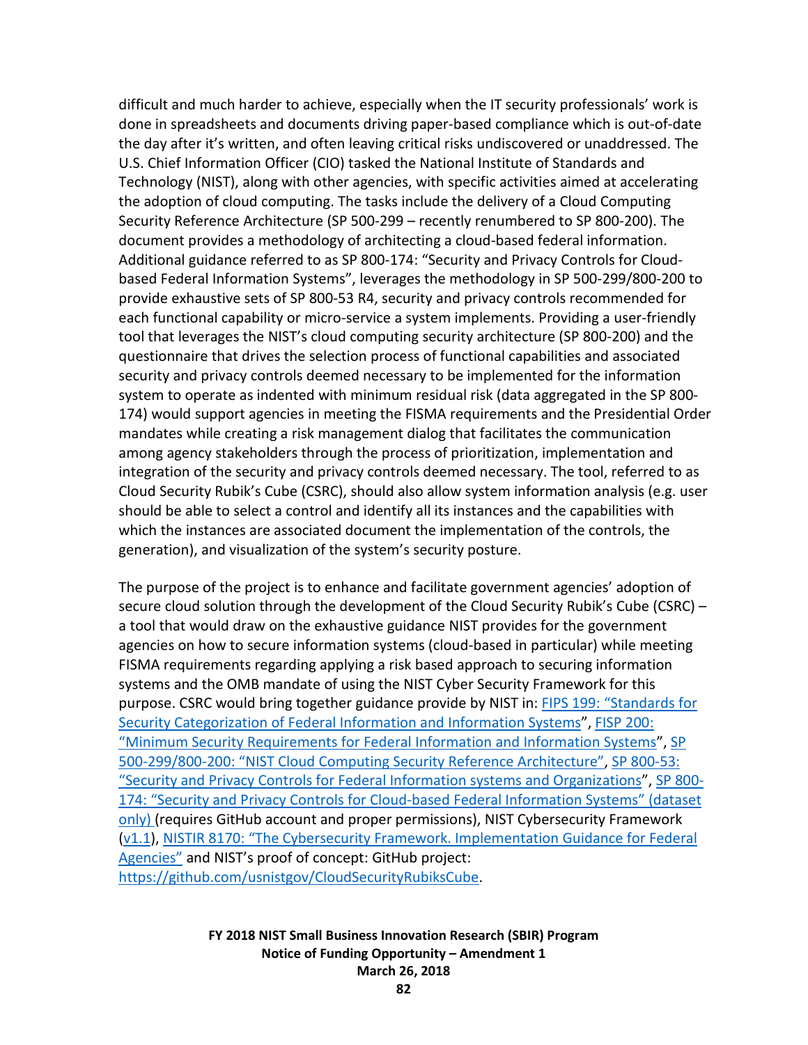difficult and much harder to achieve, especially when the IT security professionals' work is done in spreadsheets and documents driving paper-based compliance which is out-of-date the day after it's written, and often leaving critical risks undiscovered or unaddressed. The U.S. Chief Information Officer (CIO) tasked the National Institute of Standards and Technology (NIST), along with other agencies, with specific activities aimed at accelerating the adoption of cloud computing. The tasks include the delivery of a Cloud Computing Security Reference Architecture (SP 500-299 – recently renumbered to SP 800-200). The document provides a methodology of architecting a cloud-based federal information. Additional guidance referred to as SP 800-174: "Security and Privacy Controls for Cloud-based Federal Information Systems", leverages the methodology in SP 500-299/800-200 to provide exhaustive sets of SP 800-53 R4, security and privacy controls recommended for each functional capability or micro-service a system implements. Providing a user-friendly tool that leverages the NIST's cloud computing security architecture (SP 800-200) and the questionnaire that drives the selection process of functional capabilities and associated security and privacy controls deemed necessary to be implemented for the information system to operate as indented with minimum residual risk (data aggregated in the SP 800-174) would support agencies in meeting the FISMA requirements and the Presidential Order mandates while creating a risk management dialog that facilitates the communication among agency stakeholders through the process of prioritization, implementation and integration of the security and privacy controls deemed necessary. The tool, referred to as Cloud Security Rubik's Cube (CSRC), should also allow system information analysis (e.g. user should be able to select a control and identify all its instances and the capabilities with which the instances are associated document the implementation of the controls, the generation), and visualization of the system's security posture.

The purpose of the project is to enhance and facilitate government agencies' adoption of secure cloud solution through the development of the Cloud Security Rubik's Cube (CSRC) – a tool that would draw on the exhaustive guidance NIST provides for the government agencies on how to secure information systems (cloud-based in particular) while meeting FISMA requirements regarding applying a risk based approach to securing information systems and the OMB mandate of using the NIST Cyber Security Framework for this purpose. CSRC would bring together guidance provide by NIST in: FIPS 199: "Standards for Security Categorization of Federal Information and Information Systems", FISP 200: "Minimum Security Requirements for Federal Information and Information Systems", SP 500-299/800-200: "NIST Cloud Computing Security Reference Architecture", SP 800-53: "Security and Privacy Controls for Federal Information systems and Organizations", SP 800-174: "Security and Privacy Controls for Cloud-based Federal Information Systems" (dataset only) (requires GitHub account and proper permissions), NIST Cybersecurity Framework (v1.1), NISTIR 8170: "The Cybersecurity Framework. Implementation Guidance for Federal Agencies" and NIST's proof of concept: GitHub project: https://github.com/usnistgov/CloudSecurityRubiksCube.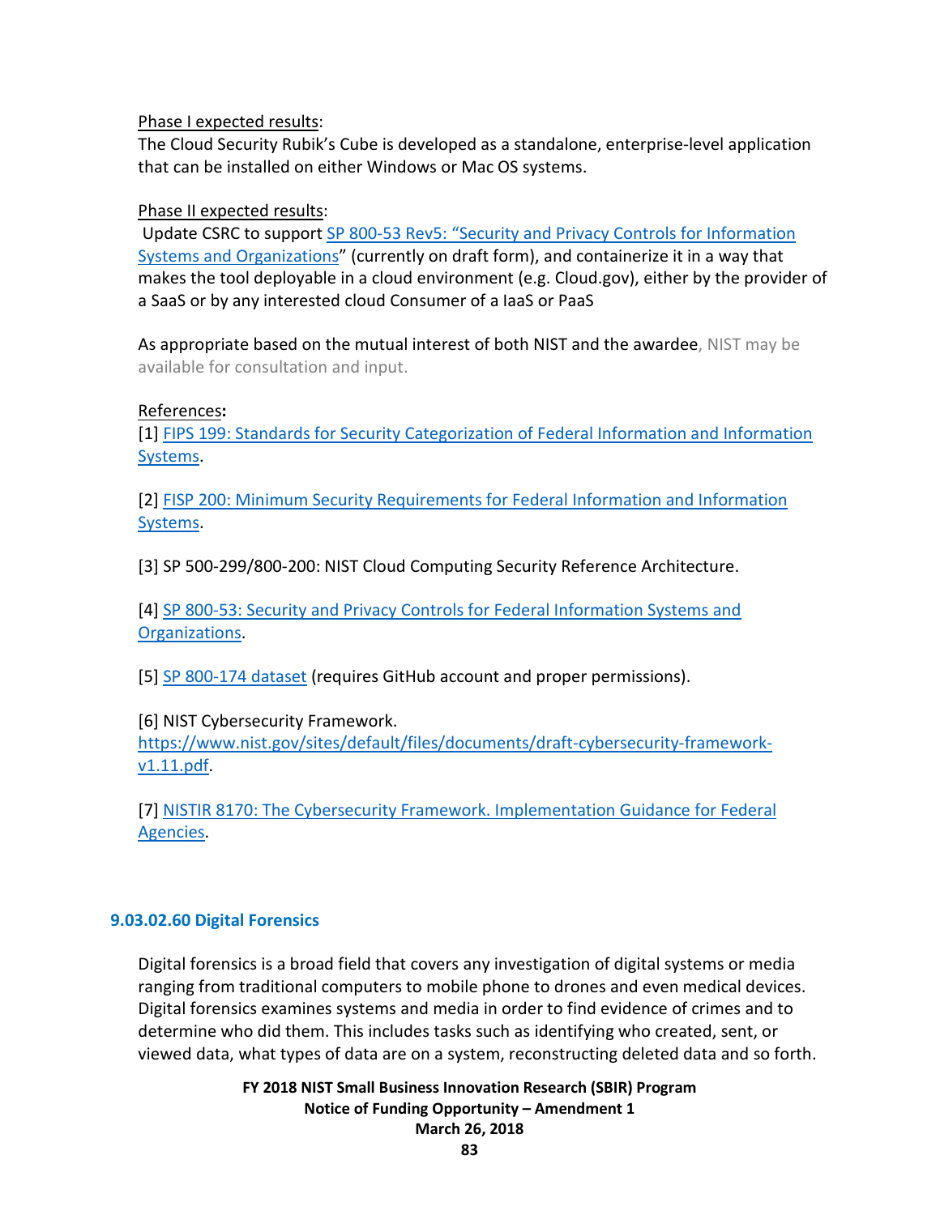Phase I expected results:
The Cloud Security Rubik's Cube is developed as a standalone, enterprise-level application that can be installed on either Windows or Mac OS systems.

Phase II expected results:
Update CSRC to support SP 800-53 Rev5: "Security and Privacy Controls for Information Systems and Organizations" (currently on draft form), and containerize it in a way that makes the tool deployable in a cloud environment (e.g. Cloud.gov), either by the provider of a SaaS or by any interested cloud Consumer of a IaaS or PaaS

As appropriate based on the mutual interest of both NIST and the awardee, NIST may be available for consultation and input.

References:
[1] FIPS 199: Standards for Security Categorization of Federal Information and Information Systems.

[2] FISP 200: Minimum Security Requirements for Federal Information and Information Systems.

[3] SP 500-299/800-200: NIST Cloud Computing Security Reference Architecture.

[4] SP 800-53: Security and Privacy Controls for Federal Information Systems and Organizations.

[5] SP 800-174 dataset (requires GitHub account and proper permissions).

[6] NIST Cybersecurity Framework. https://www.nist.gov/sites/default/files/documents/draft-cybersecurity-framework-v1.11.pdf.

[7] NISTIR 8170: The Cybersecurity Framework. Implementation Guidance for Federal Agencies.

### 9.03.02.60 Digital Forensics

Digital forensics is a broad field that covers any investigation of digital systems or media ranging from traditional computers to mobile phone to drones and even medical devices. Digital forensics examines systems and media in order to find evidence of crimes and to determine who did them. This includes tasks such as identifying who created, sent, or viewed data, what types of data are on a system, reconstructing deleted data and so forth.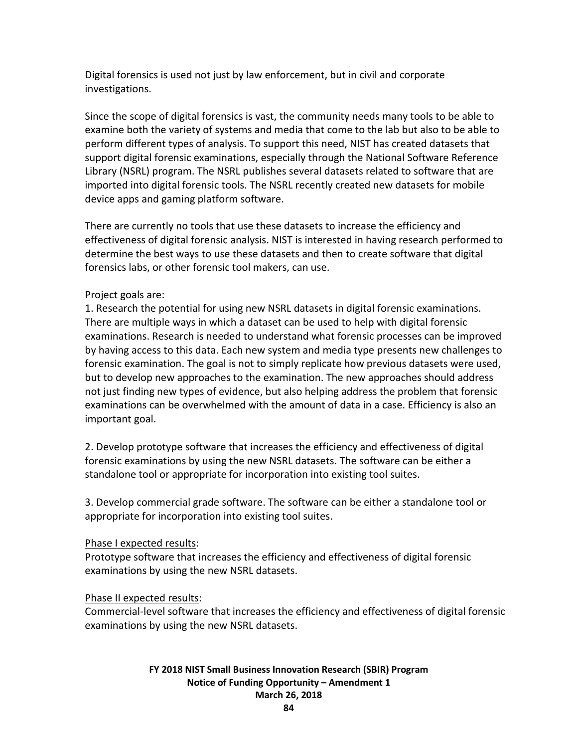Digital forensics is used not just by law enforcement, but in civil and corporate investigations.

Since the scope of digital forensics is vast, the community needs many tools to be able to examine both the variety of systems and media that come to the lab but also to be able to perform different types of analysis. To support this need, NIST has created datasets that support digital forensic examinations, especially through the National Software Reference Library (NSRL) program. The NSRL publishes several datasets related to software that are imported into digital forensic tools. The NSRL recently created new datasets for mobile device apps and gaming platform software.

There are currently no tools that use these datasets to increase the efficiency and effectiveness of digital forensic analysis. NIST is interested in having research performed to determine the best ways to use these datasets and then to create software that digital forensics labs, or other forensic tool makers, can use.

Project goals are:

1. Research the potential for using new NSRL datasets in digital forensic examinations. There are multiple ways in which a dataset can be used to help with digital forensic examinations. Research is needed to understand what forensic processes can be improved by having access to this data. Each new system and media type presents new challenges to forensic examination. The goal is not to simply replicate how previous datasets were used, but to develop new approaches to the examination. The new approaches should address not just finding new types of evidence, but also helping address the problem that forensic examinations can be overwhelmed with the amount of data in a case. Efficiency is also an important goal.

2. Develop prototype software that increases the efficiency and effectiveness of digital forensic examinations by using the new NSRL datasets. The software can be either a standalone tool or appropriate for incorporation into existing tool suites.

3. Develop commercial grade software. The software can be either a standalone tool or appropriate for incorporation into existing tool suites.

<u>Phase I expected results</u>:
Prototype software that increases the efficiency and effectiveness of digital forensic examinations by using the new NSRL datasets.

<u>Phase II expected results</u>:
Commercial-level software that increases the efficiency and effectiveness of digital forensic examinations by using the new NSRL datasets.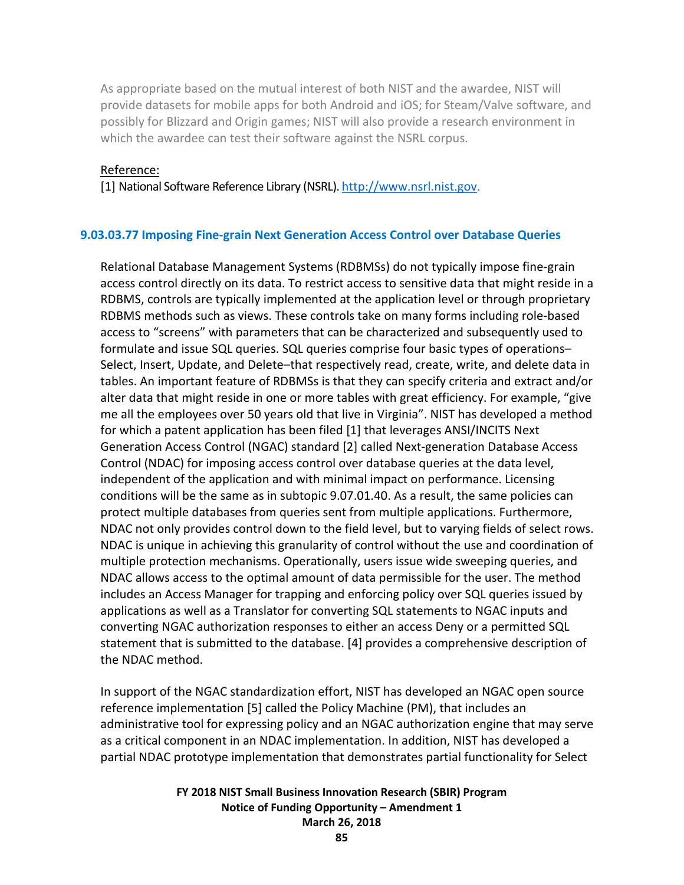As appropriate based on the mutual interest of both NIST and the awardee, NIST will provide datasets for mobile apps for both Android and iOS; for Steam/Valve software, and possibly for Blizzard and Origin games; NIST will also provide a research environment in which the awardee can test their software against the NSRL corpus.

Reference:

[1] National Software Reference Library (NSRL). http://www.nsrl.nist.gov.

### 9.03.03.77 Imposing Fine-grain Next Generation Access Control over Database Queries

Relational Database Management Systems (RDBMSs) do not typically impose fine-grain access control directly on its data. To restrict access to sensitive data that might reside in a RDBMS, controls are typically implemented at the application level or through proprietary RDBMS methods such as views. These controls take on many forms including role-based access to "screens" with parameters that can be characterized and subsequently used to formulate and issue SQL queries. SQL queries comprise four basic types of operations– Select, Insert, Update, and Delete–that respectively read, create, write, and delete data in tables. An important feature of RDBMSs is that they can specify criteria and extract and/or alter data that might reside in one or more tables with great efficiency. For example, "give me all the employees over 50 years old that live in Virginia". NIST has developed a method for which a patent application has been filed [1] that leverages ANSI/INCITS Next Generation Access Control (NGAC) standard [2] called Next-generation Database Access Control (NDAC) for imposing access control over database queries at the data level, independent of the application and with minimal impact on performance. Licensing conditions will be the same as in subtopic 9.07.01.40. As a result, the same policies can protect multiple databases from queries sent from multiple applications. Furthermore, NDAC not only provides control down to the field level, but to varying fields of select rows. NDAC is unique in achieving this granularity of control without the use and coordination of multiple protection mechanisms. Operationally, users issue wide sweeping queries, and NDAC allows access to the optimal amount of data permissible for the user. The method includes an Access Manager for trapping and enforcing policy over SQL queries issued by applications as well as a Translator for converting SQL statements to NGAC inputs and converting NGAC authorization responses to either an access Deny or a permitted SQL statement that is submitted to the database. [4] provides a comprehensive description of the NDAC method.

In support of the NGAC standardization effort, NIST has developed an NGAC open source reference implementation [5] called the Policy Machine (PM), that includes an administrative tool for expressing policy and an NGAC authorization engine that may serve as a critical component in an NDAC implementation. In addition, NIST has developed a partial NDAC prototype implementation that demonstrates partial functionality for Select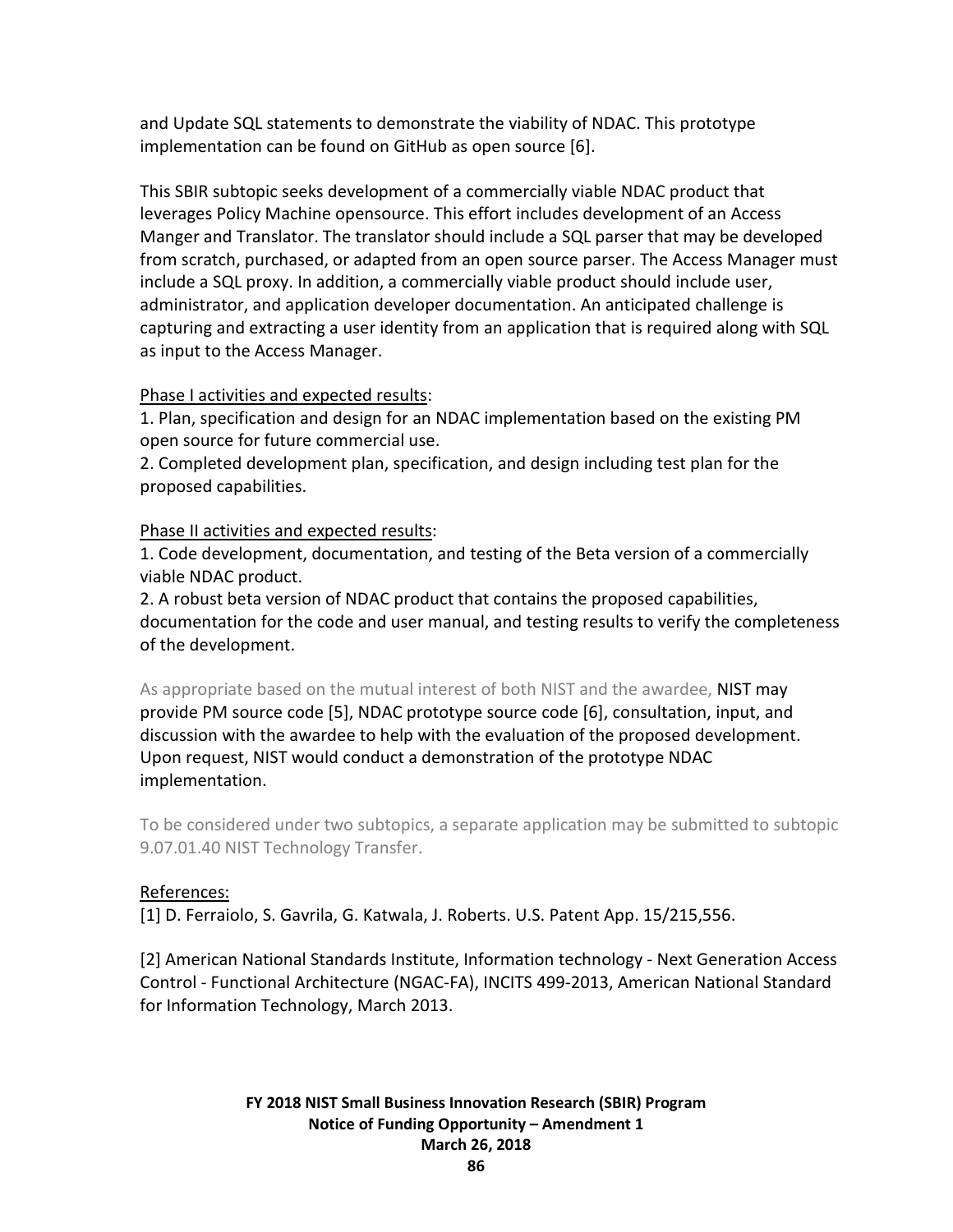and Update SQL statements to demonstrate the viability of NDAC. This prototype implementation can be found on GitHub as open source [6].

This SBIR subtopic seeks development of a commercially viable NDAC product that leverages Policy Machine opensource. This effort includes development of an Access Manger and Translator. The translator should include a SQL parser that may be developed from scratch, purchased, or adapted from an open source parser. The Access Manager must include a SQL proxy. In addition, a commercially viable product should include user, administrator, and application developer documentation. An anticipated challenge is capturing and extracting a user identity from an application that is required along with SQL as input to the Access Manager.

Phase I activities and expected results:

1. Plan, specification and design for an NDAC implementation based on the existing PM open source for future commercial use.
2. Completed development plan, specification, and design including test plan for the proposed capabilities.

Phase II activities and expected results:

1. Code development, documentation, and testing of the Beta version of a commercially viable NDAC product.
2. A robust beta version of NDAC product that contains the proposed capabilities, documentation for the code and user manual, and testing results to verify the completeness of the development.

As appropriate based on the mutual interest of both NIST and the awardee, NIST may provide PM source code [5], NDAC prototype source code [6], consultation, input, and discussion with the awardee to help with the evaluation of the proposed development. Upon request, NIST would conduct a demonstration of the prototype NDAC implementation.

To be considered under two subtopics, a separate application may be submitted to subtopic 9.07.01.40 NIST Technology Transfer.

References:

[1] D. Ferraiolo, S. Gavrila, G. Katwala, J. Roberts. U.S. Patent App. 15/215,556.

[2] American National Standards Institute, Information technology - Next Generation Access Control - Functional Architecture (NGAC-FA), INCITS 499-2013, American National Standard for Information Technology, March 2013.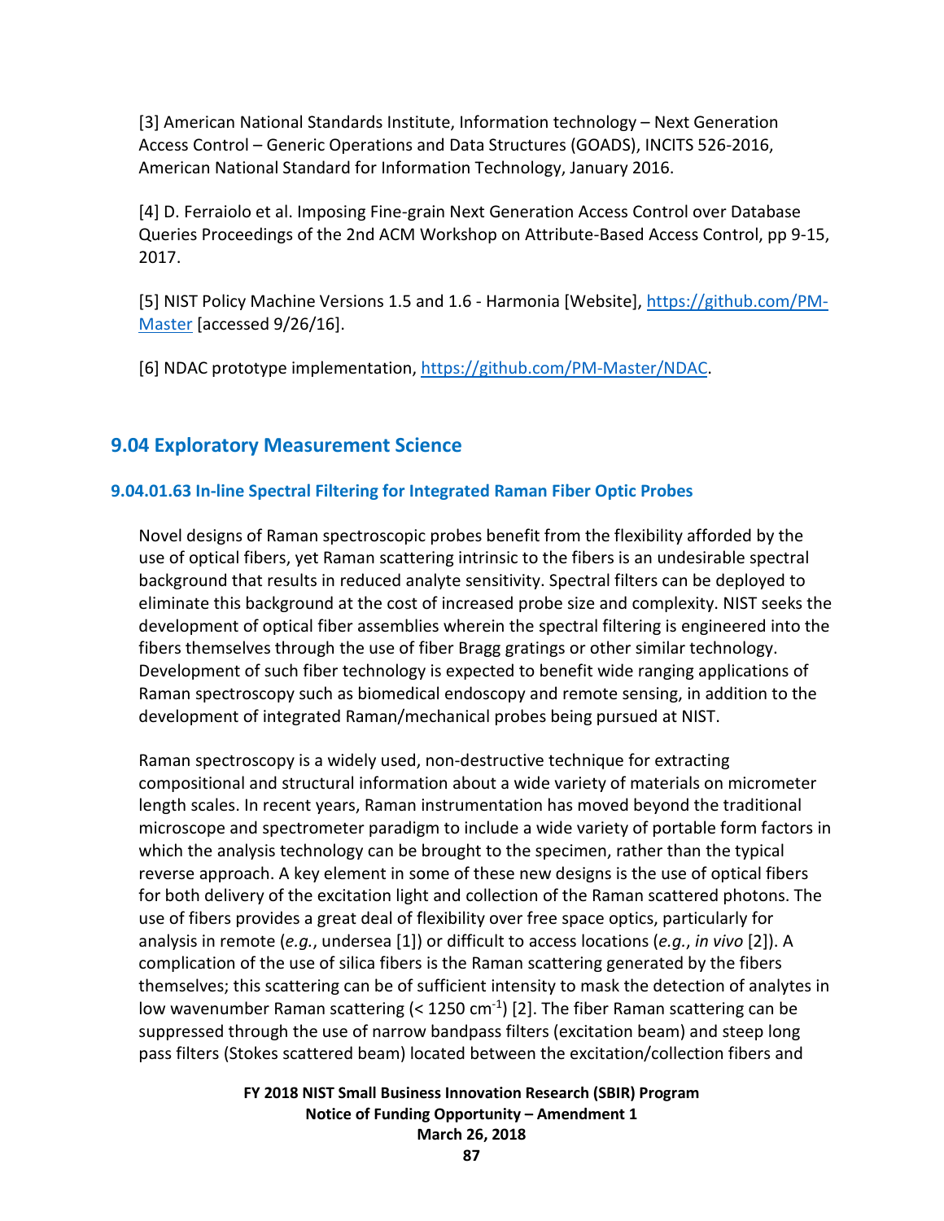[3] American National Standards Institute, Information technology – Next Generation Access Control – Generic Operations and Data Structures (GOADS), INCITS 526-2016, American National Standard for Information Technology, January 2016.

[4] D. Ferraiolo et al. Imposing Fine-grain Next Generation Access Control over Database Queries Proceedings of the 2nd ACM Workshop on Attribute-Based Access Control, pp 9-15, 2017.

[5] NIST Policy Machine Versions 1.5 and 1.6 - Harmonia [Website], https://github.com/PM-Master [accessed 9/26/16].

[6] NDAC prototype implementation, https://github.com/PM-Master/NDAC.

## 9.04 Exploratory Measurement Science

### 9.04.01.63 In-line Spectral Filtering for Integrated Raman Fiber Optic Probes

Novel designs of Raman spectroscopic probes benefit from the flexibility afforded by the use of optical fibers, yet Raman scattering intrinsic to the fibers is an undesirable spectral background that results in reduced analyte sensitivity. Spectral filters can be deployed to eliminate this background at the cost of increased probe size and complexity. NIST seeks the development of optical fiber assemblies wherein the spectral filtering is engineered into the fibers themselves through the use of fiber Bragg gratings or other similar technology. Development of such fiber technology is expected to benefit wide ranging applications of Raman spectroscopy such as biomedical endoscopy and remote sensing, in addition to the development of integrated Raman/mechanical probes being pursued at NIST.

Raman spectroscopy is a widely used, non-destructive technique for extracting compositional and structural information about a wide variety of materials on micrometer length scales. In recent years, Raman instrumentation has moved beyond the traditional microscope and spectrometer paradigm to include a wide variety of portable form factors in which the analysis technology can be brought to the specimen, rather than the typical reverse approach. A key element in some of these new designs is the use of optical fibers for both delivery of the excitation light and collection of the Raman scattered photons. The use of fibers provides a great deal of flexibility over free space optics, particularly for analysis in remote (*e.g.*, undersea [1]) or difficult to access locations (*e.g.*, *in vivo* [2]). A complication of the use of silica fibers is the Raman scattering generated by the fibers themselves; this scattering can be of sufficient intensity to mask the detection of analytes in low wavenumber Raman scattering (< 1250 $cm^{-1}$) [2]. The fiber Raman scattering can be suppressed through the use of narrow bandpass filters (excitation beam) and steep long pass filters (Stokes scattered beam) located between the excitation/collection fibers and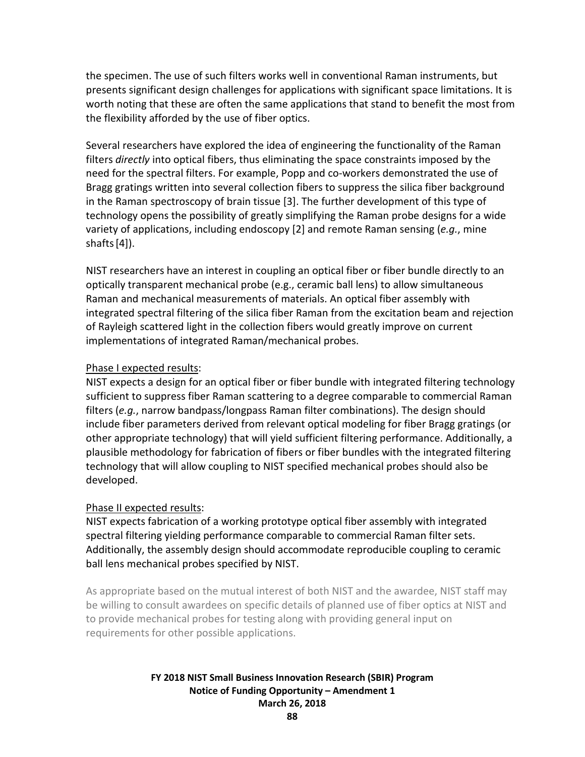the specimen. The use of such filters works well in conventional Raman instruments, but presents significant design challenges for applications with significant space limitations. It is worth noting that these are often the same applications that stand to benefit the most from the flexibility afforded by the use of fiber optics.

Several researchers have explored the idea of engineering the functionality of the Raman filters *directly* into optical fibers, thus eliminating the space constraints imposed by the need for the spectral filters. For example, Popp and co-workers demonstrated the use of Bragg gratings written into several collection fibers to suppress the silica fiber background in the Raman spectroscopy of brain tissue [3]. The further development of this type of technology opens the possibility of greatly simplifying the Raman probe designs for a wide variety of applications, including endoscopy [2] and remote Raman sensing (*e.g.*, mine shafts [4]).

NIST researchers have an interest in coupling an optical fiber or fiber bundle directly to an optically transparent mechanical probe (e.g., ceramic ball lens) to allow simultaneous Raman and mechanical measurements of materials. An optical fiber assembly with integrated spectral filtering of the silica fiber Raman from the excitation beam and rejection of Rayleigh scattered light in the collection fibers would greatly improve on current implementations of integrated Raman/mechanical probes.

<u>Phase I expected results</u>:
NIST expects a design for an optical fiber or fiber bundle with integrated filtering technology sufficient to suppress fiber Raman scattering to a degree comparable to commercial Raman filters (*e.g.*, narrow bandpass/longpass Raman filter combinations). The design should include fiber parameters derived from relevant optical modeling for fiber Bragg gratings (or other appropriate technology) that will yield sufficient filtering performance. Additionally, a plausible methodology for fabrication of fibers or fiber bundles with the integrated filtering technology that will allow coupling to NIST specified mechanical probes should also be developed.

<u>Phase II expected results</u>:
NIST expects fabrication of a working prototype optical fiber assembly with integrated spectral filtering yielding performance comparable to commercial Raman filter sets. Additionally, the assembly design should accommodate reproducible coupling to ceramic ball lens mechanical probes specified by NIST.

As appropriate based on the mutual interest of both NIST and the awardee, NIST staff may be willing to consult awardees on specific details of planned use of fiber optics at NIST and to provide mechanical probes for testing along with providing general input on requirements for other possible applications.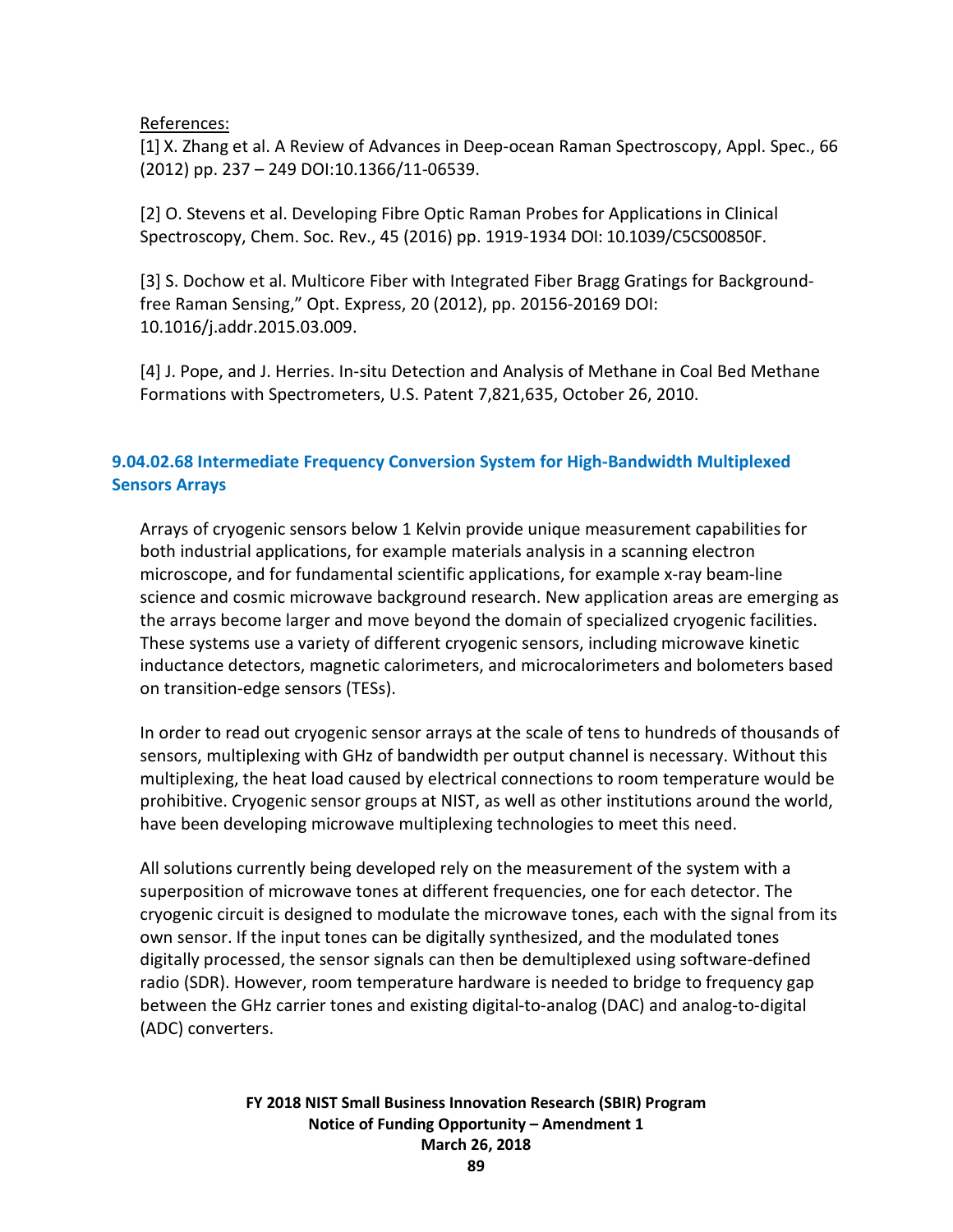References:

[1] X. Zhang et al. A Review of Advances in Deep-ocean Raman Spectroscopy, Appl. Spec., 66 (2012) pp. 237 – 249 DOI:10.1366/11-06539.

[2] O. Stevens et al. Developing Fibre Optic Raman Probes for Applications in Clinical Spectroscopy, Chem. Soc. Rev., 45 (2016) pp. 1919-1934 DOI: 10.1039/C5CS00850F.

[3] S. Dochow et al. Multicore Fiber with Integrated Fiber Bragg Gratings for Background-free Raman Sensing," Opt. Express, 20 (2012), pp. 20156-20169 DOI: 10.1016/j.addr.2015.03.009.

[4] J. Pope, and J. Herries. In-situ Detection and Analysis of Methane in Coal Bed Methane Formations with Spectrometers, U.S. Patent 7,821,635, October 26, 2010.

### 9.04.02.68 Intermediate Frequency Conversion System for High-Bandwidth Multiplexed Sensors Arrays

Arrays of cryogenic sensors below 1 Kelvin provide unique measurement capabilities for both industrial applications, for example materials analysis in a scanning electron microscope, and for fundamental scientific applications, for example x-ray beam-line science and cosmic microwave background research. New application areas are emerging as the arrays become larger and move beyond the domain of specialized cryogenic facilities. These systems use a variety of different cryogenic sensors, including microwave kinetic inductance detectors, magnetic calorimeters, and microcalorimeters and bolometers based on transition-edge sensors (TESs).

In order to read out cryogenic sensor arrays at the scale of tens to hundreds of thousands of sensors, multiplexing with GHz of bandwidth per output channel is necessary. Without this multiplexing, the heat load caused by electrical connections to room temperature would be prohibitive. Cryogenic sensor groups at NIST, as well as other institutions around the world, have been developing microwave multiplexing technologies to meet this need.

All solutions currently being developed rely on the measurement of the system with a superposition of microwave tones at different frequencies, one for each detector. The cryogenic circuit is designed to modulate the microwave tones, each with the signal from its own sensor. If the input tones can be digitally synthesized, and the modulated tones digitally processed, the sensor signals can then be demultiplexed using software-defined radio (SDR). However, room temperature hardware is needed to bridge to frequency gap between the GHz carrier tones and existing digital-to-analog (DAC) and analog-to-digital (ADC) converters.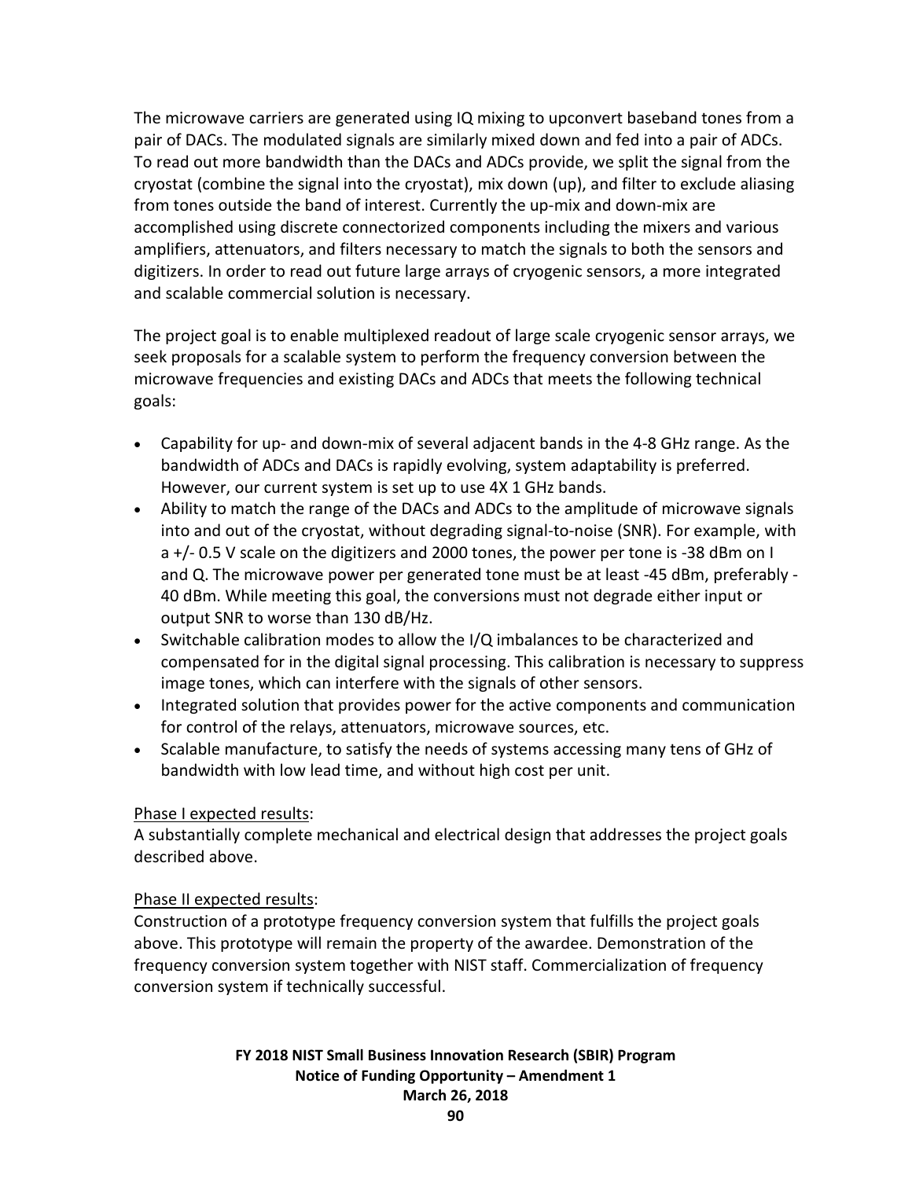The microwave carriers are generated using IQ mixing to upconvert baseband tones from a pair of DACs. The modulated signals are similarly mixed down and fed into a pair of ADCs. To read out more bandwidth than the DACs and ADCs provide, we split the signal from the cryostat (combine the signal into the cryostat), mix down (up), and filter to exclude aliasing from tones outside the band of interest. Currently the up-mix and down-mix are accomplished using discrete connectorized components including the mixers and various amplifiers, attenuators, and filters necessary to match the signals to both the sensors and digitizers. In order to read out future large arrays of cryogenic sensors, a more integrated and scalable commercial solution is necessary.

The project goal is to enable multiplexed readout of large scale cryogenic sensor arrays, we seek proposals for a scalable system to perform the frequency conversion between the microwave frequencies and existing DACs and ADCs that meets the following technical goals:

- Capability for up- and down-mix of several adjacent bands in the 4-8 GHz range. As the bandwidth of ADCs and DACs is rapidly evolving, system adaptability is preferred. However, our current system is set up to use 4X 1 GHz bands.
- Ability to match the range of the DACs and ADCs to the amplitude of microwave signals into and out of the cryostat, without degrading signal-to-noise (SNR). For example, with a +/- 0.5 V scale on the digitizers and 2000 tones, the power per tone is -38 dBm on I and Q. The microwave power per generated tone must be at least -45 dBm, preferably -40 dBm. While meeting this goal, the conversions must not degrade either input or output SNR to worse than 130 dB/Hz.
- Switchable calibration modes to allow the I/Q imbalances to be characterized and compensated for in the digital signal processing. This calibration is necessary to suppress image tones, which can interfere with the signals of other sensors.
- Integrated solution that provides power for the active components and communication for control of the relays, attenuators, microwave sources, etc.
- Scalable manufacture, to satisfy the needs of systems accessing many tens of GHz of bandwidth with low lead time, and without high cost per unit.

Phase I expected results:
A substantially complete mechanical and electrical design that addresses the project goals described above.

Phase II expected results:
Construction of a prototype frequency conversion system that fulfills the project goals above. This prototype will remain the property of the awardee. Demonstration of the frequency conversion system together with NIST staff. Commercialization of frequency conversion system if technically successful.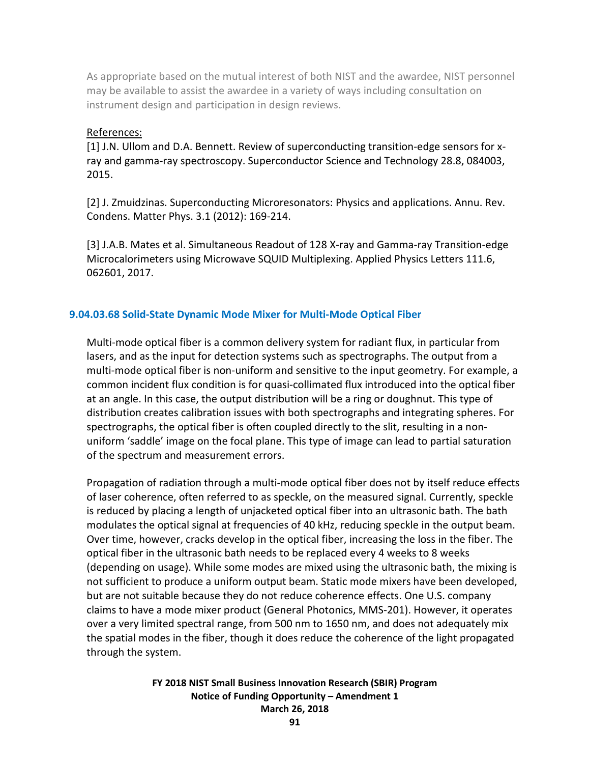As appropriate based on the mutual interest of both NIST and the awardee, NIST personnel may be available to assist the awardee in a variety of ways including consultation on instrument design and participation in design reviews.

References:

[1] J.N. Ullom and D.A. Bennett. Review of superconducting transition-edge sensors for x-ray and gamma-ray spectroscopy. Superconductor Science and Technology 28.8, 084003, 2015.

[2] J. Zmuidzinas. Superconducting Microresonators: Physics and applications. Annu. Rev. Condens. Matter Phys. 3.1 (2012): 169-214.

[3] J.A.B. Mates et al. Simultaneous Readout of 128 X-ray and Gamma-ray Transition-edge Microcalorimeters using Microwave SQUID Multiplexing. Applied Physics Letters 111.6, 062601, 2017.

### 9.04.03.68 Solid-State Dynamic Mode Mixer for Multi-Mode Optical Fiber

Multi-mode optical fiber is a common delivery system for radiant flux, in particular from lasers, and as the input for detection systems such as spectrographs. The output from a multi-mode optical fiber is non-uniform and sensitive to the input geometry. For example, a common incident flux condition is for quasi-collimated flux introduced into the optical fiber at an angle. In this case, the output distribution will be a ring or doughnut. This type of distribution creates calibration issues with both spectrographs and integrating spheres. For spectrographs, the optical fiber is often coupled directly to the slit, resulting in a non-uniform 'saddle' image on the focal plane. This type of image can lead to partial saturation of the spectrum and measurement errors.

Propagation of radiation through a multi-mode optical fiber does not by itself reduce effects of laser coherence, often referred to as speckle, on the measured signal. Currently, speckle is reduced by placing a length of unjacketed optical fiber into an ultrasonic bath. The bath modulates the optical signal at frequencies of 40 kHz, reducing speckle in the output beam. Over time, however, cracks develop in the optical fiber, increasing the loss in the fiber. The optical fiber in the ultrasonic bath needs to be replaced every 4 weeks to 8 weeks (depending on usage). While some modes are mixed using the ultrasonic bath, the mixing is not sufficient to produce a uniform output beam. Static mode mixers have been developed, but are not suitable because they do not reduce coherence effects. One U.S. company claims to have a mode mixer product (General Photonics, MMS-201). However, it operates over a very limited spectral range, from 500 nm to 1650 nm, and does not adequately mix the spatial modes in the fiber, though it does reduce the coherence of the light propagated through the system.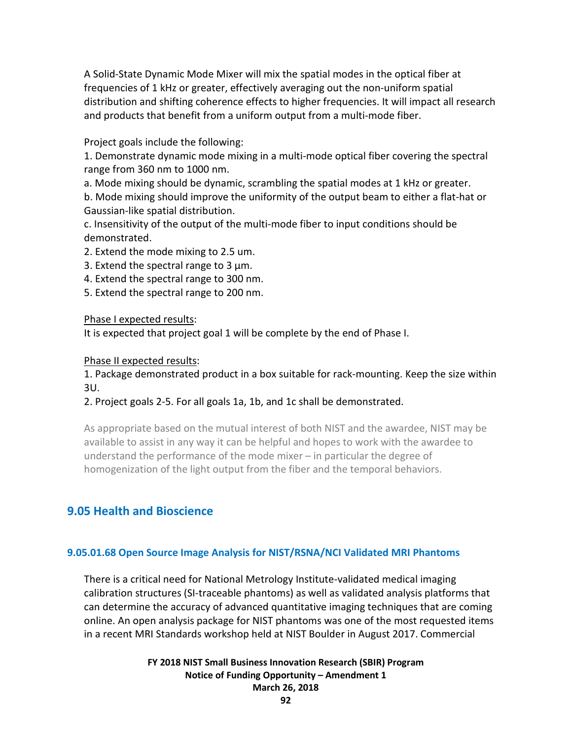A Solid-State Dynamic Mode Mixer will mix the spatial modes in the optical fiber at frequencies of 1 kHz or greater, effectively averaging out the non-uniform spatial distribution and shifting coherence effects to higher frequencies. It will impact all research and products that benefit from a uniform output from a multi-mode fiber.

Project goals include the following:

1. Demonstrate dynamic mode mixing in a multi-mode optical fiber covering the spectral range from 360 nm to 1000 nm.

a. Mode mixing should be dynamic, scrambling the spatial modes at 1 kHz or greater.

b. Mode mixing should improve the uniformity of the output beam to either a flat-hat or Gaussian-like spatial distribution.

c. Insensitivity of the output of the multi-mode fiber to input conditions should be demonstrated.

2. Extend the mode mixing to 2.5 um.
3. Extend the spectral range to 3 µm.
4. Extend the spectral range to 300 nm.
5. Extend the spectral range to 200 nm.

Phase I expected results:

It is expected that project goal 1 will be complete by the end of Phase I.

Phase II expected results:

1. Package demonstrated product in a box suitable for rack-mounting. Keep the size within 3U.
2. Project goals 2-5. For all goals 1a, 1b, and 1c shall be demonstrated.

As appropriate based on the mutual interest of both NIST and the awardee, NIST may be available to assist in any way it can be helpful and hopes to work with the awardee to understand the performance of the mode mixer – in particular the degree of homogenization of the light output from the fiber and the temporal behaviors.

## 9.05 Health and Bioscience

### 9.05.01.68 Open Source Image Analysis for NIST/RSNA/NCI Validated MRI Phantoms

There is a critical need for National Metrology Institute-validated medical imaging calibration structures (SI-traceable phantoms) as well as validated analysis platforms that can determine the accuracy of advanced quantitative imaging techniques that are coming online. An open analysis package for NIST phantoms was one of the most requested items in a recent MRI Standards workshop held at NIST Boulder in August 2017. Commercial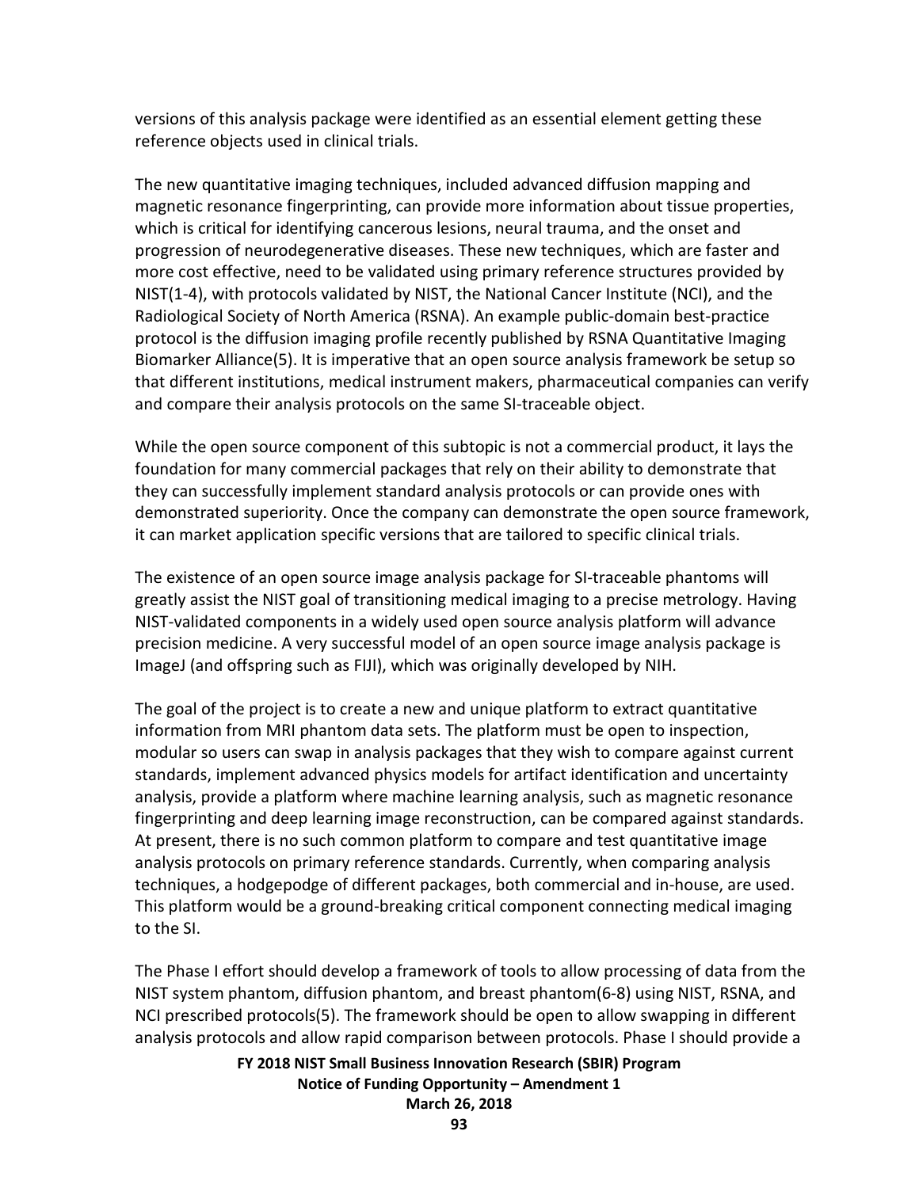versions of this analysis package were identified as an essential element getting these reference objects used in clinical trials.

The new quantitative imaging techniques, included advanced diffusion mapping and magnetic resonance fingerprinting, can provide more information about tissue properties, which is critical for identifying cancerous lesions, neural trauma, and the onset and progression of neurodegenerative diseases. These new techniques, which are faster and more cost effective, need to be validated using primary reference structures provided by NIST(1-4), with protocols validated by NIST, the National Cancer Institute (NCI), and the Radiological Society of North America (RSNA). An example public-domain best-practice protocol is the diffusion imaging profile recently published by RSNA Quantitative Imaging Biomarker Alliance(5). It is imperative that an open source analysis framework be setup so that different institutions, medical instrument makers, pharmaceutical companies can verify and compare their analysis protocols on the same SI-traceable object.

While the open source component of this subtopic is not a commercial product, it lays the foundation for many commercial packages that rely on their ability to demonstrate that they can successfully implement standard analysis protocols or can provide ones with demonstrated superiority. Once the company can demonstrate the open source framework, it can market application specific versions that are tailored to specific clinical trials.

The existence of an open source image analysis package for SI-traceable phantoms will greatly assist the NIST goal of transitioning medical imaging to a precise metrology. Having NIST-validated components in a widely used open source analysis platform will advance precision medicine. A very successful model of an open source image analysis package is ImageJ (and offspring such as FIJI), which was originally developed by NIH.

The goal of the project is to create a new and unique platform to extract quantitative information from MRI phantom data sets. The platform must be open to inspection, modular so users can swap in analysis packages that they wish to compare against current standards, implement advanced physics models for artifact identification and uncertainty analysis, provide a platform where machine learning analysis, such as magnetic resonance fingerprinting and deep learning image reconstruction, can be compared against standards. At present, there is no such common platform to compare and test quantitative image analysis protocols on primary reference standards. Currently, when comparing analysis techniques, a hodgepodge of different packages, both commercial and in-house, are used. This platform would be a ground-breaking critical component connecting medical imaging to the SI.

The Phase I effort should develop a framework of tools to allow processing of data from the NIST system phantom, diffusion phantom, and breast phantom(6-8) using NIST, RSNA, and NCI prescribed protocols(5). The framework should be open to allow swapping in different analysis protocols and allow rapid comparison between protocols. Phase I should provide a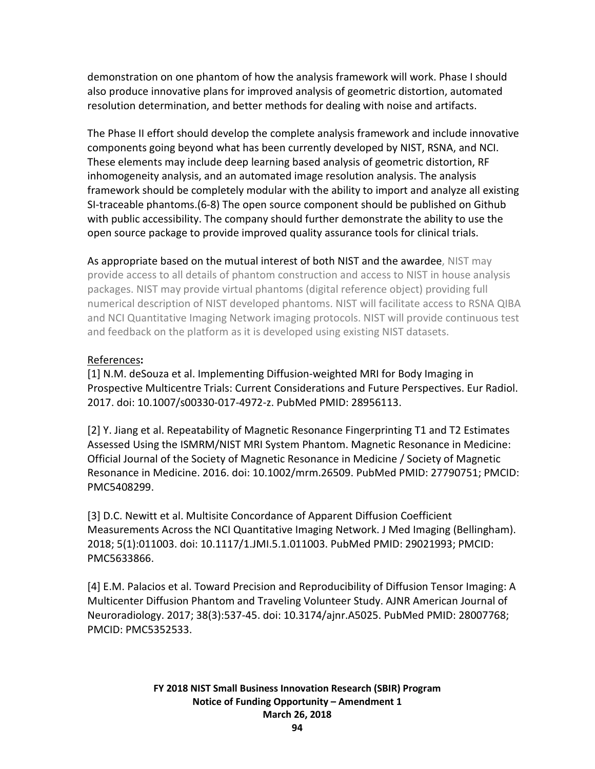demonstration on one phantom of how the analysis framework will work. Phase I should also produce innovative plans for improved analysis of geometric distortion, automated resolution determination, and better methods for dealing with noise and artifacts.

The Phase II effort should develop the complete analysis framework and include innovative components going beyond what has been currently developed by NIST, RSNA, and NCI. These elements may include deep learning based analysis of geometric distortion, RF inhomogeneity analysis, and an automated image resolution analysis. The analysis framework should be completely modular with the ability to import and analyze all existing SI-traceable phantoms.(6-8) The open source component should be published on Github with public accessibility. The company should further demonstrate the ability to use the open source package to provide improved quality assurance tools for clinical trials.

As appropriate based on the mutual interest of both NIST and the awardee, NIST may provide access to all details of phantom construction and access to NIST in house analysis packages. NIST may provide virtual phantoms (digital reference object) providing full numerical description of NIST developed phantoms. NIST will facilitate access to RSNA QIBA and NCI Quantitative Imaging Network imaging protocols. NIST will provide continuous test and feedback on the platform as it is developed using existing NIST datasets.

References**:**

[1] N.M. deSouza et al. Implementing Diffusion-weighted MRI for Body Imaging in Prospective Multicentre Trials: Current Considerations and Future Perspectives. Eur Radiol. 2017. doi: 10.1007/s00330-017-4972-z. PubMed PMID: 28956113.

[2] Y. Jiang et al. Repeatability of Magnetic Resonance Fingerprinting T1 and T2 Estimates Assessed Using the ISMRM/NIST MRI System Phantom. Magnetic Resonance in Medicine: Official Journal of the Society of Magnetic Resonance in Medicine / Society of Magnetic Resonance in Medicine. 2016. doi: 10.1002/mrm.26509. PubMed PMID: 27790751; PMCID: PMC5408299.

[3] D.C. Newitt et al. Multisite Concordance of Apparent Diffusion Coefficient Measurements Across the NCI Quantitative Imaging Network. J Med Imaging (Bellingham). 2018; 5(1):011003. doi: 10.1117/1.JMI.5.1.011003. PubMed PMID: 29021993; PMCID: PMC5633866.

[4] E.M. Palacios et al. Toward Precision and Reproducibility of Diffusion Tensor Imaging: A Multicenter Diffusion Phantom and Traveling Volunteer Study. AJNR American Journal of Neuroradiology. 2017; 38(3):537-45. doi: 10.3174/ajnr.A5025. PubMed PMID: 28007768; PMCID: PMC5352533.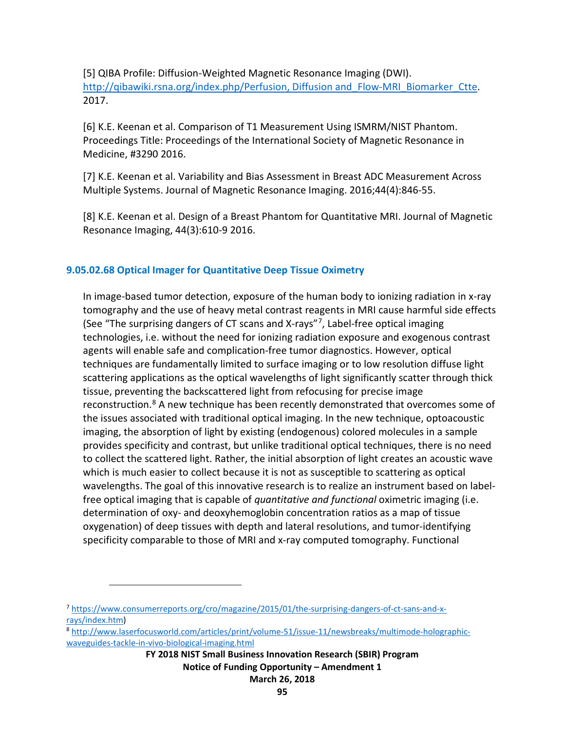[5] QIBA Profile: Diffusion-Weighted Magnetic Resonance Imaging (DWI). http://qibawiki.rsna.org/index.php/Perfusion, Diffusion and_Flow-MRI_Biomarker_Ctte. 2017.

[6] K.E. Keenan et al. Comparison of T1 Measurement Using ISMRM/NIST Phantom. Proceedings Title: Proceedings of the International Society of Magnetic Resonance in Medicine, #3290 2016.

[7] K.E. Keenan et al. Variability and Bias Assessment in Breast ADC Measurement Across Multiple Systems. Journal of Magnetic Resonance Imaging. 2016;44(4):846-55.

[8] K.E. Keenan et al. Design of a Breast Phantom for Quantitative MRI. Journal of Magnetic Resonance Imaging, 44(3):610-9 2016.

### 9.05.02.68 Optical Imager for Quantitative Deep Tissue Oximetry

In image-based tumor detection, exposure of the human body to ionizing radiation in x-ray tomography and the use of heavy metal contrast reagents in MRI cause harmful side effects (See "The surprising dangers of CT scans and X-rays"[7], Label-free optical imaging technologies, i.e. without the need for ionizing radiation exposure and exogenous contrast agents will enable safe and complication-free tumor diagnostics. However, optical techniques are fundamentally limited to surface imaging or to low resolution diffuse light scattering applications as the optical wavelengths of light significantly scatter through thick tissue, preventing the backscattered light from refocusing for precise image reconstruction.[8] A new technique has been recently demonstrated that overcomes some of the issues associated with traditional optical imaging. In the new technique, optoacoustic imaging, the absorption of light by existing (endogenous) colored molecules in a sample provides specificity and contrast, but unlike traditional optical techniques, there is no need to collect the scattered light. Rather, the initial absorption of light creates an acoustic wave which is much easier to collect because it is not as susceptible to scattering as optical wavelengths. The goal of this innovative research is to realize an instrument based on label-free optical imaging that is capable of *quantitative and functional* oximetric imaging (i.e. determination of oxy- and deoxyhemoglobin concentration ratios as a map of tissue oxygenation) of deep tissues with depth and lateral resolutions, and tumor-identifying specificity comparable to those of MRI and x-ray computed tomography. Functional

---

[7] https://www.consumerreports.org/cro/magazine/2015/01/the-surprising-dangers-of-ct-sans-and-x-rays/index.htm)

[8] http://www.laserfocusworld.com/articles/print/volume-51/issue-11/newsbreaks/multimode-holographic-waveguides-tackle-in-vivo-biological-imaging.html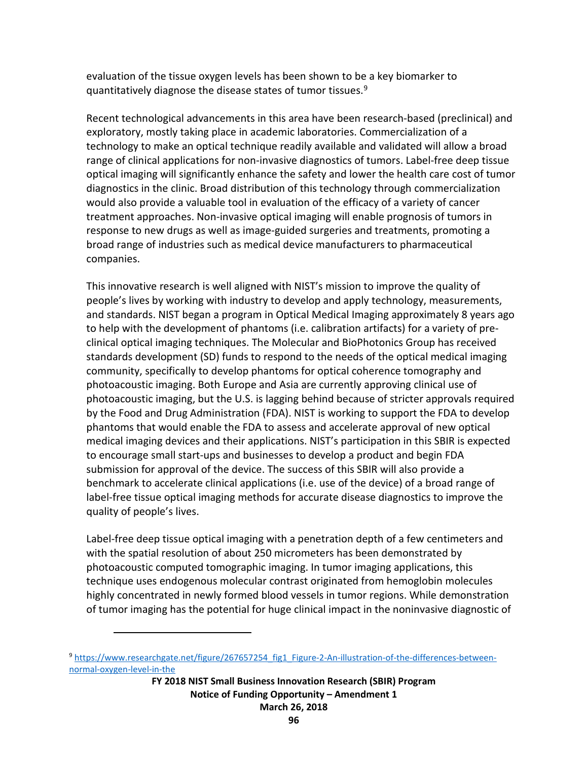evaluation of the tissue oxygen levels has been shown to be a key biomarker to quantitatively diagnose the disease states of tumor tissues.[9]

Recent technological advancements in this area have been research-based (preclinical) and exploratory, mostly taking place in academic laboratories. Commercialization of a technology to make an optical technique readily available and validated will allow a broad range of clinical applications for non-invasive diagnostics of tumors. Label-free deep tissue optical imaging will significantly enhance the safety and lower the health care cost of tumor diagnostics in the clinic. Broad distribution of this technology through commercialization would also provide a valuable tool in evaluation of the efficacy of a variety of cancer treatment approaches. Non-invasive optical imaging will enable prognosis of tumors in response to new drugs as well as image-guided surgeries and treatments, promoting a broad range of industries such as medical device manufacturers to pharmaceutical companies.

This innovative research is well aligned with NIST's mission to improve the quality of people's lives by working with industry to develop and apply technology, measurements, and standards. NIST began a program in Optical Medical Imaging approximately 8 years ago to help with the development of phantoms (i.e. calibration artifacts) for a variety of pre-clinical optical imaging techniques. The Molecular and BioPhotonics Group has received standards development (SD) funds to respond to the needs of the optical medical imaging community, specifically to develop phantoms for optical coherence tomography and photoacoustic imaging. Both Europe and Asia are currently approving clinical use of photoacoustic imaging, but the U.S. is lagging behind because of stricter approvals required by the Food and Drug Administration (FDA). NIST is working to support the FDA to develop phantoms that would enable the FDA to assess and accelerate approval of new optical medical imaging devices and their applications. NIST's participation in this SBIR is expected to encourage small start-ups and businesses to develop a product and begin FDA submission for approval of the device. The success of this SBIR will also provide a benchmark to accelerate clinical applications (i.e. use of the device) of a broad range of label-free tissue optical imaging methods for accurate disease diagnostics to improve the quality of people's lives.

Label-free deep tissue optical imaging with a penetration depth of a few centimeters and with the spatial resolution of about 250 micrometers has been demonstrated by photoacoustic computed tomographic imaging. In tumor imaging applications, this technique uses endogenous molecular contrast originated from hemoglobin molecules highly concentrated in newly formed blood vessels in tumor regions. While demonstration of tumor imaging has the potential for huge clinical impact in the noninvasive diagnostic of

---

[9] https://www.researchgate.net/figure/267657254_fig1_Figure-2-An-illustration-of-the-differences-between-normal-oxygen-level-in-the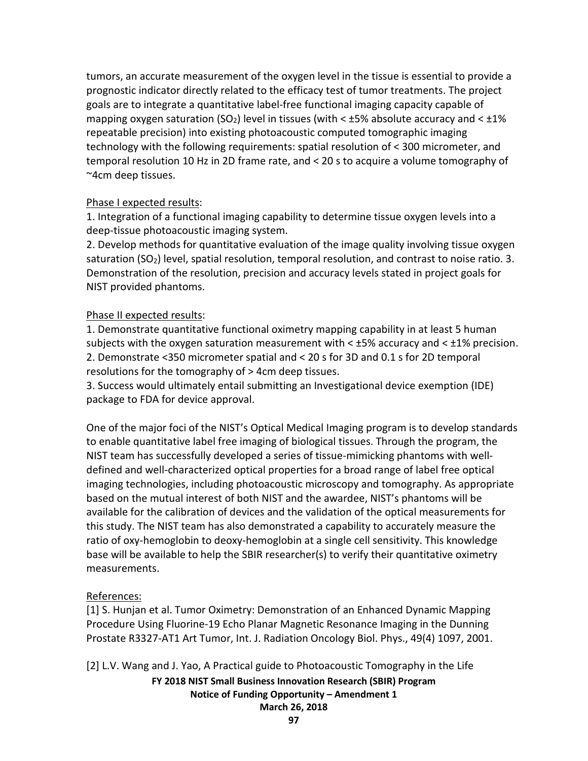tumors, an accurate measurement of the oxygen level in the tissue is essential to provide a prognostic indicator directly related to the efficacy test of tumor treatments. The project goals are to integrate a quantitative label-free functional imaging capacity capable of mapping oxygen saturation ($SO_2$) level in tissues (with < ±5% absolute accuracy and < ±1% repeatable precision) into existing photoacoustic computed tomographic imaging technology with the following requirements: spatial resolution of < 300 micrometer, and temporal resolution 10 Hz in 2D frame rate, and < 20 s to acquire a volume tomography of ~4cm deep tissues.

<u>Phase I expected results</u>:

1. Integration of a functional imaging capability to determine tissue oxygen levels into a deep-tissue photoacoustic imaging system.
2. Develop methods for quantitative evaluation of the image quality involving tissue oxygen saturation ($SO_2$) level, spatial resolution, temporal resolution, and contrast to noise ratio.
3. Demonstration of the resolution, precision and accuracy levels stated in project goals for NIST provided phantoms.

<u>Phase II expected results</u>:

1. Demonstrate quantitative functional oximetry mapping capability in at least 5 human subjects with the oxygen saturation measurement with < ±5% accuracy and < ±1% precision.
2. Demonstrate <350 micrometer spatial and < 20 s for 3D and 0.1 s for 2D temporal resolutions for the tomography of > 4cm deep tissues.
3. Success would ultimately entail submitting an Investigational device exemption (IDE) package to FDA for device approval.

One of the major foci of the NIST's Optical Medical Imaging program is to develop standards to enable quantitative label free imaging of biological tissues. Through the program, the NIST team has successfully developed a series of tissue-mimicking phantoms with well-defined and well-characterized optical properties for a broad range of label free optical imaging technologies, including photoacoustic microscopy and tomography. As appropriate based on the mutual interest of both NIST and the awardee, NIST's phantoms will be available for the calibration of devices and the validation of the optical measurements for this study. The NIST team has also demonstrated a capability to accurately measure the ratio of oxy-hemoglobin to deoxy-hemoglobin at a single cell sensitivity. This knowledge base will be available to help the SBIR researcher(s) to verify their quantitative oximetry measurements.

<u>References:</u>

[1] S. Hunjan et al. Tumor Oximetry: Demonstration of an Enhanced Dynamic Mapping Procedure Using Fluorine-19 Echo Planar Magnetic Resonance Imaging in the Dunning Prostate R3327-AT1 Art Tumor, Int. J. Radiation Oncology Biol. Phys., 49(4) 1097, 2001.

[2] L.V. Wang and J. Yao, A Practical guide to Photoacoustic Tomography in the Life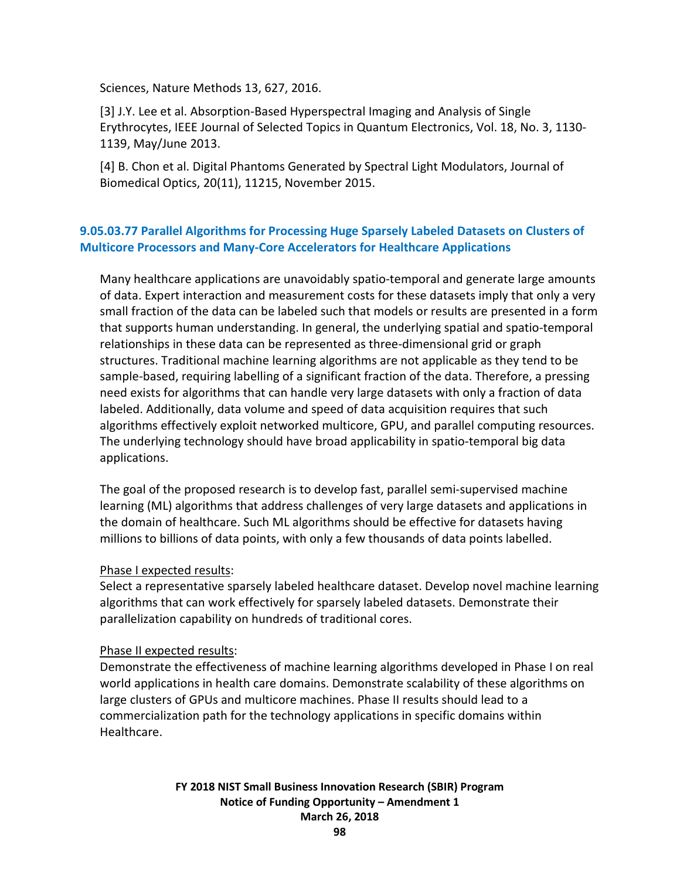Sciences, Nature Methods 13, 627, 2016.

[3] J.Y. Lee et al. Absorption-Based Hyperspectral Imaging and Analysis of Single Erythrocytes, IEEE Journal of Selected Topics in Quantum Electronics, Vol. 18, No. 3, 1130-1139, May/June 2013.

[4] B. Chon et al. Digital Phantoms Generated by Spectral Light Modulators, Journal of Biomedical Optics, 20(11), 11215, November 2015.

### 9.05.03.77 Parallel Algorithms for Processing Huge Sparsely Labeled Datasets on Clusters of Multicore Processors and Many-Core Accelerators for Healthcare Applications

Many healthcare applications are unavoidably spatio-temporal and generate large amounts of data. Expert interaction and measurement costs for these datasets imply that only a very small fraction of the data can be labeled such that models or results are presented in a form that supports human understanding. In general, the underlying spatial and spatio-temporal relationships in these data can be represented as three-dimensional grid or graph structures. Traditional machine learning algorithms are not applicable as they tend to be sample-based, requiring labelling of a significant fraction of the data. Therefore, a pressing need exists for algorithms that can handle very large datasets with only a fraction of data labeled. Additionally, data volume and speed of data acquisition requires that such algorithms effectively exploit networked multicore, GPU, and parallel computing resources. The underlying technology should have broad applicability in spatio-temporal big data applications.

The goal of the proposed research is to develop fast, parallel semi-supervised machine learning (ML) algorithms that address challenges of very large datasets and applications in the domain of healthcare. Such ML algorithms should be effective for datasets having millions to billions of data points, with only a few thousands of data points labelled.

Phase I expected results:
Select a representative sparsely labeled healthcare dataset. Develop novel machine learning algorithms that can work effectively for sparsely labeled datasets. Demonstrate their parallelization capability on hundreds of traditional cores.

Phase II expected results:
Demonstrate the effectiveness of machine learning algorithms developed in Phase I on real world applications in health care domains. Demonstrate scalability of these algorithms on large clusters of GPUs and multicore machines. Phase II results should lead to a commercialization path for the technology applications in specific domains within Healthcare.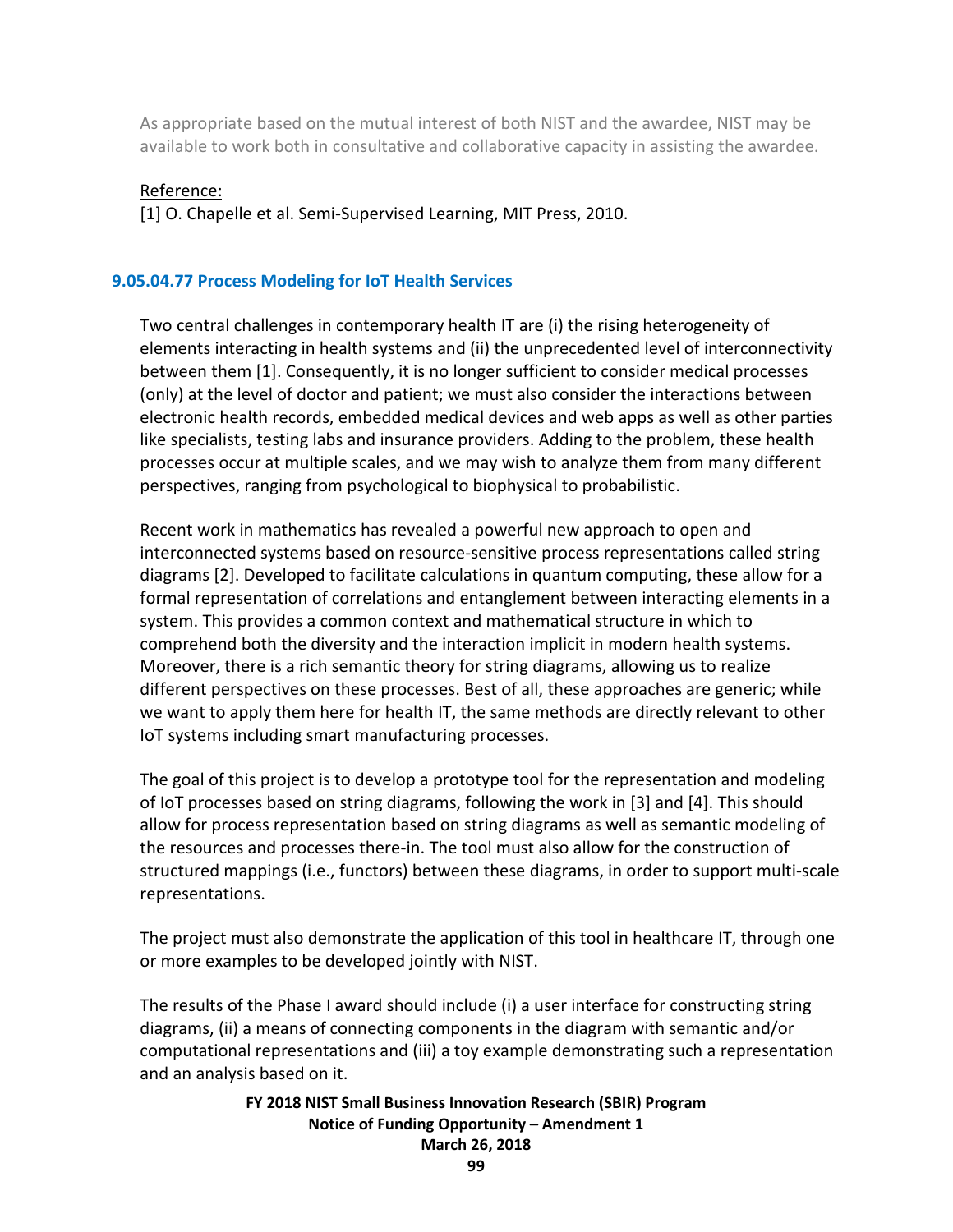As appropriate based on the mutual interest of both NIST and the awardee, NIST may be available to work both in consultative and collaborative capacity in assisting the awardee.

Reference:

[1] O. Chapelle et al. Semi-Supervised Learning, MIT Press, 2010.

### 9.05.04.77 Process Modeling for IoT Health Services

Two central challenges in contemporary health IT are (i) the rising heterogeneity of elements interacting in health systems and (ii) the unprecedented level of interconnectivity between them [1]. Consequently, it is no longer sufficient to consider medical processes (only) at the level of doctor and patient; we must also consider the interactions between electronic health records, embedded medical devices and web apps as well as other parties like specialists, testing labs and insurance providers. Adding to the problem, these health processes occur at multiple scales, and we may wish to analyze them from many different perspectives, ranging from psychological to biophysical to probabilistic.

Recent work in mathematics has revealed a powerful new approach to open and interconnected systems based on resource-sensitive process representations called string diagrams [2]. Developed to facilitate calculations in quantum computing, these allow for a formal representation of correlations and entanglement between interacting elements in a system. This provides a common context and mathematical structure in which to comprehend both the diversity and the interaction implicit in modern health systems. Moreover, there is a rich semantic theory for string diagrams, allowing us to realize different perspectives on these processes. Best of all, these approaches are generic; while we want to apply them here for health IT, the same methods are directly relevant to other IoT systems including smart manufacturing processes.

The goal of this project is to develop a prototype tool for the representation and modeling of IoT processes based on string diagrams, following the work in [3] and [4]. This should allow for process representation based on string diagrams as well as semantic modeling of the resources and processes there-in. The tool must also allow for the construction of structured mappings (i.e., functors) between these diagrams, in order to support multi-scale representations.

The project must also demonstrate the application of this tool in healthcare IT, through one or more examples to be developed jointly with NIST.

The results of the Phase I award should include (i) a user interface for constructing string diagrams, (ii) a means of connecting components in the diagram with semantic and/or computational representations and (iii) a toy example demonstrating such a representation and an analysis based on it.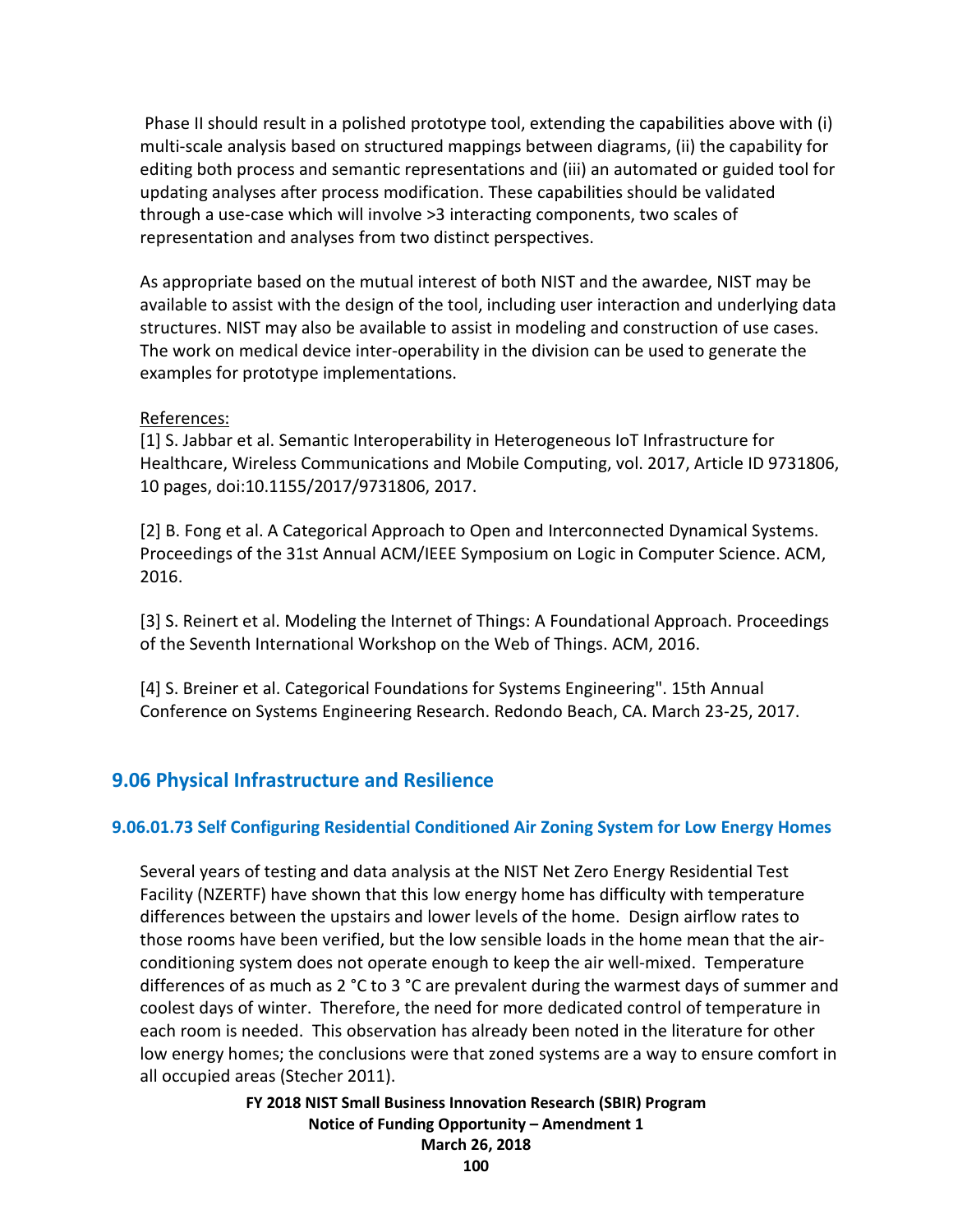Phase II should result in a polished prototype tool, extending the capabilities above with (i) multi-scale analysis based on structured mappings between diagrams, (ii) the capability for editing both process and semantic representations and (iii) an automated or guided tool for updating analyses after process modification. These capabilities should be validated through a use-case which will involve >3 interacting components, two scales of representation and analyses from two distinct perspectives.

As appropriate based on the mutual interest of both NIST and the awardee, NIST may be available to assist with the design of the tool, including user interaction and underlying data structures. NIST may also be available to assist in modeling and construction of use cases. The work on medical device inter-operability in the division can be used to generate the examples for prototype implementations.

References:

[1] S. Jabbar et al. Semantic Interoperability in Heterogeneous IoT Infrastructure for Healthcare, Wireless Communications and Mobile Computing, vol. 2017, Article ID 9731806, 10 pages, doi:10.1155/2017/9731806, 2017.

[2] B. Fong et al. A Categorical Approach to Open and Interconnected Dynamical Systems. Proceedings of the 31st Annual ACM/IEEE Symposium on Logic in Computer Science. ACM, 2016.

[3] S. Reinert et al. Modeling the Internet of Things: A Foundational Approach. Proceedings of the Seventh International Workshop on the Web of Things. ACM, 2016.

[4] S. Breiner et al. Categorical Foundations for Systems Engineering". 15th Annual Conference on Systems Engineering Research. Redondo Beach, CA. March 23-25, 2017.

## 9.06 Physical Infrastructure and Resilience

### 9.06.01.73 Self Configuring Residential Conditioned Air Zoning System for Low Energy Homes

Several years of testing and data analysis at the NIST Net Zero Energy Residential Test Facility (NZERTF) have shown that this low energy home has difficulty with temperature differences between the upstairs and lower levels of the home. Design airflow rates to those rooms have been verified, but the low sensible loads in the home mean that the air-conditioning system does not operate enough to keep the air well-mixed. Temperature differences of as much as 2 °C to 3 °C are prevalent during the warmest days of summer and coolest days of winter. Therefore, the need for more dedicated control of temperature in each room is needed. This observation has already been noted in the literature for other low energy homes; the conclusions were that zoned systems are a way to ensure comfort in all occupied areas (Stecher 2011).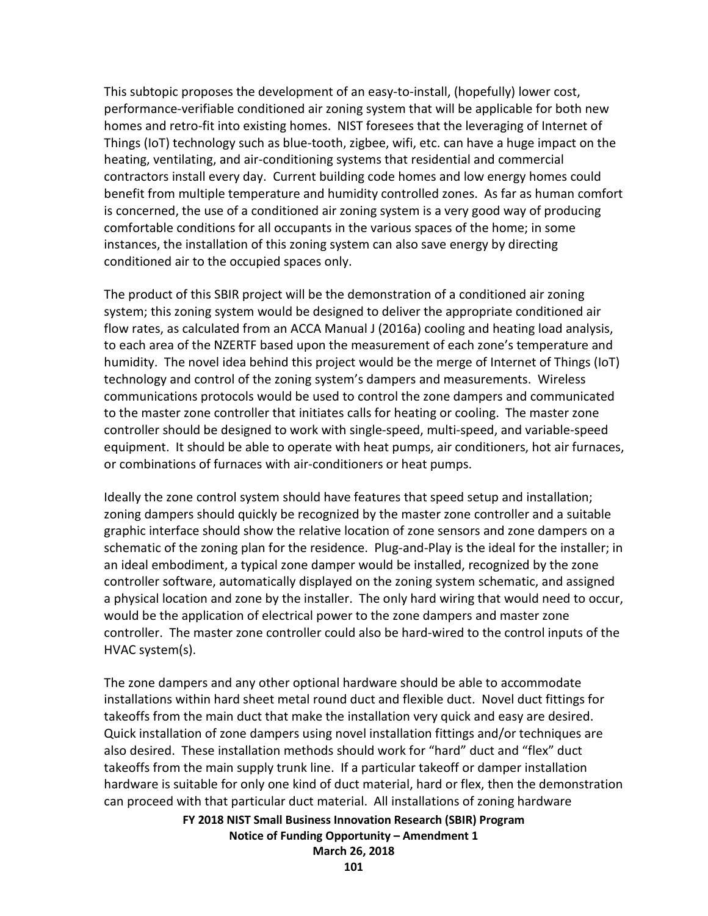This subtopic proposes the development of an easy-to-install, (hopefully) lower cost, performance-verifiable conditioned air zoning system that will be applicable for both new homes and retro-fit into existing homes. NIST foresees that the leveraging of Internet of Things (IoT) technology such as blue-tooth, zigbee, wifi, etc. can have a huge impact on the heating, ventilating, and air-conditioning systems that residential and commercial contractors install every day. Current building code homes and low energy homes could benefit from multiple temperature and humidity controlled zones. As far as human comfort is concerned, the use of a conditioned air zoning system is a very good way of producing comfortable conditions for all occupants in the various spaces of the home; in some instances, the installation of this zoning system can also save energy by directing conditioned air to the occupied spaces only.

The product of this SBIR project will be the demonstration of a conditioned air zoning system; this zoning system would be designed to deliver the appropriate conditioned air flow rates, as calculated from an ACCA Manual J (2016a) cooling and heating load analysis, to each area of the NZERTF based upon the measurement of each zone's temperature and humidity. The novel idea behind this project would be the merge of Internet of Things (IoT) technology and control of the zoning system's dampers and measurements. Wireless communications protocols would be used to control the zone dampers and communicated to the master zone controller that initiates calls for heating or cooling. The master zone controller should be designed to work with single-speed, multi-speed, and variable-speed equipment. It should be able to operate with heat pumps, air conditioners, hot air furnaces, or combinations of furnaces with air-conditioners or heat pumps.

Ideally the zone control system should have features that speed setup and installation; zoning dampers should quickly be recognized by the master zone controller and a suitable graphic interface should show the relative location of zone sensors and zone dampers on a schematic of the zoning plan for the residence. Plug-and-Play is the ideal for the installer; in an ideal embodiment, a typical zone damper would be installed, recognized by the zone controller software, automatically displayed on the zoning system schematic, and assigned a physical location and zone by the installer. The only hard wiring that would need to occur, would be the application of electrical power to the zone dampers and master zone controller. The master zone controller could also be hard-wired to the control inputs of the HVAC system(s).

The zone dampers and any other optional hardware should be able to accommodate installations within hard sheet metal round duct and flexible duct. Novel duct fittings for takeoffs from the main duct that make the installation very quick and easy are desired. Quick installation of zone dampers using novel installation fittings and/or techniques are also desired. These installation methods should work for "hard" duct and "flex" duct takeoffs from the main supply trunk line. If a particular takeoff or damper installation hardware is suitable for only one kind of duct material, hard or flex, then the demonstration can proceed with that particular duct material. All installations of zoning hardware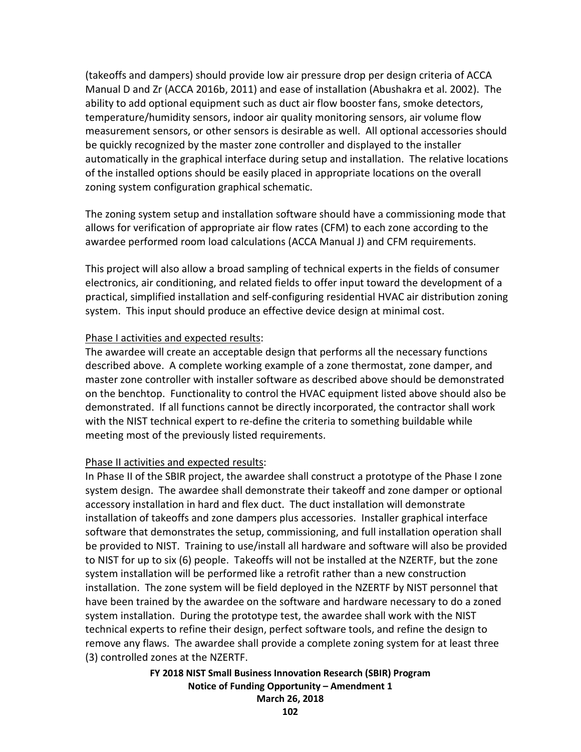(takeoffs and dampers) should provide low air pressure drop per design criteria of ACCA Manual D and Zr (ACCA 2016b, 2011) and ease of installation (Abushakra et al. 2002). The ability to add optional equipment such as duct air flow booster fans, smoke detectors, temperature/humidity sensors, indoor air quality monitoring sensors, air volume flow measurement sensors, or other sensors is desirable as well. All optional accessories should be quickly recognized by the master zone controller and displayed to the installer automatically in the graphical interface during setup and installation. The relative locations of the installed options should be easily placed in appropriate locations on the overall zoning system configuration graphical schematic.

The zoning system setup and installation software should have a commissioning mode that allows for verification of appropriate air flow rates (CFM) to each zone according to the awardee performed room load calculations (ACCA Manual J) and CFM requirements.

This project will also allow a broad sampling of technical experts in the fields of consumer electronics, air conditioning, and related fields to offer input toward the development of a practical, simplified installation and self-configuring residential HVAC air distribution zoning system. This input should produce an effective device design at minimal cost.

Phase I activities and expected results:

The awardee will create an acceptable design that performs all the necessary functions described above. A complete working example of a zone thermostat, zone damper, and master zone controller with installer software as described above should be demonstrated on the benchtop. Functionality to control the HVAC equipment listed above should also be demonstrated. If all functions cannot be directly incorporated, the contractor shall work with the NIST technical expert to re-define the criteria to something buildable while meeting most of the previously listed requirements.

Phase II activities and expected results:

In Phase II of the SBIR project, the awardee shall construct a prototype of the Phase I zone system design. The awardee shall demonstrate their takeoff and zone damper or optional accessory installation in hard and flex duct. The duct installation will demonstrate installation of takeoffs and zone dampers plus accessories. Installer graphical interface software that demonstrates the setup, commissioning, and full installation operation shall be provided to NIST. Training to use/install all hardware and software will also be provided to NIST for up to six (6) people. Takeoffs will not be installed at the NZERTF, but the zone system installation will be performed like a retrofit rather than a new construction installation. The zone system will be field deployed in the NZERTF by NIST personnel that have been trained by the awardee on the software and hardware necessary to do a zoned system installation. During the prototype test, the awardee shall work with the NIST technical experts to refine their design, perfect software tools, and refine the design to remove any flaws. The awardee shall provide a complete zoning system for at least three (3) controlled zones at the NZERTF.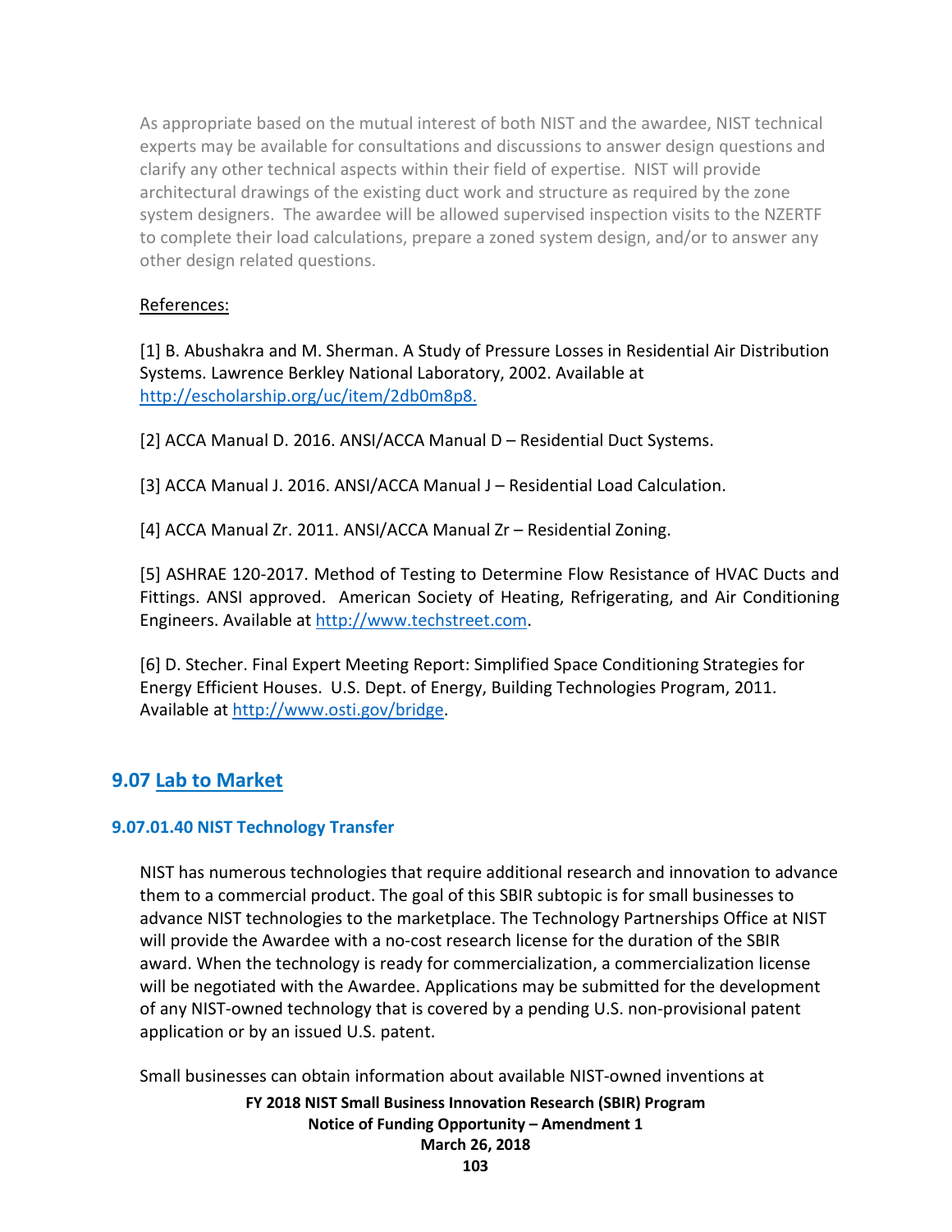As appropriate based on the mutual interest of both NIST and the awardee, NIST technical experts may be available for consultations and discussions to answer design questions and clarify any other technical aspects within their field of expertise. NIST will provide architectural drawings of the existing duct work and structure as required by the zone system designers. The awardee will be allowed supervised inspection visits to the NZERTF to complete their load calculations, prepare a zoned system design, and/or to answer any other design related questions.

References:

[1] B. Abushakra and M. Sherman. A Study of Pressure Losses in Residential Air Distribution Systems. Lawrence Berkley National Laboratory, 2002. Available at http://escholarship.org/uc/item/2db0m8p8.

[2] ACCA Manual D. 2016. ANSI/ACCA Manual D – Residential Duct Systems.

[3] ACCA Manual J. 2016. ANSI/ACCA Manual J – Residential Load Calculation.

[4] ACCA Manual Zr. 2011. ANSI/ACCA Manual Zr – Residential Zoning.

[5] ASHRAE 120-2017. Method of Testing to Determine Flow Resistance of HVAC Ducts and Fittings. ANSI approved. American Society of Heating, Refrigerating, and Air Conditioning Engineers. Available at http://www.techstreet.com.

[6] D. Stecher. Final Expert Meeting Report: Simplified Space Conditioning Strategies for Energy Efficient Houses. U.S. Dept. of Energy, Building Technologies Program, 2011. Available at http://www.osti.gov/bridge.

## 9.07 Lab to Market

### 9.07.01.40 NIST Technology Transfer

NIST has numerous technologies that require additional research and innovation to advance them to a commercial product. The goal of this SBIR subtopic is for small businesses to advance NIST technologies to the marketplace. The Technology Partnerships Office at NIST will provide the Awardee with a no-cost research license for the duration of the SBIR award. When the technology is ready for commercialization, a commercialization license will be negotiated with the Awardee. Applications may be submitted for the development of any NIST-owned technology that is covered by a pending U.S. non-provisional patent application or by an issued U.S. patent.

Small businesses can obtain information about available NIST-owned inventions at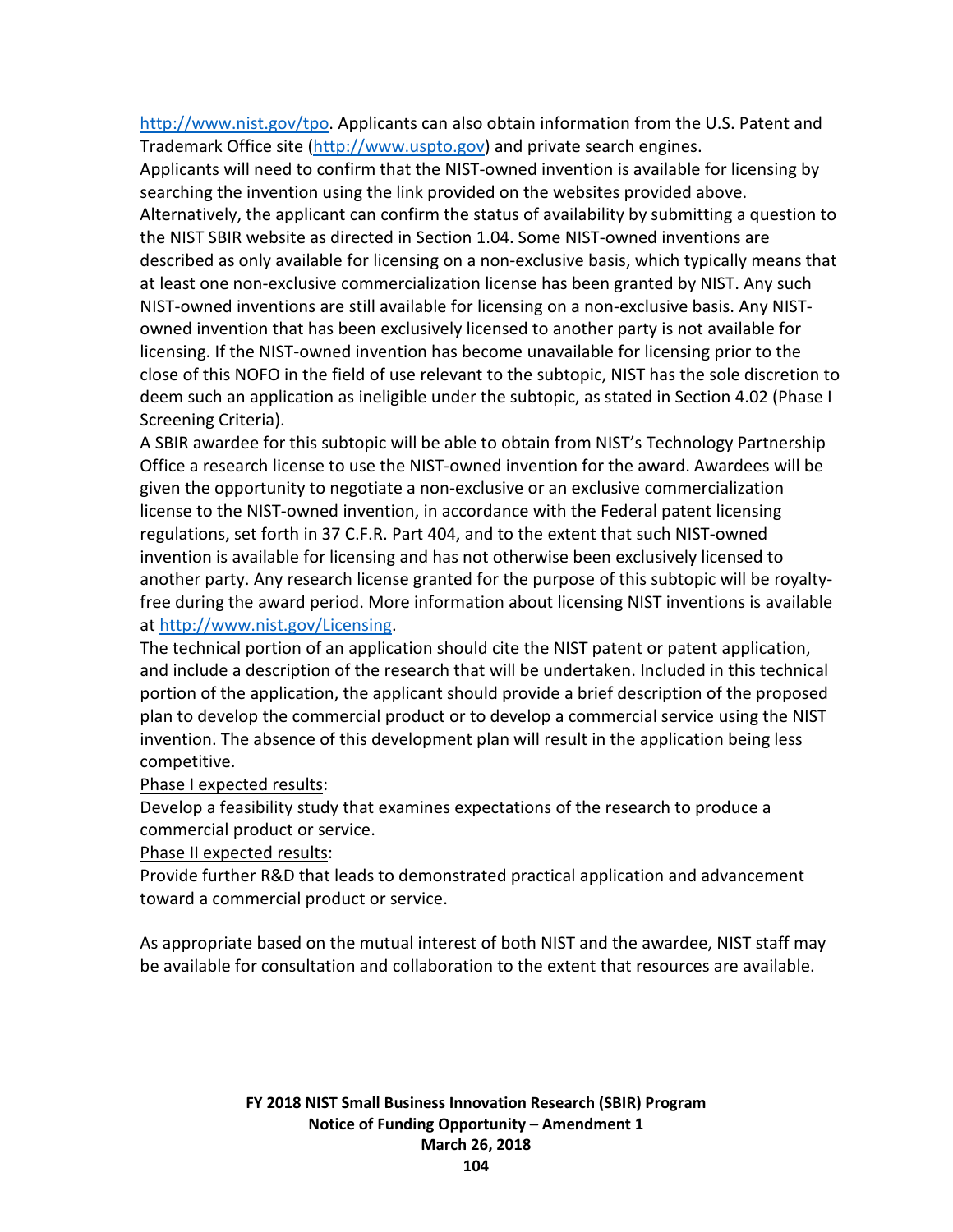http://www.nist.gov/tpo. Applicants can also obtain information from the U.S. Patent and Trademark Office site (http://www.uspto.gov) and private search engines.

Applicants will need to confirm that the NIST-owned invention is available for licensing by searching the invention using the link provided on the websites provided above. Alternatively, the applicant can confirm the status of availability by submitting a question to the NIST SBIR website as directed in Section 1.04. Some NIST-owned inventions are described as only available for licensing on a non-exclusive basis, which typically means that at least one non-exclusive commercialization license has been granted by NIST. Any such NIST-owned inventions are still available for licensing on a non-exclusive basis. Any NIST-owned invention that has been exclusively licensed to another party is not available for licensing. If the NIST-owned invention has become unavailable for licensing prior to the close of this NOFO in the field of use relevant to the subtopic, NIST has the sole discretion to deem such an application as ineligible under the subtopic, as stated in Section 4.02 (Phase I Screening Criteria).

A SBIR awardee for this subtopic will be able to obtain from NIST's Technology Partnership Office a research license to use the NIST-owned invention for the award. Awardees will be given the opportunity to negotiate a non-exclusive or an exclusive commercialization license to the NIST-owned invention, in accordance with the Federal patent licensing regulations, set forth in 37 C.F.R. Part 404, and to the extent that such NIST-owned invention is available for licensing and has not otherwise been exclusively licensed to another party. Any research license granted for the purpose of this subtopic will be royalty-free during the award period. More information about licensing NIST inventions is available at http://www.nist.gov/Licensing.

The technical portion of an application should cite the NIST patent or patent application, and include a description of the research that will be undertaken. Included in this technical portion of the application, the applicant should provide a brief description of the proposed plan to develop the commercial product or to develop a commercial service using the NIST invention. The absence of this development plan will result in the application being less competitive.

Phase I expected results:

Develop a feasibility study that examines expectations of the research to produce a commercial product or service.

Phase II expected results:

Provide further R&D that leads to demonstrated practical application and advancement toward a commercial product or service.

As appropriate based on the mutual interest of both NIST and the awardee, NIST staff may be available for consultation and collaboration to the extent that resources are available.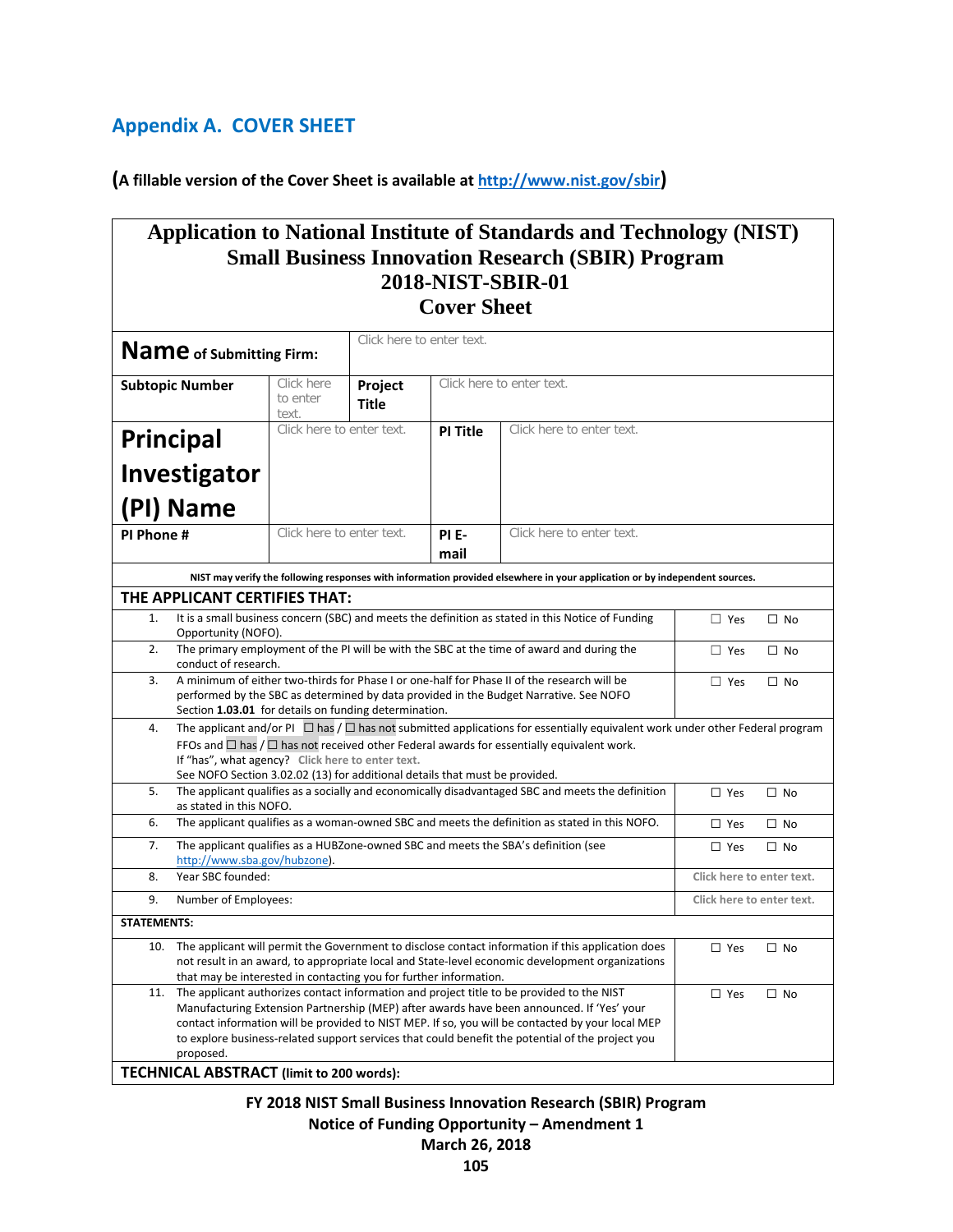## Appendix A. COVER SHEET

**(A fillable version of the Cover Sheet is available at http://www.nist.gov/sbir)**

| **Application to National Institute of Standards and Technology (NIST) Small Business Innovation Research (SBIR) Program 2018-NIST-SBIR-01 Cover Sheet** | | | | |
|---|---|---|---|---|
| **Name of Submitting Firm:** | Click here to enter text. | | | |
| **Subtopic Number** | Click here to enter text. | **Project Title** | Click here to enter text. | |
| **Principal Investigator (PI) Name** | Click here to enter text. | **PI Title** | Click here to enter text. | |
| **PI Phone #** | Click here to enter text. | **PI E-mail** | Click here to enter text. | |

**NIST may verify the following responses with information provided elsewhere in your application or by independent sources.**

**THE APPLICANT CERTIFIES THAT:**

| # | Certification | Response |
|---|---|---|
| 1. | It is a small business concern (SBC) and meets the definition as stated in this Notice of Funding Opportunity (NOFO). | ☐ Yes ☐ No |
| 2. | The primary employment of the PI will be with the SBC at the time of award and during the conduct of research. | ☐ Yes ☐ No |
| 3. | A minimum of either two-thirds for Phase I or one-half for Phase II of the research will be performed by the SBC as determined by data provided in the Budget Narrative. See NOFO Section **1.03.01** for details on funding determination. | ☐ Yes ☐ No |
| 4. | The applicant and/or PI ☐ has / ☐ has not submitted applications for essentially equivalent work under other Federal program FFOs and ☐ has / ☐ has not received other Federal awards for essentially equivalent work. If "has", what agency? Click here to enter text. See NOFO Section 3.02.02 (13) for additional details that must be provided. | |
| 5. | The applicant qualifies as a socially and economically disadvantaged SBC and meets the definition as stated in this NOFO. | ☐ Yes ☐ No |
| 6. | The applicant qualifies as a woman-owned SBC and meets the definition as stated in this NOFO. | ☐ Yes ☐ No |
| 7. | The applicant qualifies as a HUBZone-owned SBC and meets the SBA's definition (see http://www.sba.gov/hubzone). | ☐ Yes ☐ No |
| 8. | Year SBC founded: | Click here to enter text. |
| 9. | Number of Employees: | Click here to enter text. |

**STATEMENTS:**

| # | Statement | Response |
|---|---|---|
| 10. | The applicant will permit the Government to disclose contact information if this application does not result in an award, to appropriate local and State-level economic development organizations that may be interested in contacting you for further information. | ☐ Yes ☐ No |
| 11. | The applicant authorizes contact information and project title to be provided to the NIST Manufacturing Extension Partnership (MEP) after awards have been announced. If 'Yes' your contact information will be provided to NIST MEP. If so, you will be contacted by your local MEP to explore business-related support services that could benefit the potential of the project you proposed. | ☐ Yes ☐ No |

**TECHNICAL ABSTRACT (limit to 200 words):**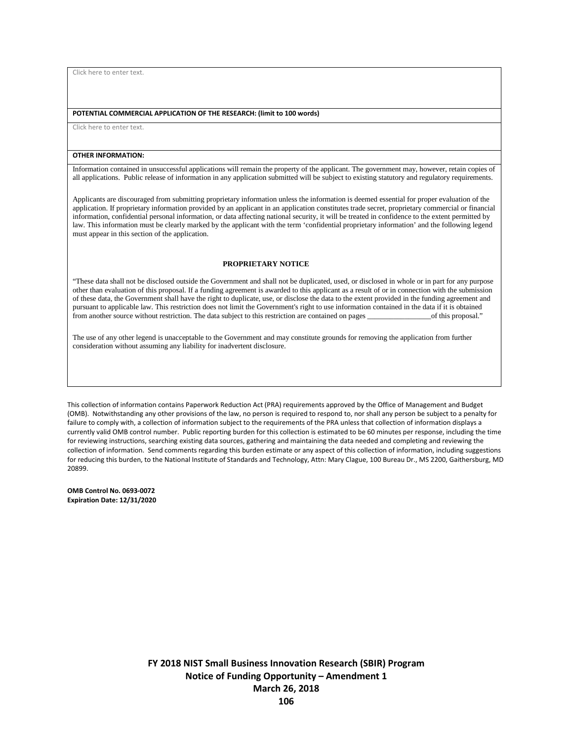Click here to enter text.

**POTENTIAL COMMERCIAL APPLICATION OF THE RESEARCH: (limit to 100 words)**

Click here to enter text.

**OTHER INFORMATION:**

Information contained in unsuccessful applications will remain the property of the applicant. The government may, however, retain copies of all applications. Public release of information in any application submitted will be subject to existing statutory and regulatory requirements.

Applicants are discouraged from submitting proprietary information unless the information is deemed essential for proper evaluation of the application. If proprietary information provided by an applicant in an application constitutes trade secret, proprietary commercial or financial information, confidential personal information, or data affecting national security, it will be treated in confidence to the extent permitted by law. This information must be clearly marked by the applicant with the term 'confidential proprietary information' and the following legend must appear in this section of the application.

**PROPRIETARY NOTICE**

"These data shall not be disclosed outside the Government and shall not be duplicated, used, or disclosed in whole or in part for any purpose other than evaluation of this proposal. If a funding agreement is awarded to this applicant as a result of or in connection with the submission of these data, the Government shall have the right to duplicate, use, or disclose the data to the extent provided in the funding agreement and pursuant to applicable law. This restriction does not limit the Government's right to use information contained in the data if it is obtained from another source without restriction. The data subject to this restriction are contained on pages _________________of this proposal."

The use of any other legend is unacceptable to the Government and may constitute grounds for removing the application from further consideration without assuming any liability for inadvertent disclosure.

This collection of information contains Paperwork Reduction Act (PRA) requirements approved by the Office of Management and Budget (OMB). Notwithstanding any other provisions of the law, no person is required to respond to, nor shall any person be subject to a penalty for failure to comply with, a collection of information subject to the requirements of the PRA unless that collection of information displays a currently valid OMB control number. Public reporting burden for this collection is estimated to be 60 minutes per response, including the time for reviewing instructions, searching existing data sources, gathering and maintaining the data needed and completing and reviewing the collection of information. Send comments regarding this burden estimate or any aspect of this collection of information, including suggestions for reducing this burden, to the National Institute of Standards and Technology, Attn: Mary Clague, 100 Bureau Dr., MS 2200, Gaithersburg, MD 20899.

**OMB Control No. 0693-0072**
**Expiration Date: 12/31/2020**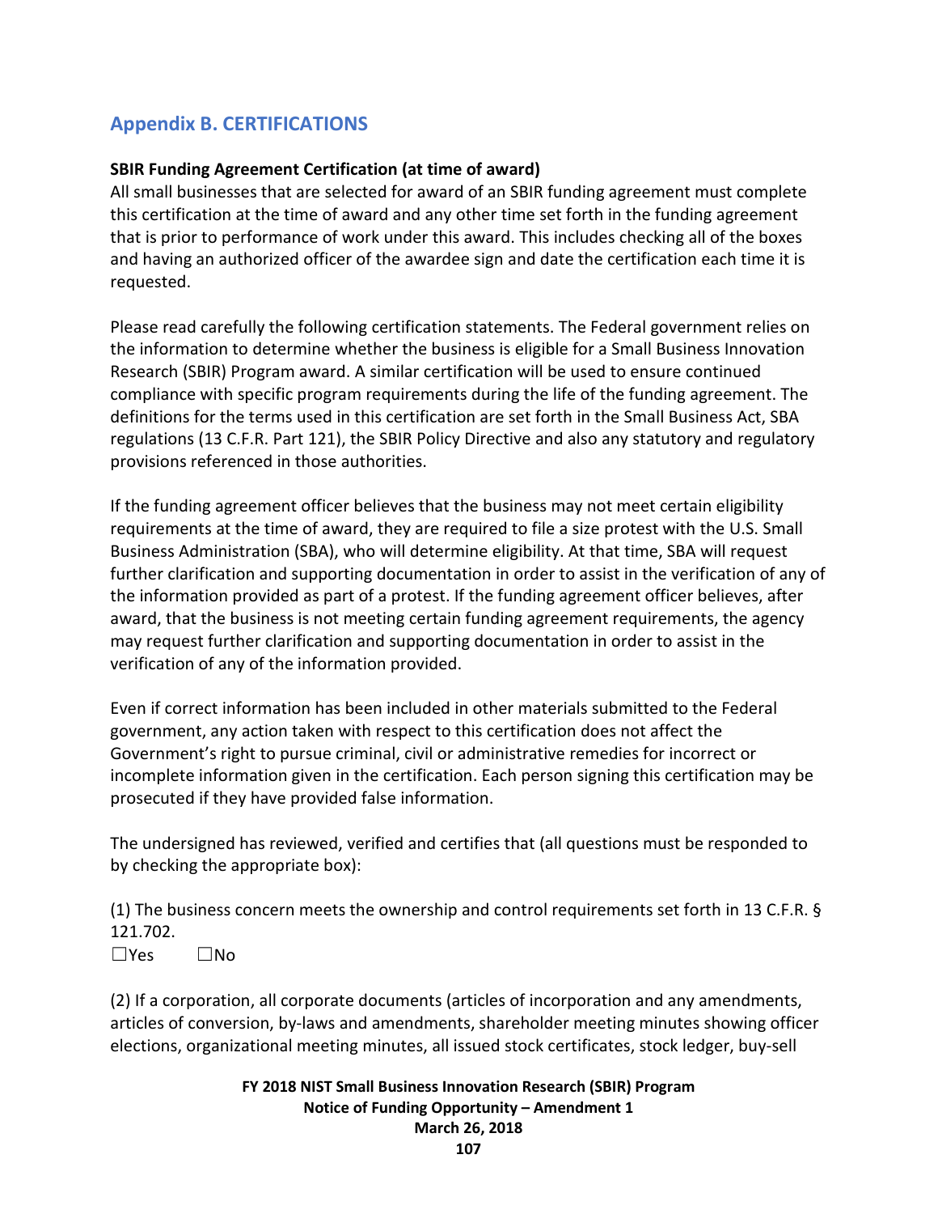## Appendix B. CERTIFICATIONS

**SBIR Funding Agreement Certification (at time of award)**

All small businesses that are selected for award of an SBIR funding agreement must complete this certification at the time of award and any other time set forth in the funding agreement that is prior to performance of work under this award. This includes checking all of the boxes and having an authorized officer of the awardee sign and date the certification each time it is requested.

Please read carefully the following certification statements. The Federal government relies on the information to determine whether the business is eligible for a Small Business Innovation Research (SBIR) Program award. A similar certification will be used to ensure continued compliance with specific program requirements during the life of the funding agreement. The definitions for the terms used in this certification are set forth in the Small Business Act, SBA regulations (13 C.F.R. Part 121), the SBIR Policy Directive and also any statutory and regulatory provisions referenced in those authorities.

If the funding agreement officer believes that the business may not meet certain eligibility requirements at the time of award, they are required to file a size protest with the U.S. Small Business Administration (SBA), who will determine eligibility. At that time, SBA will request further clarification and supporting documentation in order to assist in the verification of any of the information provided as part of a protest. If the funding agreement officer believes, after award, that the business is not meeting certain funding agreement requirements, the agency may request further clarification and supporting documentation in order to assist in the verification of any of the information provided.

Even if correct information has been included in other materials submitted to the Federal government, any action taken with respect to this certification does not affect the Government's right to pursue criminal, civil or administrative remedies for incorrect or incomplete information given in the certification. Each person signing this certification may be prosecuted if they have provided false information.

The undersigned has reviewed, verified and certifies that (all questions must be responded to by checking the appropriate box):

(1) The business concern meets the ownership and control requirements set forth in 13 C.F.R. § 121.702.

☐Yes ☐No

(2) If a corporation, all corporate documents (articles of incorporation and any amendments, articles of conversion, by-laws and amendments, shareholder meeting minutes showing officer elections, organizational meeting minutes, all issued stock certificates, stock ledger, buy-sell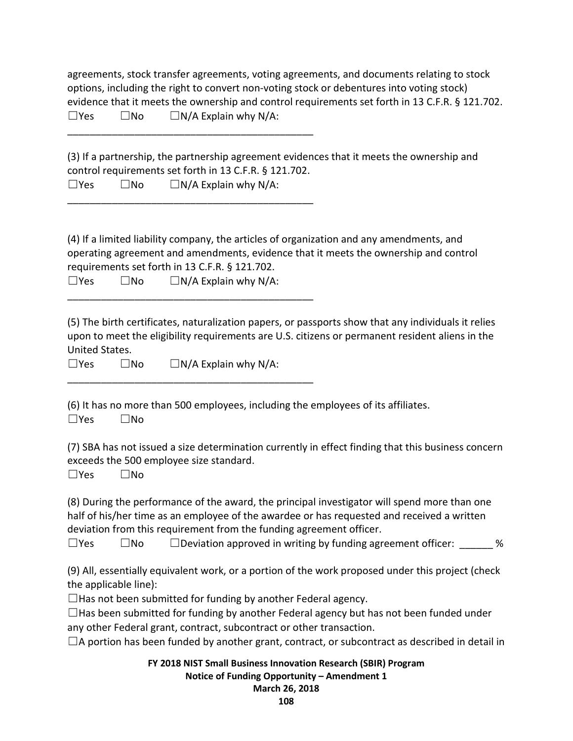agreements, stock transfer agreements, voting agreements, and documents relating to stock options, including the right to convert non-voting stock or debentures into voting stock) evidence that it meets the ownership and control requirements set forth in 13 C.F.R. § 121.702.

☐Yes ☐No ☐N/A Explain why N/A:

_____________________________________________

(3) If a partnership, the partnership agreement evidences that it meets the ownership and control requirements set forth in 13 C.F.R. § 121.702.

☐Yes ☐No ☐N/A Explain why N/A:

_____________________________________________

(4) If a limited liability company, the articles of organization and any amendments, and operating agreement and amendments, evidence that it meets the ownership and control requirements set forth in 13 C.F.R. § 121.702.

☐Yes ☐No ☐N/A Explain why N/A:

_____________________________________________

(5) The birth certificates, naturalization papers, or passports show that any individuals it relies upon to meet the eligibility requirements are U.S. citizens or permanent resident aliens in the United States.

☐Yes ☐No ☐N/A Explain why N/A:

_____________________________________________

(6) It has no more than 500 employees, including the employees of its affiliates.

☐Yes ☐No

(7) SBA has not issued a size determination currently in effect finding that this business concern exceeds the 500 employee size standard.

☐Yes ☐No

(8) During the performance of the award, the principal investigator will spend more than one half of his/her time as an employee of the awardee or has requested and received a written deviation from this requirement from the funding agreement officer.

☐Yes ☐No ☐Deviation approved in writing by funding agreement officer: ______ %

(9) All, essentially equivalent work, or a portion of the work proposed under this project (check the applicable line):

☐Has not been submitted for funding by another Federal agency.

☐Has been submitted for funding by another Federal agency but has not been funded under any other Federal grant, contract, subcontract or other transaction.

☐A portion has been funded by another grant, contract, or subcontract as described in detail in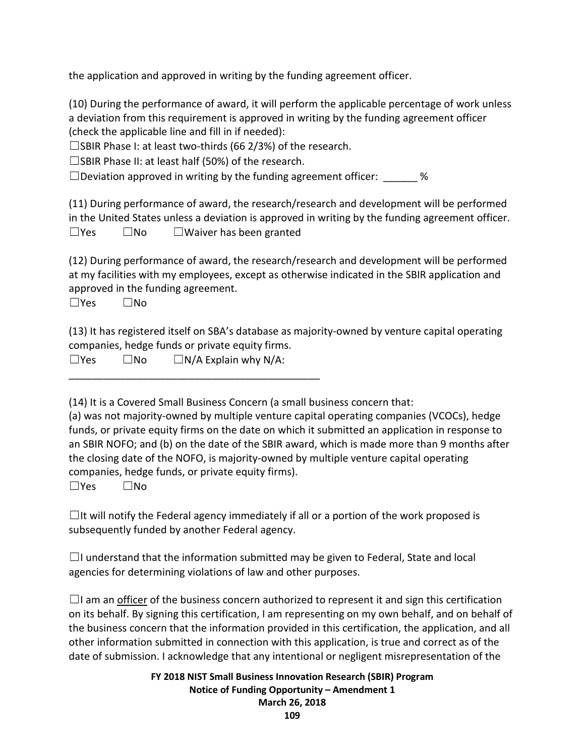the application and approved in writing by the funding agreement officer.

(10) During the performance of award, it will perform the applicable percentage of work unless a deviation from this requirement is approved in writing by the funding agreement officer (check the applicable line and fill in if needed):

☐SBIR Phase I: at least two-thirds (66 2/3%) of the research.

☐SBIR Phase II: at least half (50%) of the research.

☐Deviation approved in writing by the funding agreement officer: ______ %

(11) During performance of award, the research/research and development will be performed in the United States unless a deviation is approved in writing by the funding agreement officer.

☐Yes ☐No ☐Waiver has been granted

(12) During performance of award, the research/research and development will be performed at my facilities with my employees, except as otherwise indicated in the SBIR application and approved in the funding agreement.

☐Yes ☐No

(13) It has registered itself on SBA's database as majority-owned by venture capital operating companies, hedge funds or private equity firms.

☐Yes ☐No ☐N/A Explain why N/A:

_____________________________________________

(14) It is a Covered Small Business Concern (a small business concern that:
(a) was not majority-owned by multiple venture capital operating companies (VCOCs), hedge funds, or private equity firms on the date on which it submitted an application in response to an SBIR NOFO; and (b) on the date of the SBIR award, which is made more than 9 months after the closing date of the NOFO, is majority-owned by multiple venture capital operating companies, hedge funds, or private equity firms).

☐Yes ☐No

☐It will notify the Federal agency immediately if all or a portion of the work proposed is subsequently funded by another Federal agency.

☐I understand that the information submitted may be given to Federal, State and local agencies for determining violations of law and other purposes.

☐I am an officer of the business concern authorized to represent it and sign this certification on its behalf. By signing this certification, I am representing on my own behalf, and on behalf of the business concern that the information provided in this certification, the application, and all other information submitted in connection with this application, is true and correct as of the date of submission. I acknowledge that any intentional or negligent misrepresentation of the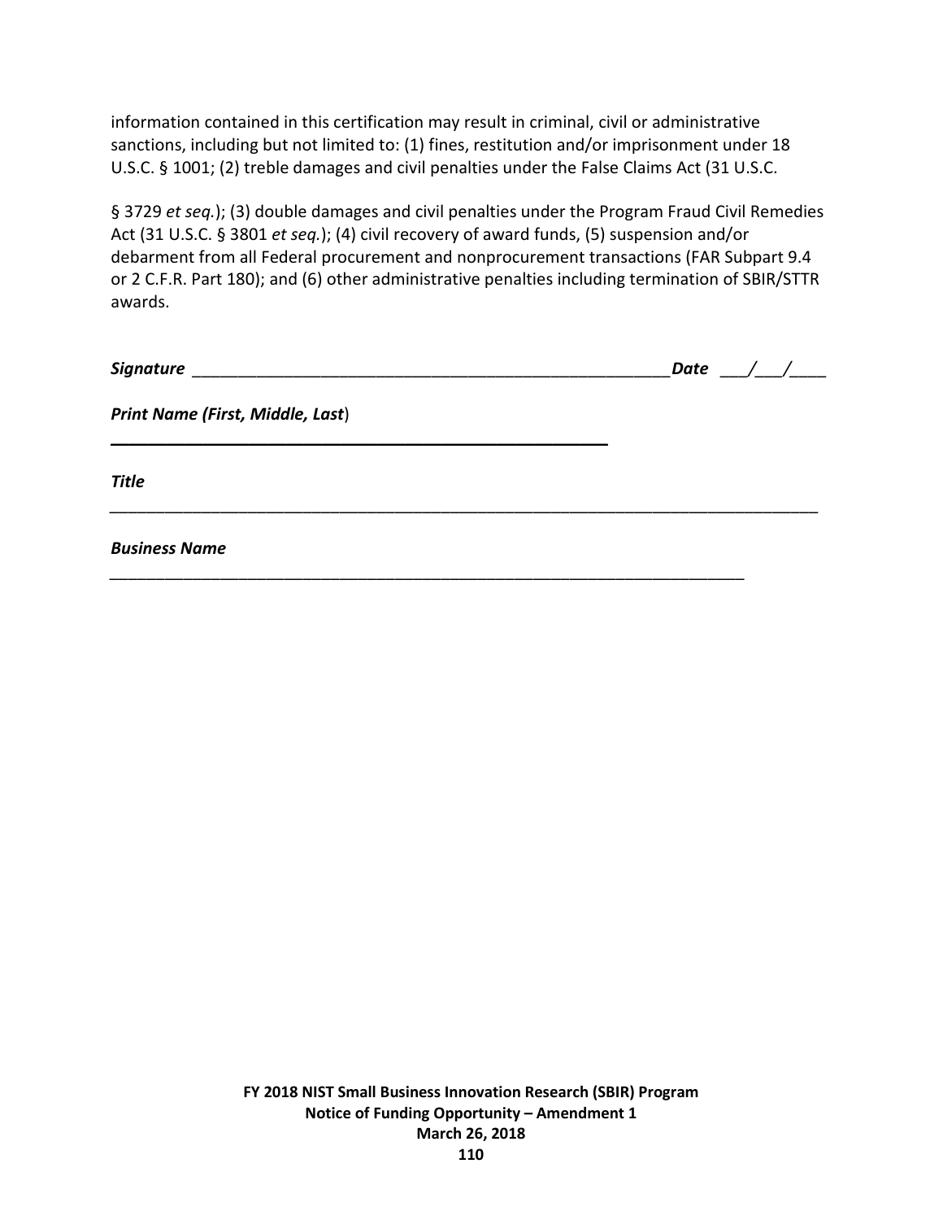information contained in this certification may result in criminal, civil or administrative sanctions, including but not limited to: (1) fines, restitution and/or imprisonment under 18 U.S.C. § 1001; (2) treble damages and civil penalties under the False Claims Act (31 U.S.C.

§ 3729 *et seq.*); (3) double damages and civil penalties under the Program Fraud Civil Remedies Act (31 U.S.C. § 3801 *et seq.*); (4) civil recovery of award funds, (5) suspension and/or debarment from all Federal procurement and nonprocurement transactions (FAR Subpart 9.4 or 2 C.F.R. Part 180); and (6) other administrative penalties including termination of SBIR/STTR awards.

***Signature*** ______________________________________________________ ***Date*** ___/___/____

***Print Name (First, Middle, Last***)

______________________________________________________

***Title***

______________________________________________________________________________

***Business Name***

_______________________________________________________________________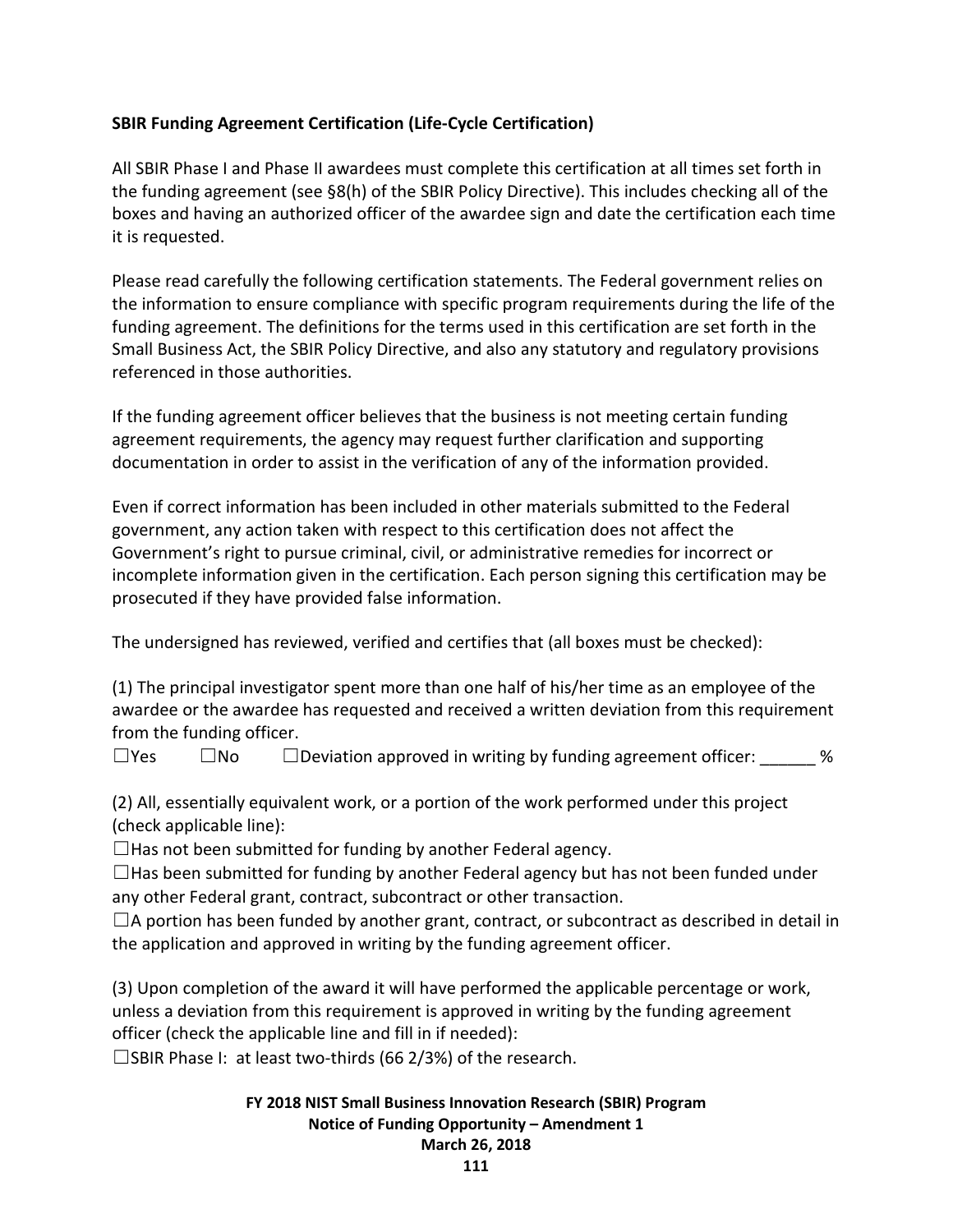**SBIR Funding Agreement Certification (Life-Cycle Certification)**

All SBIR Phase I and Phase II awardees must complete this certification at all times set forth in the funding agreement (see §8(h) of the SBIR Policy Directive). This includes checking all of the boxes and having an authorized officer of the awardee sign and date the certification each time it is requested.

Please read carefully the following certification statements. The Federal government relies on the information to ensure compliance with specific program requirements during the life of the funding agreement. The definitions for the terms used in this certification are set forth in the Small Business Act, the SBIR Policy Directive, and also any statutory and regulatory provisions referenced in those authorities.

If the funding agreement officer believes that the business is not meeting certain funding agreement requirements, the agency may request further clarification and supporting documentation in order to assist in the verification of any of the information provided.

Even if correct information has been included in other materials submitted to the Federal government, any action taken with respect to this certification does not affect the Government's right to pursue criminal, civil, or administrative remedies for incorrect or incomplete information given in the certification. Each person signing this certification may be prosecuted if they have provided false information.

The undersigned has reviewed, verified and certifies that (all boxes must be checked):

(1) The principal investigator spent more than one half of his/her time as an employee of the awardee or the awardee has requested and received a written deviation from this requirement from the funding officer.

☐Yes ☐No ☐Deviation approved in writing by funding agreement officer: ______ %

(2) All, essentially equivalent work, or a portion of the work performed under this project (check applicable line):

☐Has not been submitted for funding by another Federal agency.

☐Has been submitted for funding by another Federal agency but has not been funded under any other Federal grant, contract, subcontract or other transaction.

☐A portion has been funded by another grant, contract, or subcontract as described in detail in the application and approved in writing by the funding agreement officer.

(3) Upon completion of the award it will have performed the applicable percentage or work, unless a deviation from this requirement is approved in writing by the funding agreement officer (check the applicable line and fill in if needed):

☐SBIR Phase I: at least two-thirds (66 2/3%) of the research.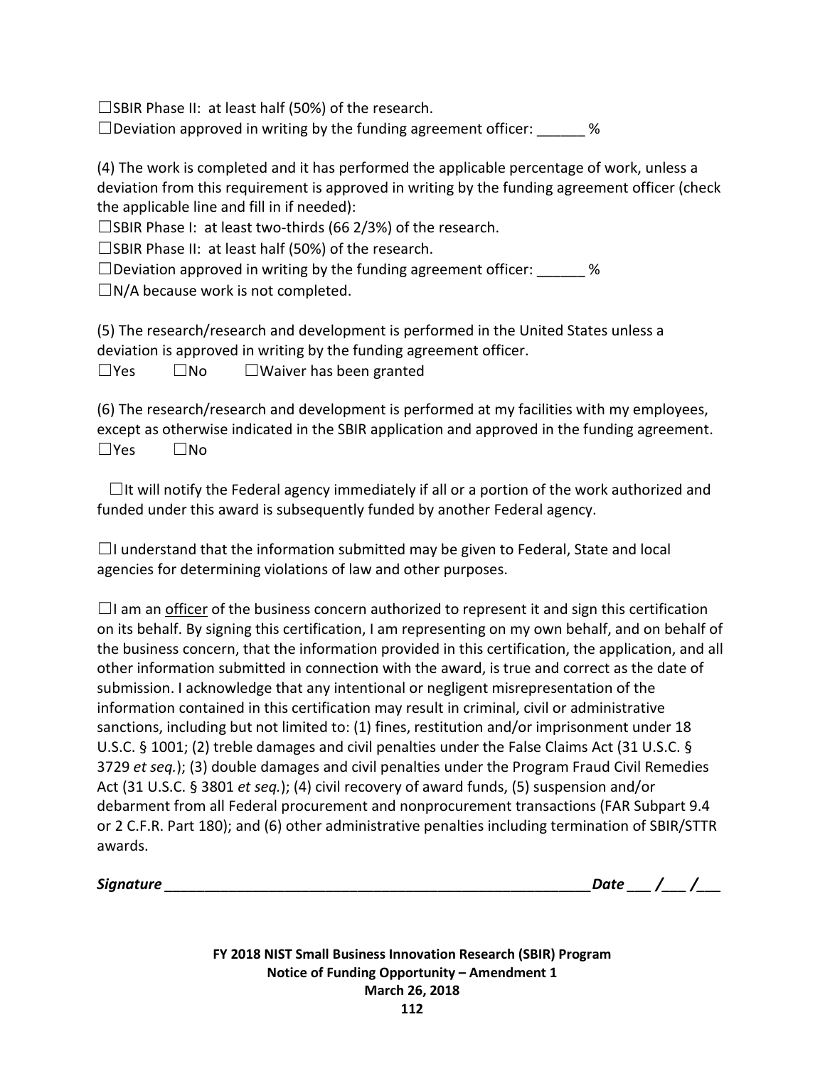☐SBIR Phase II: at least half (50%) of the research.
☐Deviation approved in writing by the funding agreement officer: ______ %

(4) The work is completed and it has performed the applicable percentage of work, unless a deviation from this requirement is approved in writing by the funding agreement officer (check the applicable line and fill in if needed):
☐SBIR Phase I: at least two-thirds (66 2/3%) of the research.
☐SBIR Phase II: at least half (50%) of the research.
☐Deviation approved in writing by the funding agreement officer: ______ %
☐N/A because work is not completed.

(5) The research/research and development is performed in the United States unless a deviation is approved in writing by the funding agreement officer.
☐Yes ☐No ☐Waiver has been granted

(6) The research/research and development is performed at my facilities with my employees, except as otherwise indicated in the SBIR application and approved in the funding agreement.
☐Yes ☐No

☐It will notify the Federal agency immediately if all or a portion of the work authorized and funded under this award is subsequently funded by another Federal agency.

☐I understand that the information submitted may be given to Federal, State and local agencies for determining violations of law and other purposes.

☐I am an <u>officer</u> of the business concern authorized to represent it and sign this certification on its behalf. By signing this certification, I am representing on my own behalf, and on behalf of the business concern, that the information provided in this certification, the application, and all other information submitted in connection with the award, is true and correct as the date of submission. I acknowledge that any intentional or negligent misrepresentation of the information contained in this certification may result in criminal, civil or administrative sanctions, including but not limited to: (1) fines, restitution and/or imprisonment under 18 U.S.C. § 1001; (2) treble damages and civil penalties under the False Claims Act (31 U.S.C. § 3729 *et seq.*); (3) double damages and civil penalties under the Program Fraud Civil Remedies Act (31 U.S.C. § 3801 *et seq.*); (4) civil recovery of award funds, (5) suspension and/or debarment from all Federal procurement and nonprocurement transactions (FAR Subpart 9.4 or 2 C.F.R. Part 180); and (6) other administrative penalties including termination of SBIR/STTR awards.

***Signature*** ________________________________________________________ ***Date*** ___ /___ /___

**FY 2018 NIST Small Business Innovation Research (SBIR) Program**
**Notice of Funding Opportunity – Amendment 1**
**March 26, 2018**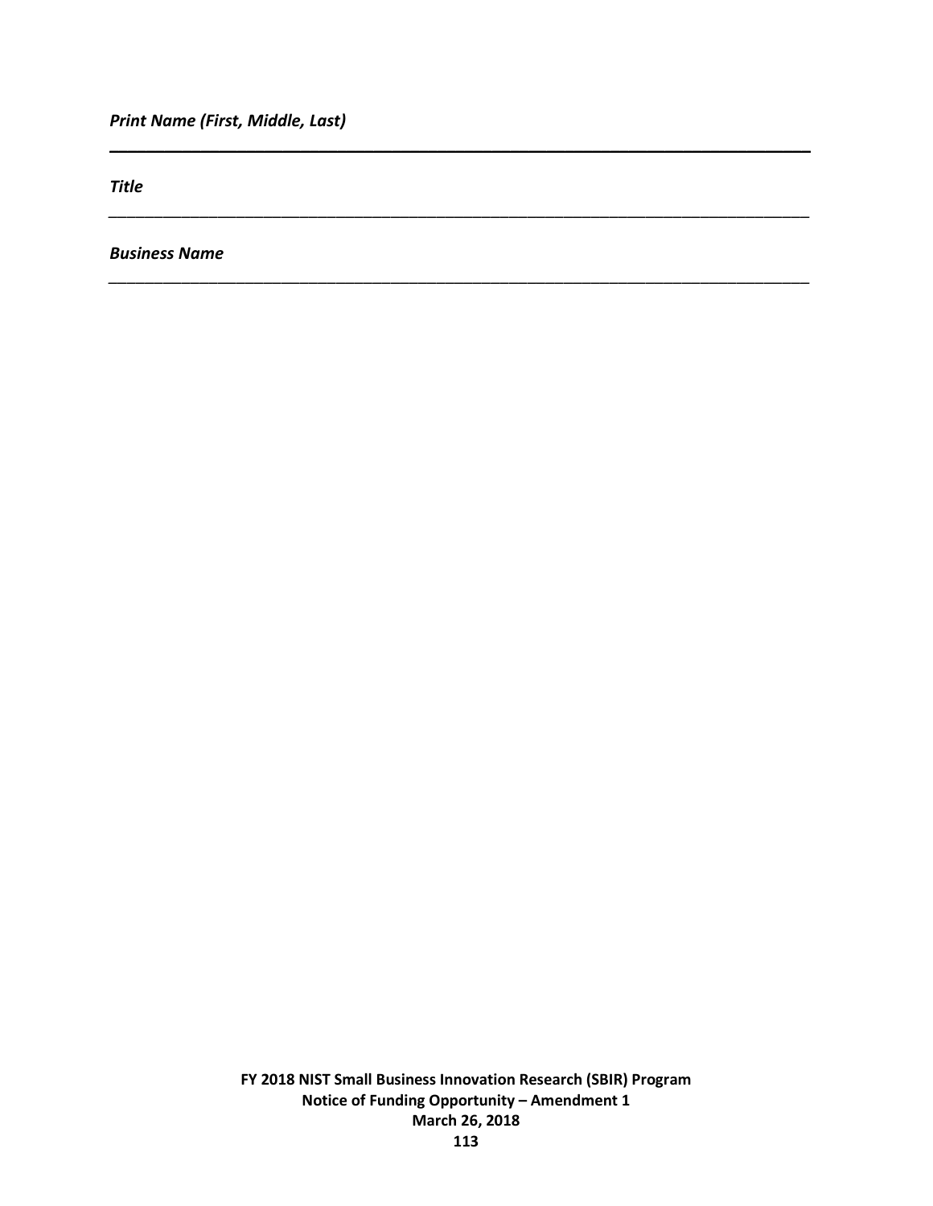***Print Name (First, Middle, Last)***

___

***Title***

___

***Business Name***

___